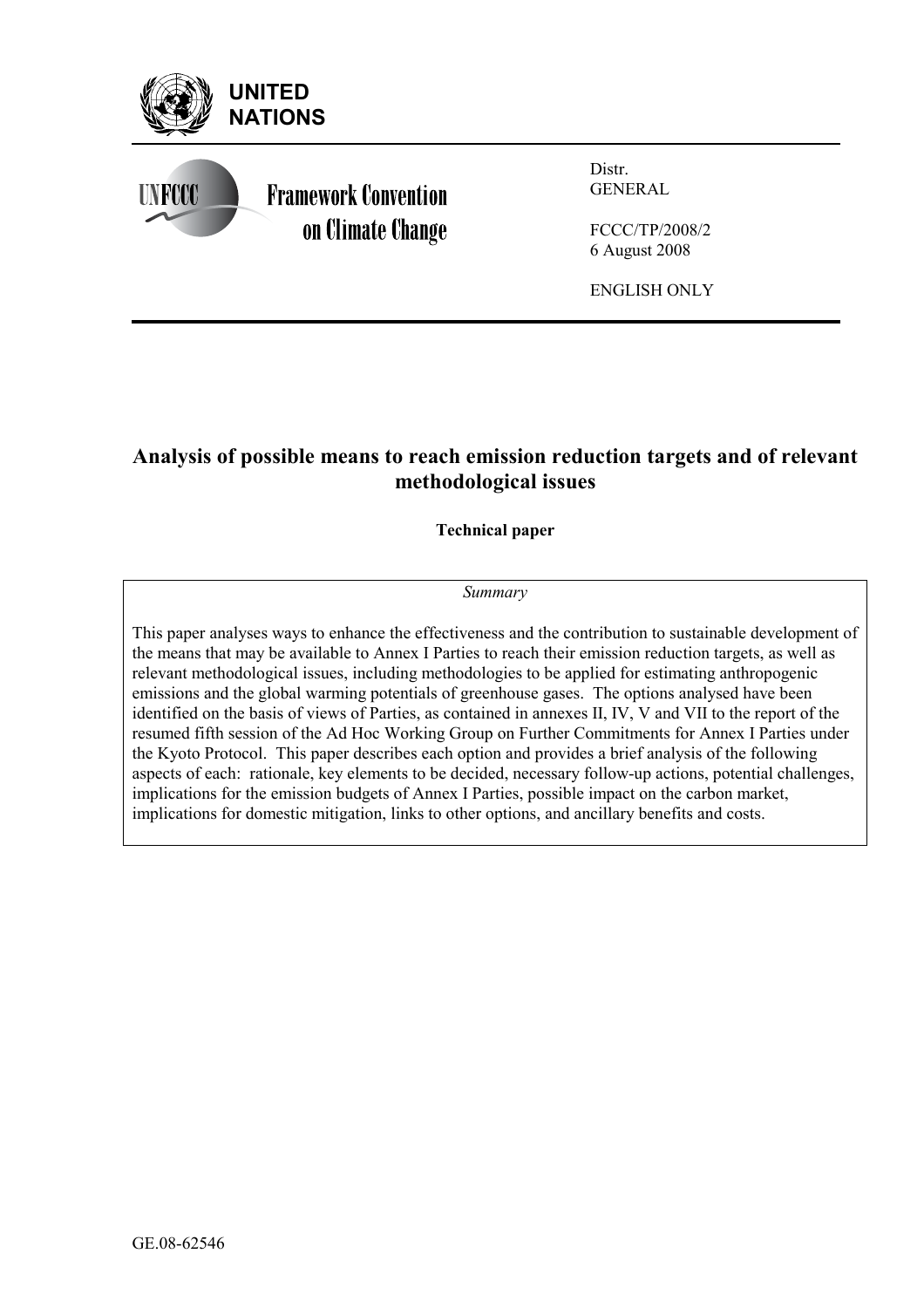UNITED NATIONS

UNFCCC Framework Convention on Climate Change

Distr.
GENERAL

FCCC/TP/2008/2
6 August 2008

ENGLISH ONLY

# Analysis of possible means to reach emission reduction targets and of relevant methodological issues

**Technical paper**

*Summary*

This paper analyses ways to enhance the effectiveness and the contribution to sustainable development of the means that may be available to Annex I Parties to reach their emission reduction targets, as well as relevant methodological issues, including methodologies to be applied for estimating anthropogenic emissions and the global warming potentials of greenhouse gases. The options analysed have been identified on the basis of views of Parties, as contained in annexes II, IV, V and VII to the report of the resumed fifth session of the Ad Hoc Working Group on Further Commitments for Annex I Parties under the Kyoto Protocol. This paper describes each option and provides a brief analysis of the following aspects of each: rationale, key elements to be decided, necessary follow-up actions, potential challenges, implications for the emission budgets of Annex I Parties, possible impact on the carbon market, implications for domestic mitigation, links to other options, and ancillary benefits and costs.

GE.08-62546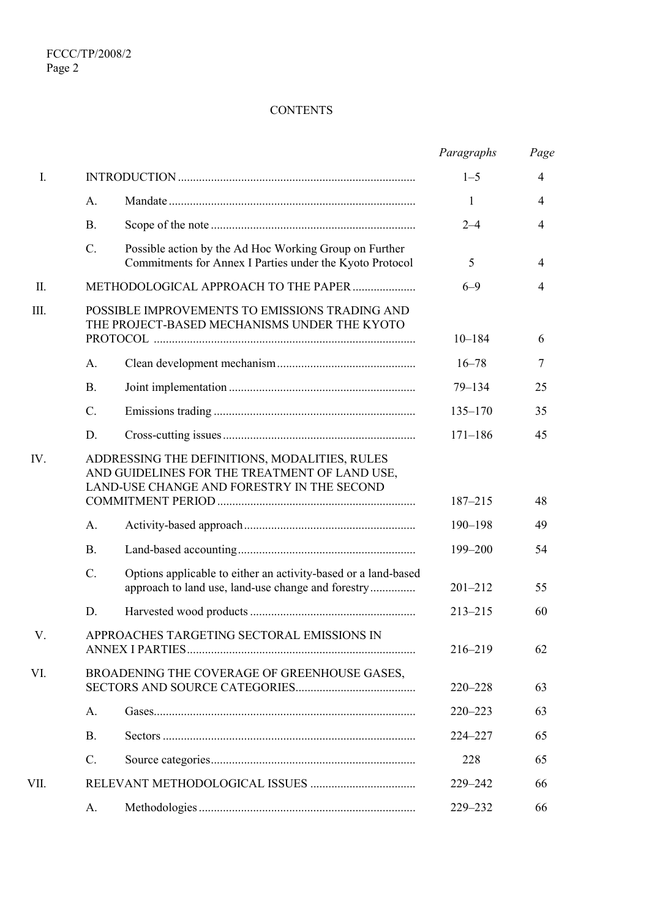CONTENTS

| | | | *Paragraphs* | *Page* |
|---|---|---|---|---|
| I. | INTRODUCTION | | 1–5 | 4 |
| | A. | Mandate | 1 | 4 |
| | B. | Scope of the note | 2–4 | 4 |
| | C. | Possible action by the Ad Hoc Working Group on Further Commitments for Annex I Parties under the Kyoto Protocol | 5 | 4 |
| II. | METHODOLOGICAL APPROACH TO THE PAPER | | 6–9 | 4 |
| III. | POSSIBLE IMPROVEMENTS TO EMISSIONS TRADING AND THE PROJECT-BASED MECHANISMS UNDER THE KYOTO PROTOCOL | | 10–184 | 6 |
| | A. | Clean development mechanism | 16–78 | 7 |
| | B. | Joint implementation | 79–134 | 25 |
| | C. | Emissions trading | 135–170 | 35 |
| | D. | Cross-cutting issues | 171–186 | 45 |
| IV. | ADDRESSING THE DEFINITIONS, MODALITIES, RULES AND GUIDELINES FOR THE TREATMENT OF LAND USE, LAND-USE CHANGE AND FORESTRY IN THE SECOND COMMITMENT PERIOD | | 187–215 | 48 |
| | A. | Activity-based approach | 190–198 | 49 |
| | B. | Land-based accounting | 199–200 | 54 |
| | C. | Options applicable to either an activity-based or a land-based approach to land use, land-use change and forestry | 201–212 | 55 |
| | D. | Harvested wood products | 213–215 | 60 |
| V. | APPROACHES TARGETING SECTORAL EMISSIONS IN ANNEX I PARTIES | | 216–219 | 62 |
| VI. | BROADENING THE COVERAGE OF GREENHOUSE GASES, SECTORS AND SOURCE CATEGORIES | | 220–228 | 63 |
| | A. | Gases | 220–223 | 63 |
| | B. | Sectors | 224–227 | 65 |
| | C. | Source categories | 228 | 65 |
| VII. | RELEVANT METHODOLOGICAL ISSUES | | 229–242 | 66 |
| | A. | Methodologies | 229–232 | 66 |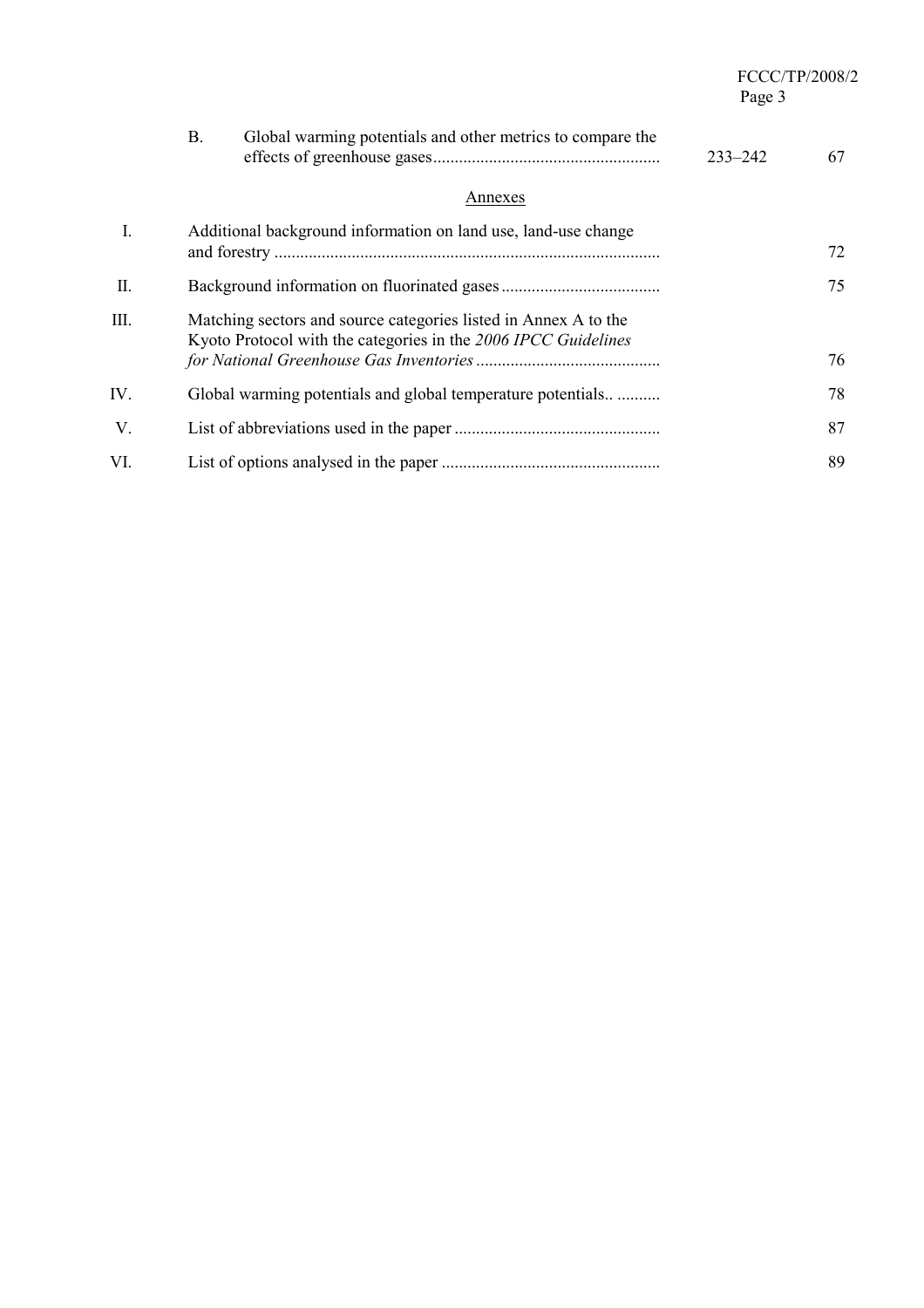| | | | |
|---|---|---|---|
| | B. Global warming potentials and other metrics to compare the effects of greenhouse gases | 233–242 | 67 |

Annexes

| | | |
|---|---|---|
| I. | Additional background information on land use, land-use change and forestry | 72 |
| II. | Background information on fluorinated gases | 75 |
| III. | Matching sectors and source categories listed in Annex A to the Kyoto Protocol with the categories in the *2006 IPCC Guidelines for National Greenhouse Gas Inventories* | 76 |
| IV. | Global warming potentials and global temperature potentials.. | 78 |
| V. | List of abbreviations used in the paper | 87 |
| VI. | List of options analysed in the paper | 89 |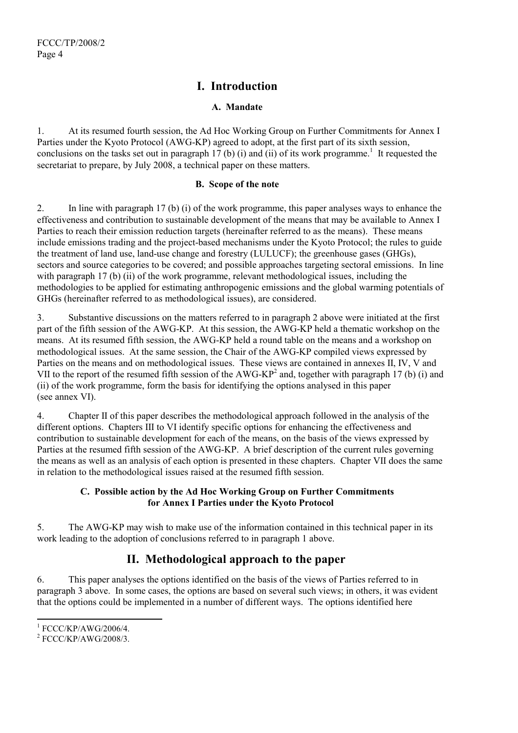# I. Introduction

### A. Mandate

1. At its resumed fourth session, the Ad Hoc Working Group on Further Commitments for Annex I Parties under the Kyoto Protocol (AWG-KP) agreed to adopt, at the first part of its sixth session, conclusions on the tasks set out in paragraph 17 (b) (i) and (ii) of its work programme.[1] It requested the secretariat to prepare, by July 2008, a technical paper on these matters.

### B. Scope of the note

2. In line with paragraph 17 (b) (i) of the work programme, this paper analyses ways to enhance the effectiveness and contribution to sustainable development of the means that may be available to Annex I Parties to reach their emission reduction targets (hereinafter referred to as the means). These means include emissions trading and the project-based mechanisms under the Kyoto Protocol; the rules to guide the treatment of land use, land-use change and forestry (LULUCF); the greenhouse gases (GHGs), sectors and source categories to be covered; and possible approaches targeting sectoral emissions. In line with paragraph 17 (b) (ii) of the work programme, relevant methodological issues, including the methodologies to be applied for estimating anthropogenic emissions and the global warming potentials of GHGs (hereinafter referred to as methodological issues), are considered.

3. Substantive discussions on the matters referred to in paragraph 2 above were initiated at the first part of the fifth session of the AWG-KP. At this session, the AWG-KP held a thematic workshop on the means. At its resumed fifth session, the AWG-KP held a round table on the means and a workshop on methodological issues. At the same session, the Chair of the AWG-KP compiled views expressed by Parties on the means and on methodological issues. These views are contained in annexes II, IV, V and VII to the report of the resumed fifth session of the AWG-KP[2] and, together with paragraph 17 (b) (i) and (ii) of the work programme, form the basis for identifying the options analysed in this paper (see annex VI).

4. Chapter II of this paper describes the methodological approach followed in the analysis of the different options. Chapters III to VI identify specific options for enhancing the effectiveness and contribution to sustainable development for each of the means, on the basis of the views expressed by Parties at the resumed fifth session of the AWG-KP. A brief description of the current rules governing the means as well as an analysis of each option is presented in these chapters. Chapter VII does the same in relation to the methodological issues raised at the resumed fifth session.

### C. Possible action by the Ad Hoc Working Group on Further Commitments for Annex I Parties under the Kyoto Protocol

5. The AWG-KP may wish to make use of the information contained in this technical paper in its work leading to the adoption of conclusions referred to in paragraph 1 above.

# II. Methodological approach to the paper

6. This paper analyses the options identified on the basis of the views of Parties referred to in paragraph 3 above. In some cases, the options are based on several such views; in others, it was evident that the options could be implemented in a number of different ways. The options identified here

---

[1] FCCC/KP/AWG/2006/4.

[2] FCCC/KP/AWG/2008/3.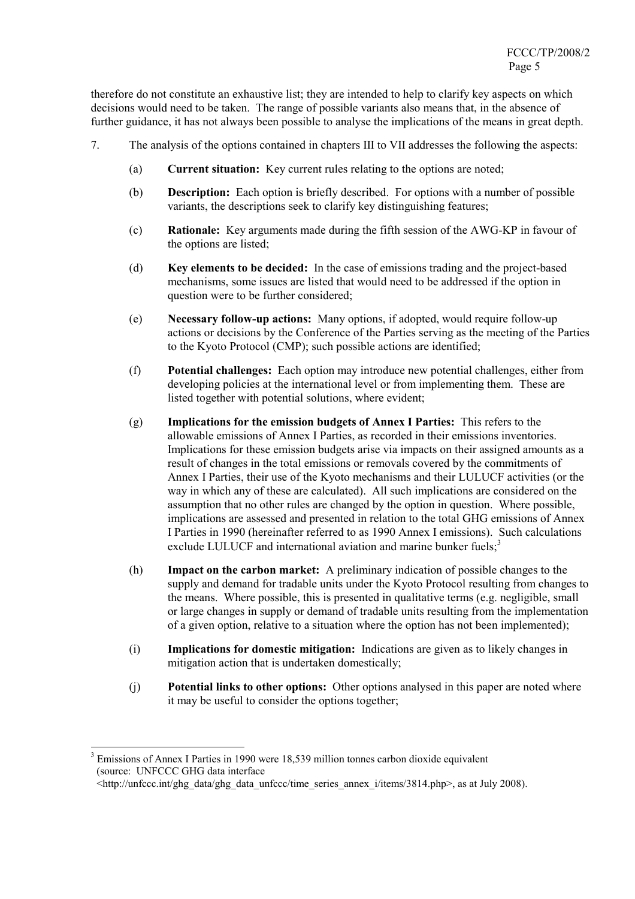therefore do not constitute an exhaustive list; they are intended to help to clarify key aspects on which decisions would need to be taken. The range of possible variants also means that, in the absence of further guidance, it has not always been possible to analyse the implications of the means in great depth.

7. The analysis of the options contained in chapters III to VII addresses the following the aspects:

   (a) **Current situation:** Key current rules relating to the options are noted;

   (b) **Description:** Each option is briefly described. For options with a number of possible variants, the descriptions seek to clarify key distinguishing features;

   (c) **Rationale:** Key arguments made during the fifth session of the AWG-KP in favour of the options are listed;

   (d) **Key elements to be decided:** In the case of emissions trading and the project-based mechanisms, some issues are listed that would need to be addressed if the option in question were to be further considered;

   (e) **Necessary follow-up actions:** Many options, if adopted, would require follow-up actions or decisions by the Conference of the Parties serving as the meeting of the Parties to the Kyoto Protocol (CMP); such possible actions are identified;

   (f) **Potential challenges:** Each option may introduce new potential challenges, either from developing policies at the international level or from implementing them. These are listed together with potential solutions, where evident;

   (g) **Implications for the emission budgets of Annex I Parties:** This refers to the allowable emissions of Annex I Parties, as recorded in their emissions inventories. Implications for these emission budgets arise via impacts on their assigned amounts as a result of changes in the total emissions or removals covered by the commitments of Annex I Parties, their use of the Kyoto mechanisms and their LULUCF activities (or the way in which any of these are calculated). All such implications are considered on the assumption that no other rules are changed by the option in question. Where possible, implications are assessed and presented in relation to the total GHG emissions of Annex I Parties in 1990 (hereinafter referred to as 1990 Annex I emissions). Such calculations exclude LULUCF and international aviation and marine bunker fuels;[3]

   (h) **Impact on the carbon market:** A preliminary indication of possible changes to the supply and demand for tradable units under the Kyoto Protocol resulting from changes to the means. Where possible, this is presented in qualitative terms (e.g. negligible, small or large changes in supply or demand of tradable units resulting from the implementation of a given option, relative to a situation where the option has not been implemented);

   (i) **Implications for domestic mitigation:** Indications are given as to likely changes in mitigation action that is undertaken domestically;

   (j) **Potential links to other options:** Other options analysed in this paper are noted where it may be useful to consider the options together;

---

[3] Emissions of Annex I Parties in 1990 were 18,539 million tonnes carbon dioxide equivalent (source: UNFCCC GHG data interface <http://unfccc.int/ghg_data/ghg_data_unfccc/time_series_annex_i/items/3814.php>, as at July 2008).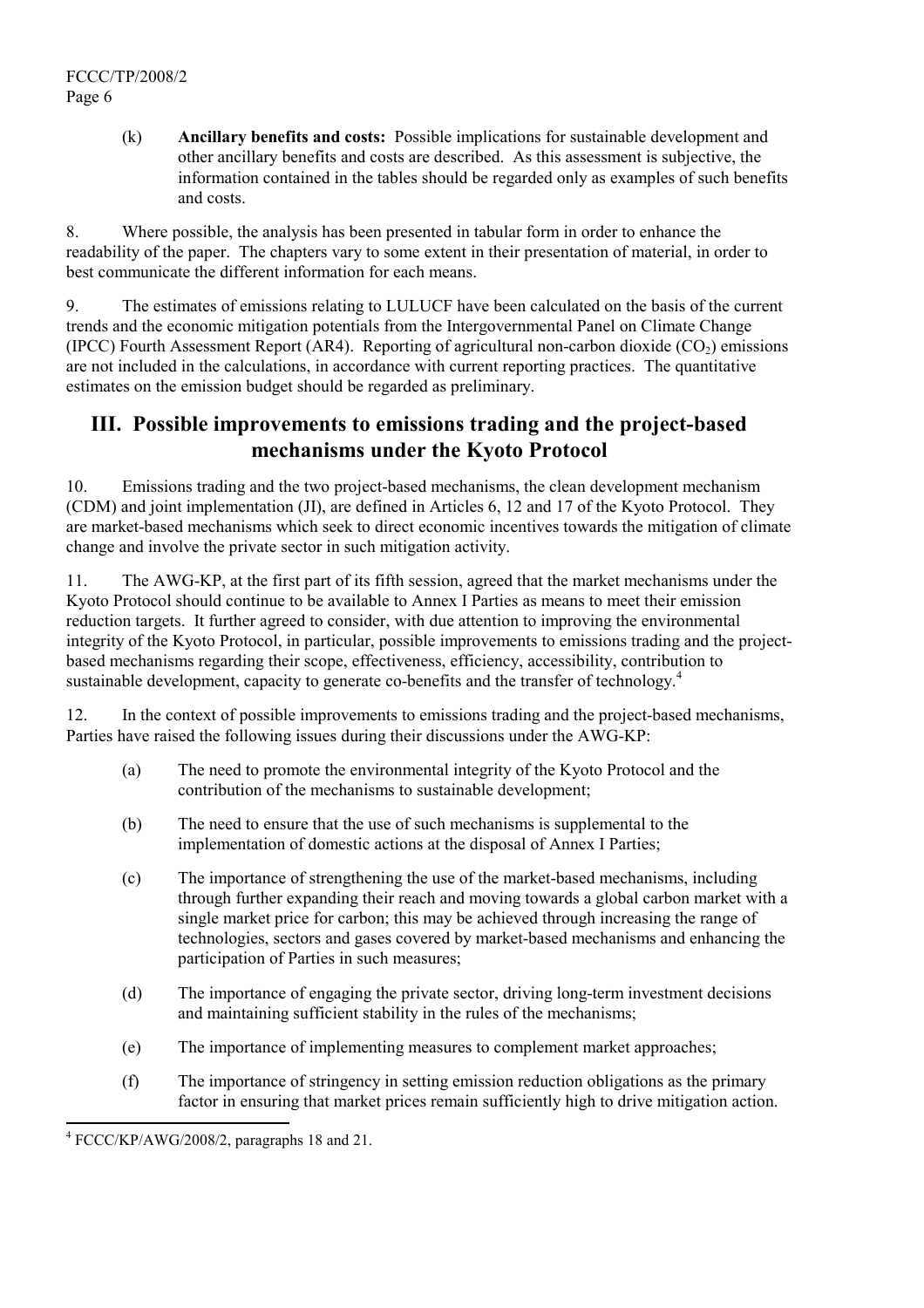(k) **Ancillary benefits and costs:** Possible implications for sustainable development and other ancillary benefits and costs are described. As this assessment is subjective, the information contained in the tables should be regarded only as examples of such benefits and costs.

8. Where possible, the analysis has been presented in tabular form in order to enhance the readability of the paper. The chapters vary to some extent in their presentation of material, in order to best communicate the different information for each means.

9. The estimates of emissions relating to LULUCF have been calculated on the basis of the current trends and the economic mitigation potentials from the Intergovernmental Panel on Climate Change (IPCC) Fourth Assessment Report (AR4). Reporting of agricultural non-carbon dioxide ($CO_2$) emissions are not included in the calculations, in accordance with current reporting practices. The quantitative estimates on the emission budget should be regarded as preliminary.

## III. Possible improvements to emissions trading and the project-based mechanisms under the Kyoto Protocol

10. Emissions trading and the two project-based mechanisms, the clean development mechanism (CDM) and joint implementation (JI), are defined in Articles 6, 12 and 17 of the Kyoto Protocol. They are market-based mechanisms which seek to direct economic incentives towards the mitigation of climate change and involve the private sector in such mitigation activity.

11. The AWG-KP, at the first part of its fifth session, agreed that the market mechanisms under the Kyoto Protocol should continue to be available to Annex I Parties as means to meet their emission reduction targets. It further agreed to consider, with due attention to improving the environmental integrity of the Kyoto Protocol, in particular, possible improvements to emissions trading and the project-based mechanisms regarding their scope, effectiveness, efficiency, accessibility, contribution to sustainable development, capacity to generate co-benefits and the transfer of technology.[4]

12. In the context of possible improvements to emissions trading and the project-based mechanisms, Parties have raised the following issues during their discussions under the AWG-KP:

(a) The need to promote the environmental integrity of the Kyoto Protocol and the contribution of the mechanisms to sustainable development;

(b) The need to ensure that the use of such mechanisms is supplemental to the implementation of domestic actions at the disposal of Annex I Parties;

(c) The importance of strengthening the use of the market-based mechanisms, including through further expanding their reach and moving towards a global carbon market with a single market price for carbon; this may be achieved through increasing the range of technologies, sectors and gases covered by market-based mechanisms and enhancing the participation of Parties in such measures;

(d) The importance of engaging the private sector, driving long-term investment decisions and maintaining sufficient stability in the rules of the mechanisms;

(e) The importance of implementing measures to complement market approaches;

(f) The importance of stringency in setting emission reduction obligations as the primary factor in ensuring that market prices remain sufficiently high to drive mitigation action.

---

[4] FCCC/KP/AWG/2008/2, paragraphs 18 and 21.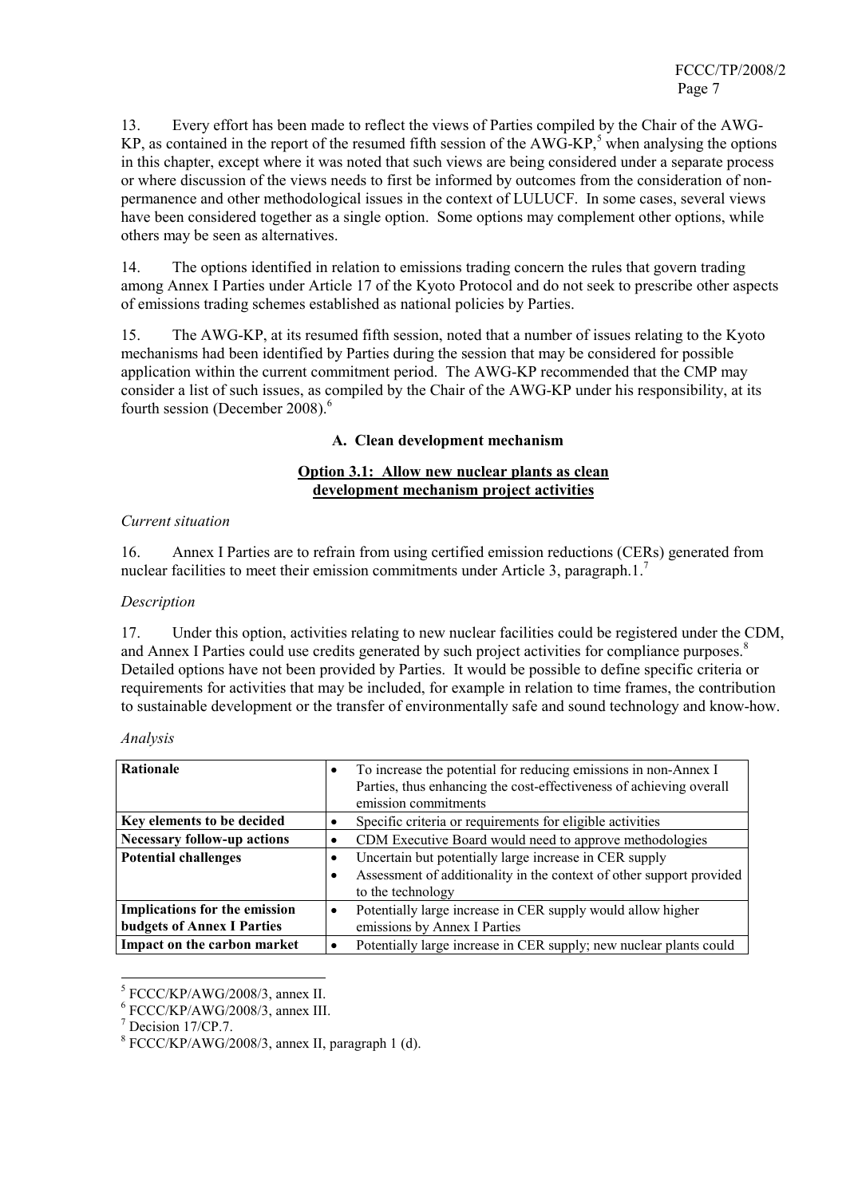13. Every effort has been made to reflect the views of Parties compiled by the Chair of the AWG-KP, as contained in the report of the resumed fifth session of the AWG-KP,[5] when analysing the options in this chapter, except where it was noted that such views are being considered under a separate process or where discussion of the views needs to first be informed by outcomes from the consideration of non-permanence and other methodological issues in the context of LULUCF. In some cases, several views have been considered together as a single option. Some options may complement other options, while others may be seen as alternatives.

14. The options identified in relation to emissions trading concern the rules that govern trading among Annex I Parties under Article 17 of the Kyoto Protocol and do not seek to prescribe other aspects of emissions trading schemes established as national policies by Parties.

15. The AWG-KP, at its resumed fifth session, noted that a number of issues relating to the Kyoto mechanisms had been identified by Parties during the session that may be considered for possible application within the current commitment period. The AWG-KP recommended that the CMP may consider a list of such issues, as compiled by the Chair of the AWG-KP under his responsibility, at its fourth session (December 2008).[6]

### A. Clean development mechanism

#### Option 3.1: Allow new nuclear plants as clean development mechanism project activities

*Current situation*

16. Annex I Parties are to refrain from using certified emission reductions (CERs) generated from nuclear facilities to meet their emission commitments under Article 3, paragraph.1.[7]

*Description*

17. Under this option, activities relating to new nuclear facilities could be registered under the CDM, and Annex I Parties could use credits generated by such project activities for compliance purposes.[8] Detailed options have not been provided by Parties. It would be possible to define specific criteria or requirements for activities that may be included, for example in relation to time frames, the contribution to sustainable development or the transfer of environmentally safe and sound technology and know-how.

*Analysis*

| | |
|---|---|
| **Rationale** | • To increase the potential for reducing emissions in non-Annex I Parties, thus enhancing the cost-effectiveness of achieving overall emission commitments |
| **Key elements to be decided** | • Specific criteria or requirements for eligible activities |
| **Necessary follow-up actions** | • CDM Executive Board would need to approve methodologies |
| **Potential challenges** | • Uncertain but potentially large increase in CER supply<br>• Assessment of additionality in the context of other support provided to the technology |
| **Implications for the emission budgets of Annex I Parties** | • Potentially large increase in CER supply would allow higher emissions by Annex I Parties |
| **Impact on the carbon market** | • Potentially large increase in CER supply; new nuclear plants could |

[5] FCCC/KP/AWG/2008/3, annex II.

[6] FCCC/KP/AWG/2008/3, annex III.

[7] Decision 17/CP.7.

[8] FCCC/KP/AWG/2008/3, annex II, paragraph 1 (d).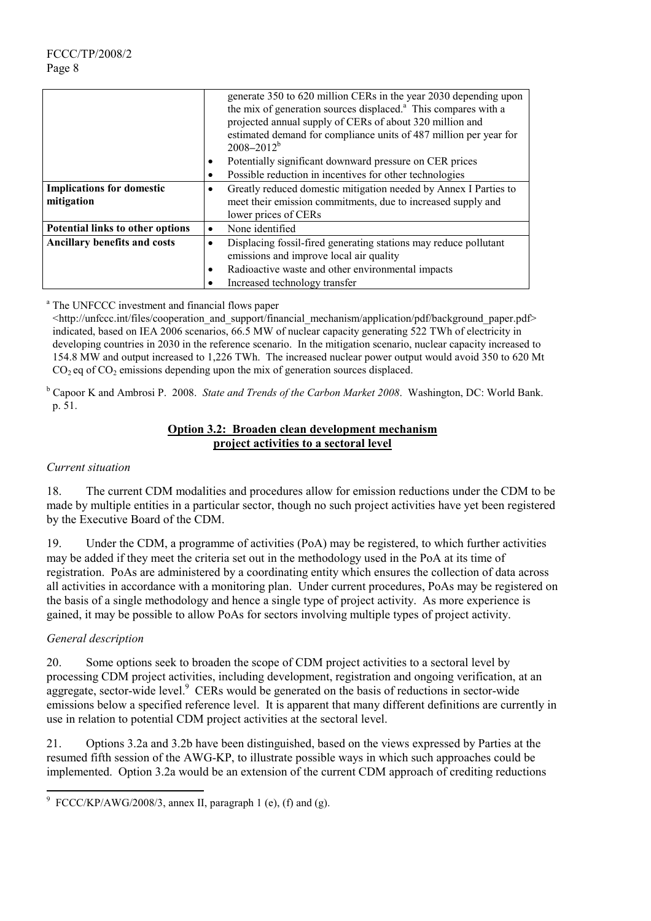| | |
|---|---|
| | generate 350 to 620 million CERs in the year 2030 depending upon the mix of generation sources displaced.[a] This compares with a projected annual supply of CERs of about 320 million and estimated demand for compliance units of 487 million per year for 2008–2012[b]<br>• Potentially significant downward pressure on CER prices<br>• Possible reduction in incentives for other technologies |
| **Implications for domestic mitigation** | • Greatly reduced domestic mitigation needed by Annex I Parties to meet their emission commitments, due to increased supply and lower prices of CERs |
| **Potential links to other options** | • None identified |
| **Ancillary benefits and costs** | • Displacing fossil-fired generating stations may reduce pollutant emissions and improve local air quality<br>• Radioactive waste and other environmental impacts<br>• Increased technology transfer |

[a] The UNFCCC investment and financial flows paper <http://unfccc.int/files/cooperation_and_support/financial_mechanism/application/pdf/background_paper.pdf> indicated, based on IEA 2006 scenarios, 66.5 MW of nuclear capacity generating 522 TWh of electricity in developing countries in 2030 in the reference scenario. In the mitigation scenario, nuclear capacity increased to 154.8 MW and output increased to 1,226 TWh. The increased nuclear power output would avoid 350 to 620 Mt $CO_2$ eq of $CO_2$ emissions depending upon the mix of generation sources displaced.

[b] Capoor K and Ambrosi P. 2008. *State and Trends of the Carbon Market 2008*. Washington, DC: World Bank. p. 51.

## Option 3.2: Broaden clean development mechanism project activities to a sectoral level

*Current situation*

18. The current CDM modalities and procedures allow for emission reductions under the CDM to be made by multiple entities in a particular sector, though no such project activities have yet been registered by the Executive Board of the CDM.

19. Under the CDM, a programme of activities (PoA) may be registered, to which further activities may be added if they meet the criteria set out in the methodology used in the PoA at its time of registration. PoAs are administered by a coordinating entity which ensures the collection of data across all activities in accordance with a monitoring plan. Under current procedures, PoAs may be registered on the basis of a single methodology and hence a single type of project activity. As more experience is gained, it may be possible to allow PoAs for sectors involving multiple types of project activity.

*General description*

20. Some options seek to broaden the scope of CDM project activities to a sectoral level by processing CDM project activities, including development, registration and ongoing verification, at an aggregate, sector-wide level.[9] CERs would be generated on the basis of reductions in sector-wide emissions below a specified reference level. It is apparent that many different definitions are currently in use in relation to potential CDM project activities at the sectoral level.

21. Options 3.2a and 3.2b have been distinguished, based on the views expressed by Parties at the resumed fifth session of the AWG-KP, to illustrate possible ways in which such approaches could be implemented. Option 3.2a would be an extension of the current CDM approach of crediting reductions

[9] FCCC/KP/AWG/2008/3, annex II, paragraph 1 (e), (f) and (g).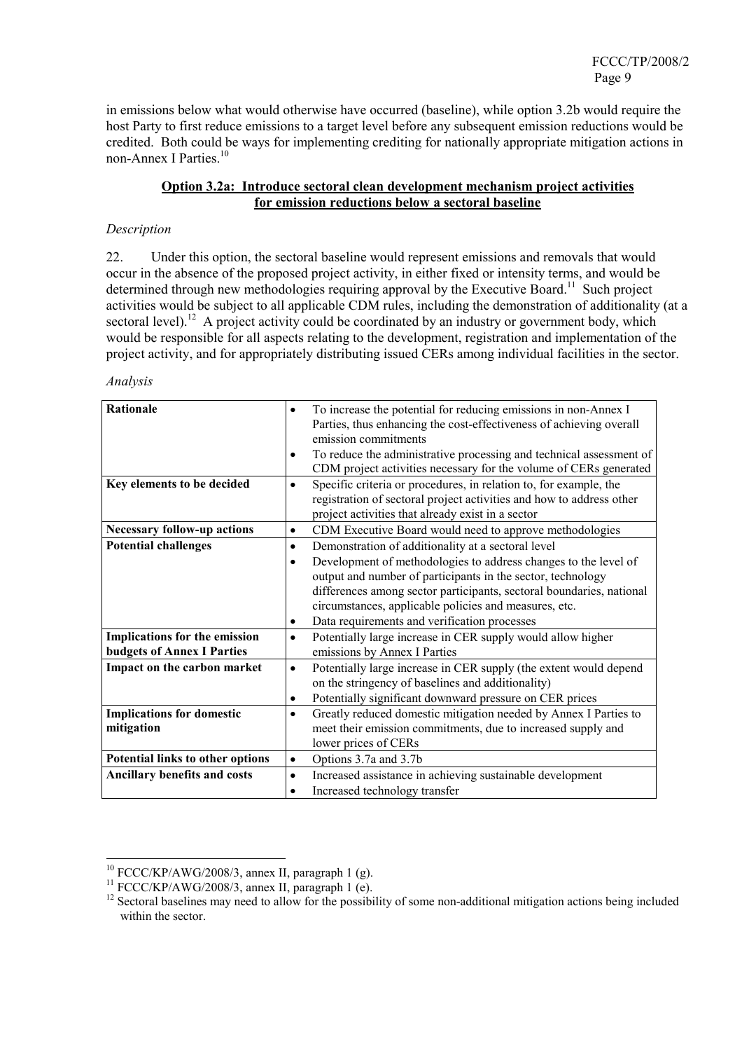in emissions below what would otherwise have occurred (baseline), while option 3.2b would require the host Party to first reduce emissions to a target level before any subsequent emission reductions would be credited. Both could be ways for implementing crediting for nationally appropriate mitigation actions in non-Annex I Parties.[10]

**Option 3.2a: Introduce sectoral clean development mechanism project activities for emission reductions below a sectoral baseline**

*Description*

22. Under this option, the sectoral baseline would represent emissions and removals that would occur in the absence of the proposed project activity, in either fixed or intensity terms, and would be determined through new methodologies requiring approval by the Executive Board.[11] Such project activities would be subject to all applicable CDM rules, including the demonstration of additionality (at a sectoral level).[12] A project activity could be coordinated by an industry or government body, which would be responsible for all aspects relating to the development, registration and implementation of the project activity, and for appropriately distributing issued CERs among individual facilities in the sector.

*Analysis*

| | |
|---|---|
| **Rationale** | • To increase the potential for reducing emissions in non-Annex I Parties, thus enhancing the cost-effectiveness of achieving overall emission commitments<br>• To reduce the administrative processing and technical assessment of CDM project activities necessary for the volume of CERs generated |
| **Key elements to be decided** | • Specific criteria or procedures, in relation to, for example, the registration of sectoral project activities and how to address other project activities that already exist in a sector |
| **Necessary follow-up actions** | • CDM Executive Board would need to approve methodologies |
| **Potential challenges** | • Demonstration of additionality at a sectoral level<br>• Development of methodologies to address changes to the level of output and number of participants in the sector, technology differences among sector participants, sectoral boundaries, national circumstances, applicable policies and measures, etc.<br>• Data requirements and verification processes |
| **Implications for the emission budgets of Annex I Parties** | • Potentially large increase in CER supply would allow higher emissions by Annex I Parties |
| **Impact on the carbon market** | • Potentially large increase in CER supply (the extent would depend on the stringency of baselines and additionality)<br>• Potentially significant downward pressure on CER prices |
| **Implications for domestic mitigation** | • Greatly reduced domestic mitigation needed by Annex I Parties to meet their emission commitments, due to increased supply and lower prices of CERs |
| **Potential links to other options** | • Options 3.7a and 3.7b |
| **Ancillary benefits and costs** | • Increased assistance in achieving sustainable development<br>• Increased technology transfer |

[10] FCCC/KP/AWG/2008/3, annex II, paragraph 1 (g).

[11] FCCC/KP/AWG/2008/3, annex II, paragraph 1 (e).

[12] Sectoral baselines may need to allow for the possibility of some non-additional mitigation actions being included within the sector.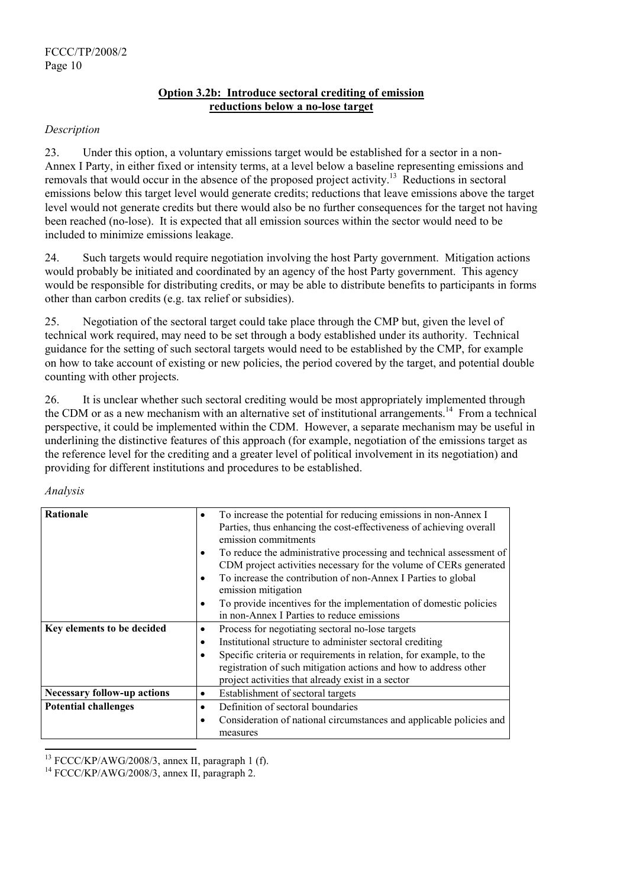**Option 3.2b: Introduce sectoral crediting of emission reductions below a no-lose target**

*Description*

23. Under this option, a voluntary emissions target would be established for a sector in a non-Annex I Party, in either fixed or intensity terms, at a level below a baseline representing emissions and removals that would occur in the absence of the proposed project activity.[13] Reductions in sectoral emissions below this target level would generate credits; reductions that leave emissions above the target level would not generate credits but there would also be no further consequences for the target not having been reached (no-lose). It is expected that all emission sources within the sector would need to be included to minimize emissions leakage.

24. Such targets would require negotiation involving the host Party government. Mitigation actions would probably be initiated and coordinated by an agency of the host Party government. This agency would be responsible for distributing credits, or may be able to distribute benefits to participants in forms other than carbon credits (e.g. tax relief or subsidies).

25. Negotiation of the sectoral target could take place through the CMP but, given the level of technical work required, may need to be set through a body established under its authority. Technical guidance for the setting of such sectoral targets would need to be established by the CMP, for example on how to take account of existing or new policies, the period covered by the target, and potential double counting with other projects.

26. It is unclear whether such sectoral crediting would be most appropriately implemented through the CDM or as a new mechanism with an alternative set of institutional arrangements.[14] From a technical perspective, it could be implemented within the CDM. However, a separate mechanism may be useful in underlining the distinctive features of this approach (for example, negotiation of the emissions target as the reference level for the crediting and a greater level of political involvement in its negotiation) and providing for different institutions and procedures to be established.

*Analysis*

| | |
|---|---|
| **Rationale** | • To increase the potential for reducing emissions in non-Annex I Parties, thus enhancing the cost-effectiveness of achieving overall emission commitments<br>• To reduce the administrative processing and technical assessment of CDM project activities necessary for the volume of CERs generated<br>• To increase the contribution of non-Annex I Parties to global emission mitigation<br>• To provide incentives for the implementation of domestic policies in non-Annex I Parties to reduce emissions |
| **Key elements to be decided** | • Process for negotiating sectoral no-lose targets<br>• Institutional structure to administer sectoral crediting<br>• Specific criteria or requirements in relation, for example, to the registration of such mitigation actions and how to address other project activities that already exist in a sector |
| **Necessary follow-up actions** | • Establishment of sectoral targets |
| **Potential challenges** | • Definition of sectoral boundaries<br>• Consideration of national circumstances and applicable policies and measures |

[13] FCCC/KP/AWG/2008/3, annex II, paragraph 1 (f).

[14] FCCC/KP/AWG/2008/3, annex II, paragraph 2.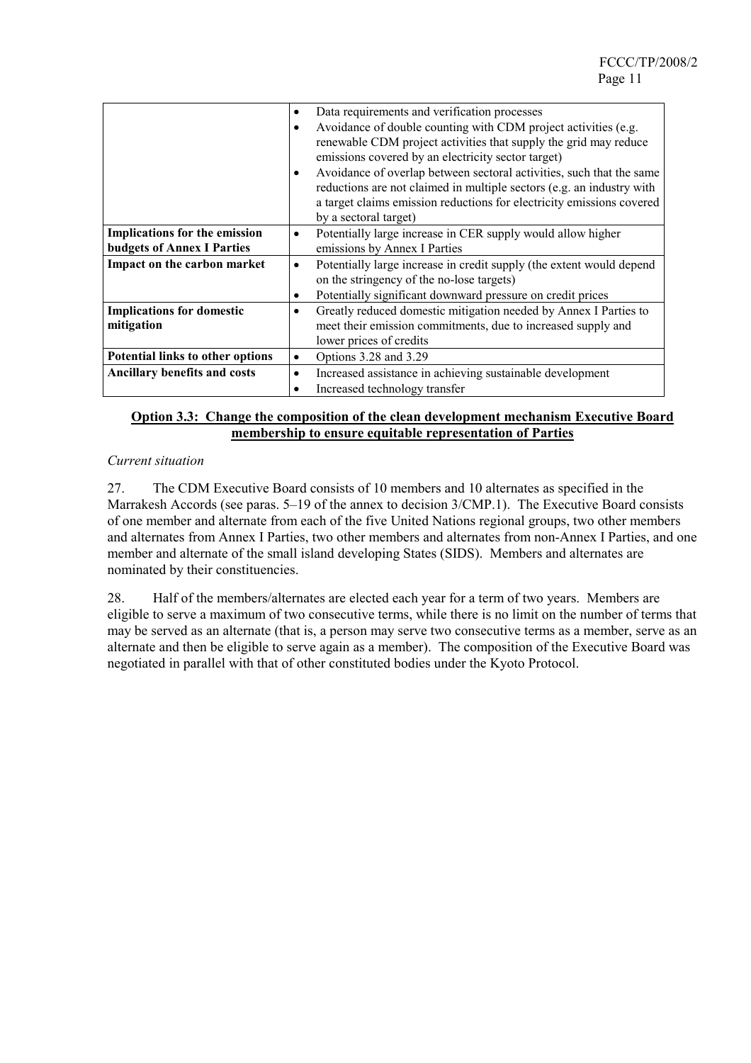| | |
|---|---|
| | • Data requirements and verification processes<br>• Avoidance of double counting with CDM project activities (e.g. renewable CDM project activities that supply the grid may reduce emissions covered by an electricity sector target)<br>• Avoidance of overlap between sectoral activities, such that the same reductions are not claimed in multiple sectors (e.g. an industry with a target claims emission reductions for electricity emissions covered by a sectoral target) |
| **Implications for the emission budgets of Annex I Parties** | • Potentially large increase in CER supply would allow higher emissions by Annex I Parties |
| **Impact on the carbon market** | • Potentially large increase in credit supply (the extent would depend on the stringency of the no-lose targets)<br>• Potentially significant downward pressure on credit prices |
| **Implications for domestic mitigation** | • Greatly reduced domestic mitigation needed by Annex I Parties to meet their emission commitments, due to increased supply and lower prices of credits |
| **Potential links to other options** | • Options 3.28 and 3.29 |
| **Ancillary benefits and costs** | • Increased assistance in achieving sustainable development<br>• Increased technology transfer |

## Option 3.3: Change the composition of the clean development mechanism Executive Board membership to ensure equitable representation of Parties

*Current situation*

27. The CDM Executive Board consists of 10 members and 10 alternates as specified in the Marrakesh Accords (see paras. 5–19 of the annex to decision 3/CMP.1). The Executive Board consists of one member and alternate from each of the five United Nations regional groups, two other members and alternates from Annex I Parties, two other members and alternates from non-Annex I Parties, and one member and alternate of the small island developing States (SIDS). Members and alternates are nominated by their constituencies.

28. Half of the members/alternates are elected each year for a term of two years. Members are eligible to serve a maximum of two consecutive terms, while there is no limit on the number of terms that may be served as an alternate (that is, a person may serve two consecutive terms as a member, serve as an alternate and then be eligible to serve again as a member). The composition of the Executive Board was negotiated in parallel with that of other constituted bodies under the Kyoto Protocol.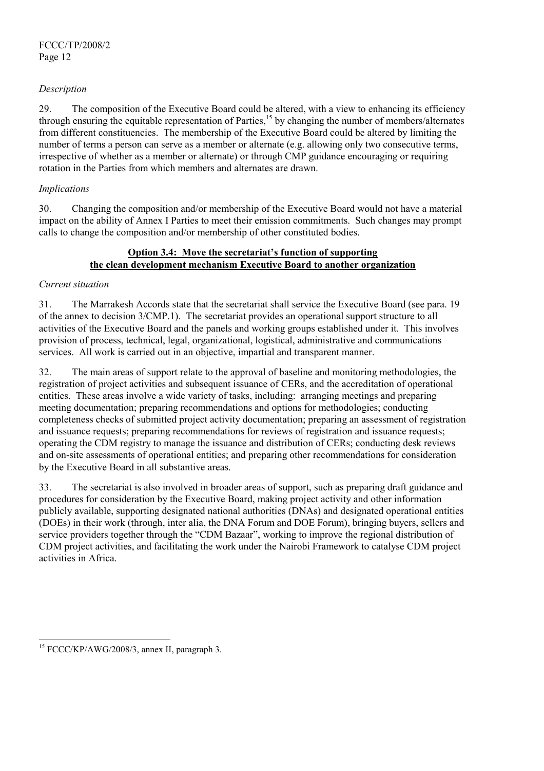*Description*

29. The composition of the Executive Board could be altered, with a view to enhancing its efficiency through ensuring the equitable representation of Parties,[15] by changing the number of members/alternates from different constituencies. The membership of the Executive Board could be altered by limiting the number of terms a person can serve as a member or alternate (e.g. allowing only two consecutive terms, irrespective of whether as a member or alternate) or through CMP guidance encouraging or requiring rotation in the Parties from which members and alternates are drawn.

*Implications*

30. Changing the composition and/or membership of the Executive Board would not have a material impact on the ability of Annex I Parties to meet their emission commitments. Such changes may prompt calls to change the composition and/or membership of other constituted bodies.

**Option 3.4: Move the secretariat's function of supporting the clean development mechanism Executive Board to another organization**

*Current situation*

31. The Marrakesh Accords state that the secretariat shall service the Executive Board (see para. 19 of the annex to decision 3/CMP.1). The secretariat provides an operational support structure to all activities of the Executive Board and the panels and working groups established under it. This involves provision of process, technical, legal, organizational, logistical, administrative and communications services. All work is carried out in an objective, impartial and transparent manner.

32. The main areas of support relate to the approval of baseline and monitoring methodologies, the registration of project activities and subsequent issuance of CERs, and the accreditation of operational entities. These areas involve a wide variety of tasks, including: arranging meetings and preparing meeting documentation; preparing recommendations and options for methodologies; conducting completeness checks of submitted project activity documentation; preparing an assessment of registration and issuance requests; preparing recommendations for reviews of registration and issuance requests; operating the CDM registry to manage the issuance and distribution of CERs; conducting desk reviews and on-site assessments of operational entities; and preparing other recommendations for consideration by the Executive Board in all substantive areas.

33. The secretariat is also involved in broader areas of support, such as preparing draft guidance and procedures for consideration by the Executive Board, making project activity and other information publicly available, supporting designated national authorities (DNAs) and designated operational entities (DOEs) in their work (through, inter alia, the DNA Forum and DOE Forum), bringing buyers, sellers and service providers together through the "CDM Bazaar", working to improve the regional distribution of CDM project activities, and facilitating the work under the Nairobi Framework to catalyse CDM project activities in Africa.

---

[15] FCCC/KP/AWG/2008/3, annex II, paragraph 3.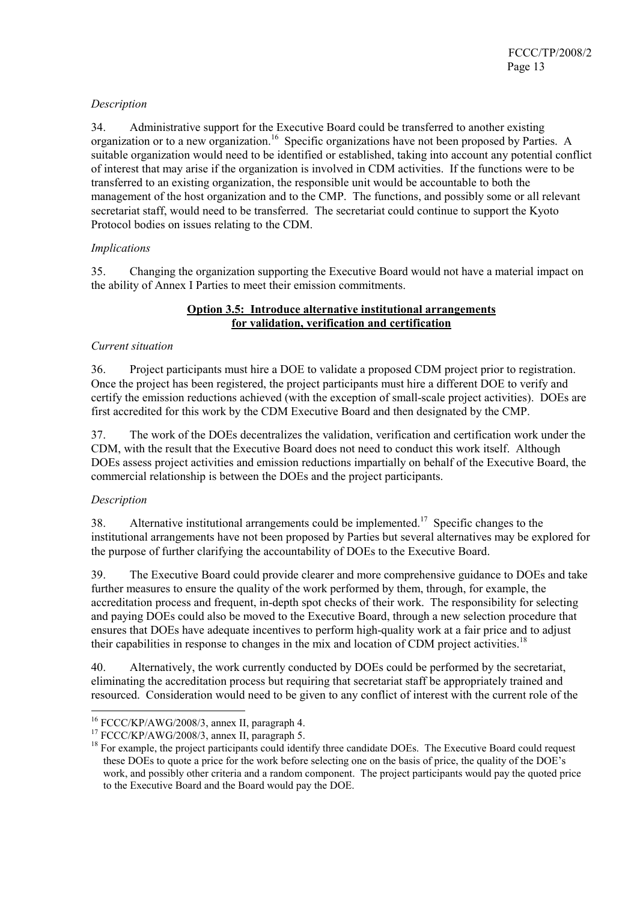*Description*

34. Administrative support for the Executive Board could be transferred to another existing organization or to a new organization.[16] Specific organizations have not been proposed by Parties. A suitable organization would need to be identified or established, taking into account any potential conflict of interest that may arise if the organization is involved in CDM activities. If the functions were to be transferred to an existing organization, the responsible unit would be accountable to both the management of the host organization and to the CMP. The functions, and possibly some or all relevant secretariat staff, would need to be transferred. The secretariat could continue to support the Kyoto Protocol bodies on issues relating to the CDM.

*Implications*

35. Changing the organization supporting the Executive Board would not have a material impact on the ability of Annex I Parties to meet their emission commitments.

**Option 3.5: Introduce alternative institutional arrangements for validation, verification and certification**

*Current situation*

36. Project participants must hire a DOE to validate a proposed CDM project prior to registration. Once the project has been registered, the project participants must hire a different DOE to verify and certify the emission reductions achieved (with the exception of small-scale project activities). DOEs are first accredited for this work by the CDM Executive Board and then designated by the CMP.

37. The work of the DOEs decentralizes the validation, verification and certification work under the CDM, with the result that the Executive Board does not need to conduct this work itself. Although DOEs assess project activities and emission reductions impartially on behalf of the Executive Board, the commercial relationship is between the DOEs and the project participants.

*Description*

38. Alternative institutional arrangements could be implemented.[17] Specific changes to the institutional arrangements have not been proposed by Parties but several alternatives may be explored for the purpose of further clarifying the accountability of DOEs to the Executive Board.

39. The Executive Board could provide clearer and more comprehensive guidance to DOEs and take further measures to ensure the quality of the work performed by them, through, for example, the accreditation process and frequent, in-depth spot checks of their work. The responsibility for selecting and paying DOEs could also be moved to the Executive Board, through a new selection procedure that ensures that DOEs have adequate incentives to perform high-quality work at a fair price and to adjust their capabilities in response to changes in the mix and location of CDM project activities.[18]

40. Alternatively, the work currently conducted by DOEs could be performed by the secretariat, eliminating the accreditation process but requiring that secretariat staff be appropriately trained and resourced. Consideration would need to be given to any conflict of interest with the current role of the

---

[16] FCCC/KP/AWG/2008/3, annex II, paragraph 4.

[17] FCCC/KP/AWG/2008/3, annex II, paragraph 5.

[18] For example, the project participants could identify three candidate DOEs. The Executive Board could request these DOEs to quote a price for the work before selecting one on the basis of price, the quality of the DOE's work, and possibly other criteria and a random component. The project participants would pay the quoted price to the Executive Board and the Board would pay the DOE.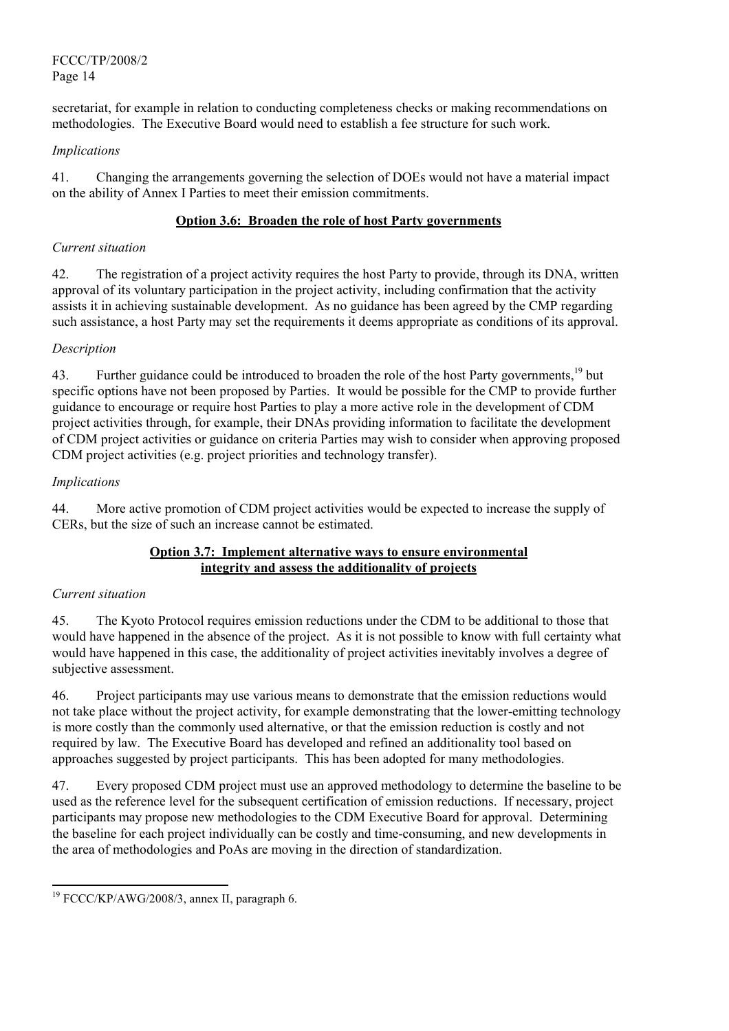secretariat, for example in relation to conducting completeness checks or making recommendations on methodologies. The Executive Board would need to establish a fee structure for such work.

*Implications*

41. Changing the arrangements governing the selection of DOEs would not have a material impact on the ability of Annex I Parties to meet their emission commitments.

**Option 3.6: Broaden the role of host Party governments**

*Current situation*

42. The registration of a project activity requires the host Party to provide, through its DNA, written approval of its voluntary participation in the project activity, including confirmation that the activity assists it in achieving sustainable development. As no guidance has been agreed by the CMP regarding such assistance, a host Party may set the requirements it deems appropriate as conditions of its approval.

*Description*

43. Further guidance could be introduced to broaden the role of the host Party governments,[19] but specific options have not been proposed by Parties. It would be possible for the CMP to provide further guidance to encourage or require host Parties to play a more active role in the development of CDM project activities through, for example, their DNAs providing information to facilitate the development of CDM project activities or guidance on criteria Parties may wish to consider when approving proposed CDM project activities (e.g. project priorities and technology transfer).

*Implications*

44. More active promotion of CDM project activities would be expected to increase the supply of CERs, but the size of such an increase cannot be estimated.

**Option 3.7: Implement alternative ways to ensure environmental integrity and assess the additionality of projects**

*Current situation*

45. The Kyoto Protocol requires emission reductions under the CDM to be additional to those that would have happened in the absence of the project. As it is not possible to know with full certainty what would have happened in this case, the additionality of project activities inevitably involves a degree of subjective assessment.

46. Project participants may use various means to demonstrate that the emission reductions would not take place without the project activity, for example demonstrating that the lower-emitting technology is more costly than the commonly used alternative, or that the emission reduction is costly and not required by law. The Executive Board has developed and refined an additionality tool based on approaches suggested by project participants. This has been adopted for many methodologies.

47. Every proposed CDM project must use an approved methodology to determine the baseline to be used as the reference level for the subsequent certification of emission reductions. If necessary, project participants may propose new methodologies to the CDM Executive Board for approval. Determining the baseline for each project individually can be costly and time-consuming, and new developments in the area of methodologies and PoAs are moving in the direction of standardization.

---

[19] FCCC/KP/AWG/2008/3, annex II, paragraph 6.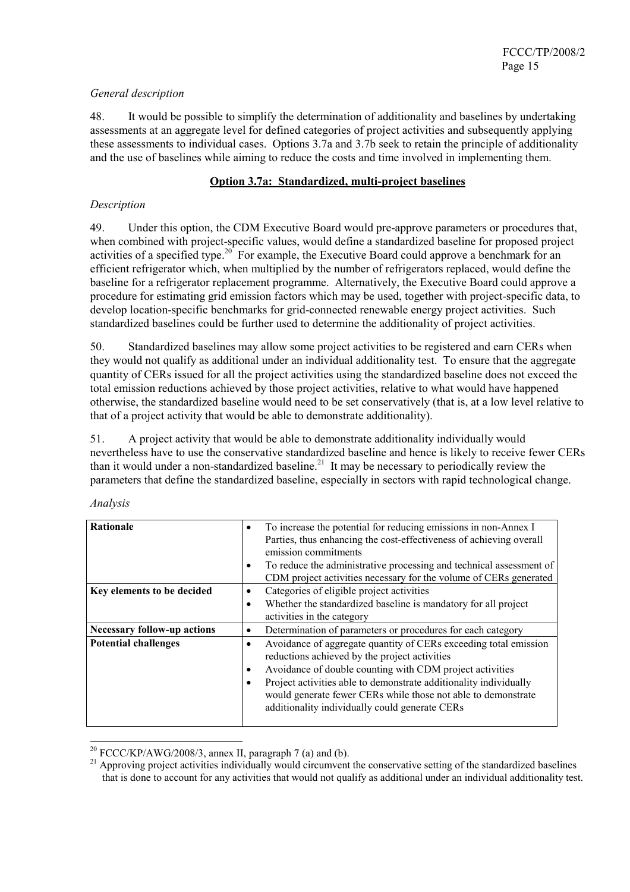*General description*

48. It would be possible to simplify the determination of additionality and baselines by undertaking assessments at an aggregate level for defined categories of project activities and subsequently applying these assessments to individual cases. Options 3.7a and 3.7b seek to retain the principle of additionality and the use of baselines while aiming to reduce the costs and time involved in implementing them.

**Option 3.7a: Standardized, multi-project baselines**

*Description*

49. Under this option, the CDM Executive Board would pre-approve parameters or procedures that, when combined with project-specific values, would define a standardized baseline for proposed project activities of a specified type.[20] For example, the Executive Board could approve a benchmark for an efficient refrigerator which, when multiplied by the number of refrigerators replaced, would define the baseline for a refrigerator replacement programme. Alternatively, the Executive Board could approve a procedure for estimating grid emission factors which may be used, together with project-specific data, to develop location-specific benchmarks for grid-connected renewable energy project activities. Such standardized baselines could be further used to determine the additionality of project activities.

50. Standardized baselines may allow some project activities to be registered and earn CERs when they would not qualify as additional under an individual additionality test. To ensure that the aggregate quantity of CERs issued for all the project activities using the standardized baseline does not exceed the total emission reductions achieved by those project activities, relative to what would have happened otherwise, the standardized baseline would need to be set conservatively (that is, at a low level relative to that of a project activity that would be able to demonstrate additionality).

51. A project activity that would be able to demonstrate additionality individually would nevertheless have to use the conservative standardized baseline and hence is likely to receive fewer CERs than it would under a non-standardized baseline.[21] It may be necessary to periodically review the parameters that define the standardized baseline, especially in sectors with rapid technological change.

*Analysis*

| | |
|---|---|
| **Rationale** | • To increase the potential for reducing emissions in non-Annex I Parties, thus enhancing the cost-effectiveness of achieving overall emission commitments<br>• To reduce the administrative processing and technical assessment of CDM project activities necessary for the volume of CERs generated |
| **Key elements to be decided** | • Categories of eligible project activities<br>• Whether the standardized baseline is mandatory for all project activities in the category |
| **Necessary follow-up actions** | • Determination of parameters or procedures for each category |
| **Potential challenges** | • Avoidance of aggregate quantity of CERs exceeding total emission reductions achieved by the project activities<br>• Avoidance of double counting with CDM project activities<br>• Project activities able to demonstrate additionality individually would generate fewer CERs while those not able to demonstrate additionality individually could generate CERs |

[20] FCCC/KP/AWG/2008/3, annex II, paragraph 7 (a) and (b).

[21] Approving project activities individually would circumvent the conservative setting of the standardized baselines that is done to account for any activities that would not qualify as additional under an individual additionality test.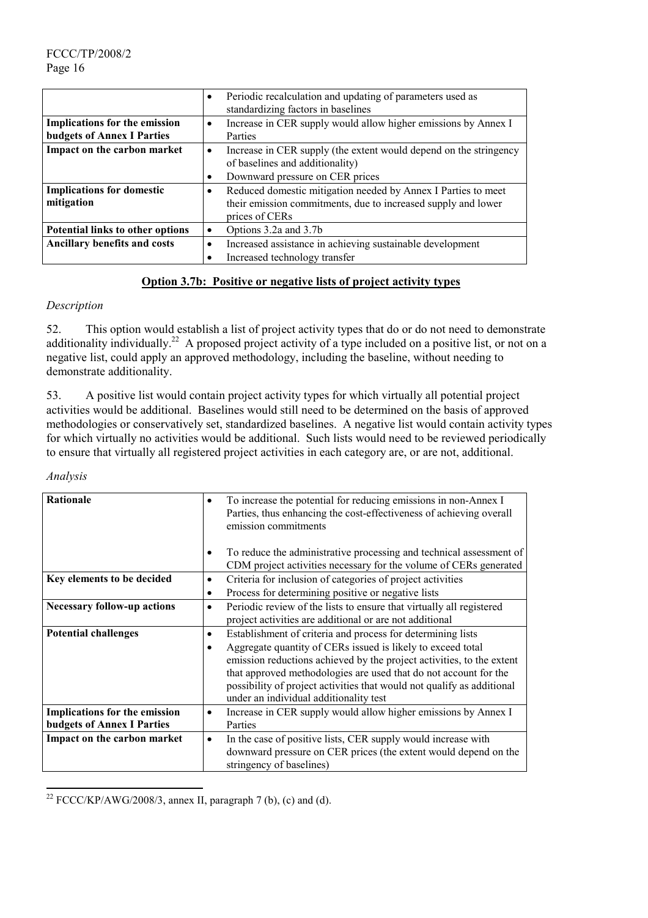| | |
|---|---|
| | • Periodic recalculation and updating of parameters used as standardizing factors in baselines |
| **Implications for the emission budgets of Annex I Parties** | • Increase in CER supply would allow higher emissions by Annex I Parties |
| **Impact on the carbon market** | • Increase in CER supply (the extent would depend on the stringency of baselines and additionality)<br>• Downward pressure on CER prices |
| **Implications for domestic mitigation** | • Reduced domestic mitigation needed by Annex I Parties to meet their emission commitments, due to increased supply and lower prices of CERs |
| **Potential links to other options** | • Options 3.2a and 3.7b |
| **Ancillary benefits and costs** | • Increased assistance in achieving sustainable development<br>• Increased technology transfer |

## Option 3.7b: Positive or negative lists of project activity types

*Description*

52. This option would establish a list of project activity types that do or do not need to demonstrate additionality individually.[22] A proposed project activity of a type included on a positive list, or not on a negative list, could apply an approved methodology, including the baseline, without needing to demonstrate additionality.

53. A positive list would contain project activity types for which virtually all potential project activities would be additional. Baselines would still need to be determined on the basis of approved methodologies or conservatively set, standardized baselines. A negative list would contain activity types for which virtually no activities would be additional. Such lists would need to be reviewed periodically to ensure that virtually all registered project activities in each category are, or are not, additional.

*Analysis*

| | |
|---|---|
| **Rationale** | • To increase the potential for reducing emissions in non-Annex I Parties, thus enhancing the cost-effectiveness of achieving overall emission commitments<br>• To reduce the administrative processing and technical assessment of CDM project activities necessary for the volume of CERs generated |
| **Key elements to be decided** | • Criteria for inclusion of categories of project activities<br>• Process for determining positive or negative lists |
| **Necessary follow-up actions** | • Periodic review of the lists to ensure that virtually all registered project activities are additional or are not additional |
| **Potential challenges** | • Establishment of criteria and process for determining lists<br>• Aggregate quantity of CERs issued is likely to exceed total emission reductions achieved by the project activities, to the extent that approved methodologies are used that do not account for the possibility of project activities that would not qualify as additional under an individual additionality test |
| **Implications for the emission budgets of Annex I Parties** | • Increase in CER supply would allow higher emissions by Annex I Parties |
| **Impact on the carbon market** | • In the case of positive lists, CER supply would increase with downward pressure on CER prices (the extent would depend on the stringency of baselines) |

[22] FCCC/KP/AWG/2008/3, annex II, paragraph 7 (b), (c) and (d).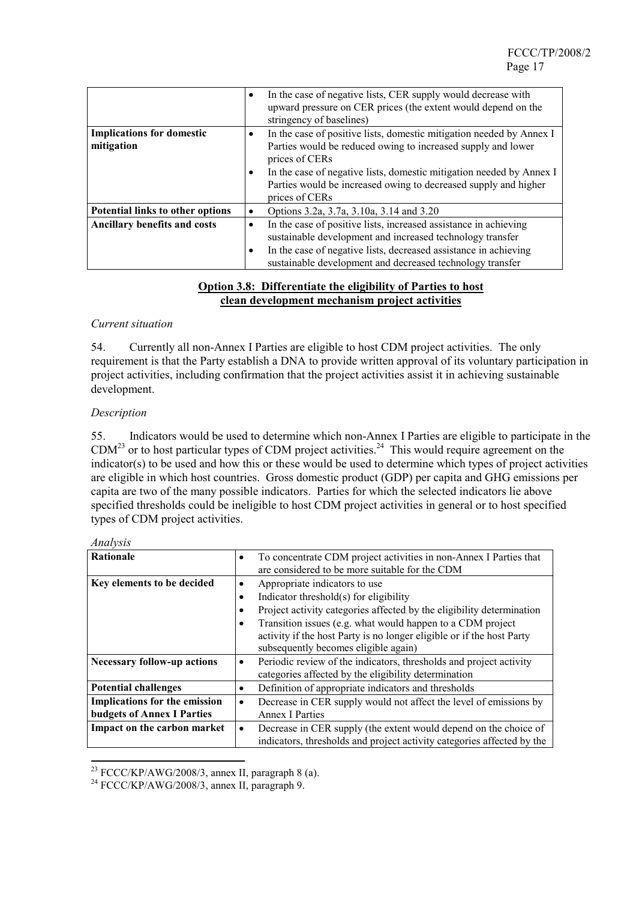| | |
|---|---|
| | • In the case of negative lists, CER supply would decrease with upward pressure on CER prices (the extent would depend on the stringency of baselines) |
| **Implications for domestic mitigation** | • In the case of positive lists, domestic mitigation needed by Annex I Parties would be reduced owing to increased supply and lower prices of CERs<br>• In the case of negative lists, domestic mitigation needed by Annex I Parties would be increased owing to decreased supply and higher prices of CERs |
| **Potential links to other options** | • Options 3.2a, 3.7a, 3.10a, 3.14 and 3.20 |
| **Ancillary benefits and costs** | • In the case of positive lists, increased assistance in achieving sustainable development and increased technology transfer<br>• In the case of negative lists, decreased assistance in achieving sustainable development and decreased technology transfer |

## Option 3.8: Differentiate the eligibility of Parties to host clean development mechanism project activities

*Current situation*

54. Currently all non-Annex I Parties are eligible to host CDM project activities. The only requirement is that the Party establish a DNA to provide written approval of its voluntary participation in project activities, including confirmation that the project activities assist it in achieving sustainable development.

*Description*

55. Indicators would be used to determine which non-Annex I Parties are eligible to participate in the CDM[23] or to host particular types of CDM project activities.[24] This would require agreement on the indicator(s) to be used and how this or these would be used to determine which types of project activities are eligible in which host countries. Gross domestic product (GDP) per capita and GHG emissions per capita are two of the many possible indicators. Parties for which the selected indicators lie above specified thresholds could be ineligible to host CDM project activities in general or to host specified types of CDM project activities.

*Analysis*

| | |
|---|---|
| **Rationale** | • To concentrate CDM project activities in non-Annex I Parties that are considered to be more suitable for the CDM |
| **Key elements to be decided** | • Appropriate indicators to use<br>• Indicator threshold(s) for eligibility<br>• Project activity categories affected by the eligibility determination<br>• Transition issues (e.g. what would happen to a CDM project activity if the host Party is no longer eligible or if the host Party subsequently becomes eligible again) |
| **Necessary follow-up actions** | • Periodic review of the indicators, thresholds and project activity categories affected by the eligibility determination |
| **Potential challenges** | • Definition of appropriate indicators and thresholds |
| **Implications for the emission budgets of Annex I Parties** | • Decrease in CER supply would not affect the level of emissions by Annex I Parties |
| **Impact on the carbon market** | • Decrease in CER supply (the extent would depend on the choice of indicators, thresholds and project activity categories affected by the |

[23] FCCC/KP/AWG/2008/3, annex II, paragraph 8 (a).

[24] FCCC/KP/AWG/2008/3, annex II, paragraph 9.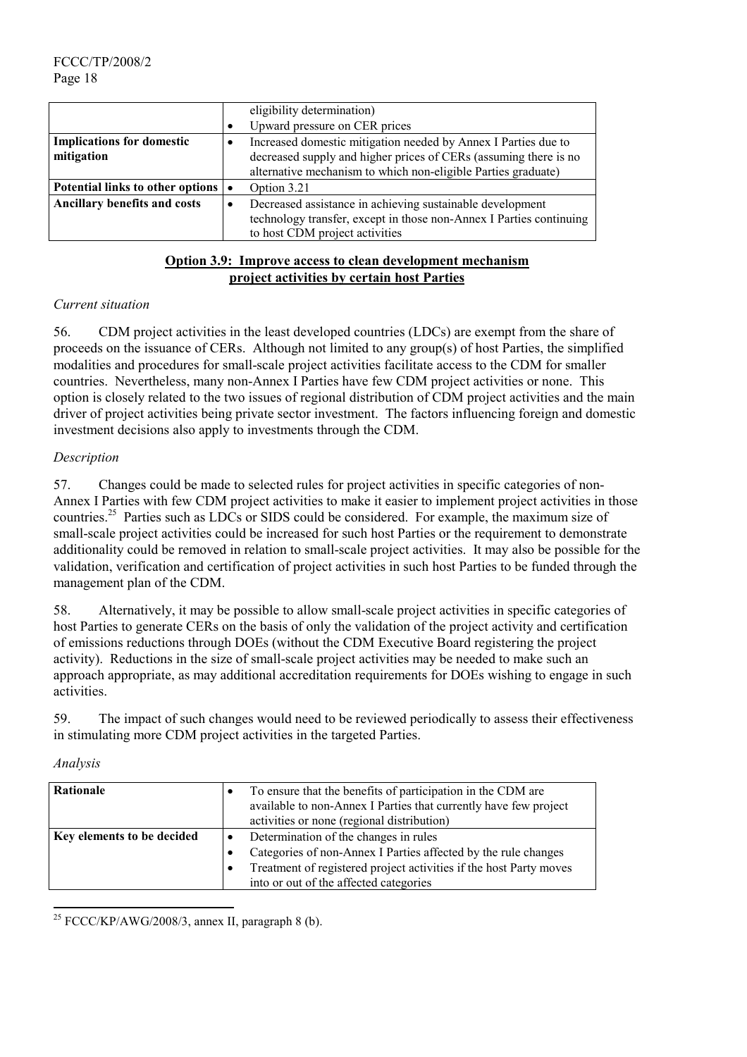| | |
|---|---|
| | eligibility determination)<br>• Upward pressure on CER prices |
| **Implications for domestic mitigation** | • Increased domestic mitigation needed by Annex I Parties due to decreased supply and higher prices of CERs (assuming there is no alternative mechanism to which non-eligible Parties graduate) |
| **Potential links to other options** | • Option 3.21 |
| **Ancillary benefits and costs** | • Decreased assistance in achieving sustainable development technology transfer, except in those non-Annex I Parties continuing to host CDM project activities |

## Option 3.9: Improve access to clean development mechanism project activities by certain host Parties

*Current situation*

56. CDM project activities in the least developed countries (LDCs) are exempt from the share of proceeds on the issuance of CERs. Although not limited to any group(s) of host Parties, the simplified modalities and procedures for small-scale project activities facilitate access to the CDM for smaller countries. Nevertheless, many non-Annex I Parties have few CDM project activities or none. This option is closely related to the two issues of regional distribution of CDM project activities and the main driver of project activities being private sector investment. The factors influencing foreign and domestic investment decisions also apply to investments through the CDM.

*Description*

57. Changes could be made to selected rules for project activities in specific categories of non-Annex I Parties with few CDM project activities to make it easier to implement project activities in those countries.[25] Parties such as LDCs or SIDS could be considered. For example, the maximum size of small-scale project activities could be increased for such host Parties or the requirement to demonstrate additionality could be removed in relation to small-scale project activities. It may also be possible for the validation, verification and certification of project activities in such host Parties to be funded through the management plan of the CDM.

58. Alternatively, it may be possible to allow small-scale project activities in specific categories of host Parties to generate CERs on the basis of only the validation of the project activity and certification of emissions reductions through DOEs (without the CDM Executive Board registering the project activity). Reductions in the size of small-scale project activities may be needed to make such an approach appropriate, as may additional accreditation requirements for DOEs wishing to engage in such activities.

59. The impact of such changes would need to be reviewed periodically to assess their effectiveness in stimulating more CDM project activities in the targeted Parties.

*Analysis*

| | |
|---|---|
| **Rationale** | • To ensure that the benefits of participation in the CDM are available to non-Annex I Parties that currently have few project activities or none (regional distribution) |
| **Key elements to be decided** | • Determination of the changes in rules<br>• Categories of non-Annex I Parties affected by the rule changes<br>• Treatment of registered project activities if the host Party moves into or out of the affected categories |

[25] FCCC/KP/AWG/2008/3, annex II, paragraph 8 (b).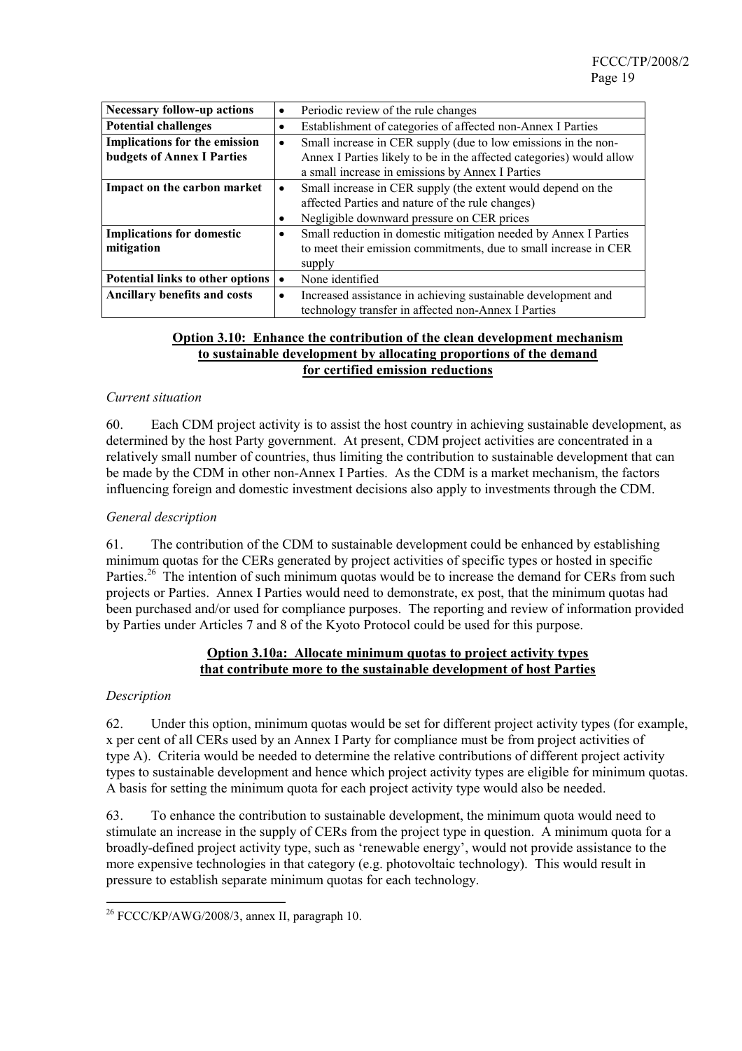| Necessary follow-up actions | • Periodic review of the rule changes |
|---|---|
| **Potential challenges** | • Establishment of categories of affected non-Annex I Parties |
| **Implications for the emission budgets of Annex I Parties** | • Small increase in CER supply (due to low emissions in the non-Annex I Parties likely to be in the affected categories) would allow a small increase in emissions by Annex I Parties |
| **Impact on the carbon market** | • Small increase in CER supply (the extent would depend on the affected Parties and nature of the rule changes)<br>• Negligible downward pressure on CER prices |
| **Implications for domestic mitigation** | • Small reduction in domestic mitigation needed by Annex I Parties to meet their emission commitments, due to small increase in CER supply |
| **Potential links to other options** | • None identified |
| **Ancillary benefits and costs** | • Increased assistance in achieving sustainable development and technology transfer in affected non-Annex I Parties |

## Option 3.10: Enhance the contribution of the clean development mechanism to sustainable development by allocating proportions of the demand for certified emission reductions

*Current situation*

60. Each CDM project activity is to assist the host country in achieving sustainable development, as determined by the host Party government. At present, CDM project activities are concentrated in a relatively small number of countries, thus limiting the contribution to sustainable development that can be made by the CDM in other non-Annex I Parties. As the CDM is a market mechanism, the factors influencing foreign and domestic investment decisions also apply to investments through the CDM.

*General description*

61. The contribution of the CDM to sustainable development could be enhanced by establishing minimum quotas for the CERs generated by project activities of specific types or hosted in specific Parties.[26] The intention of such minimum quotas would be to increase the demand for CERs from such projects or Parties. Annex I Parties would need to demonstrate, ex post, that the minimum quotas had been purchased and/or used for compliance purposes. The reporting and review of information provided by Parties under Articles 7 and 8 of the Kyoto Protocol could be used for this purpose.

### Option 3.10a: Allocate minimum quotas to project activity types that contribute more to the sustainable development of host Parties

*Description*

62. Under this option, minimum quotas would be set for different project activity types (for example, x per cent of all CERs used by an Annex I Party for compliance must be from project activities of type A). Criteria would be needed to determine the relative contributions of different project activity types to sustainable development and hence which project activity types are eligible for minimum quotas. A basis for setting the minimum quota for each project activity type would also be needed.

63. To enhance the contribution to sustainable development, the minimum quota would need to stimulate an increase in the supply of CERs from the project type in question. A minimum quota for a broadly-defined project activity type, such as 'renewable energy', would not provide assistance to the more expensive technologies in that category (e.g. photovoltaic technology). This would result in pressure to establish separate minimum quotas for each technology.

[26] FCCC/KP/AWG/2008/3, annex II, paragraph 10.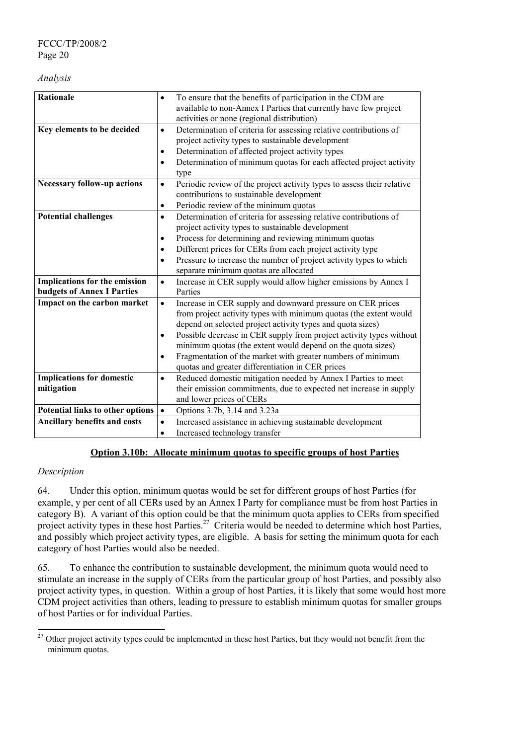*Analysis*

| | |
|---|---|
| **Rationale** | • To ensure that the benefits of participation in the CDM are available to non-Annex I Parties that currently have few project activities or none (regional distribution) |
| **Key elements to be decided** | • Determination of criteria for assessing relative contributions of project activity types to sustainable development<br>• Determination of affected project activity types<br>• Determination of minimum quotas for each affected project activity type |
| **Necessary follow-up actions** | • Periodic review of the project activity types to assess their relative contributions to sustainable development<br>• Periodic review of the minimum quotas |
| **Potential challenges** | • Determination of criteria for assessing relative contributions of project activity types to sustainable development<br>• Process for determining and reviewing minimum quotas<br>• Different prices for CERs from each project activity type<br>• Pressure to increase the number of project activity types to which separate minimum quotas are allocated |
| **Implications for the emission budgets of Annex I Parties** | • Increase in CER supply would allow higher emissions by Annex I Parties |
| **Impact on the carbon market** | • Increase in CER supply and downward pressure on CER prices from project activity types with minimum quotas (the extent would depend on selected project activity types and quota sizes)<br>• Possible decrease in CER supply from project activity types without minimum quotas (the extent would depend on the quota sizes)<br>• Fragmentation of the market with greater numbers of minimum quotas and greater differentiation in CER prices |
| **Implications for domestic mitigation** | • Reduced domestic mitigation needed by Annex I Parties to meet their emission commitments, due to expected net increase in supply and lower prices of CERs |
| **Potential links to other options** | • Options 3.7b, 3.14 and 3.23a |
| **Ancillary benefits and costs** | • Increased assistance in achieving sustainable development<br>• Increased technology transfer |

## Option 3.10b: Allocate minimum quotas to specific groups of host Parties

*Description*

64. Under this option, minimum quotas would be set for different groups of host Parties (for example, y per cent of all CERs used by an Annex I Party for compliance must be from host Parties in category B). A variant of this option could be that the minimum quota applies to CERs from specified project activity types in these host Parties.[27] Criteria would be needed to determine which host Parties, and possibly which project activity types, are eligible. A basis for setting the minimum quota for each category of host Parties would also be needed.

65. To enhance the contribution to sustainable development, the minimum quota would need to stimulate an increase in the supply of CERs from the particular group of host Parties, and possibly also project activity types, in question. Within a group of host Parties, it is likely that some would host more CDM project activities than others, leading to pressure to establish minimum quotas for smaller groups of host Parties or for individual Parties.

[27] Other project activity types could be implemented in these host Parties, but they would not benefit from the minimum quotas.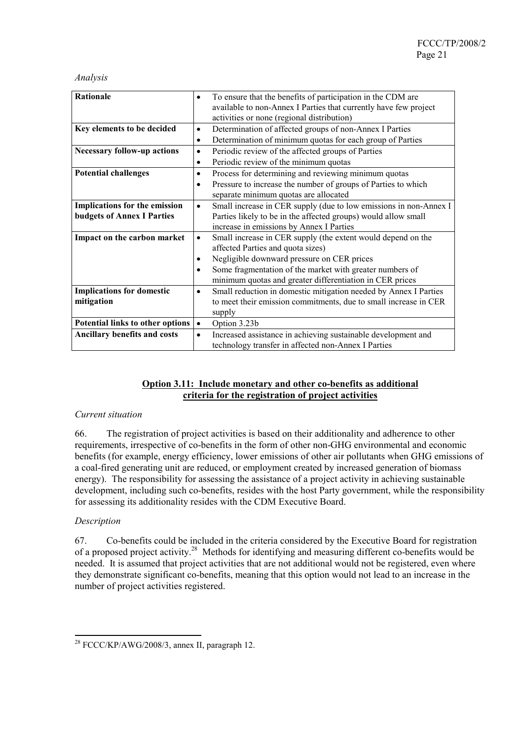*Analysis*

| **Rationale** | • To ensure that the benefits of participation in the CDM are available to non-Annex I Parties that currently have few project activities or none (regional distribution) |
|---|---|
| **Key elements to be decided** | • Determination of affected groups of non-Annex I Parties<br>• Determination of minimum quotas for each group of Parties |
| **Necessary follow-up actions** | • Periodic review of the affected groups of Parties<br>• Periodic review of the minimum quotas |
| **Potential challenges** | • Process for determining and reviewing minimum quotas<br>• Pressure to increase the number of groups of Parties to which separate minimum quotas are allocated |
| **Implications for the emission budgets of Annex I Parties** | • Small increase in CER supply (due to low emissions in non-Annex I Parties likely to be in the affected groups) would allow small increase in emissions by Annex I Parties |
| **Impact on the carbon market** | • Small increase in CER supply (the extent would depend on the affected Parties and quota sizes)<br>• Negligible downward pressure on CER prices<br>• Some fragmentation of the market with greater numbers of minimum quotas and greater differentiation in CER prices |
| **Implications for domestic mitigation** | • Small reduction in domestic mitigation needed by Annex I Parties to meet their emission commitments, due to small increase in CER supply |
| **Potential links to other options** | • Option 3.23b |
| **Ancillary benefits and costs** | • Increased assistance in achieving sustainable development and technology transfer in affected non-Annex I Parties |

## Option 3.11: Include monetary and other co-benefits as additional criteria for the registration of project activities

*Current situation*

66. The registration of project activities is based on their additionality and adherence to other requirements, irrespective of co-benefits in the form of other non-GHG environmental and economic benefits (for example, energy efficiency, lower emissions of other air pollutants when GHG emissions of a coal-fired generating unit are reduced, or employment created by increased generation of biomass energy). The responsibility for assessing the assistance of a project activity in achieving sustainable development, including such co-benefits, resides with the host Party government, while the responsibility for assessing its additionality resides with the CDM Executive Board.

*Description*

67. Co-benefits could be included in the criteria considered by the Executive Board for registration of a proposed project activity.[28] Methods for identifying and measuring different co-benefits would be needed. It is assumed that project activities that are not additional would not be registered, even where they demonstrate significant co-benefits, meaning that this option would not lead to an increase in the number of project activities registered.

[28] FCCC/KP/AWG/2008/3, annex II, paragraph 12.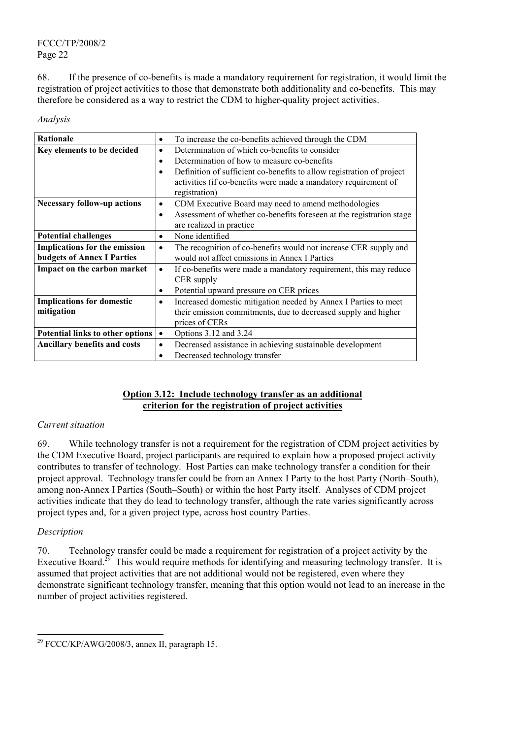68. If the presence of co-benefits is made a mandatory requirement for registration, it would limit the registration of project activities to those that demonstrate both additionality and co-benefits. This may therefore be considered as a way to restrict the CDM to higher-quality project activities.

*Analysis*

| **Rationale** | • To increase the co-benefits achieved through the CDM |
|---|---|
| **Key elements to be decided** | • Determination of which co-benefits to consider<br>• Determination of how to measure co-benefits<br>• Definition of sufficient co-benefits to allow registration of project activities (if co-benefits were made a mandatory requirement of registration) |
| **Necessary follow-up actions** | • CDM Executive Board may need to amend methodologies<br>• Assessment of whether co-benefits foreseen at the registration stage are realized in practice |
| **Potential challenges** | • None identified |
| **Implications for the emission budgets of Annex I Parties** | • The recognition of co-benefits would not increase CER supply and would not affect emissions in Annex I Parties |
| **Impact on the carbon market** | • If co-benefits were made a mandatory requirement, this may reduce CER supply<br>• Potential upward pressure on CER prices |
| **Implications for domestic mitigation** | • Increased domestic mitigation needed by Annex I Parties to meet their emission commitments, due to decreased supply and higher prices of CERs |
| **Potential links to other options** | • Options 3.12 and 3.24 |
| **Ancillary benefits and costs** | • Decreased assistance in achieving sustainable development<br>• Decreased technology transfer |

## Option 3.12: Include technology transfer as an additional criterion for the registration of project activities

*Current situation*

69. While technology transfer is not a requirement for the registration of CDM project activities by the CDM Executive Board, project participants are required to explain how a proposed project activity contributes to transfer of technology. Host Parties can make technology transfer a condition for their project approval. Technology transfer could be from an Annex I Party to the host Party (North–South), among non-Annex I Parties (South–South) or within the host Party itself. Analyses of CDM project activities indicate that they do lead to technology transfer, although the rate varies significantly across project types and, for a given project type, across host country Parties.

*Description*

70. Technology transfer could be made a requirement for registration of a project activity by the Executive Board.[29] This would require methods for identifying and measuring technology transfer. It is assumed that project activities that are not additional would not be registered, even where they demonstrate significant technology transfer, meaning that this option would not lead to an increase in the number of project activities registered.

---

[29] FCCC/KP/AWG/2008/3, annex II, paragraph 15.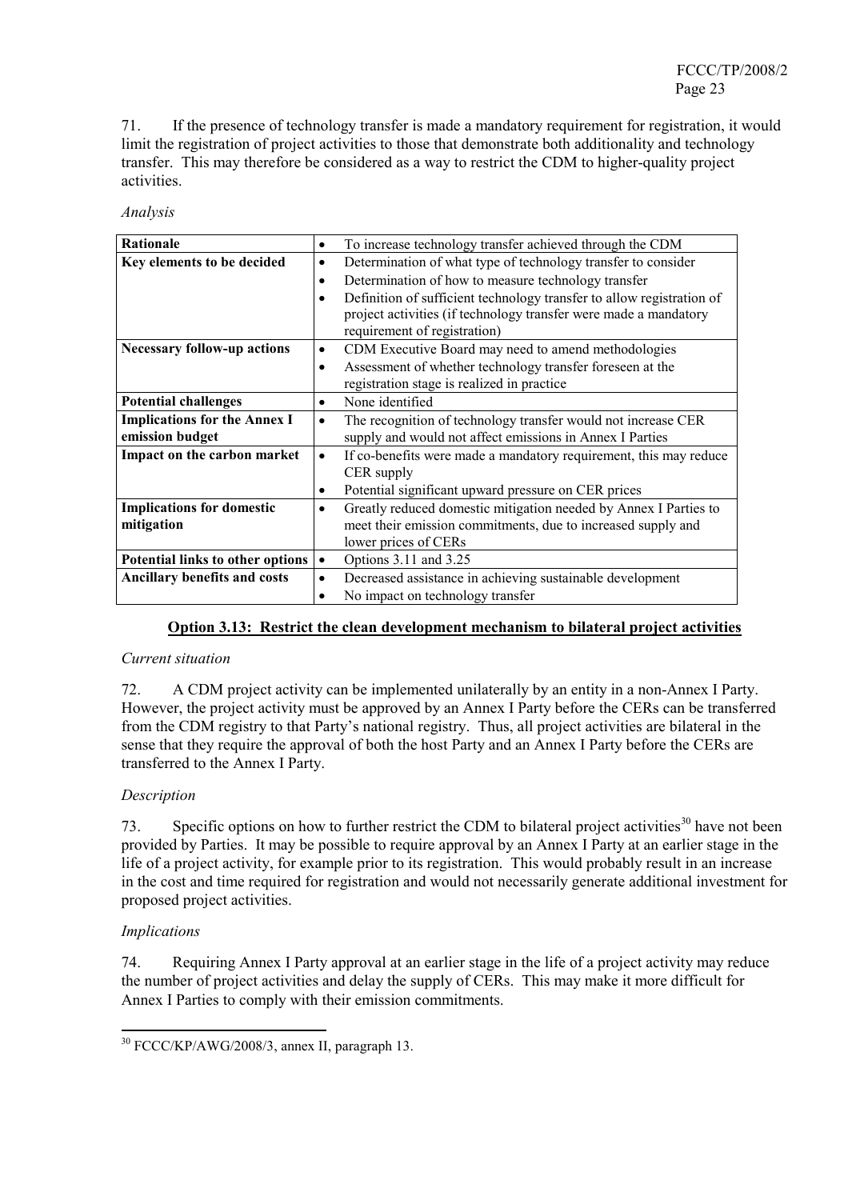71. If the presence of technology transfer is made a mandatory requirement for registration, it would limit the registration of project activities to those that demonstrate both additionality and technology transfer. This may therefore be considered as a way to restrict the CDM to higher-quality project activities.

*Analysis*

| | |
|---|---|
| **Rationale** | • To increase technology transfer achieved through the CDM |
| **Key elements to be decided** | • Determination of what type of technology transfer to consider<br>• Determination of how to measure technology transfer<br>• Definition of sufficient technology transfer to allow registration of project activities (if technology transfer were made a mandatory requirement of registration) |
| **Necessary follow-up actions** | • CDM Executive Board may need to amend methodologies<br>• Assessment of whether technology transfer foreseen at the registration stage is realized in practice |
| **Potential challenges** | • None identified |
| **Implications for the Annex I emission budget** | • The recognition of technology transfer would not increase CER supply and would not affect emissions in Annex I Parties |
| **Impact on the carbon market** | • If co-benefits were made a mandatory requirement, this may reduce CER supply<br>• Potential significant upward pressure on CER prices |
| **Implications for domestic mitigation** | • Greatly reduced domestic mitigation needed by Annex I Parties to meet their emission commitments, due to increased supply and lower prices of CERs |
| **Potential links to other options** | • Options 3.11 and 3.25 |
| **Ancillary benefits and costs** | • Decreased assistance in achieving sustainable development<br>• No impact on technology transfer |

### Option 3.13: Restrict the clean development mechanism to bilateral project activities

*Current situation*

72. A CDM project activity can be implemented unilaterally by an entity in a non-Annex I Party. However, the project activity must be approved by an Annex I Party before the CERs can be transferred from the CDM registry to that Party's national registry. Thus, all project activities are bilateral in the sense that they require the approval of both the host Party and an Annex I Party before the CERs are transferred to the Annex I Party.

*Description*

73. Specific options on how to further restrict the CDM to bilateral project activities[30] have not been provided by Parties. It may be possible to require approval by an Annex I Party at an earlier stage in the life of a project activity, for example prior to its registration. This would probably result in an increase in the cost and time required for registration and would not necessarily generate additional investment for proposed project activities.

*Implications*

74. Requiring Annex I Party approval at an earlier stage in the life of a project activity may reduce the number of project activities and delay the supply of CERs. This may make it more difficult for Annex I Parties to comply with their emission commitments.

---

[30] FCCC/KP/AWG/2008/3, annex II, paragraph 13.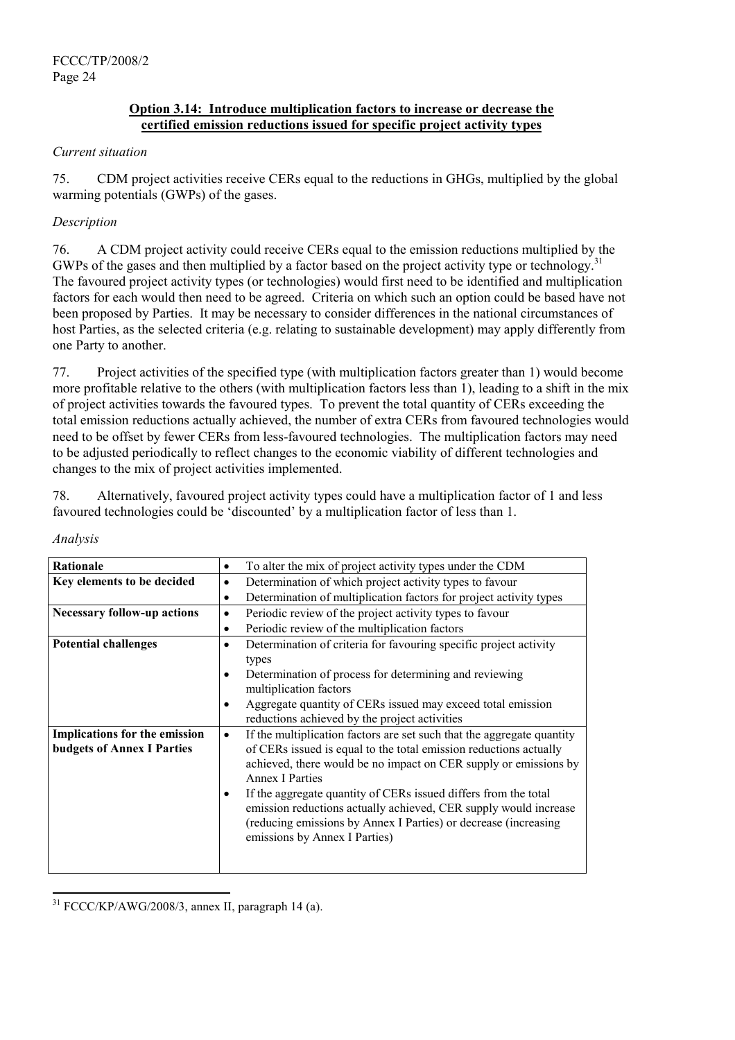### Option 3.14: Introduce multiplication factors to increase or decrease the certified emission reductions issued for specific project activity types

*Current situation*

75. CDM project activities receive CERs equal to the reductions in GHGs, multiplied by the global warming potentials (GWPs) of the gases.

*Description*

76. A CDM project activity could receive CERs equal to the emission reductions multiplied by the GWPs of the gases and then multiplied by a factor based on the project activity type or technology.[31] The favoured project activity types (or technologies) would first need to be identified and multiplication factors for each would then need to be agreed. Criteria on which such an option could be based have not been proposed by Parties. It may be necessary to consider differences in the national circumstances of host Parties, as the selected criteria (e.g. relating to sustainable development) may apply differently from one Party to another.

77. Project activities of the specified type (with multiplication factors greater than 1) would become more profitable relative to the others (with multiplication factors less than 1), leading to a shift in the mix of project activities towards the favoured types. To prevent the total quantity of CERs exceeding the total emission reductions actually achieved, the number of extra CERs from favoured technologies would need to be offset by fewer CERs from less-favoured technologies. The multiplication factors may need to be adjusted periodically to reflect changes to the economic viability of different technologies and changes to the mix of project activities implemented.

78. Alternatively, favoured project activity types could have a multiplication factor of 1 and less favoured technologies could be 'discounted' by a multiplication factor of less than 1.

*Analysis*

| | |
|---|---|
| **Rationale** | • To alter the mix of project activity types under the CDM |
| **Key elements to be decided** | • Determination of which project activity types to favour<br>• Determination of multiplication factors for project activity types |
| **Necessary follow-up actions** | • Periodic review of the project activity types to favour<br>• Periodic review of the multiplication factors |
| **Potential challenges** | • Determination of criteria for favouring specific project activity types<br>• Determination of process for determining and reviewing multiplication factors<br>• Aggregate quantity of CERs issued may exceed total emission reductions achieved by the project activities |
| **Implications for the emission budgets of Annex I Parties** | • If the multiplication factors are set such that the aggregate quantity of CERs issued is equal to the total emission reductions actually achieved, there would be no impact on CER supply or emissions by Annex I Parties<br>• If the aggregate quantity of CERs issued differs from the total emission reductions actually achieved, CER supply would increase (reducing emissions by Annex I Parties) or decrease (increasing emissions by Annex I Parties) |

[31] FCCC/KP/AWG/2008/3, annex II, paragraph 14 (a).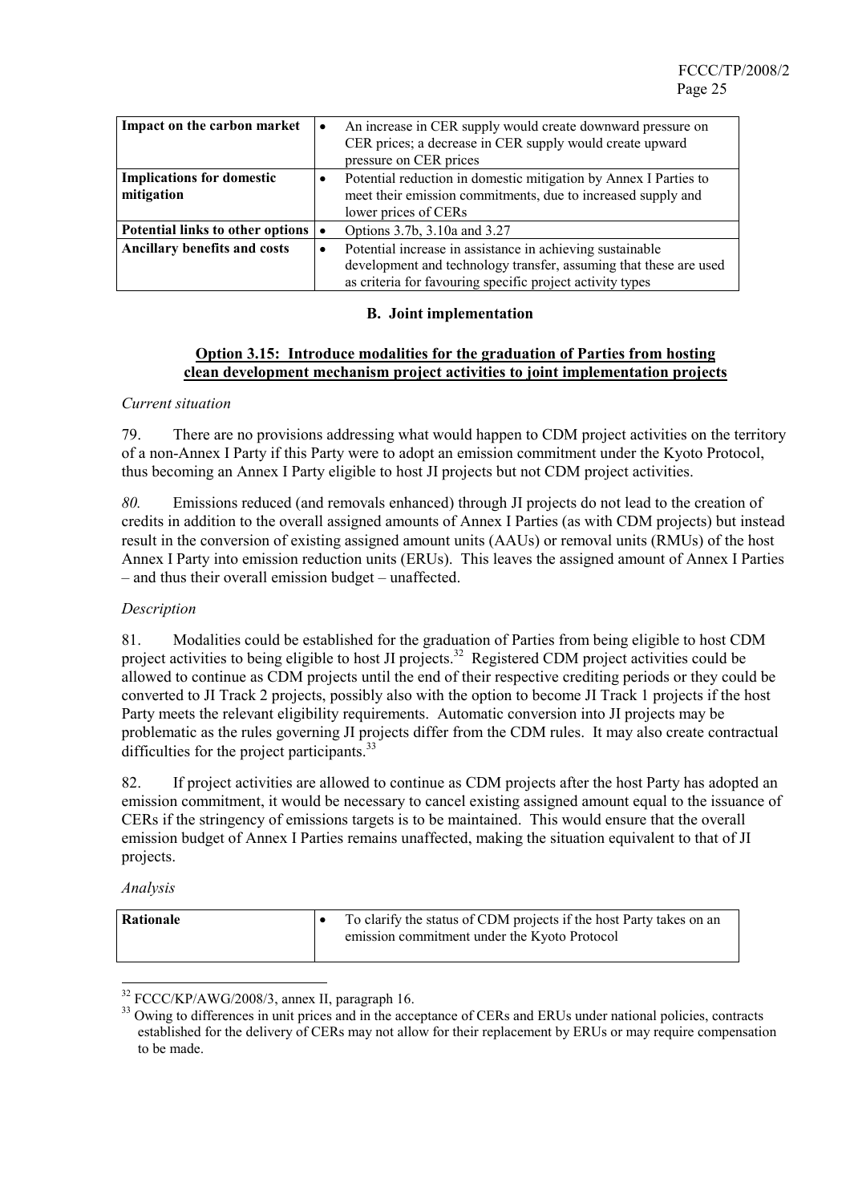| Impact on the carbon market | • An increase in CER supply would create downward pressure on CER prices; a decrease in CER supply would create upward pressure on CER prices |
|---|---|
| **Implications for domestic mitigation** | • Potential reduction in domestic mitigation by Annex I Parties to meet their emission commitments, due to increased supply and lower prices of CERs |
| **Potential links to other options** | • Options 3.7b, 3.10a and 3.27 |
| **Ancillary benefits and costs** | • Potential increase in assistance in achieving sustainable development and technology transfer, assuming that these are used as criteria for favouring specific project activity types |

## B. Joint implementation

### Option 3.15: Introduce modalities for the graduation of Parties from hosting clean development mechanism project activities to joint implementation projects

*Current situation*

79. There are no provisions addressing what would happen to CDM project activities on the territory of a non-Annex I Party if this Party were to adopt an emission commitment under the Kyoto Protocol, thus becoming an Annex I Party eligible to host JI projects but not CDM project activities.

*80.* Emissions reduced (and removals enhanced) through JI projects do not lead to the creation of credits in addition to the overall assigned amounts of Annex I Parties (as with CDM projects) but instead result in the conversion of existing assigned amount units (AAUs) or removal units (RMUs) of the host Annex I Party into emission reduction units (ERUs). This leaves the assigned amount of Annex I Parties – and thus their overall emission budget – unaffected.

*Description*

81. Modalities could be established for the graduation of Parties from being eligible to host CDM project activities to being eligible to host JI projects.[32] Registered CDM project activities could be allowed to continue as CDM projects until the end of their respective crediting periods or they could be converted to JI Track 2 projects, possibly also with the option to become JI Track 1 projects if the host Party meets the relevant eligibility requirements. Automatic conversion into JI projects may be problematic as the rules governing JI projects differ from the CDM rules. It may also create contractual difficulties for the project participants.[33]

82. If project activities are allowed to continue as CDM projects after the host Party has adopted an emission commitment, it would be necessary to cancel existing assigned amount equal to the issuance of CERs if the stringency of emissions targets is to be maintained. This would ensure that the overall emission budget of Annex I Parties remains unaffected, making the situation equivalent to that of JI projects.

*Analysis*

| **Rationale** | • To clarify the status of CDM projects if the host Party takes on an emission commitment under the Kyoto Protocol |
|---|---|

[32] FCCC/KP/AWG/2008/3, annex II, paragraph 16.

[33] Owing to differences in unit prices and in the acceptance of CERs and ERUs under national policies, contracts established for the delivery of CERs may not allow for their replacement by ERUs or may require compensation to be made.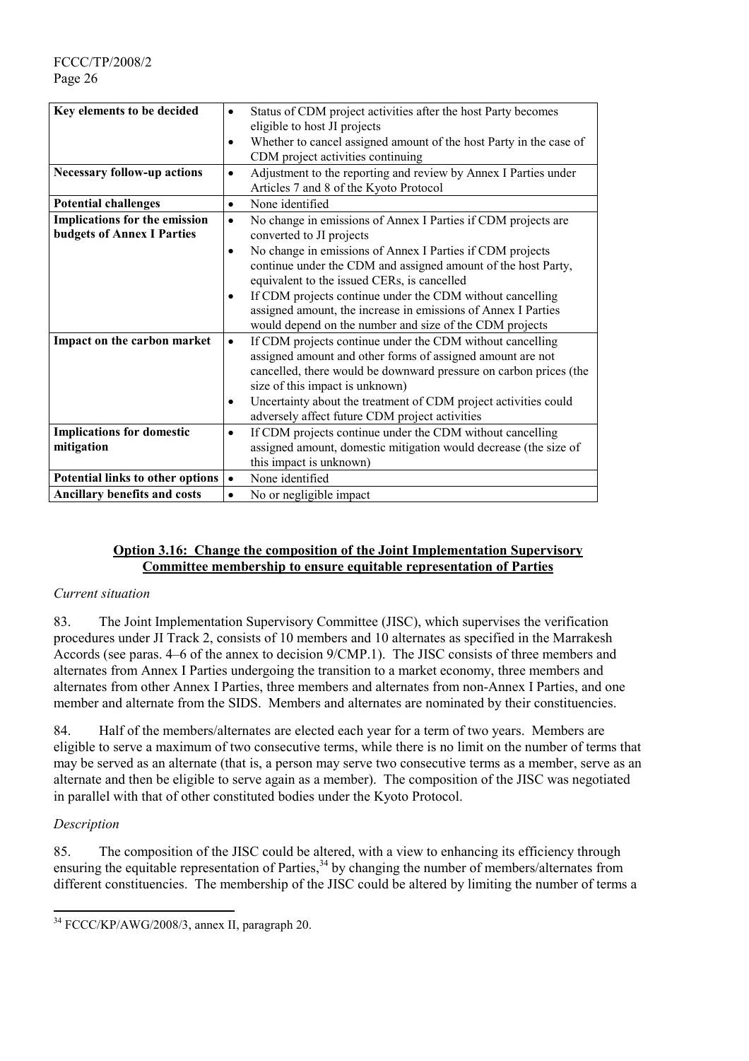| Key elements to be decided | • Status of CDM project activities after the host Party becomes eligible to host JI projects<br>• Whether to cancel assigned amount of the host Party in the case of CDM project activities continuing |
|---|---|
| **Necessary follow-up actions** | • Adjustment to the reporting and review by Annex I Parties under Articles 7 and 8 of the Kyoto Protocol |
| **Potential challenges** | • None identified |
| **Implications for the emission budgets of Annex I Parties** | • No change in emissions of Annex I Parties if CDM projects are converted to JI projects<br>• No change in emissions of Annex I Parties if CDM projects continue under the CDM and assigned amount of the host Party, equivalent to the issued CERs, is cancelled<br>• If CDM projects continue under the CDM without cancelling assigned amount, the increase in emissions of Annex I Parties would depend on the number and size of the CDM projects |
| **Impact on the carbon market** | • If CDM projects continue under the CDM without cancelling assigned amount and other forms of assigned amount are not cancelled, there would be downward pressure on carbon prices (the size of this impact is unknown)<br>• Uncertainty about the treatment of CDM project activities could adversely affect future CDM project activities |
| **Implications for domestic mitigation** | • If CDM projects continue under the CDM without cancelling assigned amount, domestic mitigation would decrease (the size of this impact is unknown) |
| **Potential links to other options** | • None identified |
| **Ancillary benefits and costs** | • No or negligible impact |

**Option 3.16: Change the composition of the Joint Implementation Supervisory Committee membership to ensure equitable representation of Parties**

*Current situation*

83. The Joint Implementation Supervisory Committee (JISC), which supervises the verification procedures under JI Track 2, consists of 10 members and 10 alternates as specified in the Marrakesh Accords (see paras. 4–6 of the annex to decision 9/CMP.1). The JISC consists of three members and alternates from Annex I Parties undergoing the transition to a market economy, three members and alternates from other Annex I Parties, three members and alternates from non-Annex I Parties, and one member and alternate from the SIDS. Members and alternates are nominated by their constituencies.

84. Half of the members/alternates are elected each year for a term of two years. Members are eligible to serve a maximum of two consecutive terms, while there is no limit on the number of terms that may be served as an alternate (that is, a person may serve two consecutive terms as a member, serve as an alternate and then be eligible to serve again as a member). The composition of the JISC was negotiated in parallel with that of other constituted bodies under the Kyoto Protocol.

*Description*

85. The composition of the JISC could be altered, with a view to enhancing its efficiency through ensuring the equitable representation of Parties,[34] by changing the number of members/alternates from different constituencies. The membership of the JISC could be altered by limiting the number of terms a

[34] FCCC/KP/AWG/2008/3, annex II, paragraph 20.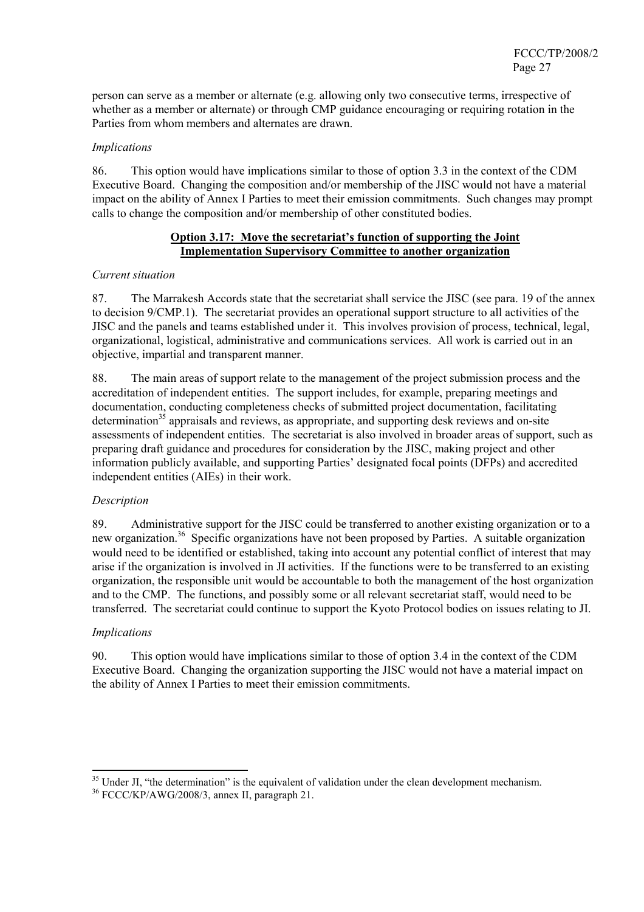person can serve as a member or alternate (e.g. allowing only two consecutive terms, irrespective of whether as a member or alternate) or through CMP guidance encouraging or requiring rotation in the Parties from whom members and alternates are drawn.

*Implications*

86. This option would have implications similar to those of option 3.3 in the context of the CDM Executive Board. Changing the composition and/or membership of the JISC would not have a material impact on the ability of Annex I Parties to meet their emission commitments. Such changes may prompt calls to change the composition and/or membership of other constituted bodies.

**Option 3.17: Move the secretariat's function of supporting the Joint Implementation Supervisory Committee to another organization**

*Current situation*

87. The Marrakesh Accords state that the secretariat shall service the JISC (see para. 19 of the annex to decision 9/CMP.1). The secretariat provides an operational support structure to all activities of the JISC and the panels and teams established under it. This involves provision of process, technical, legal, organizational, logistical, administrative and communications services. All work is carried out in an objective, impartial and transparent manner.

88. The main areas of support relate to the management of the project submission process and the accreditation of independent entities. The support includes, for example, preparing meetings and documentation, conducting completeness checks of submitted project documentation, facilitating determination[35] appraisals and reviews, as appropriate, and supporting desk reviews and on-site assessments of independent entities. The secretariat is also involved in broader areas of support, such as preparing draft guidance and procedures for consideration by the JISC, making project and other information publicly available, and supporting Parties' designated focal points (DFPs) and accredited independent entities (AIEs) in their work.

*Description*

89. Administrative support for the JISC could be transferred to another existing organization or to a new organization.[36] Specific organizations have not been proposed by Parties. A suitable organization would need to be identified or established, taking into account any potential conflict of interest that may arise if the organization is involved in JI activities. If the functions were to be transferred to an existing organization, the responsible unit would be accountable to both the management of the host organization and to the CMP. The functions, and possibly some or all relevant secretariat staff, would need to be transferred. The secretariat could continue to support the Kyoto Protocol bodies on issues relating to JI.

*Implications*

90. This option would have implications similar to those of option 3.4 in the context of the CDM Executive Board. Changing the organization supporting the JISC would not have a material impact on the ability of Annex I Parties to meet their emission commitments.

---

[35] Under JI, "the determination" is the equivalent of validation under the clean development mechanism.

[36] FCCC/KP/AWG/2008/3, annex II, paragraph 21.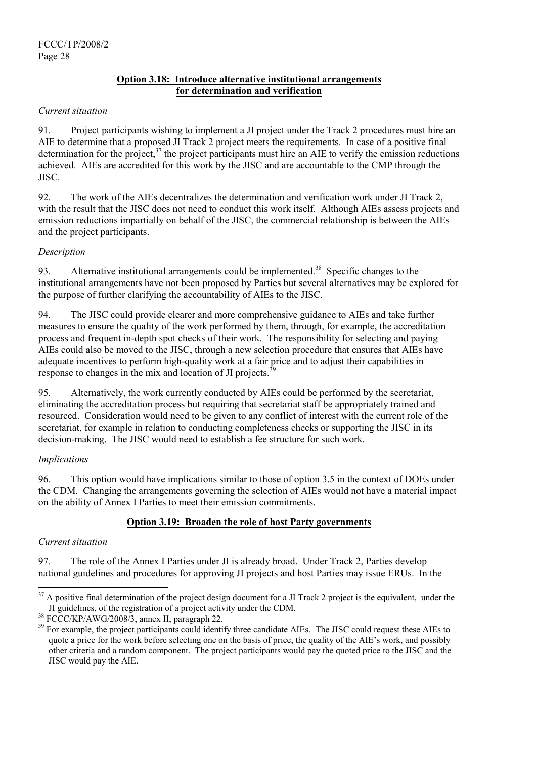**Option 3.18: Introduce alternative institutional arrangements for determination and verification**

*Current situation*

91. Project participants wishing to implement a JI project under the Track 2 procedures must hire an AIE to determine that a proposed JI Track 2 project meets the requirements. In case of a positive final determination for the project,[37] the project participants must hire an AIE to verify the emission reductions achieved. AIEs are accredited for this work by the JISC and are accountable to the CMP through the JISC.

92. The work of the AIEs decentralizes the determination and verification work under JI Track 2, with the result that the JISC does not need to conduct this work itself. Although AIEs assess projects and emission reductions impartially on behalf of the JISC, the commercial relationship is between the AIEs and the project participants.

*Description*

93. Alternative institutional arrangements could be implemented.[38] Specific changes to the institutional arrangements have not been proposed by Parties but several alternatives may be explored for the purpose of further clarifying the accountability of AIEs to the JISC.

94. The JISC could provide clearer and more comprehensive guidance to AIEs and take further measures to ensure the quality of the work performed by them, through, for example, the accreditation process and frequent in-depth spot checks of their work. The responsibility for selecting and paying AIEs could also be moved to the JISC, through a new selection procedure that ensures that AIEs have adequate incentives to perform high-quality work at a fair price and to adjust their capabilities in response to changes in the mix and location of JI projects.[39]

95. Alternatively, the work currently conducted by AIEs could be performed by the secretariat, eliminating the accreditation process but requiring that secretariat staff be appropriately trained and resourced. Consideration would need to be given to any conflict of interest with the current role of the secretariat, for example in relation to conducting completeness checks or supporting the JISC in its decision-making. The JISC would need to establish a fee structure for such work.

*Implications*

96. This option would have implications similar to those of option 3.5 in the context of DOEs under the CDM. Changing the arrangements governing the selection of AIEs would not have a material impact on the ability of Annex I Parties to meet their emission commitments.

**Option 3.19: Broaden the role of host Party governments**

*Current situation*

97. The role of the Annex I Parties under JI is already broad. Under Track 2, Parties develop national guidelines and procedures for approving JI projects and host Parties may issue ERUs. In the

---

[37] A positive final determination of the project design document for a JI Track 2 project is the equivalent, under the JI guidelines, of the registration of a project activity under the CDM.

[38] FCCC/KP/AWG/2008/3, annex II, paragraph 22.

[39] For example, the project participants could identify three candidate AIEs. The JISC could request these AIEs to quote a price for the work before selecting one on the basis of price, the quality of the AIE's work, and possibly other criteria and a random component. The project participants would pay the quoted price to the JISC and the JISC would pay the AIE.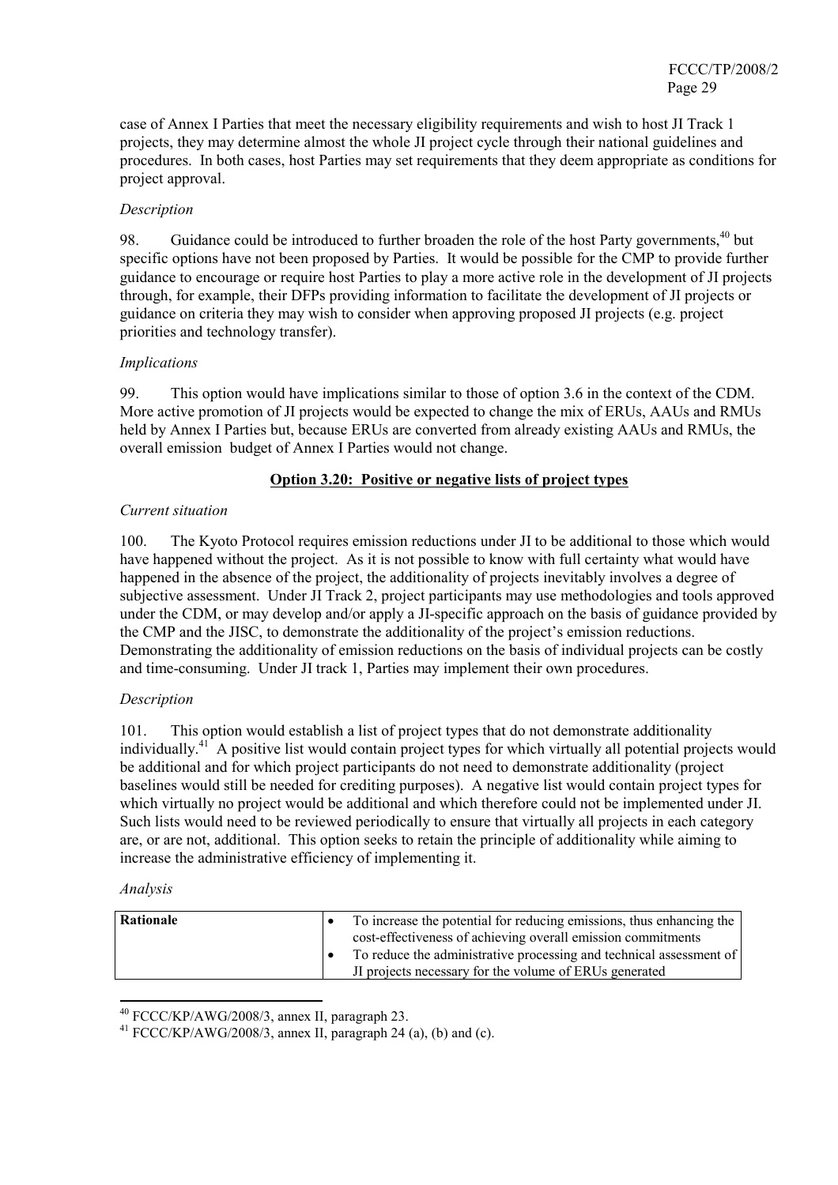case of Annex I Parties that meet the necessary eligibility requirements and wish to host JI Track 1 projects, they may determine almost the whole JI project cycle through their national guidelines and procedures. In both cases, host Parties may set requirements that they deem appropriate as conditions for project approval.

*Description*

98. Guidance could be introduced to further broaden the role of the host Party governments,[40] but specific options have not been proposed by Parties. It would be possible for the CMP to provide further guidance to encourage or require host Parties to play a more active role in the development of JI projects through, for example, their DFPs providing information to facilitate the development of JI projects or guidance on criteria they may wish to consider when approving proposed JI projects (e.g. project priorities and technology transfer).

*Implications*

99. This option would have implications similar to those of option 3.6 in the context of the CDM. More active promotion of JI projects would be expected to change the mix of ERUs, AAUs and RMUs held by Annex I Parties but, because ERUs are converted from already existing AAUs and RMUs, the overall emission budget of Annex I Parties would not change.

**Option 3.20: Positive or negative lists of project types**

*Current situation*

100. The Kyoto Protocol requires emission reductions under JI to be additional to those which would have happened without the project. As it is not possible to know with full certainty what would have happened in the absence of the project, the additionality of projects inevitably involves a degree of subjective assessment. Under JI Track 2, project participants may use methodologies and tools approved under the CDM, or may develop and/or apply a JI-specific approach on the basis of guidance provided by the CMP and the JISC, to demonstrate the additionality of the project's emission reductions. Demonstrating the additionality of emission reductions on the basis of individual projects can be costly and time-consuming. Under JI track 1, Parties may implement their own procedures.

*Description*

101. This option would establish a list of project types that do not demonstrate additionality individually.[41] A positive list would contain project types for which virtually all potential projects would be additional and for which project participants do not need to demonstrate additionality (project baselines would still be needed for crediting purposes). A negative list would contain project types for which virtually no project would be additional and which therefore could not be implemented under JI. Such lists would need to be reviewed periodically to ensure that virtually all projects in each category are, or are not, additional. This option seeks to retain the principle of additionality while aiming to increase the administrative efficiency of implementing it.

*Analysis*

| **Rationale** | • To increase the potential for reducing emissions, thus enhancing the cost-effectiveness of achieving overall emission commitments<br>• To reduce the administrative processing and technical assessment of JI projects necessary for the volume of ERUs generated |
|---|---|

[40] FCCC/KP/AWG/2008/3, annex II, paragraph 23.

[41] FCCC/KP/AWG/2008/3, annex II, paragraph 24 (a), (b) and (c).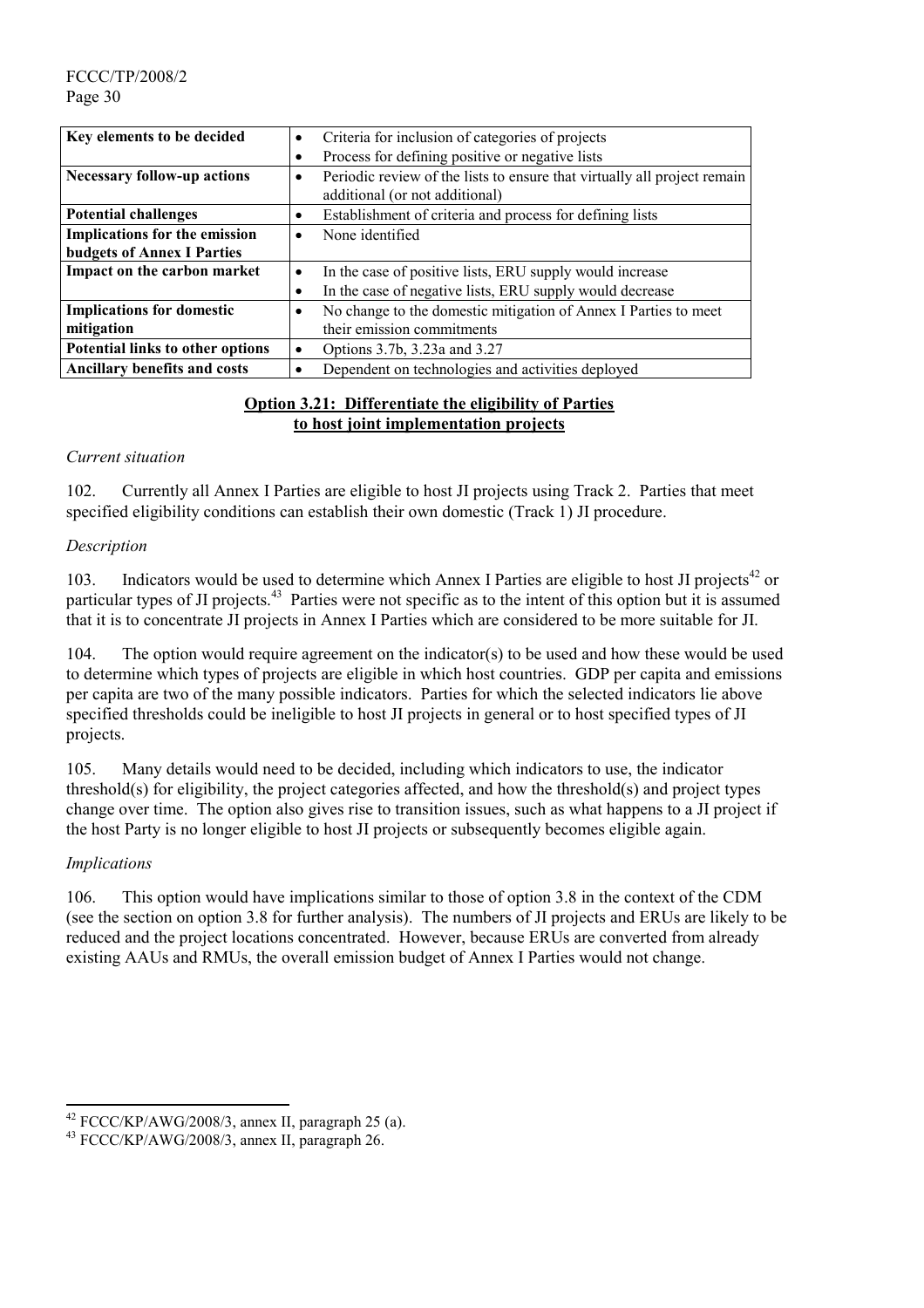| Key elements to be decided | • Criteria for inclusion of categories of projects<br>• Process for defining positive or negative lists |
|---|---|
| Necessary follow-up actions | • Periodic review of the lists to ensure that virtually all project remain additional (or not additional) |
| Potential challenges | • Establishment of criteria and process for defining lists |
| Implications for the emission budgets of Annex I Parties | • None identified |
| Impact on the carbon market | • In the case of positive lists, ERU supply would increase<br>• In the case of negative lists, ERU supply would decrease |
| Implications for domestic mitigation | • No change to the domestic mitigation of Annex I Parties to meet their emission commitments |
| Potential links to other options | • Options 3.7b, 3.23a and 3.27 |
| Ancillary benefits and costs | • Dependent on technologies and activities deployed |

### Option 3.21: Differentiate the eligibility of Parties to host joint implementation projects

*Current situation*

102. Currently all Annex I Parties are eligible to host JI projects using Track 2. Parties that meet specified eligibility conditions can establish their own domestic (Track 1) JI procedure.

*Description*

103. Indicators would be used to determine which Annex I Parties are eligible to host JI projects[42] or particular types of JI projects.[43] Parties were not specific as to the intent of this option but it is assumed that it is to concentrate JI projects in Annex I Parties which are considered to be more suitable for JI.

104. The option would require agreement on the indicator(s) to be used and how these would be used to determine which types of projects are eligible in which host countries. GDP per capita and emissions per capita are two of the many possible indicators. Parties for which the selected indicators lie above specified thresholds could be ineligible to host JI projects in general or to host specified types of JI projects.

105. Many details would need to be decided, including which indicators to use, the indicator threshold(s) for eligibility, the project categories affected, and how the threshold(s) and project types change over time. The option also gives rise to transition issues, such as what happens to a JI project if the host Party is no longer eligible to host JI projects or subsequently becomes eligible again.

*Implications*

106. This option would have implications similar to those of option 3.8 in the context of the CDM (see the section on option 3.8 for further analysis). The numbers of JI projects and ERUs are likely to be reduced and the project locations concentrated. However, because ERUs are converted from already existing AAUs and RMUs, the overall emission budget of Annex I Parties would not change.

---

[42] FCCC/KP/AWG/2008/3, annex II, paragraph 25 (a).

[43] FCCC/KP/AWG/2008/3, annex II, paragraph 26.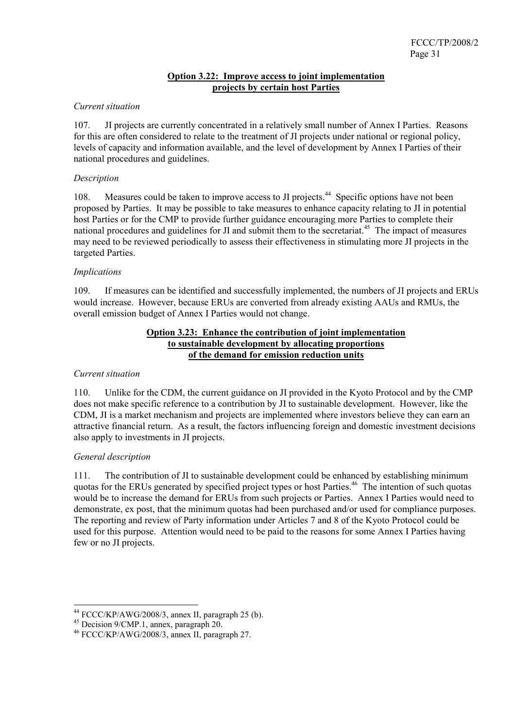**Option 3.22: Improve access to joint implementation projects by certain host Parties**

*Current situation*

107. JI projects are currently concentrated in a relatively small number of Annex I Parties. Reasons for this are often considered to relate to the treatment of JI projects under national or regional policy, levels of capacity and information available, and the level of development by Annex I Parties of their national procedures and guidelines.

*Description*

108. Measures could be taken to improve access to JI projects.[44] Specific options have not been proposed by Parties. It may be possible to take measures to enhance capacity relating to JI in potential host Parties or for the CMP to provide further guidance encouraging more Parties to complete their national procedures and guidelines for JI and submit them to the secretariat.[45] The impact of measures may need to be reviewed periodically to assess their effectiveness in stimulating more JI projects in the targeted Parties.

*Implications*

109. If measures can be identified and successfully implemented, the numbers of JI projects and ERUs would increase. However, because ERUs are converted from already existing AAUs and RMUs, the overall emission budget of Annex I Parties would not change.

**Option 3.23: Enhance the contribution of joint implementation to sustainable development by allocating proportions of the demand for emission reduction units**

*Current situation*

110. Unlike for the CDM, the current guidance on JI provided in the Kyoto Protocol and by the CMP does not make specific reference to a contribution by JI to sustainable development. However, like the CDM, JI is a market mechanism and projects are implemented where investors believe they can earn an attractive financial return. As a result, the factors influencing foreign and domestic investment decisions also apply to investments in JI projects.

*General description*

111. The contribution of JI to sustainable development could be enhanced by establishing minimum quotas for the ERUs generated by specified project types or host Parties.[46] The intention of such quotas would be to increase the demand for ERUs from such projects or Parties. Annex I Parties would need to demonstrate, ex post, that the minimum quotas had been purchased and/or used for compliance purposes. The reporting and review of Party information under Articles 7 and 8 of the Kyoto Protocol could be used for this purpose. Attention would need to be paid to the reasons for some Annex I Parties having few or no JI projects.

---

[44] FCCC/KP/AWG/2008/3, annex II, paragraph 25 (b).

[45] Decision 9/CMP.1, annex, paragraph 20.

[46] FCCC/KP/AWG/2008/3, annex II, paragraph 27.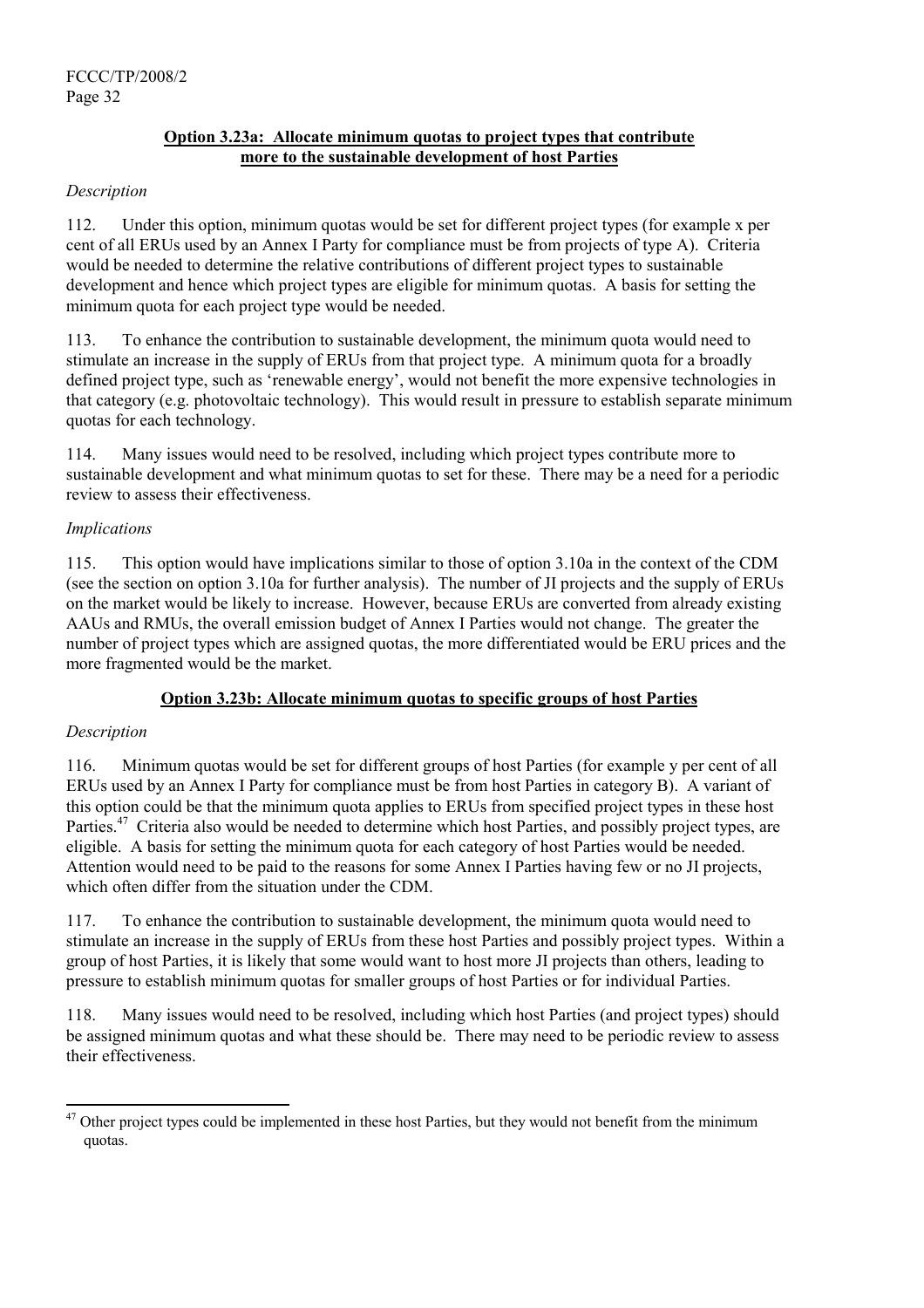**Option 3.23a: Allocate minimum quotas to project types that contribute more to the sustainable development of host Parties**

*Description*

112. Under this option, minimum quotas would be set for different project types (for example x per cent of all ERUs used by an Annex I Party for compliance must be from projects of type A). Criteria would be needed to determine the relative contributions of different project types to sustainable development and hence which project types are eligible for minimum quotas. A basis for setting the minimum quota for each project type would be needed.

113. To enhance the contribution to sustainable development, the minimum quota would need to stimulate an increase in the supply of ERUs from that project type. A minimum quota for a broadly defined project type, such as 'renewable energy', would not benefit the more expensive technologies in that category (e.g. photovoltaic technology). This would result in pressure to establish separate minimum quotas for each technology.

114. Many issues would need to be resolved, including which project types contribute more to sustainable development and what minimum quotas to set for these. There may be a need for a periodic review to assess their effectiveness.

*Implications*

115. This option would have implications similar to those of option 3.10a in the context of the CDM (see the section on option 3.10a for further analysis). The number of JI projects and the supply of ERUs on the market would be likely to increase. However, because ERUs are converted from already existing AAUs and RMUs, the overall emission budget of Annex I Parties would not change. The greater the number of project types which are assigned quotas, the more differentiated would be ERU prices and the more fragmented would be the market.

**Option 3.23b: Allocate minimum quotas to specific groups of host Parties**

*Description*

116. Minimum quotas would be set for different groups of host Parties (for example y per cent of all ERUs used by an Annex I Party for compliance must be from host Parties in category B). A variant of this option could be that the minimum quota applies to ERUs from specified project types in these host Parties.[47] Criteria also would be needed to determine which host Parties, and possibly project types, are eligible. A basis for setting the minimum quota for each category of host Parties would be needed. Attention would need to be paid to the reasons for some Annex I Parties having few or no JI projects, which often differ from the situation under the CDM.

117. To enhance the contribution to sustainable development, the minimum quota would need to stimulate an increase in the supply of ERUs from these host Parties and possibly project types. Within a group of host Parties, it is likely that some would want to host more JI projects than others, leading to pressure to establish minimum quotas for smaller groups of host Parties or for individual Parties.

118. Many issues would need to be resolved, including which host Parties (and project types) should be assigned minimum quotas and what these should be. There may need to be periodic review to assess their effectiveness.

[47] Other project types could be implemented in these host Parties, but they would not benefit from the minimum quotas.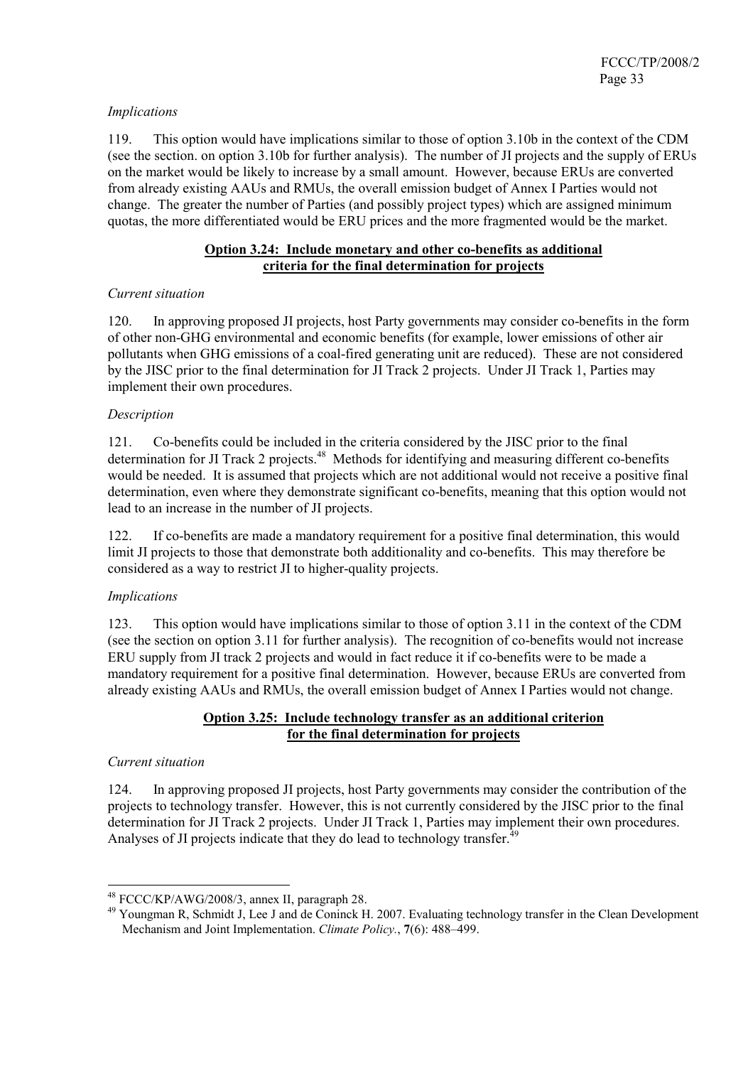*Implications*

119. This option would have implications similar to those of option 3.10b in the context of the CDM (see the section. on option 3.10b for further analysis). The number of JI projects and the supply of ERUs on the market would be likely to increase by a small amount. However, because ERUs are converted from already existing AAUs and RMUs, the overall emission budget of Annex I Parties would not change. The greater the number of Parties (and possibly project types) which are assigned minimum quotas, the more differentiated would be ERU prices and the more fragmented would be the market.

**Option 3.24: Include monetary and other co-benefits as additional criteria for the final determination for projects**

*Current situation*

120. In approving proposed JI projects, host Party governments may consider co-benefits in the form of other non-GHG environmental and economic benefits (for example, lower emissions of other air pollutants when GHG emissions of a coal-fired generating unit are reduced). These are not considered by the JISC prior to the final determination for JI Track 2 projects. Under JI Track 1, Parties may implement their own procedures.

*Description*

121. Co-benefits could be included in the criteria considered by the JISC prior to the final determination for JI Track 2 projects.[48] Methods for identifying and measuring different co-benefits would be needed. It is assumed that projects which are not additional would not receive a positive final determination, even where they demonstrate significant co-benefits, meaning that this option would not lead to an increase in the number of JI projects.

122. If co-benefits are made a mandatory requirement for a positive final determination, this would limit JI projects to those that demonstrate both additionality and co-benefits. This may therefore be considered as a way to restrict JI to higher-quality projects.

*Implications*

123. This option would have implications similar to those of option 3.11 in the context of the CDM (see the section on option 3.11 for further analysis). The recognition of co-benefits would not increase ERU supply from JI track 2 projects and would in fact reduce it if co-benefits were to be made a mandatory requirement for a positive final determination. However, because ERUs are converted from already existing AAUs and RMUs, the overall emission budget of Annex I Parties would not change.

**Option 3.25: Include technology transfer as an additional criterion for the final determination for projects**

*Current situation*

124. In approving proposed JI projects, host Party governments may consider the contribution of the projects to technology transfer. However, this is not currently considered by the JISC prior to the final determination for JI Track 2 projects. Under JI Track 1, Parties may implement their own procedures. Analyses of JI projects indicate that they do lead to technology transfer.[49]

---

[48] FCCC/KP/AWG/2008/3, annex II, paragraph 28.

[49] Youngman R, Schmidt J, Lee J and de Coninck H. 2007. Evaluating technology transfer in the Clean Development Mechanism and Joint Implementation. *Climate Policy.*, **7**(6): 488–499.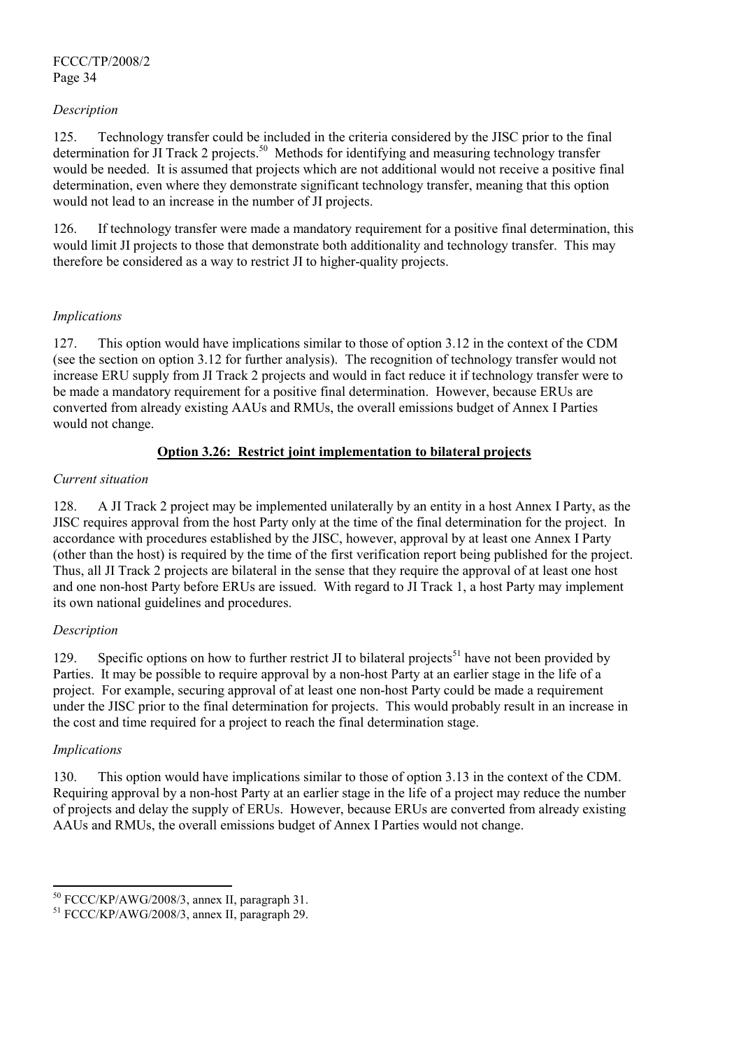*Description*

125. Technology transfer could be included in the criteria considered by the JISC prior to the final determination for JI Track 2 projects.[50] Methods for identifying and measuring technology transfer would be needed. It is assumed that projects which are not additional would not receive a positive final determination, even where they demonstrate significant technology transfer, meaning that this option would not lead to an increase in the number of JI projects.

126. If technology transfer were made a mandatory requirement for a positive final determination, this would limit JI projects to those that demonstrate both additionality and technology transfer. This may therefore be considered as a way to restrict JI to higher-quality projects.

*Implications*

127. This option would have implications similar to those of option 3.12 in the context of the CDM (see the section on option 3.12 for further analysis). The recognition of technology transfer would not increase ERU supply from JI Track 2 projects and would in fact reduce it if technology transfer were to be made a mandatory requirement for a positive final determination. However, because ERUs are converted from already existing AAUs and RMUs, the overall emissions budget of Annex I Parties would not change.

**Option 3.26: Restrict joint implementation to bilateral projects**

*Current situation*

128. A JI Track 2 project may be implemented unilaterally by an entity in a host Annex I Party, as the JISC requires approval from the host Party only at the time of the final determination for the project. In accordance with procedures established by the JISC, however, approval by at least one Annex I Party (other than the host) is required by the time of the first verification report being published for the project. Thus, all JI Track 2 projects are bilateral in the sense that they require the approval of at least one host and one non-host Party before ERUs are issued. With regard to JI Track 1, a host Party may implement its own national guidelines and procedures.

*Description*

129. Specific options on how to further restrict JI to bilateral projects[51] have not been provided by Parties. It may be possible to require approval by a non-host Party at an earlier stage in the life of a project. For example, securing approval of at least one non-host Party could be made a requirement under the JISC prior to the final determination for projects. This would probably result in an increase in the cost and time required for a project to reach the final determination stage.

*Implications*

130. This option would have implications similar to those of option 3.13 in the context of the CDM. Requiring approval by a non-host Party at an earlier stage in the life of a project may reduce the number of projects and delay the supply of ERUs. However, because ERUs are converted from already existing AAUs and RMUs, the overall emissions budget of Annex I Parties would not change.

---

[50] FCCC/KP/AWG/2008/3, annex II, paragraph 31.

[51] FCCC/KP/AWG/2008/3, annex II, paragraph 29.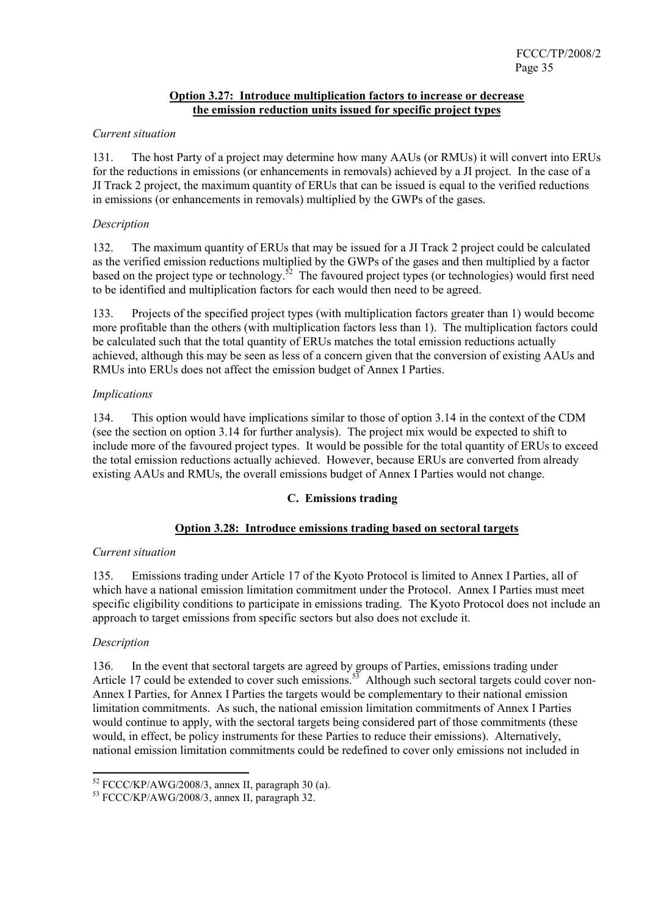**Option 3.27: Introduce multiplication factors to increase or decrease the emission reduction units issued for specific project types**

*Current situation*

131. The host Party of a project may determine how many AAUs (or RMUs) it will convert into ERUs for the reductions in emissions (or enhancements in removals) achieved by a JI project. In the case of a JI Track 2 project, the maximum quantity of ERUs that can be issued is equal to the verified reductions in emissions (or enhancements in removals) multiplied by the GWPs of the gases.

*Description*

132. The maximum quantity of ERUs that may be issued for a JI Track 2 project could be calculated as the verified emission reductions multiplied by the GWPs of the gases and then multiplied by a factor based on the project type or technology.[52] The favoured project types (or technologies) would first need to be identified and multiplication factors for each would then need to be agreed.

133. Projects of the specified project types (with multiplication factors greater than 1) would become more profitable than the others (with multiplication factors less than 1). The multiplication factors could be calculated such that the total quantity of ERUs matches the total emission reductions actually achieved, although this may be seen as less of a concern given that the conversion of existing AAUs and RMUs into ERUs does not affect the emission budget of Annex I Parties.

*Implications*

134. This option would have implications similar to those of option 3.14 in the context of the CDM (see the section on option 3.14 for further analysis). The project mix would be expected to shift to include more of the favoured project types. It would be possible for the total quantity of ERUs to exceed the total emission reductions actually achieved. However, because ERUs are converted from already existing AAUs and RMUs, the overall emissions budget of Annex I Parties would not change.

## C. Emissions trading

**Option 3.28: Introduce emissions trading based on sectoral targets**

*Current situation*

135. Emissions trading under Article 17 of the Kyoto Protocol is limited to Annex I Parties, all of which have a national emission limitation commitment under the Protocol. Annex I Parties must meet specific eligibility conditions to participate in emissions trading. The Kyoto Protocol does not include an approach to target emissions from specific sectors but also does not exclude it.

*Description*

136. In the event that sectoral targets are agreed by groups of Parties, emissions trading under Article 17 could be extended to cover such emissions.[53] Although such sectoral targets could cover non-Annex I Parties, for Annex I Parties the targets would be complementary to their national emission limitation commitments. As such, the national emission limitation commitments of Annex I Parties would continue to apply, with the sectoral targets being considered part of those commitments (these would, in effect, be policy instruments for these Parties to reduce their emissions). Alternatively, national emission limitation commitments could be redefined to cover only emissions not included in

---

[52] FCCC/KP/AWG/2008/3, annex II, paragraph 30 (a).

[53] FCCC/KP/AWG/2008/3, annex II, paragraph 32.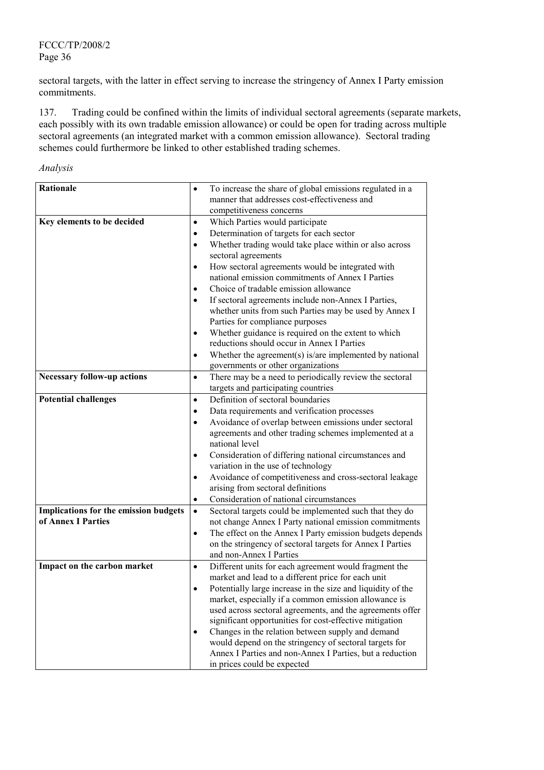sectoral targets, with the latter in effect serving to increase the stringency of Annex I Party emission commitments.

137. Trading could be confined within the limits of individual sectoral agreements (separate markets, each possibly with its own tradable emission allowance) or could be open for trading across multiple sectoral agreements (an integrated market with a common emission allowance). Sectoral trading schemes could furthermore be linked to other established trading schemes.

*Analysis*

| | |
|---|---|
| **Rationale** | • To increase the share of global emissions regulated in a manner that addresses cost-effectiveness and competitiveness concerns |
| **Key elements to be decided** | • Which Parties would participate<br>• Determination of targets for each sector<br>• Whether trading would take place within or also across sectoral agreements<br>• How sectoral agreements would be integrated with national emission commitments of Annex I Parties<br>• Choice of tradable emission allowance<br>• If sectoral agreements include non-Annex I Parties, whether units from such Parties may be used by Annex I Parties for compliance purposes<br>• Whether guidance is required on the extent to which reductions should occur in Annex I Parties<br>• Whether the agreement(s) is/are implemented by national governments or other organizations |
| **Necessary follow-up actions** | • There may be a need to periodically review the sectoral targets and participating countries |
| **Potential challenges** | • Definition of sectoral boundaries<br>• Data requirements and verification processes<br>• Avoidance of overlap between emissions under sectoral agreements and other trading schemes implemented at a national level<br>• Consideration of differing national circumstances and variation in the use of technology<br>• Avoidance of competitiveness and cross-sectoral leakage arising from sectoral definitions<br>• Consideration of national circumstances |
| **Implications for the emission budgets of Annex I Parties** | • Sectoral targets could be implemented such that they do not change Annex I Party national emission commitments<br>• The effect on the Annex I Party emission budgets depends on the stringency of sectoral targets for Annex I Parties and non-Annex I Parties |
| **Impact on the carbon market** | • Different units for each agreement would fragment the market and lead to a different price for each unit<br>• Potentially large increase in the size and liquidity of the market, especially if a common emission allowance is used across sectoral agreements, and the agreements offer significant opportunities for cost-effective mitigation<br>• Changes in the relation between supply and demand would depend on the stringency of sectoral targets for Annex I Parties and non-Annex I Parties, but a reduction in prices could be expected |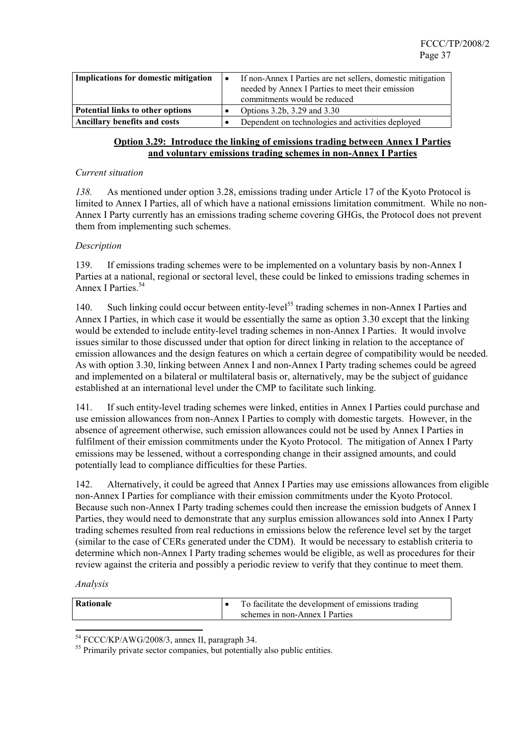| | |
|---|---|
| **Implications for domestic mitigation** | • If non-Annex I Parties are net sellers, domestic mitigation needed by Annex I Parties to meet their emission commitments would be reduced |
| **Potential links to other options** | • Options 3.2b, 3.29 and 3.30 |
| **Ancillary benefits and costs** | • Dependent on technologies and activities deployed |

### **Option 3.29: Introduce the linking of emissions trading between Annex I Parties and voluntary emissions trading schemes in non-Annex I Parties**

*Current situation*

*138.* As mentioned under option 3.28, emissions trading under Article 17 of the Kyoto Protocol is limited to Annex I Parties, all of which have a national emissions limitation commitment. While no non-Annex I Party currently has an emissions trading scheme covering GHGs, the Protocol does not prevent them from implementing such schemes.

*Description*

139. If emissions trading schemes were to be implemented on a voluntary basis by non-Annex I Parties at a national, regional or sectoral level, these could be linked to emissions trading schemes in Annex I Parties.[54]

140. Such linking could occur between entity-level[55] trading schemes in non-Annex I Parties and Annex I Parties, in which case it would be essentially the same as option 3.30 except that the linking would be extended to include entity-level trading schemes in non-Annex I Parties. It would involve issues similar to those discussed under that option for direct linking in relation to the acceptance of emission allowances and the design features on which a certain degree of compatibility would be needed. As with option 3.30, linking between Annex I and non-Annex I Party trading schemes could be agreed and implemented on a bilateral or multilateral basis or, alternatively, may be the subject of guidance established at an international level under the CMP to facilitate such linking.

141. If such entity-level trading schemes were linked, entities in Annex I Parties could purchase and use emission allowances from non-Annex I Parties to comply with domestic targets. However, in the absence of agreement otherwise, such emission allowances could not be used by Annex I Parties in fulfilment of their emission commitments under the Kyoto Protocol. The mitigation of Annex I Party emissions may be lessened, without a corresponding change in their assigned amounts, and could potentially lead to compliance difficulties for these Parties.

142. Alternatively, it could be agreed that Annex I Parties may use emissions allowances from eligible non-Annex I Parties for compliance with their emission commitments under the Kyoto Protocol. Because such non-Annex I Party trading schemes could then increase the emission budgets of Annex I Parties, they would need to demonstrate that any surplus emission allowances sold into Annex I Party trading schemes resulted from real reductions in emissions below the reference level set by the target (similar to the case of CERs generated under the CDM). It would be necessary to establish criteria to determine which non-Annex I Party trading schemes would be eligible, as well as procedures for their review against the criteria and possibly a periodic review to verify that they continue to meet them.

*Analysis*

| | |
|---|---|
| **Rationale** | • To facilitate the development of emissions trading schemes in non-Annex I Parties |

---

[54] FCCC/KP/AWG/2008/3, annex II, paragraph 34.

[55] Primarily private sector companies, but potentially also public entities.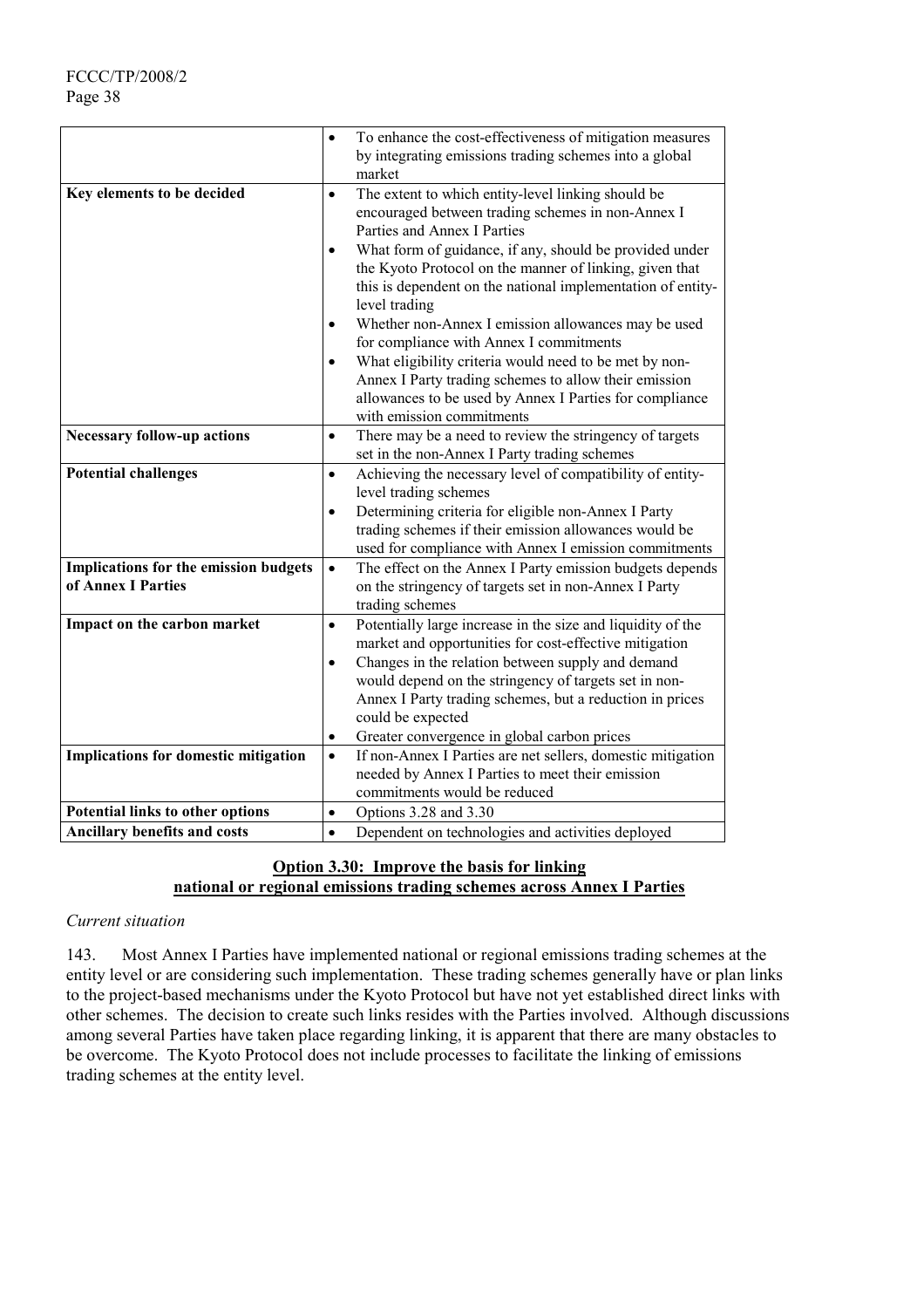| | |
|---|---|
| | • To enhance the cost-effectiveness of mitigation measures by integrating emissions trading schemes into a global market |
| **Key elements to be decided** | • The extent to which entity-level linking should be encouraged between trading schemes in non-Annex I Parties and Annex I Parties<br>• What form of guidance, if any, should be provided under the Kyoto Protocol on the manner of linking, given that this is dependent on the national implementation of entity-level trading<br>• Whether non-Annex I emission allowances may be used for compliance with Annex I commitments<br>• What eligibility criteria would need to be met by non-Annex I Party trading schemes to allow their emission allowances to be used by Annex I Parties for compliance with emission commitments |
| **Necessary follow-up actions** | • There may be a need to review the stringency of targets set in the non-Annex I Party trading schemes |
| **Potential challenges** | • Achieving the necessary level of compatibility of entity-level trading schemes<br>• Determining criteria for eligible non-Annex I Party trading schemes if their emission allowances would be used for compliance with Annex I emission commitments |
| **Implications for the emission budgets of Annex I Parties** | • The effect on the Annex I Party emission budgets depends on the stringency of targets set in non-Annex I Party trading schemes |
| **Impact on the carbon market** | • Potentially large increase in the size and liquidity of the market and opportunities for cost-effective mitigation<br>• Changes in the relation between supply and demand would depend on the stringency of targets set in non-Annex I Party trading schemes, but a reduction in prices could be expected<br>• Greater convergence in global carbon prices |
| **Implications for domestic mitigation** | • If non-Annex I Parties are net sellers, domestic mitigation needed by Annex I Parties to meet their emission commitments would be reduced |
| **Potential links to other options** | • Options 3.28 and 3.30 |
| **Ancillary benefits and costs** | • Dependent on technologies and activities deployed |

## Option 3.30: Improve the basis for linking national or regional emissions trading schemes across Annex I Parties

*Current situation*

143. Most Annex I Parties have implemented national or regional emissions trading schemes at the entity level or are considering such implementation. These trading schemes generally have or plan links to the project-based mechanisms under the Kyoto Protocol but have not yet established direct links with other schemes. The decision to create such links resides with the Parties involved. Although discussions among several Parties have taken place regarding linking, it is apparent that there are many obstacles to be overcome. The Kyoto Protocol does not include processes to facilitate the linking of emissions trading schemes at the entity level.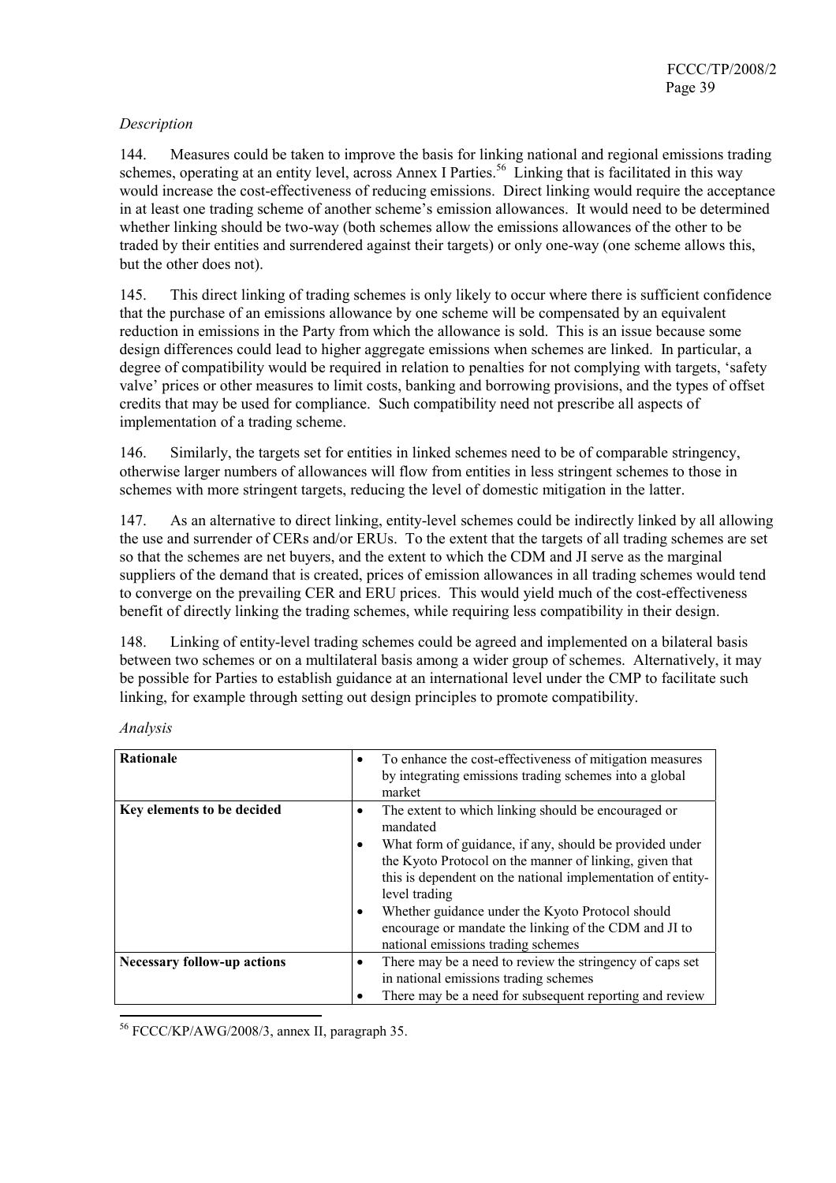*Description*

144. Measures could be taken to improve the basis for linking national and regional emissions trading schemes, operating at an entity level, across Annex I Parties.[56] Linking that is facilitated in this way would increase the cost-effectiveness of reducing emissions. Direct linking would require the acceptance in at least one trading scheme of another scheme's emission allowances. It would need to be determined whether linking should be two-way (both schemes allow the emissions allowances of the other to be traded by their entities and surrendered against their targets) or only one-way (one scheme allows this, but the other does not).

145. This direct linking of trading schemes is only likely to occur where there is sufficient confidence that the purchase of an emissions allowance by one scheme will be compensated by an equivalent reduction in emissions in the Party from which the allowance is sold. This is an issue because some design differences could lead to higher aggregate emissions when schemes are linked. In particular, a degree of compatibility would be required in relation to penalties for not complying with targets, 'safety valve' prices or other measures to limit costs, banking and borrowing provisions, and the types of offset credits that may be used for compliance. Such compatibility need not prescribe all aspects of implementation of a trading scheme.

146. Similarly, the targets set for entities in linked schemes need to be of comparable stringency, otherwise larger numbers of allowances will flow from entities in less stringent schemes to those in schemes with more stringent targets, reducing the level of domestic mitigation in the latter.

147. As an alternative to direct linking, entity-level schemes could be indirectly linked by all allowing the use and surrender of CERs and/or ERUs. To the extent that the targets of all trading schemes are set so that the schemes are net buyers, and the extent to which the CDM and JI serve as the marginal suppliers of the demand that is created, prices of emission allowances in all trading schemes would tend to converge on the prevailing CER and ERU prices. This would yield much of the cost-effectiveness benefit of directly linking the trading schemes, while requiring less compatibility in their design.

148. Linking of entity-level trading schemes could be agreed and implemented on a bilateral basis between two schemes or on a multilateral basis among a wider group of schemes. Alternatively, it may be possible for Parties to establish guidance at an international level under the CMP to facilitate such linking, for example through setting out design principles to promote compatibility.

*Analysis*

| | |
|---|---|
| **Rationale** | • To enhance the cost-effectiveness of mitigation measures by integrating emissions trading schemes into a global market |
| **Key elements to be decided** | • The extent to which linking should be encouraged or mandated<br>• What form of guidance, if any, should be provided under the Kyoto Protocol on the manner of linking, given that this is dependent on the national implementation of entity-level trading<br>• Whether guidance under the Kyoto Protocol should encourage or mandate the linking of the CDM and JI to national emissions trading schemes |
| **Necessary follow-up actions** | • There may be a need to review the stringency of caps set in national emissions trading schemes<br>• There may be a need for subsequent reporting and review |

[56] FCCC/KP/AWG/2008/3, annex II, paragraph 35.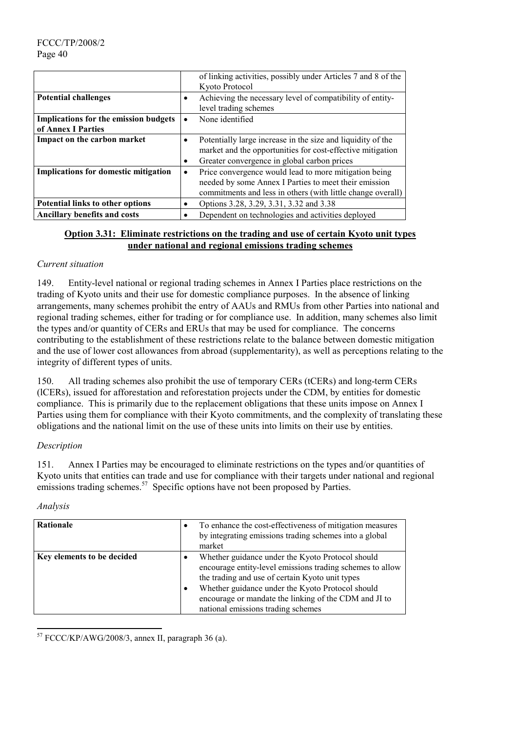| | |
|---|---|
| | of linking activities, possibly under Articles 7 and 8 of the Kyoto Protocol |
| **Potential challenges** | • Achieving the necessary level of compatibility of entity-level trading schemes |
| **Implications for the emission budgets of Annex I Parties** | • None identified |
| **Impact on the carbon market** | • Potentially large increase in the size and liquidity of the market and the opportunities for cost-effective mitigation<br>• Greater convergence in global carbon prices |
| **Implications for domestic mitigation** | • Price convergence would lead to more mitigation being needed by some Annex I Parties to meet their emission commitments and less in others (with little change overall) |
| **Potential links to other options** | • Options 3.28, 3.29, 3.31, 3.32 and 3.38 |
| **Ancillary benefits and costs** | • Dependent on technologies and activities deployed |

## Option 3.31: Eliminate restrictions on the trading and use of certain Kyoto unit types under national and regional emissions trading schemes

*Current situation*

149. Entity-level national or regional trading schemes in Annex I Parties place restrictions on the trading of Kyoto units and their use for domestic compliance purposes. In the absence of linking arrangements, many schemes prohibit the entry of AAUs and RMUs from other Parties into national and regional trading schemes, either for trading or for compliance use. In addition, many schemes also limit the types and/or quantity of CERs and ERUs that may be used for compliance. The concerns contributing to the establishment of these restrictions relate to the balance between domestic mitigation and the use of lower cost allowances from abroad (supplementarity), as well as perceptions relating to the integrity of different types of units.

150. All trading schemes also prohibit the use of temporary CERs (tCERs) and long-term CERs (lCERs), issued for afforestation and reforestation projects under the CDM, by entities for domestic compliance. This is primarily due to the replacement obligations that these units impose on Annex I Parties using them for compliance with their Kyoto commitments, and the complexity of translating these obligations and the national limit on the use of these units into limits on their use by entities.

*Description*

151. Annex I Parties may be encouraged to eliminate restrictions on the types and/or quantities of Kyoto units that entities can trade and use for compliance with their targets under national and regional emissions trading schemes.[57] Specific options have not been proposed by Parties.

*Analysis*

| | |
|---|---|
| **Rationale** | • To enhance the cost-effectiveness of mitigation measures by integrating emissions trading schemes into a global market |
| **Key elements to be decided** | • Whether guidance under the Kyoto Protocol should encourage entity-level emissions trading schemes to allow the trading and use of certain Kyoto unit types<br>• Whether guidance under the Kyoto Protocol should encourage or mandate the linking of the CDM and JI to national emissions trading schemes |

[57] FCCC/KP/AWG/2008/3, annex II, paragraph 36 (a).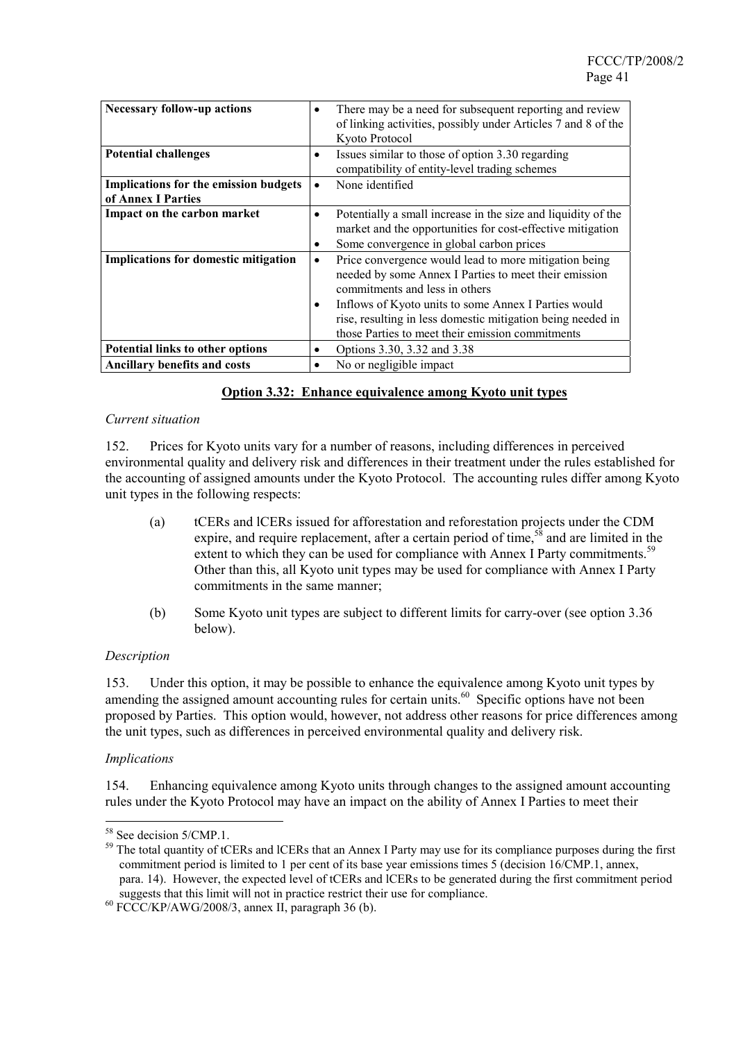| | |
|---|---|
| **Necessary follow-up actions** | • There may be a need for subsequent reporting and review of linking activities, possibly under Articles 7 and 8 of the Kyoto Protocol |
| **Potential challenges** | • Issues similar to those of option 3.30 regarding compatibility of entity-level trading schemes |
| **Implications for the emission budgets of Annex I Parties** | • None identified |
| **Impact on the carbon market** | • Potentially a small increase in the size and liquidity of the market and the opportunities for cost-effective mitigation<br>• Some convergence in global carbon prices |
| **Implications for domestic mitigation** | • Price convergence would lead to more mitigation being needed by some Annex I Parties to meet their emission commitments and less in others<br>• Inflows of Kyoto units to some Annex I Parties would rise, resulting in less domestic mitigation being needed in those Parties to meet their emission commitments |
| **Potential links to other options** | • Options 3.30, 3.32 and 3.38 |
| **Ancillary benefits and costs** | • No or negligible impact |

## Option 3.32: Enhance equivalence among Kyoto unit types

*Current situation*

152. Prices for Kyoto units vary for a number of reasons, including differences in perceived environmental quality and delivery risk and differences in their treatment under the rules established for the accounting of assigned amounts under the Kyoto Protocol. The accounting rules differ among Kyoto unit types in the following respects:

(a) tCERs and lCERs issued for afforestation and reforestation projects under the CDM expire, and require replacement, after a certain period of time,[58] and are limited in the extent to which they can be used for compliance with Annex I Party commitments.[59] Other than this, all Kyoto unit types may be used for compliance with Annex I Party commitments in the same manner;

(b) Some Kyoto unit types are subject to different limits for carry-over (see option 3.36 below).

*Description*

153. Under this option, it may be possible to enhance the equivalence among Kyoto unit types by amending the assigned amount accounting rules for certain units.[60] Specific options have not been proposed by Parties. This option would, however, not address other reasons for price differences among the unit types, such as differences in perceived environmental quality and delivery risk.

*Implications*

154. Enhancing equivalence among Kyoto units through changes to the assigned amount accounting rules under the Kyoto Protocol may have an impact on the ability of Annex I Parties to meet their

---

[58] See decision 5/CMP.1.

[59] The total quantity of tCERs and lCERs that an Annex I Party may use for its compliance purposes during the first commitment period is limited to 1 per cent of its base year emissions times 5 (decision 16/CMP.1, annex, para. 14). However, the expected level of tCERs and lCERs to be generated during the first commitment period suggests that this limit will not in practice restrict their use for compliance.

[60] FCCC/KP/AWG/2008/3, annex II, paragraph 36 (b).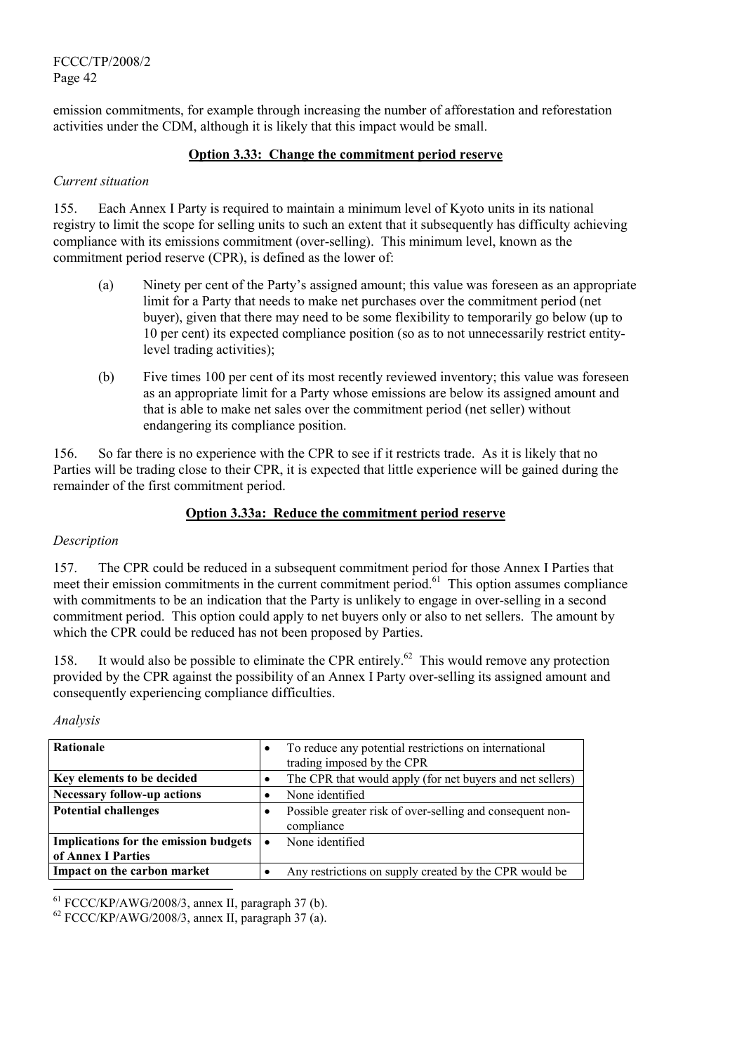emission commitments, for example through increasing the number of afforestation and reforestation activities under the CDM, although it is likely that this impact would be small.

### Option 3.33: Change the commitment period reserve

*Current situation*

155. Each Annex I Party is required to maintain a minimum level of Kyoto units in its national registry to limit the scope for selling units to such an extent that it subsequently has difficulty achieving compliance with its emissions commitment (over-selling). This minimum level, known as the commitment period reserve (CPR), is defined as the lower of:

(a) Ninety per cent of the Party's assigned amount; this value was foreseen as an appropriate limit for a Party that needs to make net purchases over the commitment period (net buyer), given that there may need to be some flexibility to temporarily go below (up to 10 per cent) its expected compliance position (so as to not unnecessarily restrict entity-level trading activities);

(b) Five times 100 per cent of its most recently reviewed inventory; this value was foreseen as an appropriate limit for a Party whose emissions are below its assigned amount and that is able to make net sales over the commitment period (net seller) without endangering its compliance position.

156. So far there is no experience with the CPR to see if it restricts trade. As it is likely that no Parties will be trading close to their CPR, it is expected that little experience will be gained during the remainder of the first commitment period.

### Option 3.33a: Reduce the commitment period reserve

*Description*

157. The CPR could be reduced in a subsequent commitment period for those Annex I Parties that meet their emission commitments in the current commitment period.[61] This option assumes compliance with commitments to be an indication that the Party is unlikely to engage in over-selling in a second commitment period. This option could apply to net buyers only or also to net sellers. The amount by which the CPR could be reduced has not been proposed by Parties.

158. It would also be possible to eliminate the CPR entirely.[62] This would remove any protection provided by the CPR against the possibility of an Annex I Party over-selling its assigned amount and consequently experiencing compliance difficulties.

*Analysis*

| | |
|---|---|
| **Rationale** | • To reduce any potential restrictions on international trading imposed by the CPR |
| **Key elements to be decided** | • The CPR that would apply (for net buyers and net sellers) |
| **Necessary follow-up actions** | • None identified |
| **Potential challenges** | • Possible greater risk of over-selling and consequent non-compliance |
| **Implications for the emission budgets of Annex I Parties** | • None identified |
| **Impact on the carbon market** | • Any restrictions on supply created by the CPR would be |

[61] FCCC/KP/AWG/2008/3, annex II, paragraph 37 (b).

[62] FCCC/KP/AWG/2008/3, annex II, paragraph 37 (a).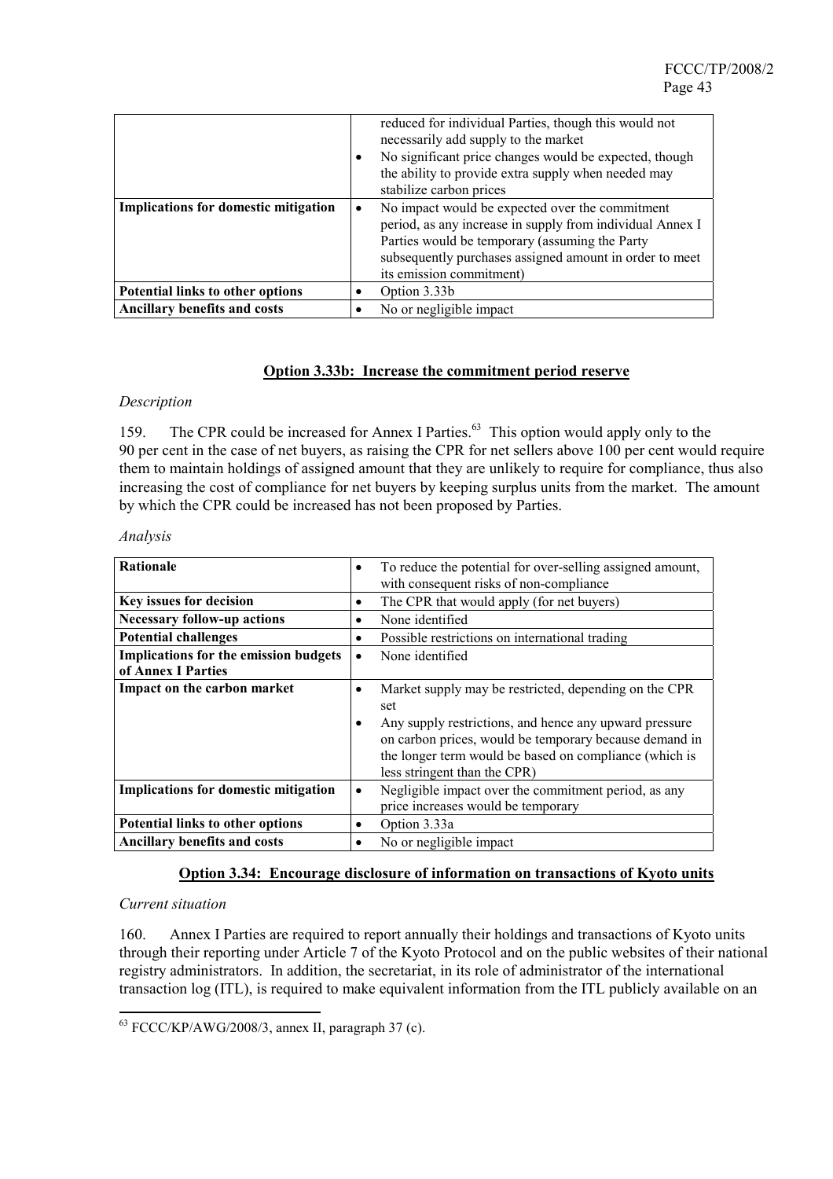| | |
|---|---|
| | reduced for individual Parties, though this would not necessarily add supply to the market<br>• No significant price changes would be expected, though the ability to provide extra supply when needed may stabilize carbon prices |
| **Implications for domestic mitigation** | • No impact would be expected over the commitment period, as any increase in supply from individual Annex I Parties would be temporary (assuming the Party subsequently purchases assigned amount in order to meet its emission commitment) |
| **Potential links to other options** | • Option 3.33b |
| **Ancillary benefits and costs** | • No or negligible impact |

### Option 3.33b: Increase the commitment period reserve

*Description*

159. The CPR could be increased for Annex I Parties.[63] This option would apply only to the 90 per cent in the case of net buyers, as raising the CPR for net sellers above 100 per cent would require them to maintain holdings of assigned amount that they are unlikely to require for compliance, thus also increasing the cost of compliance for net buyers by keeping surplus units from the market. The amount by which the CPR could be increased has not been proposed by Parties.

*Analysis*

| | |
|---|---|
| **Rationale** | • To reduce the potential for over-selling assigned amount, with consequent risks of non-compliance |
| **Key issues for decision** | • The CPR that would apply (for net buyers) |
| **Necessary follow-up actions** | • None identified |
| **Potential challenges** | • Possible restrictions on international trading |
| **Implications for the emission budgets of Annex I Parties** | • None identified |
| **Impact on the carbon market** | • Market supply may be restricted, depending on the CPR set<br>• Any supply restrictions, and hence any upward pressure on carbon prices, would be temporary because demand in the longer term would be based on compliance (which is less stringent than the CPR) |
| **Implications for domestic mitigation** | • Negligible impact over the commitment period, as any price increases would be temporary |
| **Potential links to other options** | • Option 3.33a |
| **Ancillary benefits and costs** | • No or negligible impact |

### Option 3.34: Encourage disclosure of information on transactions of Kyoto units

*Current situation*

160. Annex I Parties are required to report annually their holdings and transactions of Kyoto units through their reporting under Article 7 of the Kyoto Protocol and on the public websites of their national registry administrators. In addition, the secretariat, in its role of administrator of the international transaction log (ITL), is required to make equivalent information from the ITL publicly available on an

[63] FCCC/KP/AWG/2008/3, annex II, paragraph 37 (c).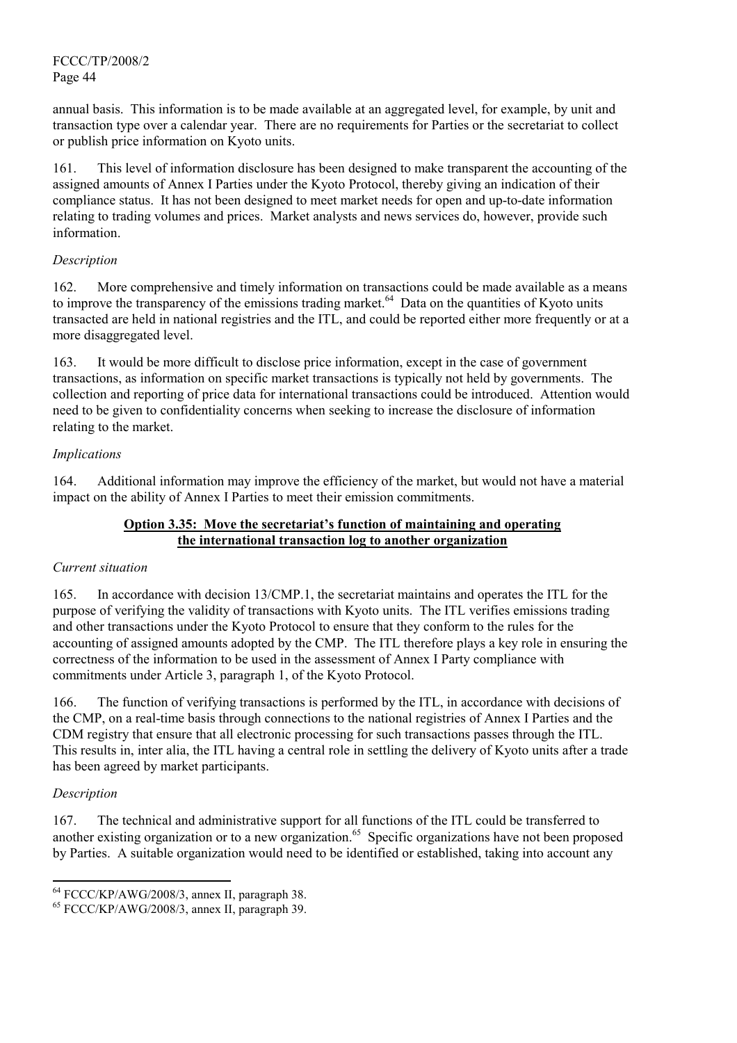annual basis. This information is to be made available at an aggregated level, for example, by unit and transaction type over a calendar year. There are no requirements for Parties or the secretariat to collect or publish price information on Kyoto units.

161. This level of information disclosure has been designed to make transparent the accounting of the assigned amounts of Annex I Parties under the Kyoto Protocol, thereby giving an indication of their compliance status. It has not been designed to meet market needs for open and up-to-date information relating to trading volumes and prices. Market analysts and news services do, however, provide such information.

*Description*

162. More comprehensive and timely information on transactions could be made available as a means to improve the transparency of the emissions trading market.[64] Data on the quantities of Kyoto units transacted are held in national registries and the ITL, and could be reported either more frequently or at a more disaggregated level.

163. It would be more difficult to disclose price information, except in the case of government transactions, as information on specific market transactions is typically not held by governments. The collection and reporting of price data for international transactions could be introduced. Attention would need to be given to confidentiality concerns when seeking to increase the disclosure of information relating to the market.

*Implications*

164. Additional information may improve the efficiency of the market, but would not have a material impact on the ability of Annex I Parties to meet their emission commitments.

**Option 3.35: Move the secretariat's function of maintaining and operating the international transaction log to another organization**

*Current situation*

165. In accordance with decision 13/CMP.1, the secretariat maintains and operates the ITL for the purpose of verifying the validity of transactions with Kyoto units. The ITL verifies emissions trading and other transactions under the Kyoto Protocol to ensure that they conform to the rules for the accounting of assigned amounts adopted by the CMP. The ITL therefore plays a key role in ensuring the correctness of the information to be used in the assessment of Annex I Party compliance with commitments under Article 3, paragraph 1, of the Kyoto Protocol.

166. The function of verifying transactions is performed by the ITL, in accordance with decisions of the CMP, on a real-time basis through connections to the national registries of Annex I Parties and the CDM registry that ensure that all electronic processing for such transactions passes through the ITL. This results in, inter alia, the ITL having a central role in settling the delivery of Kyoto units after a trade has been agreed by market participants.

*Description*

167. The technical and administrative support for all functions of the ITL could be transferred to another existing organization or to a new organization.[65] Specific organizations have not been proposed by Parties. A suitable organization would need to be identified or established, taking into account any

---

[64] FCCC/KP/AWG/2008/3, annex II, paragraph 38.

[65] FCCC/KP/AWG/2008/3, annex II, paragraph 39.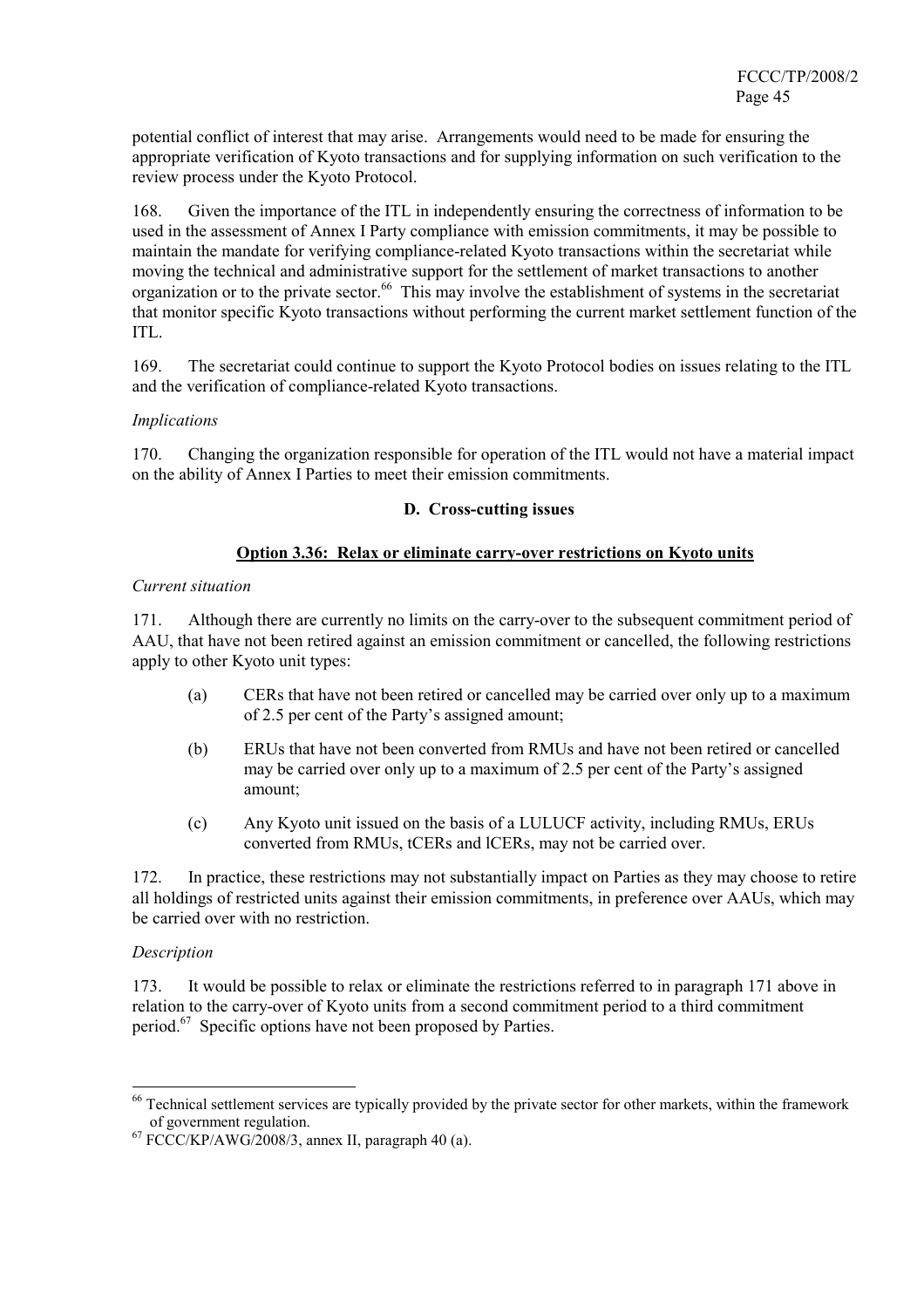potential conflict of interest that may arise. Arrangements would need to be made for ensuring the appropriate verification of Kyoto transactions and for supplying information on such verification to the review process under the Kyoto Protocol.

168. Given the importance of the ITL in independently ensuring the correctness of information to be used in the assessment of Annex I Party compliance with emission commitments, it may be possible to maintain the mandate for verifying compliance-related Kyoto transactions within the secretariat while moving the technical and administrative support for the settlement of market transactions to another organization or to the private sector.[66] This may involve the establishment of systems in the secretariat that monitor specific Kyoto transactions without performing the current market settlement function of the ITL.

169. The secretariat could continue to support the Kyoto Protocol bodies on issues relating to the ITL and the verification of compliance-related Kyoto transactions.

*Implications*

170. Changing the organization responsible for operation of the ITL would not have a material impact on the ability of Annex I Parties to meet their emission commitments.

### D. Cross-cutting issues

#### Option 3.36: Relax or eliminate carry-over restrictions on Kyoto units

*Current situation*

171. Although there are currently no limits on the carry-over to the subsequent commitment period of AAU, that have not been retired against an emission commitment or cancelled, the following restrictions apply to other Kyoto unit types:

(a) CERs that have not been retired or cancelled may be carried over only up to a maximum of 2.5 per cent of the Party's assigned amount;

(b) ERUs that have not been converted from RMUs and have not been retired or cancelled may be carried over only up to a maximum of 2.5 per cent of the Party's assigned amount;

(c) Any Kyoto unit issued on the basis of a LULUCF activity, including RMUs, ERUs converted from RMUs, tCERs and lCERs, may not be carried over.

172. In practice, these restrictions may not substantially impact on Parties as they may choose to retire all holdings of restricted units against their emission commitments, in preference over AAUs, which may be carried over with no restriction.

*Description*

173. It would be possible to relax or eliminate the restrictions referred to in paragraph 171 above in relation to the carry-over of Kyoto units from a second commitment period to a third commitment period.[67] Specific options have not been proposed by Parties.

---

[66] Technical settlement services are typically provided by the private sector for other markets, within the framework of government regulation.

[67] FCCC/KP/AWG/2008/3, annex II, paragraph 40 (a).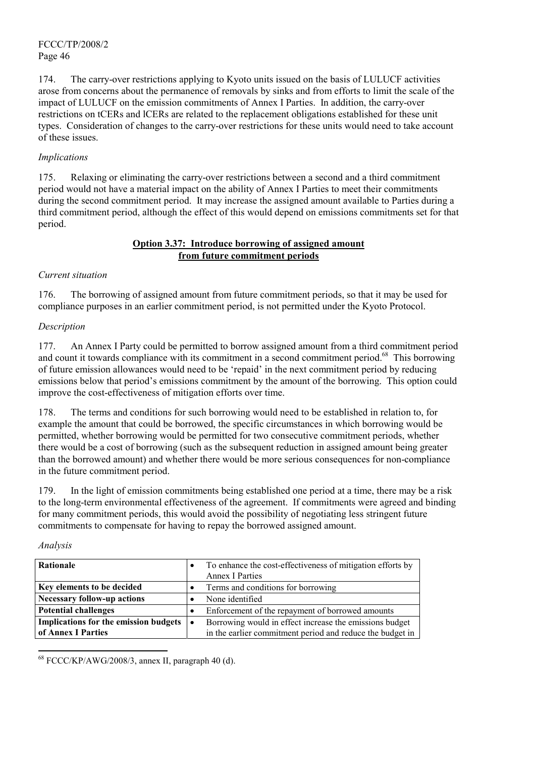174. The carry-over restrictions applying to Kyoto units issued on the basis of LULUCF activities arose from concerns about the permanence of removals by sinks and from efforts to limit the scale of the impact of LULUCF on the emission commitments of Annex I Parties. In addition, the carry-over restrictions on tCERs and lCERs are related to the replacement obligations established for these unit types. Consideration of changes to the carry-over restrictions for these units would need to take account of these issues.

*Implications*

175. Relaxing or eliminating the carry-over restrictions between a second and a third commitment period would not have a material impact on the ability of Annex I Parties to meet their commitments during the second commitment period. It may increase the assigned amount available to Parties during a third commitment period, although the effect of this would depend on emissions commitments set for that period.

**Option 3.37: Introduce borrowing of assigned amount from future commitment periods**

*Current situation*

176. The borrowing of assigned amount from future commitment periods, so that it may be used for compliance purposes in an earlier commitment period, is not permitted under the Kyoto Protocol.

*Description*

177. An Annex I Party could be permitted to borrow assigned amount from a third commitment period and count it towards compliance with its commitment in a second commitment period.[68] This borrowing of future emission allowances would need to be 'repaid' in the next commitment period by reducing emissions below that period's emissions commitment by the amount of the borrowing. This option could improve the cost-effectiveness of mitigation efforts over time.

178. The terms and conditions for such borrowing would need to be established in relation to, for example the amount that could be borrowed, the specific circumstances in which borrowing would be permitted, whether borrowing would be permitted for two consecutive commitment periods, whether there would be a cost of borrowing (such as the subsequent reduction in assigned amount being greater than the borrowed amount) and whether there would be more serious consequences for non-compliance in the future commitment period.

179. In the light of emission commitments being established one period at a time, there may be a risk to the long-term environmental effectiveness of the agreement. If commitments were agreed and binding for many commitment periods, this would avoid the possibility of negotiating less stringent future commitments to compensate for having to repay the borrowed assigned amount.

*Analysis*

| | |
|---|---|
| **Rationale** | • To enhance the cost-effectiveness of mitigation efforts by Annex I Parties |
| **Key elements to be decided** | • Terms and conditions for borrowing |
| **Necessary follow-up actions** | • None identified |
| **Potential challenges** | • Enforcement of the repayment of borrowed amounts |
| **Implications for the emission budgets of Annex I Parties** | • Borrowing would in effect increase the emissions budget in the earlier commitment period and reduce the budget in |

[68] FCCC/KP/AWG/2008/3, annex II, paragraph 40 (d).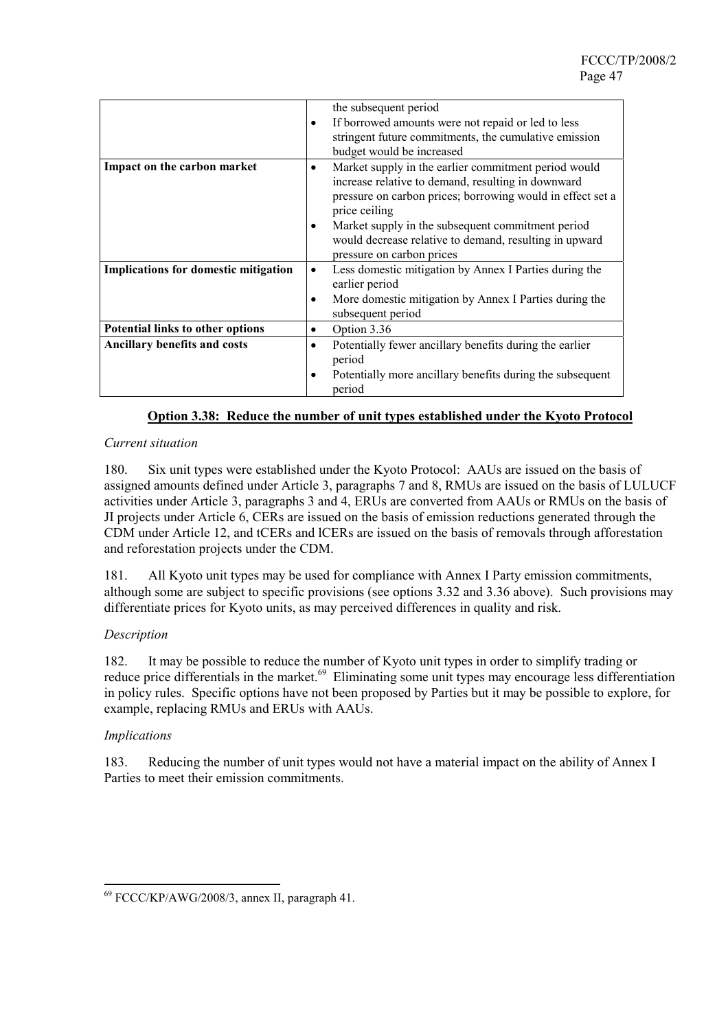| | |
|---|---|
| | the subsequent period<br>• If borrowed amounts were not repaid or led to less stringent future commitments, the cumulative emission budget would be increased |
| **Impact on the carbon market** | • Market supply in the earlier commitment period would increase relative to demand, resulting in downward pressure on carbon prices; borrowing would in effect set a price ceiling<br>• Market supply in the subsequent commitment period would decrease relative to demand, resulting in upward pressure on carbon prices |
| **Implications for domestic mitigation** | • Less domestic mitigation by Annex I Parties during the earlier period<br>• More domestic mitigation by Annex I Parties during the subsequent period |
| **Potential links to other options** | • Option 3.36 |
| **Ancillary benefits and costs** | • Potentially fewer ancillary benefits during the earlier period<br>• Potentially more ancillary benefits during the subsequent period |

### Option 3.38: Reduce the number of unit types established under the Kyoto Protocol

*Current situation*

180. Six unit types were established under the Kyoto Protocol: AAUs are issued on the basis of assigned amounts defined under Article 3, paragraphs 7 and 8, RMUs are issued on the basis of LULUCF activities under Article 3, paragraphs 3 and 4, ERUs are converted from AAUs or RMUs on the basis of JI projects under Article 6, CERs are issued on the basis of emission reductions generated through the CDM under Article 12, and tCERs and lCERs are issued on the basis of removals through afforestation and reforestation projects under the CDM.

181. All Kyoto unit types may be used for compliance with Annex I Party emission commitments, although some are subject to specific provisions (see options 3.32 and 3.36 above). Such provisions may differentiate prices for Kyoto units, as may perceived differences in quality and risk.

*Description*

182. It may be possible to reduce the number of Kyoto unit types in order to simplify trading or reduce price differentials in the market.[69] Eliminating some unit types may encourage less differentiation in policy rules. Specific options have not been proposed by Parties but it may be possible to explore, for example, replacing RMUs and ERUs with AAUs.

*Implications*

183. Reducing the number of unit types would not have a material impact on the ability of Annex I Parties to meet their emission commitments.

[69] FCCC/KP/AWG/2008/3, annex II, paragraph 41.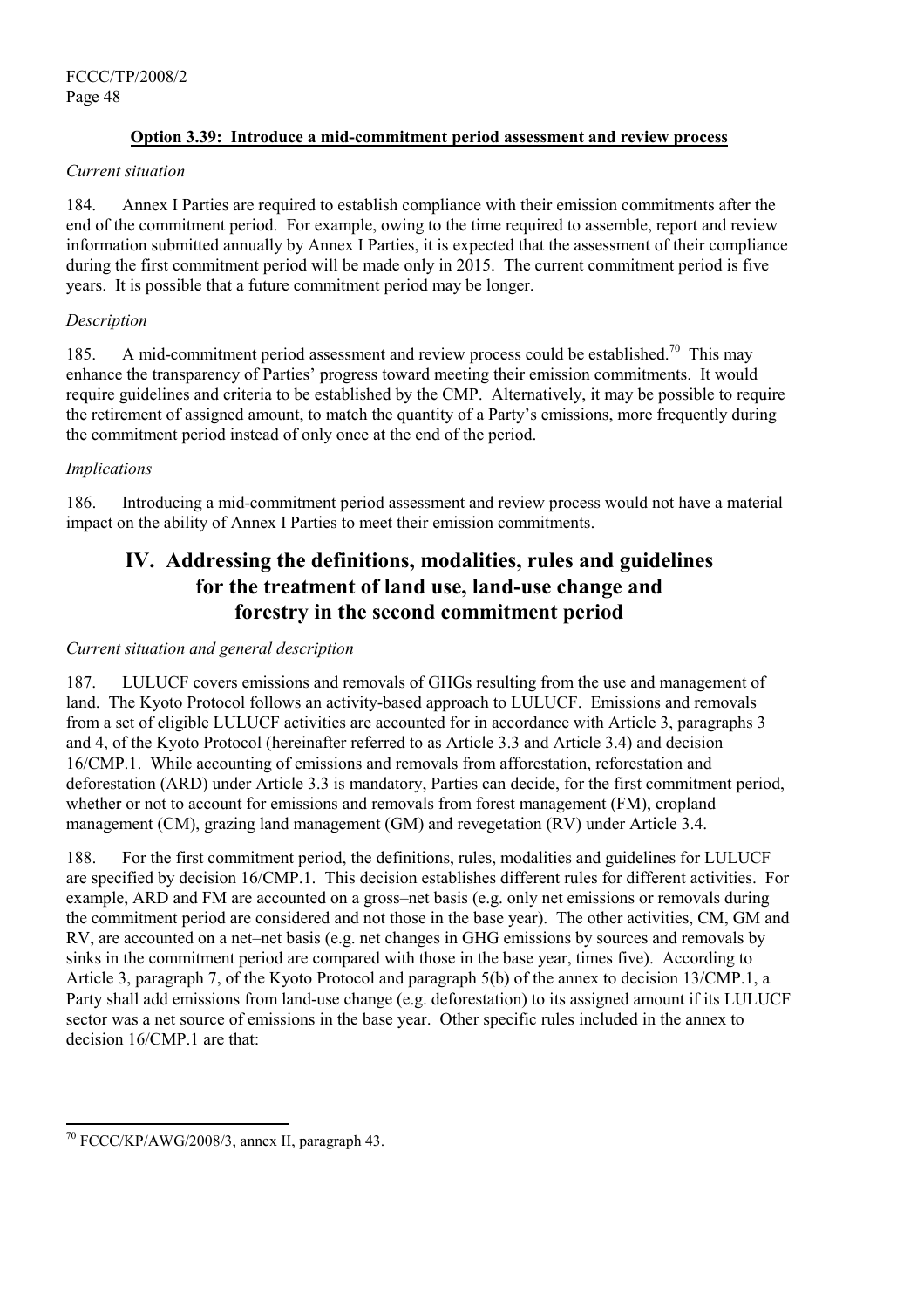**Option 3.39: Introduce a mid-commitment period assessment and review process**

*Current situation*

184. Annex I Parties are required to establish compliance with their emission commitments after the end of the commitment period. For example, owing to the time required to assemble, report and review information submitted annually by Annex I Parties, it is expected that the assessment of their compliance during the first commitment period will be made only in 2015. The current commitment period is five years. It is possible that a future commitment period may be longer.

*Description*

185. A mid-commitment period assessment and review process could be established.[70] This may enhance the transparency of Parties' progress toward meeting their emission commitments. It would require guidelines and criteria to be established by the CMP. Alternatively, it may be possible to require the retirement of assigned amount, to match the quantity of a Party's emissions, more frequently during the commitment period instead of only once at the end of the period.

*Implications*

186. Introducing a mid-commitment period assessment and review process would not have a material impact on the ability of Annex I Parties to meet their emission commitments.

# IV. Addressing the definitions, modalities, rules and guidelines for the treatment of land use, land-use change and forestry in the second commitment period

*Current situation and general description*

187. LULUCF covers emissions and removals of GHGs resulting from the use and management of land. The Kyoto Protocol follows an activity-based approach to LULUCF. Emissions and removals from a set of eligible LULUCF activities are accounted for in accordance with Article 3, paragraphs 3 and 4, of the Kyoto Protocol (hereinafter referred to as Article 3.3 and Article 3.4) and decision 16/CMP.1. While accounting of emissions and removals from afforestation, reforestation and deforestation (ARD) under Article 3.3 is mandatory, Parties can decide, for the first commitment period, whether or not to account for emissions and removals from forest management (FM), cropland management (CM), grazing land management (GM) and revegetation (RV) under Article 3.4.

188. For the first commitment period, the definitions, rules, modalities and guidelines for LULUCF are specified by decision 16/CMP.1. This decision establishes different rules for different activities. For example, ARD and FM are accounted on a gross–net basis (e.g. only net emissions or removals during the commitment period are considered and not those in the base year). The other activities, CM, GM and RV, are accounted on a net–net basis (e.g. net changes in GHG emissions by sources and removals by sinks in the commitment period are compared with those in the base year, times five). According to Article 3, paragraph 7, of the Kyoto Protocol and paragraph 5(b) of the annex to decision 13/CMP.1, a Party shall add emissions from land-use change (e.g. deforestation) to its assigned amount if its LULUCF sector was a net source of emissions in the base year. Other specific rules included in the annex to decision 16/CMP.1 are that:

---

[70] FCCC/KP/AWG/2008/3, annex II, paragraph 43.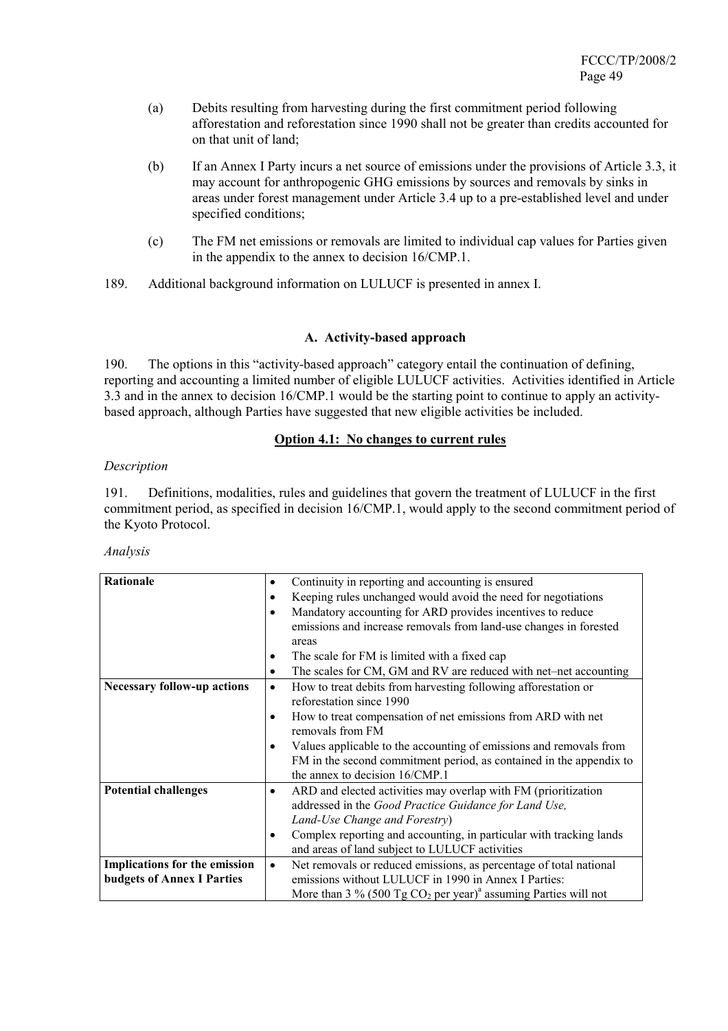(a) Debits resulting from harvesting during the first commitment period following afforestation and reforestation since 1990 shall not be greater than credits accounted for on that unit of land;

(b) If an Annex I Party incurs a net source of emissions under the provisions of Article 3.3, it may account for anthropogenic GHG emissions by sources and removals by sinks in areas under forest management under Article 3.4 up to a pre-established level and under specified conditions;

(c) The FM net emissions or removals are limited to individual cap values for Parties given in the appendix to the annex to decision 16/CMP.1.

189. Additional background information on LULUCF is presented in annex I.

### A. Activity-based approach

190. The options in this "activity-based approach" category entail the continuation of defining, reporting and accounting a limited number of eligible LULUCF activities. Activities identified in Article 3.3 and in the annex to decision 16/CMP.1 would be the starting point to continue to apply an activity-based approach, although Parties have suggested that new eligible activities be included.

#### Option 4.1: No changes to current rules

*Description*

191. Definitions, modalities, rules and guidelines that govern the treatment of LULUCF in the first commitment period, as specified in decision 16/CMP.1, would apply to the second commitment period of the Kyoto Protocol.

*Analysis*

| | |
|---|---|
| **Rationale** | • Continuity in reporting and accounting is ensured<br>• Keeping rules unchanged would avoid the need for negotiations<br>• Mandatory accounting for ARD provides incentives to reduce emissions and increase removals from land-use changes in forested areas<br>• The scale for FM is limited with a fixed cap<br>• The scales for CM, GM and RV are reduced with net–net accounting |
| **Necessary follow-up actions** | • How to treat debits from harvesting following afforestation or reforestation since 1990<br>• How to treat compensation of net emissions from ARD with net removals from FM<br>• Values applicable to the accounting of emissions and removals from FM in the second commitment period, as contained in the appendix to the annex to decision 16/CMP.1 |
| **Potential challenges** | • ARD and elected activities may overlap with FM (prioritization addressed in the *Good Practice Guidance for Land Use, Land-Use Change and Forestry*)<br>• Complex reporting and accounting, in particular with tracking lands and areas of land subject to LULUCF activities |
| **Implications for the emission budgets of Annex I Parties** | • Net removals or reduced emissions, as percentage of total national emissions without LULUCF in 1990 in Annex I Parties: More than 3 % (500 Tg $CO_2$ per year)[a] assuming Parties will not |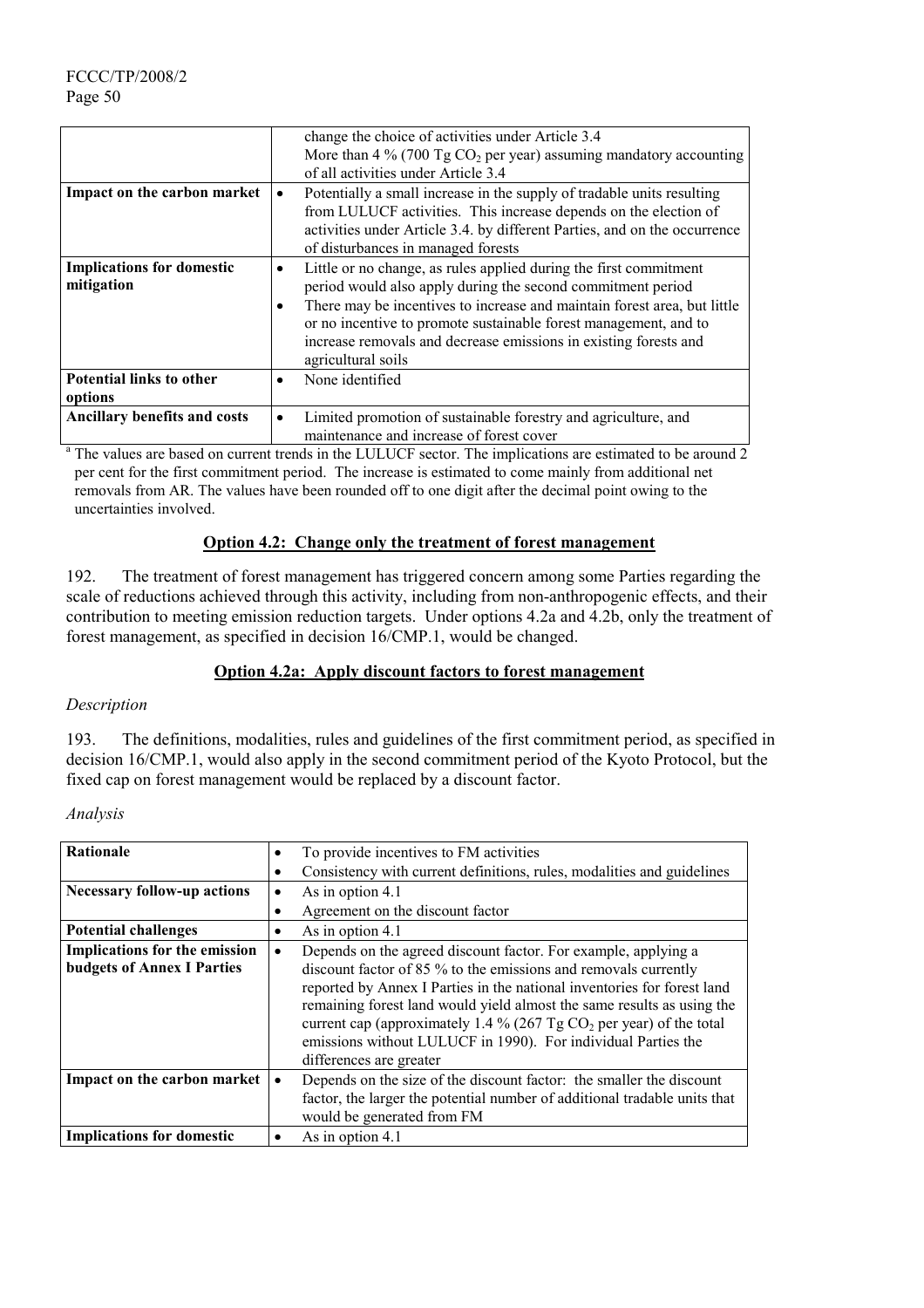| | |
|---|---|
| | change the choice of activities under Article 3.4<br>More than 4 % (700 Tg $CO_2$ per year) assuming mandatory accounting of all activities under Article 3.4 |
| **Impact on the carbon market** | • Potentially a small increase in the supply of tradable units resulting from LULUCF activities. This increase depends on the election of activities under Article 3.4. by different Parties, and on the occurrence of disturbances in managed forests |
| **Implications for domestic mitigation** | • Little or no change, as rules applied during the first commitment period would also apply during the second commitment period<br>• There may be incentives to increase and maintain forest area, but little or no incentive to promote sustainable forest management, and to increase removals and decrease emissions in existing forests and agricultural soils |
| **Potential links to other options** | • None identified |
| **Ancillary benefits and costs** | • Limited promotion of sustainable forestry and agriculture, and maintenance and increase of forest cover |

[a] The values are based on current trends in the LULUCF sector. The implications are estimated to be around 2 per cent for the first commitment period. The increase is estimated to come mainly from additional net removals from AR. The values have been rounded off to one digit after the decimal point owing to the uncertainties involved.

## Option 4.2: Change only the treatment of forest management

192. The treatment of forest management has triggered concern among some Parties regarding the scale of reductions achieved through this activity, including from non-anthropogenic effects, and their contribution to meeting emission reduction targets. Under options 4.2a and 4.2b, only the treatment of forest management, as specified in decision 16/CMP.1, would be changed.

### Option 4.2a: Apply discount factors to forest management

*Description*

193. The definitions, modalities, rules and guidelines of the first commitment period, as specified in decision 16/CMP.1, would also apply in the second commitment period of the Kyoto Protocol, but the fixed cap on forest management would be replaced by a discount factor.

*Analysis*

| | |
|---|---|
| **Rationale** | • To provide incentives to FM activities<br>• Consistency with current definitions, rules, modalities and guidelines |
| **Necessary follow-up actions** | • As in option 4.1<br>• Agreement on the discount factor |
| **Potential challenges** | • As in option 4.1 |
| **Implications for the emission budgets of Annex I Parties** | • Depends on the agreed discount factor. For example, applying a discount factor of 85 % to the emissions and removals currently reported by Annex I Parties in the national inventories for forest land remaining forest land would yield almost the same results as using the current cap (approximately 1.4 % (267 Tg $CO_2$ per year) of the total emissions without LULUCF in 1990). For individual Parties the differences are greater |
| **Impact on the carbon market** | • Depends on the size of the discount factor: the smaller the discount factor, the larger the potential number of additional tradable units that would be generated from FM |
| **Implications for domestic** | • As in option 4.1 |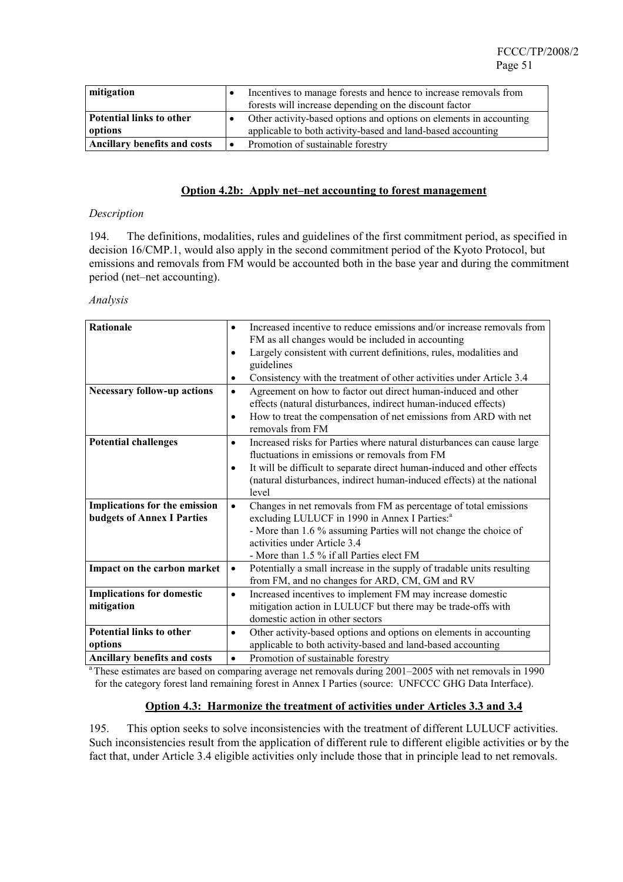| mitigation | • Incentives to manage forests and hence to increase removals from forests will increase depending on the discount factor |
|---|---|
| **Potential links to other options** | • Other activity-based options and options on elements in accounting applicable to both activity-based and land-based accounting |
| **Ancillary benefits and costs** | • Promotion of sustainable forestry |

### Option 4.2b: Apply net–net accounting to forest management

*Description*

194. The definitions, modalities, rules and guidelines of the first commitment period, as specified in decision 16/CMP.1, would also apply in the second commitment period of the Kyoto Protocol, but emissions and removals from FM would be accounted both in the base year and during the commitment period (net–net accounting).

*Analysis*

| **Rationale** | • Increased incentive to reduce emissions and/or increase removals from FM as all changes would be included in accounting<br>• Largely consistent with current definitions, rules, modalities and guidelines<br>• Consistency with the treatment of other activities under Article 3.4 |
|---|---|
| **Necessary follow-up actions** | • Agreement on how to factor out direct human-induced and other effects (natural disturbances, indirect human-induced effects)<br>• How to treat the compensation of net emissions from ARD with net removals from FM |
| **Potential challenges** | • Increased risks for Parties where natural disturbances can cause large fluctuations in emissions or removals from FM<br>• It will be difficult to separate direct human-induced and other effects (natural disturbances, indirect human-induced effects) at the national level |
| **Implications for the emission budgets of Annex I Parties** | • Changes in net removals from FM as percentage of total emissions excluding LULUCF in 1990 in Annex I Parties:[a]<br>- More than 1.6 % assuming Parties will not change the choice of activities under Article 3.4<br>- More than 1.5 % if all Parties elect FM |
| **Impact on the carbon market** | • Potentially a small increase in the supply of tradable units resulting from FM, and no changes for ARD, CM, GM and RV |
| **Implications for domestic mitigation** | • Increased incentives to implement FM may increase domestic mitigation action in LULUCF but there may be trade-offs with domestic action in other sectors |
| **Potential links to other options** | • Other activity-based options and options on elements in accounting applicable to both activity-based and land-based accounting |
| **Ancillary benefits and costs** | • Promotion of sustainable forestry |

[a] These estimates are based on comparing average net removals during 2001–2005 with net removals in 1990 for the category forest land remaining forest in Annex I Parties (source: UNFCCC GHG Data Interface).

### Option 4.3: Harmonize the treatment of activities under Articles 3.3 and 3.4

195. This option seeks to solve inconsistencies with the treatment of different LULUCF activities. Such inconsistencies result from the application of different rule to different eligible activities or by the fact that, under Article 3.4 eligible activities only include those that in principle lead to net removals.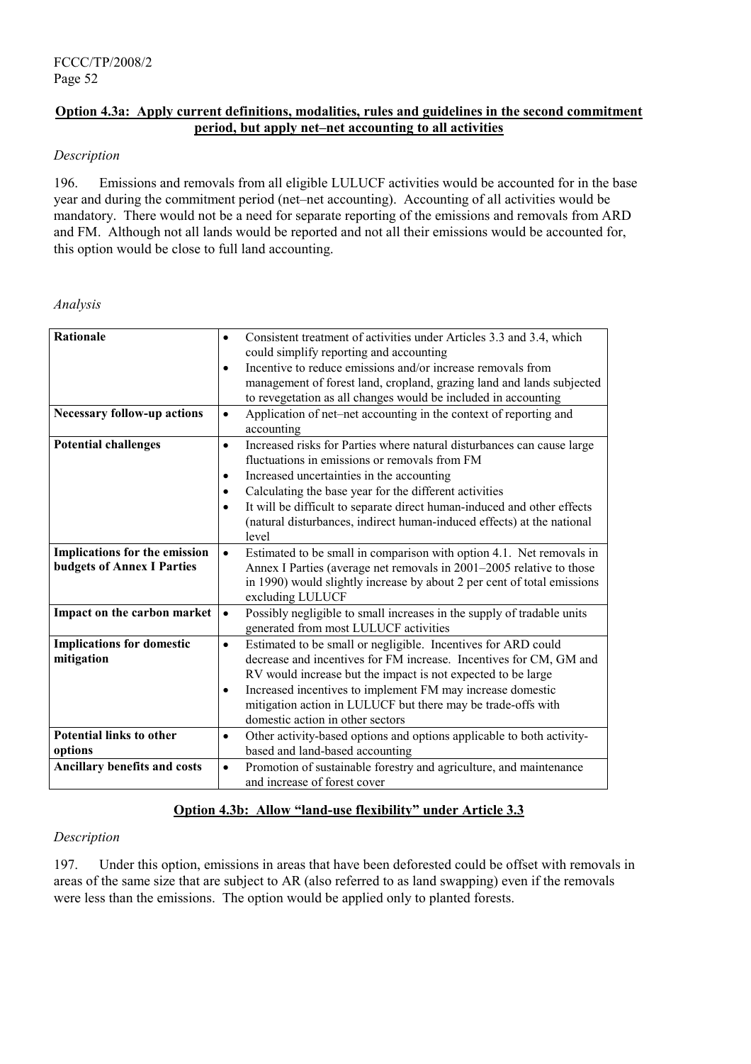**Option 4.3a: Apply current definitions, modalities, rules and guidelines in the second commitment period, but apply net–net accounting to all activities**

*Description*

196. Emissions and removals from all eligible LULUCF activities would be accounted for in the base year and during the commitment period (net–net accounting). Accounting of all activities would be mandatory. There would not be a need for separate reporting of the emissions and removals from ARD and FM. Although not all lands would be reported and not all their emissions would be accounted for, this option would be close to full land accounting.

*Analysis*

| | |
|---|---|
| **Rationale** | • Consistent treatment of activities under Articles 3.3 and 3.4, which could simplify reporting and accounting<br>• Incentive to reduce emissions and/or increase removals from management of forest land, cropland, grazing land and lands subjected to revegetation as all changes would be included in accounting |
| **Necessary follow-up actions** | • Application of net–net accounting in the context of reporting and accounting |
| **Potential challenges** | • Increased risks for Parties where natural disturbances can cause large fluctuations in emissions or removals from FM<br>• Increased uncertainties in the accounting<br>• Calculating the base year for the different activities<br>• It will be difficult to separate direct human-induced and other effects (natural disturbances, indirect human-induced effects) at the national level |
| **Implications for the emission budgets of Annex I Parties** | • Estimated to be small in comparison with option 4.1. Net removals in Annex I Parties (average net removals in 2001–2005 relative to those in 1990) would slightly increase by about 2 per cent of total emissions excluding LULUCF |
| **Impact on the carbon market** | • Possibly negligible to small increases in the supply of tradable units generated from most LULUCF activities |
| **Implications for domestic mitigation** | • Estimated to be small or negligible. Incentives for ARD could decrease and incentives for FM increase. Incentives for CM, GM and RV would increase but the impact is not expected to be large<br>• Increased incentives to implement FM may increase domestic mitigation action in LULUCF but there may be trade-offs with domestic action in other sectors |
| **Potential links to other options** | • Other activity-based options and options applicable to both activity-based and land-based accounting |
| **Ancillary benefits and costs** | • Promotion of sustainable forestry and agriculture, and maintenance and increase of forest cover |

**Option 4.3b: Allow "land-use flexibility" under Article 3.3**

*Description*

197. Under this option, emissions in areas that have been deforested could be offset with removals in areas of the same size that are subject to AR (also referred to as land swapping) even if the removals were less than the emissions. The option would be applied only to planted forests.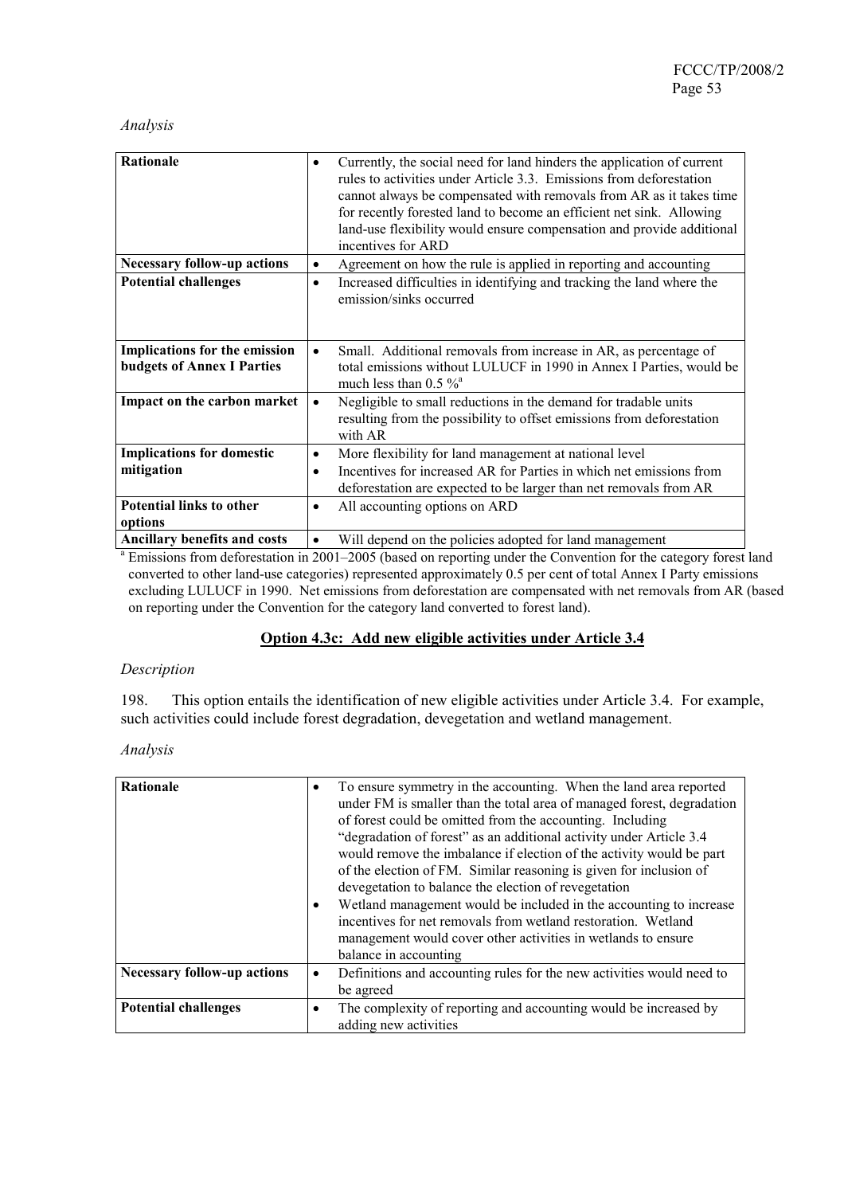*Analysis*

| Rationale | • Currently, the social need for land hinders the application of current rules to activities under Article 3.3. Emissions from deforestation cannot always be compensated with removals from AR as it takes time for recently forested land to become an efficient net sink. Allowing land-use flexibility would ensure compensation and provide additional incentives for ARD |
|---|---|
| **Necessary follow-up actions** | • Agreement on how the rule is applied in reporting and accounting |
| **Potential challenges** | • Increased difficulties in identifying and tracking the land where the emission/sinks occurred |
| **Implications for the emission budgets of Annex I Parties** | • Small. Additional removals from increase in AR, as percentage of total emissions without LULUCF in 1990 in Annex I Parties, would be much less than 0.5 %[a] |
| **Impact on the carbon market** | • Negligible to small reductions in the demand for tradable units resulting from the possibility to offset emissions from deforestation with AR |
| **Implications for domestic mitigation** | • More flexibility for land management at national level<br>• Incentives for increased AR for Parties in which net emissions from deforestation are expected to be larger than net removals from AR |
| **Potential links to other options** | • All accounting options on ARD |
| **Ancillary benefits and costs** | • Will depend on the policies adopted for land management |

[a] Emissions from deforestation in 2001–2005 (based on reporting under the Convention for the category forest land converted to other land-use categories) represented approximately 0.5 per cent of total Annex I Party emissions excluding LULUCF in 1990. Net emissions from deforestation are compensated with net removals from AR (based on reporting under the Convention for the category land converted to forest land).

## Option 4.3c: Add new eligible activities under Article 3.4

*Description*

198. This option entails the identification of new eligible activities under Article 3.4. For example, such activities could include forest degradation, devegetation and wetland management.

*Analysis*

| Rationale | • To ensure symmetry in the accounting. When the land area reported under FM is smaller than the total area of managed forest, degradation of forest could be omitted from the accounting. Including "degradation of forest" as an additional activity under Article 3.4 would remove the imbalance if election of the activity would be part of the election of FM. Similar reasoning is given for inclusion of devegetation to balance the election of revegetation<br>• Wetland management would be included in the accounting to increase incentives for net removals from wetland restoration. Wetland management would cover other activities in wetlands to ensure balance in accounting |
|---|---|
| **Necessary follow-up actions** | • Definitions and accounting rules for the new activities would need to be agreed |
| **Potential challenges** | • The complexity of reporting and accounting would be increased by adding new activities |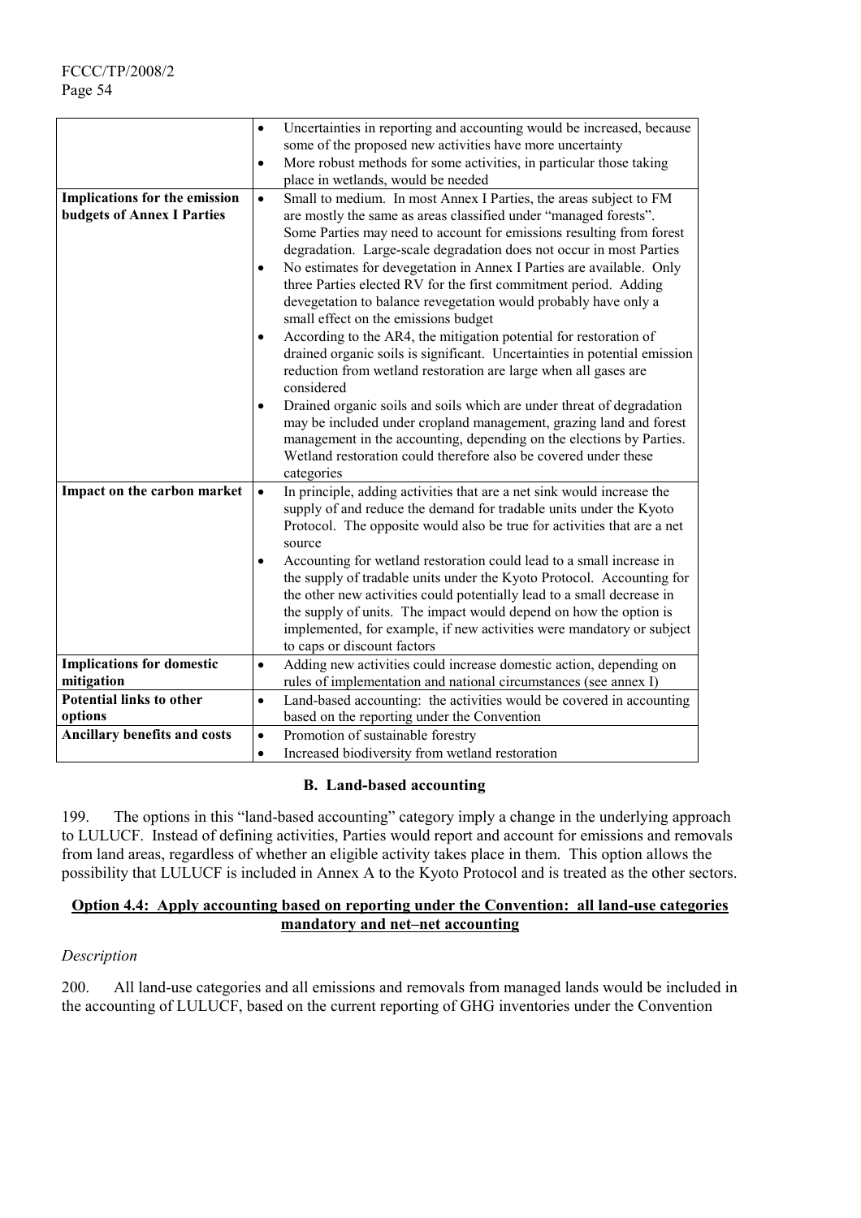| | |
|---|---|
| | • Uncertainties in reporting and accounting would be increased, because some of the proposed new activities have more uncertainty<br>• More robust methods for some activities, in particular those taking place in wetlands, would be needed |
| **Implications for the emission budgets of Annex I Parties** | • Small to medium. In most Annex I Parties, the areas subject to FM are mostly the same as areas classified under "managed forests". Some Parties may need to account for emissions resulting from forest degradation. Large-scale degradation does not occur in most Parties<br>• No estimates for devegetation in Annex I Parties are available. Only three Parties elected RV for the first commitment period. Adding devegetation to balance revegetation would probably have only a small effect on the emissions budget<br>• According to the AR4, the mitigation potential for restoration of drained organic soils is significant. Uncertainties in potential emission reduction from wetland restoration are large when all gases are considered<br>• Drained organic soils and soils which are under threat of degradation may be included under cropland management, grazing land and forest management in the accounting, depending on the elections by Parties. Wetland restoration could therefore also be covered under these categories |
| **Impact on the carbon market** | • In principle, adding activities that are a net sink would increase the supply of and reduce the demand for tradable units under the Kyoto Protocol. The opposite would also be true for activities that are a net source<br>• Accounting for wetland restoration could lead to a small increase in the supply of tradable units under the Kyoto Protocol. Accounting for the other new activities could potentially lead to a small decrease in the supply of units. The impact would depend on how the option is implemented, for example, if new activities were mandatory or subject to caps or discount factors |
| **Implications for domestic mitigation** | • Adding new activities could increase domestic action, depending on rules of implementation and national circumstances (see annex I) |
| **Potential links to other options** | • Land-based accounting: the activities would be covered in accounting based on the reporting under the Convention |
| **Ancillary benefits and costs** | • Promotion of sustainable forestry<br>• Increased biodiversity from wetland restoration |

## B. Land-based accounting

199. The options in this "land-based accounting" category imply a change in the underlying approach to LULUCF. Instead of defining activities, Parties would report and account for emissions and removals from land areas, regardless of whether an eligible activity takes place in them. This option allows the possibility that LULUCF is included in Annex A to the Kyoto Protocol and is treated as the other sectors.

### Option 4.4: Apply accounting based on reporting under the Convention: all land-use categories mandatory and net–net accounting

*Description*

200. All land-use categories and all emissions and removals from managed lands would be included in the accounting of LULUCF, based on the current reporting of GHG inventories under the Convention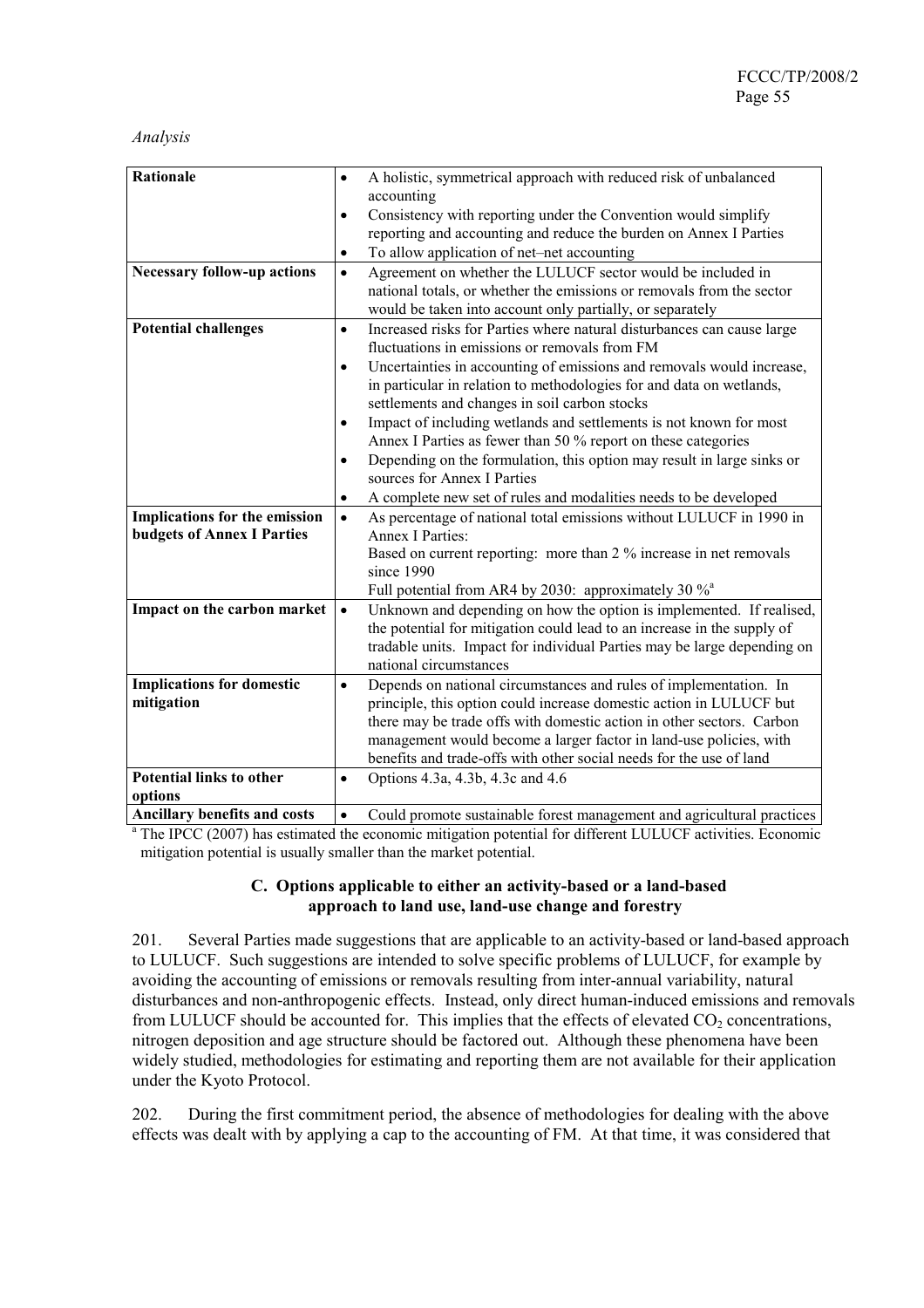*Analysis*

| | |
|---|---|
| **Rationale** | • A holistic, symmetrical approach with reduced risk of unbalanced accounting<br>• Consistency with reporting under the Convention would simplify reporting and accounting and reduce the burden on Annex I Parties<br>• To allow application of net–net accounting |
| **Necessary follow-up actions** | • Agreement on whether the LULUCF sector would be included in national totals, or whether the emissions or removals from the sector would be taken into account only partially, or separately |
| **Potential challenges** | • Increased risks for Parties where natural disturbances can cause large fluctuations in emissions or removals from FM<br>• Uncertainties in accounting of emissions and removals would increase, in particular in relation to methodologies for and data on wetlands, settlements and changes in soil carbon stocks<br>• Impact of including wetlands and settlements is not known for most Annex I Parties as fewer than 50 % report on these categories<br>• Depending on the formulation, this option may result in large sinks or sources for Annex I Parties<br>• A complete new set of rules and modalities needs to be developed |
| **Implications for the emission budgets of Annex I Parties** | • As percentage of national total emissions without LULUCF in 1990 in Annex I Parties:<br>Based on current reporting: more than 2 % increase in net removals since 1990<br>Full potential from AR4 by 2030: approximately 30 %[a] |
| **Impact on the carbon market** | • Unknown and depending on how the option is implemented. If realised, the potential for mitigation could lead to an increase in the supply of tradable units. Impact for individual Parties may be large depending on national circumstances |
| **Implications for domestic mitigation** | • Depends on national circumstances and rules of implementation. In principle, this option could increase domestic action in LULUCF but there may be trade offs with domestic action in other sectors. Carbon management would become a larger factor in land-use policies, with benefits and trade-offs with other social needs for the use of land |
| **Potential links to other options** | • Options 4.3a, 4.3b, 4.3c and 4.6 |
| **Ancillary benefits and costs** | • Could promote sustainable forest management and agricultural practices |

[a] The IPCC (2007) has estimated the economic mitigation potential for different LULUCF activities. Economic mitigation potential is usually smaller than the market potential.

### C. Options applicable to either an activity-based or a land-based approach to land use, land-use change and forestry

201. Several Parties made suggestions that are applicable to an activity-based or land-based approach to LULUCF. Such suggestions are intended to solve specific problems of LULUCF, for example by avoiding the accounting of emissions or removals resulting from inter-annual variability, natural disturbances and non-anthropogenic effects. Instead, only direct human-induced emissions and removals from LULUCF should be accounted for. This implies that the effects of elevated $CO_2$ concentrations, nitrogen deposition and age structure should be factored out. Although these phenomena have been widely studied, methodologies for estimating and reporting them are not available for their application under the Kyoto Protocol.

202. During the first commitment period, the absence of methodologies for dealing with the above effects was dealt with by applying a cap to the accounting of FM. At that time, it was considered that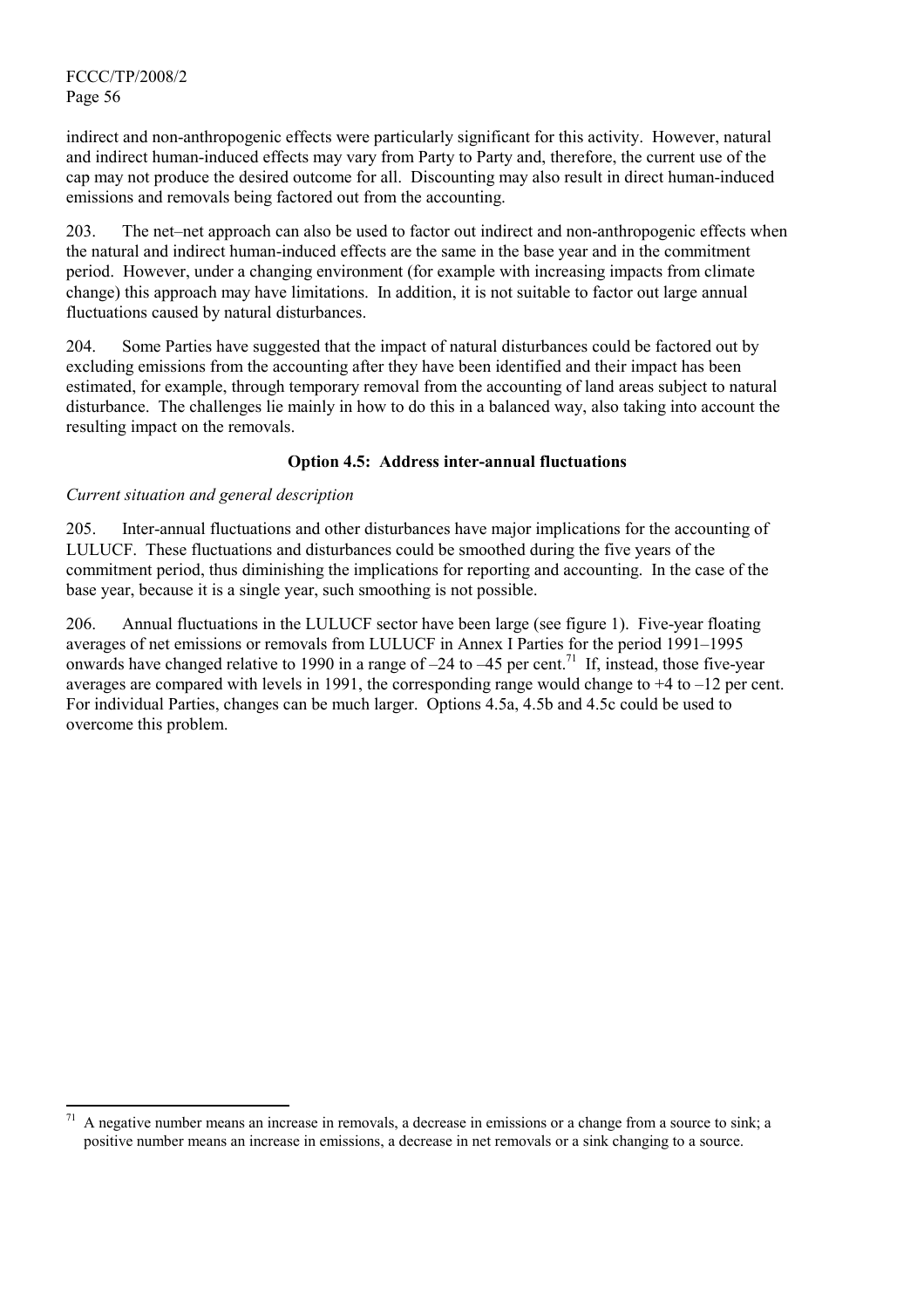indirect and non-anthropogenic effects were particularly significant for this activity. However, natural and indirect human-induced effects may vary from Party to Party and, therefore, the current use of the cap may not produce the desired outcome for all. Discounting may also result in direct human-induced emissions and removals being factored out from the accounting.

203. The net–net approach can also be used to factor out indirect and non-anthropogenic effects when the natural and indirect human-induced effects are the same in the base year and in the commitment period. However, under a changing environment (for example with increasing impacts from climate change) this approach may have limitations. In addition, it is not suitable to factor out large annual fluctuations caused by natural disturbances.

204. Some Parties have suggested that the impact of natural disturbances could be factored out by excluding emissions from the accounting after they have been identified and their impact has been estimated, for example, through temporary removal from the accounting of land areas subject to natural disturbance. The challenges lie mainly in how to do this in a balanced way, also taking into account the resulting impact on the removals.

**Option 4.5: Address inter-annual fluctuations**

*Current situation and general description*

205. Inter-annual fluctuations and other disturbances have major implications for the accounting of LULUCF. These fluctuations and disturbances could be smoothed during the five years of the commitment period, thus diminishing the implications for reporting and accounting. In the case of the base year, because it is a single year, such smoothing is not possible.

206. Annual fluctuations in the LULUCF sector have been large (see figure 1). Five-year floating averages of net emissions or removals from LULUCF in Annex I Parties for the period 1991–1995 onwards have changed relative to 1990 in a range of –24 to –45 per cent.[71] If, instead, those five-year averages are compared with levels in 1991, the corresponding range would change to +4 to –12 per cent. For individual Parties, changes can be much larger. Options 4.5a, 4.5b and 4.5c could be used to overcome this problem.

[71] A negative number means an increase in removals, a decrease in emissions or a change from a source to sink; a positive number means an increase in emissions, a decrease in net removals or a sink changing to a source.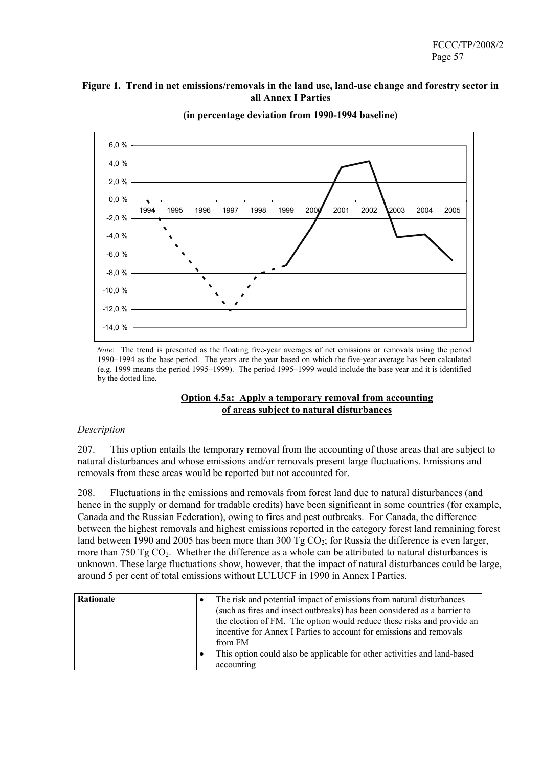**Figure 1. Trend in net emissions/removals in the land use, land-use change and forestry sector in all Annex I Parties**

**(in percentage deviation from 1990-1994 baseline)**

*Note*: The trend is presented as the floating five-year averages of net emissions or removals using the period 1990–1994 as the base period. The years are the year based on which the five-year average has been calculated (e.g. 1999 means the period 1995–1999). The period 1995–1999 would include the base year and it is identified by the dotted line.

**Option 4.5a: Apply a temporary removal from accounting of areas subject to natural disturbances**

*Description*

207. This option entails the temporary removal from the accounting of those areas that are subject to natural disturbances and whose emissions and/or removals present large fluctuations. Emissions and removals from these areas would be reported but not accounted for.

208. Fluctuations in the emissions and removals from forest land due to natural disturbances (and hence in the supply or demand for tradable credits) have been significant in some countries (for example, Canada and the Russian Federation), owing to fires and pest outbreaks. For Canada, the difference between the highest removals and highest emissions reported in the category forest land remaining forest land between 1990 and 2005 has been more than 300 Tg $CO_2$; for Russia the difference is even larger, more than 750 Tg $CO_2$. Whether the difference as a whole can be attributed to natural disturbances is unknown. These large fluctuations show, however, that the impact of natural disturbances could be large, around 5 per cent of total emissions without LULUCF in 1990 in Annex I Parties.

| **Rationale** | • The risk and potential impact of emissions from natural disturbances (such as fires and insect outbreaks) has been considered as a barrier to the election of FM. The option would reduce these risks and provide an incentive for Annex I Parties to account for emissions and removals from FM<br>• This option could also be applicable for other activities and land-based accounting |
|---|---|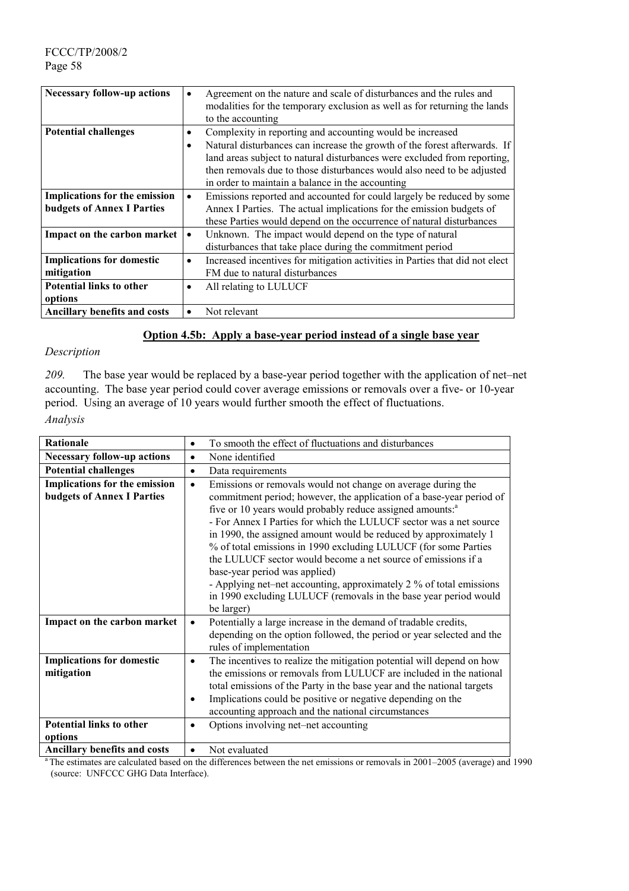| | |
|---|---|
| **Necessary follow-up actions** | • Agreement on the nature and scale of disturbances and the rules and modalities for the temporary exclusion as well as for returning the lands to the accounting |
| **Potential challenges** | • Complexity in reporting and accounting would be increased<br>• Natural disturbances can increase the growth of the forest afterwards. If land areas subject to natural disturbances were excluded from reporting, then removals due to those disturbances would also need to be adjusted in order to maintain a balance in the accounting |
| **Implications for the emission budgets of Annex I Parties** | • Emissions reported and accounted for could largely be reduced by some Annex I Parties. The actual implications for the emission budgets of these Parties would depend on the occurrence of natural disturbances |
| **Impact on the carbon market** | • Unknown. The impact would depend on the type of natural disturbances that take place during the commitment period |
| **Implications for domestic mitigation** | • Increased incentives for mitigation activities in Parties that did not elect FM due to natural disturbances |
| **Potential links to other options** | • All relating to LULUCF |
| **Ancillary benefits and costs** | • Not relevant |

## Option 4.5b: Apply a base-year period instead of a single base year

*Description*

*209.* The base year would be replaced by a base-year period together with the application of net–net accounting. The base year period could cover average emissions or removals over a five- or 10-year period. Using an average of 10 years would further smooth the effect of fluctuations.

*Analysis*

| | |
|---|---|
| **Rationale** | • To smooth the effect of fluctuations and disturbances |
| **Necessary follow-up actions** | • None identified |
| **Potential challenges** | • Data requirements |
| **Implications for the emission budgets of Annex I Parties** | • Emissions or removals would not change on average during the commitment period; however, the application of a base-year period of five or 10 years would probably reduce assigned amounts:[a]<br>- For Annex I Parties for which the LULUCF sector was a net source in 1990, the assigned amount would be reduced by approximately 1 % of total emissions in 1990 excluding LULUCF (for some Parties the LULUCF sector would become a net source of emissions if a base-year period was applied)<br>- Applying net–net accounting, approximately 2 % of total emissions in 1990 excluding LULUCF (removals in the base year period would be larger) |
| **Impact on the carbon market** | • Potentially a large increase in the demand of tradable credits, depending on the option followed, the period or year selected and the rules of implementation |
| **Implications for domestic mitigation** | • The incentives to realize the mitigation potential will depend on how the emissions or removals from LULUCF are included in the national total emissions of the Party in the base year and the national targets<br>• Implications could be positive or negative depending on the accounting approach and the national circumstances |
| **Potential links to other options** | • Options involving net–net accounting |
| **Ancillary benefits and costs** | • Not evaluated |

[a] The estimates are calculated based on the differences between the net emissions or removals in 2001–2005 (average) and 1990 (source: UNFCCC GHG Data Interface).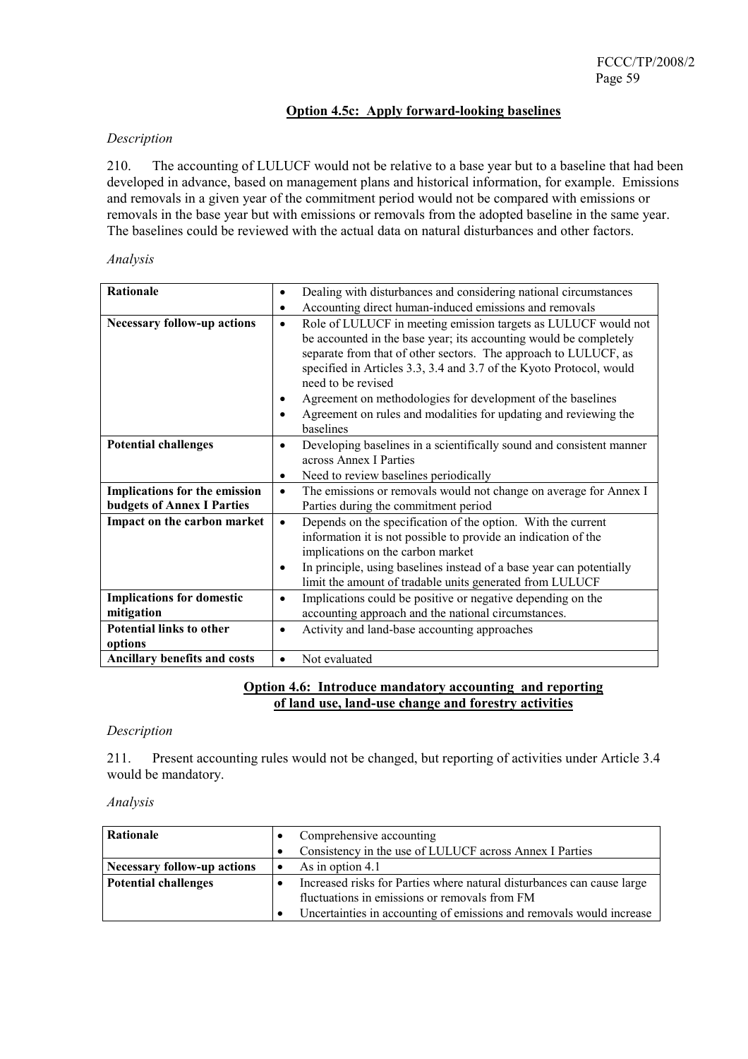### Option 4.5c: Apply forward-looking baselines

*Description*

210. The accounting of LULUCF would not be relative to a base year but to a baseline that had been developed in advance, based on management plans and historical information, for example. Emissions and removals in a given year of the commitment period would not be compared with emissions or removals in the base year but with emissions or removals from the adopted baseline in the same year. The baselines could be reviewed with the actual data on natural disturbances and other factors.

*Analysis*

| | |
|---|---|
| **Rationale** | • Dealing with disturbances and considering national circumstances<br>• Accounting direct human-induced emissions and removals |
| **Necessary follow-up actions** | • Role of LULUCF in meeting emission targets as LULUCF would not be accounted in the base year; its accounting would be completely separate from that of other sectors. The approach to LULUCF, as specified in Articles 3.3, 3.4 and 3.7 of the Kyoto Protocol, would need to be revised<br>• Agreement on methodologies for development of the baselines<br>• Agreement on rules and modalities for updating and reviewing the baselines |
| **Potential challenges** | • Developing baselines in a scientifically sound and consistent manner across Annex I Parties<br>• Need to review baselines periodically |
| **Implications for the emission budgets of Annex I Parties** | • The emissions or removals would not change on average for Annex I Parties during the commitment period |
| **Impact on the carbon market** | • Depends on the specification of the option. With the current information it is not possible to provide an indication of the implications on the carbon market<br>• In principle, using baselines instead of a base year can potentially limit the amount of tradable units generated from LULUCF |
| **Implications for domestic mitigation** | • Implications could be positive or negative depending on the accounting approach and the national circumstances. |
| **Potential links to other options** | • Activity and land-base accounting approaches |
| **Ancillary benefits and costs** | • Not evaluated |

### Option 4.6: Introduce mandatory accounting and reporting of land use, land-use change and forestry activities

*Description*

211. Present accounting rules would not be changed, but reporting of activities under Article 3.4 would be mandatory.

*Analysis*

| | |
|---|---|
| **Rationale** | • Comprehensive accounting<br>• Consistency in the use of LULUCF across Annex I Parties |
| **Necessary follow-up actions** | • As in option 4.1 |
| **Potential challenges** | • Increased risks for Parties where natural disturbances can cause large fluctuations in emissions or removals from FM<br>• Uncertainties in accounting of emissions and removals would increase |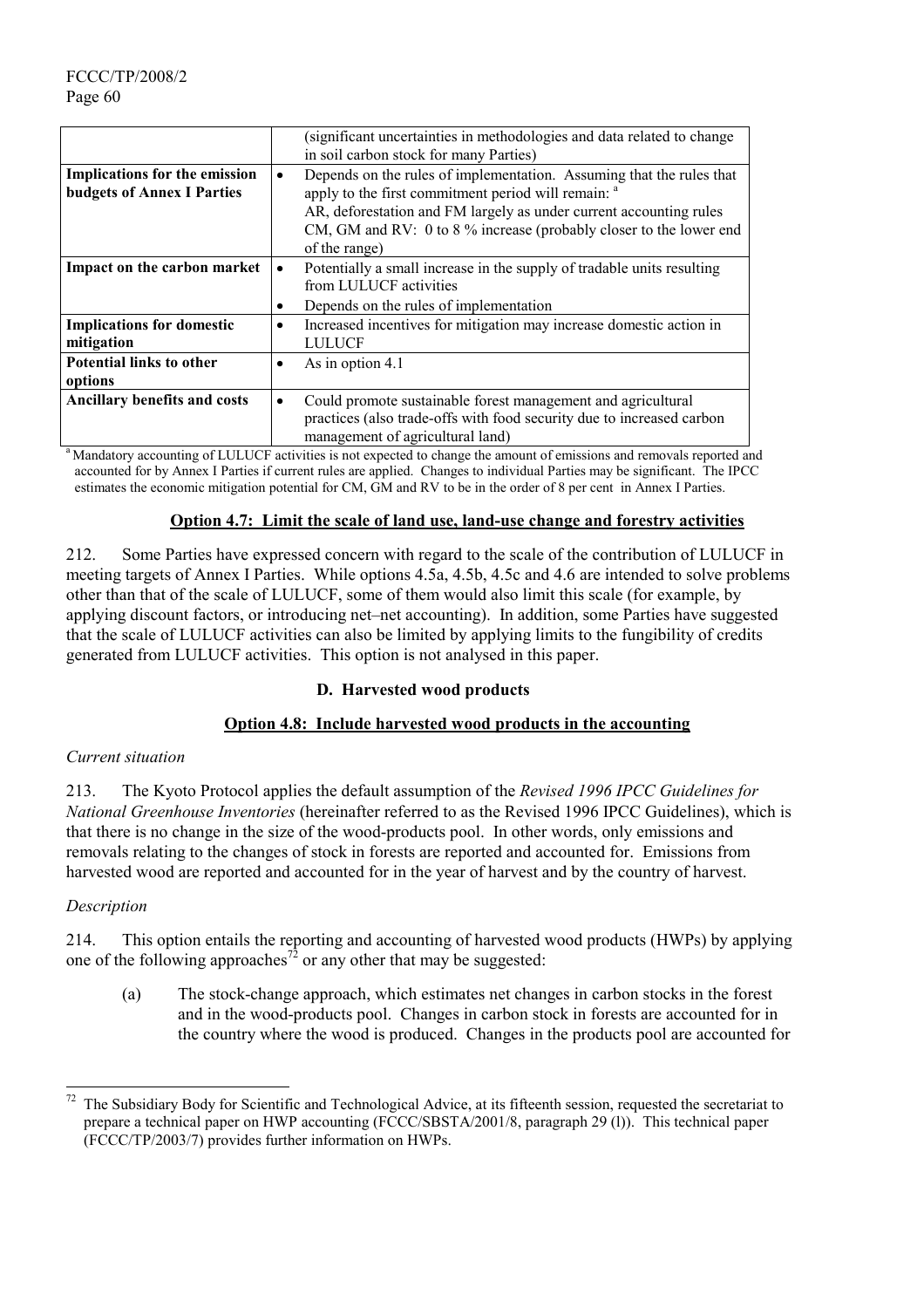| | |
|---|---|
| | (significant uncertainties in methodologies and data related to change in soil carbon stock for many Parties) |
| **Implications for the emission budgets of Annex I Parties** | • Depends on the rules of implementation. Assuming that the rules that apply to the first commitment period will remain: [a]<br>AR, deforestation and FM largely as under current accounting rules<br>CM, GM and RV: 0 to 8 % increase (probably closer to the lower end of the range) |
| **Impact on the carbon market** | • Potentially a small increase in the supply of tradable units resulting from LULUCF activities<br>• Depends on the rules of implementation |
| **Implications for domestic mitigation** | • Increased incentives for mitigation may increase domestic action in LULUCF |
| **Potential links to other options** | • As in option 4.1 |
| **Ancillary benefits and costs** | • Could promote sustainable forest management and agricultural practices (also trade-offs with food security due to increased carbon management of agricultural land) |

[a] Mandatory accounting of LULUCF activities is not expected to change the amount of emissions and removals reported and accounted for by Annex I Parties if current rules are applied. Changes to individual Parties may be significant. The IPCC estimates the economic mitigation potential for CM, GM and RV to be in the order of 8 per cent in Annex I Parties.

### Option 4.7: Limit the scale of land use, land-use change and forestry activities

212. Some Parties have expressed concern with regard to the scale of the contribution of LULUCF in meeting targets of Annex I Parties. While options 4.5a, 4.5b, 4.5c and 4.6 are intended to solve problems other than that of the scale of LULUCF, some of them would also limit this scale (for example, by applying discount factors, or introducing net–net accounting). In addition, some Parties have suggested that the scale of LULUCF activities can also be limited by applying limits to the fungibility of credits generated from LULUCF activities. This option is not analysed in this paper.

## D. Harvested wood products

### Option 4.8: Include harvested wood products in the accounting

*Current situation*

213. The Kyoto Protocol applies the default assumption of the *Revised 1996 IPCC Guidelines for National Greenhouse Inventories* (hereinafter referred to as the Revised 1996 IPCC Guidelines), which is that there is no change in the size of the wood-products pool. In other words, only emissions and removals relating to the changes of stock in forests are reported and accounted for. Emissions from harvested wood are reported and accounted for in the year of harvest and by the country of harvest.

*Description*

214. This option entails the reporting and accounting of harvested wood products (HWPs) by applying one of the following approaches[72] or any other that may be suggested:

(a) The stock-change approach, which estimates net changes in carbon stocks in the forest and in the wood-products pool. Changes in carbon stock in forests are accounted for in the country where the wood is produced. Changes in the products pool are accounted for

[72] The Subsidiary Body for Scientific and Technological Advice, at its fifteenth session, requested the secretariat to prepare a technical paper on HWP accounting (FCCC/SBSTA/2001/8, paragraph 29 (l)). This technical paper (FCCC/TP/2003/7) provides further information on HWPs.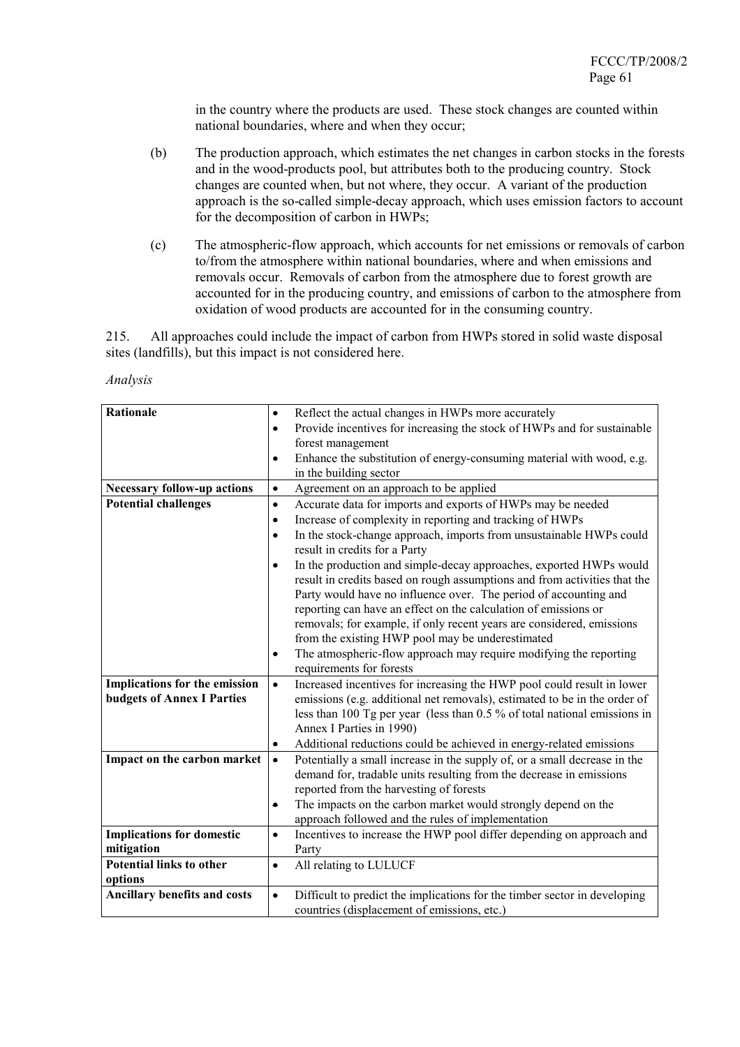in the country where the products are used. These stock changes are counted within national boundaries, where and when they occur;

(b) The production approach, which estimates the net changes in carbon stocks in the forests and in the wood-products pool, but attributes both to the producing country. Stock changes are counted when, but not where, they occur. A variant of the production approach is the so-called simple-decay approach, which uses emission factors to account for the decomposition of carbon in HWPs;

(c) The atmospheric-flow approach, which accounts for net emissions or removals of carbon to/from the atmosphere within national boundaries, where and when emissions and removals occur. Removals of carbon from the atmosphere due to forest growth are accounted for in the producing country, and emissions of carbon to the atmosphere from oxidation of wood products are accounted for in the consuming country.

215. All approaches could include the impact of carbon from HWPs stored in solid waste disposal sites (landfills), but this impact is not considered here.

*Analysis*

| | |
|---|---|
| **Rationale** | • Reflect the actual changes in HWPs more accurately<br>• Provide incentives for increasing the stock of HWPs and for sustainable forest management<br>• Enhance the substitution of energy-consuming material with wood, e.g. in the building sector |
| **Necessary follow-up actions** | • Agreement on an approach to be applied |
| **Potential challenges** | • Accurate data for imports and exports of HWPs may be needed<br>• Increase of complexity in reporting and tracking of HWPs<br>• In the stock-change approach, imports from unsustainable HWPs could result in credits for a Party<br>• In the production and simple-decay approaches, exported HWPs would result in credits based on rough assumptions and from activities that the Party would have no influence over. The period of accounting and reporting can have an effect on the calculation of emissions or removals; for example, if only recent years are considered, emissions from the existing HWP pool may be underestimated<br>• The atmospheric-flow approach may require modifying the reporting requirements for forests |
| **Implications for the emission budgets of Annex I Parties** | • Increased incentives for increasing the HWP pool could result in lower emissions (e.g. additional net removals), estimated to be in the order of less than 100 Tg per year (less than 0.5 % of total national emissions in Annex I Parties in 1990)<br>• Additional reductions could be achieved in energy-related emissions |
| **Impact on the carbon market** | • Potentially a small increase in the supply of, or a small decrease in the demand for, tradable units resulting from the decrease in emissions reported from the harvesting of forests<br>• The impacts on the carbon market would strongly depend on the approach followed and the rules of implementation |
| **Implications for domestic mitigation** | • Incentives to increase the HWP pool differ depending on approach and Party |
| **Potential links to other options** | • All relating to LULUCF |
| **Ancillary benefits and costs** | • Difficult to predict the implications for the timber sector in developing countries (displacement of emissions, etc.) |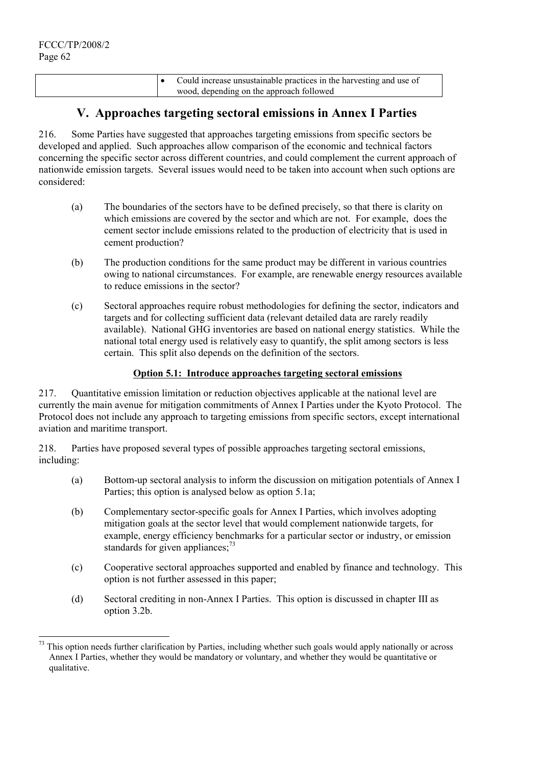| | • Could increase unsustainable practices in the harvesting and use of wood, depending on the approach followed |
|---|---|

## V. Approaches targeting sectoral emissions in Annex I Parties

216. Some Parties have suggested that approaches targeting emissions from specific sectors be developed and applied. Such approaches allow comparison of the economic and technical factors concerning the specific sector across different countries, and could complement the current approach of nationwide emission targets. Several issues would need to be taken into account when such options are considered:

(a) The boundaries of the sectors have to be defined precisely, so that there is clarity on which emissions are covered by the sector and which are not. For example, does the cement sector include emissions related to the production of electricity that is used in cement production?

(b) The production conditions for the same product may be different in various countries owing to national circumstances. For example, are renewable energy resources available to reduce emissions in the sector?

(c) Sectoral approaches require robust methodologies for defining the sector, indicators and targets and for collecting sufficient data (relevant detailed data are rarely readily available). National GHG inventories are based on national energy statistics. While the national total energy used is relatively easy to quantify, the split among sectors is less certain. This split also depends on the definition of the sectors.

### Option 5.1: Introduce approaches targeting sectoral emissions

217. Quantitative emission limitation or reduction objectives applicable at the national level are currently the main avenue for mitigation commitments of Annex I Parties under the Kyoto Protocol. The Protocol does not include any approach to targeting emissions from specific sectors, except international aviation and maritime transport.

218. Parties have proposed several types of possible approaches targeting sectoral emissions, including:

(a) Bottom-up sectoral analysis to inform the discussion on mitigation potentials of Annex I Parties; this option is analysed below as option 5.1a;

(b) Complementary sector-specific goals for Annex I Parties, which involves adopting mitigation goals at the sector level that would complement nationwide targets, for example, energy efficiency benchmarks for a particular sector or industry, or emission standards for given appliances;[73]

(c) Cooperative sectoral approaches supported and enabled by finance and technology. This option is not further assessed in this paper;

(d) Sectoral crediting in non-Annex I Parties. This option is discussed in chapter III as option 3.2b.

[73] This option needs further clarification by Parties, including whether such goals would apply nationally or across Annex I Parties, whether they would be mandatory or voluntary, and whether they would be quantitative or qualitative.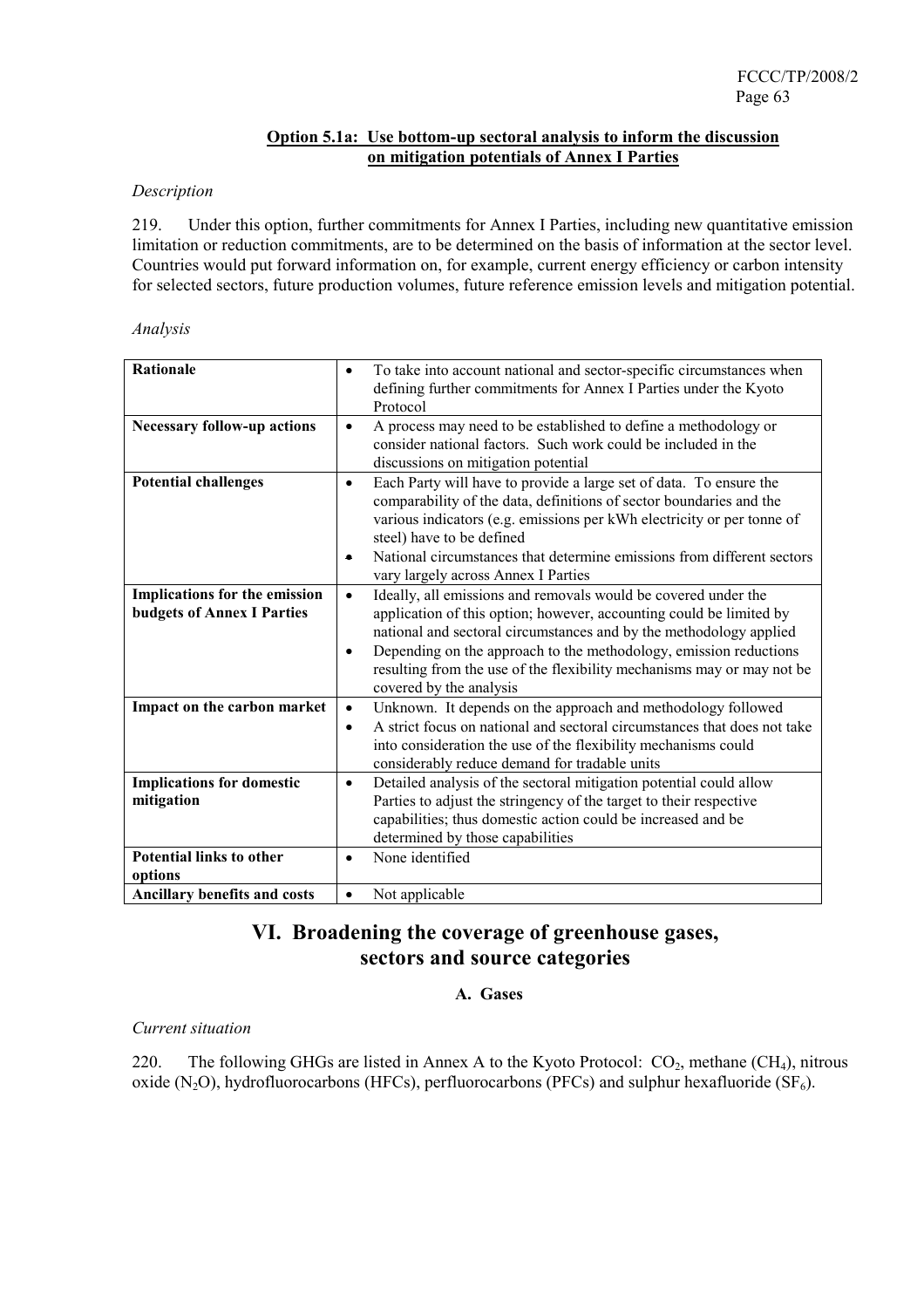**Option 5.1a: Use bottom-up sectoral analysis to inform the discussion on mitigation potentials of Annex I Parties**

*Description*

219. Under this option, further commitments for Annex I Parties, including new quantitative emission limitation or reduction commitments, are to be determined on the basis of information at the sector level. Countries would put forward information on, for example, current energy efficiency or carbon intensity for selected sectors, future production volumes, future reference emission levels and mitigation potential.

*Analysis*

| | |
|---|---|
| **Rationale** | • To take into account national and sector-specific circumstances when defining further commitments for Annex I Parties under the Kyoto Protocol |
| **Necessary follow-up actions** | • A process may need to be established to define a methodology or consider national factors. Such work could be included in the discussions on mitigation potential |
| **Potential challenges** | • Each Party will have to provide a large set of data. To ensure the comparability of the data, definitions of sector boundaries and the various indicators (e.g. emissions per kWh electricity or per tonne of steel) have to be defined<br>• National circumstances that determine emissions from different sectors vary largely across Annex I Parties |
| **Implications for the emission budgets of Annex I Parties** | • Ideally, all emissions and removals would be covered under the application of this option; however, accounting could be limited by national and sectoral circumstances and by the methodology applied<br>• Depending on the approach to the methodology, emission reductions resulting from the use of the flexibility mechanisms may or may not be covered by the analysis |
| **Impact on the carbon market** | • Unknown. It depends on the approach and methodology followed<br>• A strict focus on national and sectoral circumstances that does not take into consideration the use of the flexibility mechanisms could considerably reduce demand for tradable units |
| **Implications for domestic mitigation** | • Detailed analysis of the sectoral mitigation potential could allow Parties to adjust the stringency of the target to their respective capabilities; thus domestic action could be increased and be determined by those capabilities |
| **Potential links to other options** | • None identified |
| **Ancillary benefits and costs** | • Not applicable |

# VI. Broadening the coverage of greenhouse gases, sectors and source categories

## A. Gases

*Current situation*

220. The following GHGs are listed in Annex A to the Kyoto Protocol: $CO_2$, methane ($CH_4$), nitrous oxide ($N_2O$), hydrofluorocarbons (HFCs), perfluorocarbons (PFCs) and sulphur hexafluoride ($SF_6$).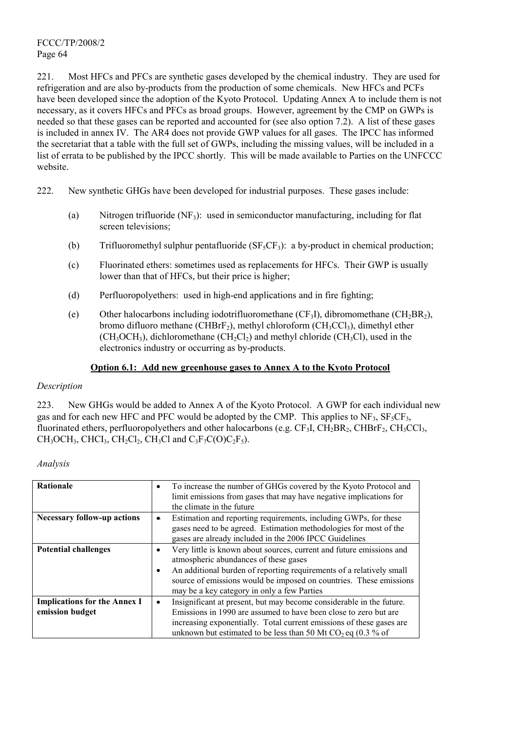221. Most HFCs and PFCs are synthetic gases developed by the chemical industry. They are used for refrigeration and are also by-products from the production of some chemicals. New HFCs and PCFs have been developed since the adoption of the Kyoto Protocol. Updating Annex A to include them is not necessary, as it covers HFCs and PFCs as broad groups. However, agreement by the CMP on GWPs is needed so that these gases can be reported and accounted for (see also option 7.2). A list of these gases is included in annex IV. The AR4 does not provide GWP values for all gases. The IPCC has informed the secretariat that a table with the full set of GWPs, including the missing values, will be included in a list of errata to be published by the IPCC shortly. This will be made available to Parties on the UNFCCC website.

222. New synthetic GHGs have been developed for industrial purposes. These gases include:

(a) Nitrogen trifluoride ($NF_3$): used in semiconductor manufacturing, including for flat screen televisions;

(b) Trifluoromethyl sulphur pentafluoride ($SF_5CF_3$): a by-product in chemical production;

(c) Fluorinated ethers: sometimes used as replacements for HFCs. Their GWP is usually lower than that of HFCs, but their price is higher;

(d) Perfluoropolyethers: used in high-end applications and in fire fighting;

(e) Other halocarbons including iodotrifluoromethane ($CF_3I$), dibromomethane ($CH_2BR_2$), bromo difluoro methane ($CHBrF_2$), methyl chloroform ($CH_3CCl_3$), dimethyl ether ($CH_3OCH_3$), dichloromethane ($CH_2Cl_2$) and methyl chloride ($CH_3Cl$), used in the electronics industry or occurring as by-products.

**Option 6.1: Add new greenhouse gases to Annex A to the Kyoto Protocol**

*Description*

223. New GHGs would be added to Annex A of the Kyoto Protocol. A GWP for each individual new gas and for each new HFC and PFC would be adopted by the CMP. This applies to $NF_3$, $SF_5CF_3$, fluorinated ethers, perfluoropolyethers and other halocarbons (e.g. $CF_3I$, $CH_2BR_2$, $CHBrF_2$, $CH_3CCl_3$, $CH_3OCH_3$, $CHCl_3$, $CH_2Cl_2$, $CH_3Cl$ and $C_3F_7C(O)C_2F_5$).

*Analysis*

| | |
|---|---|
| **Rationale** | • To increase the number of GHGs covered by the Kyoto Protocol and limit emissions from gases that may have negative implications for the climate in the future |
| **Necessary follow-up actions** | • Estimation and reporting requirements, including GWPs, for these gases need to be agreed. Estimation methodologies for most of the gases are already included in the 2006 IPCC Guidelines |
| **Potential challenges** | • Very little is known about sources, current and future emissions and atmospheric abundances of these gases<br>• An additional burden of reporting requirements of a relatively small source of emissions would be imposed on countries. These emissions may be a key category in only a few Parties |
| **Implications for the Annex I emission budget** | • Insignificant at present, but may become considerable in the future. Emissions in 1990 are assumed to have been close to zero but are increasing exponentially. Total current emissions of these gases are unknown but estimated to be less than 50 Mt $CO_2$ eq (0.3 % of |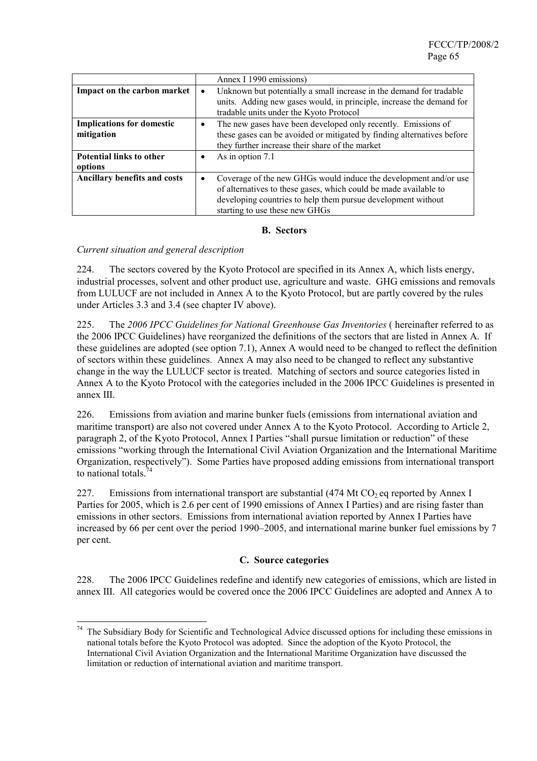| | |
|---|---|
| | Annex I 1990 emissions) |
| **Impact on the carbon market** | • Unknown but potentially a small increase in the demand for tradable units. Adding new gases would, in principle, increase the demand for tradable units under the Kyoto Protocol |
| **Implications for domestic mitigation** | • The new gases have been developed only recently. Emissions of these gases can be avoided or mitigated by finding alternatives before they further increase their share of the market |
| **Potential links to other options** | • As in option 7.1 |
| **Ancillary benefits and costs** | • Coverage of the new GHGs would induce the development and/or use of alternatives to these gases, which could be made available to developing countries to help them pursue development without starting to use these new GHGs |

### B. Sectors

*Current situation and general description*

224. The sectors covered by the Kyoto Protocol are specified in its Annex A, which lists energy, industrial processes, solvent and other product use, agriculture and waste. GHG emissions and removals from LULUCF are not included in Annex A to the Kyoto Protocol, but are partly covered by the rules under Articles 3.3 and 3.4 (see chapter IV above).

225. The *2006 IPCC Guidelines for National Greenhouse Gas Inventories* ( hereinafter referred to as the 2006 IPCC Guidelines) have reorganized the definitions of the sectors that are listed in Annex A. If these guidelines are adopted (see option 7.1), Annex A would need to be changed to reflect the definition of sectors within these guidelines. Annex A may also need to be changed to reflect any substantive change in the way the LULUCF sector is treated. Matching of sectors and source categories listed in Annex A to the Kyoto Protocol with the categories included in the 2006 IPCC Guidelines is presented in annex III.

226. Emissions from aviation and marine bunker fuels (emissions from international aviation and maritime transport) are also not covered under Annex A to the Kyoto Protocol. According to Article 2, paragraph 2, of the Kyoto Protocol, Annex I Parties "shall pursue limitation or reduction" of these emissions "working through the International Civil Aviation Organization and the International Maritime Organization, respectively"). Some Parties have proposed adding emissions from international transport to national totals.[74]

227. Emissions from international transport are substantial (474 Mt $CO_2$ eq reported by Annex I Parties for 2005, which is 2.6 per cent of 1990 emissions of Annex I Parties) and are rising faster than emissions in other sectors. Emissions from international aviation reported by Annex I Parties have increased by 66 per cent over the period 1990–2005, and international marine bunker fuel emissions by 7 per cent.

### C. Source categories

228. The 2006 IPCC Guidelines redefine and identify new categories of emissions, which are listed in annex III. All categories would be covered once the 2006 IPCC Guidelines are adopted and Annex A to

[74] The Subsidiary Body for Scientific and Technological Advice discussed options for including these emissions in national totals before the Kyoto Protocol was adopted. Since the adoption of the Kyoto Protocol, the International Civil Aviation Organization and the International Maritime Organization have discussed the limitation or reduction of international aviation and maritime transport.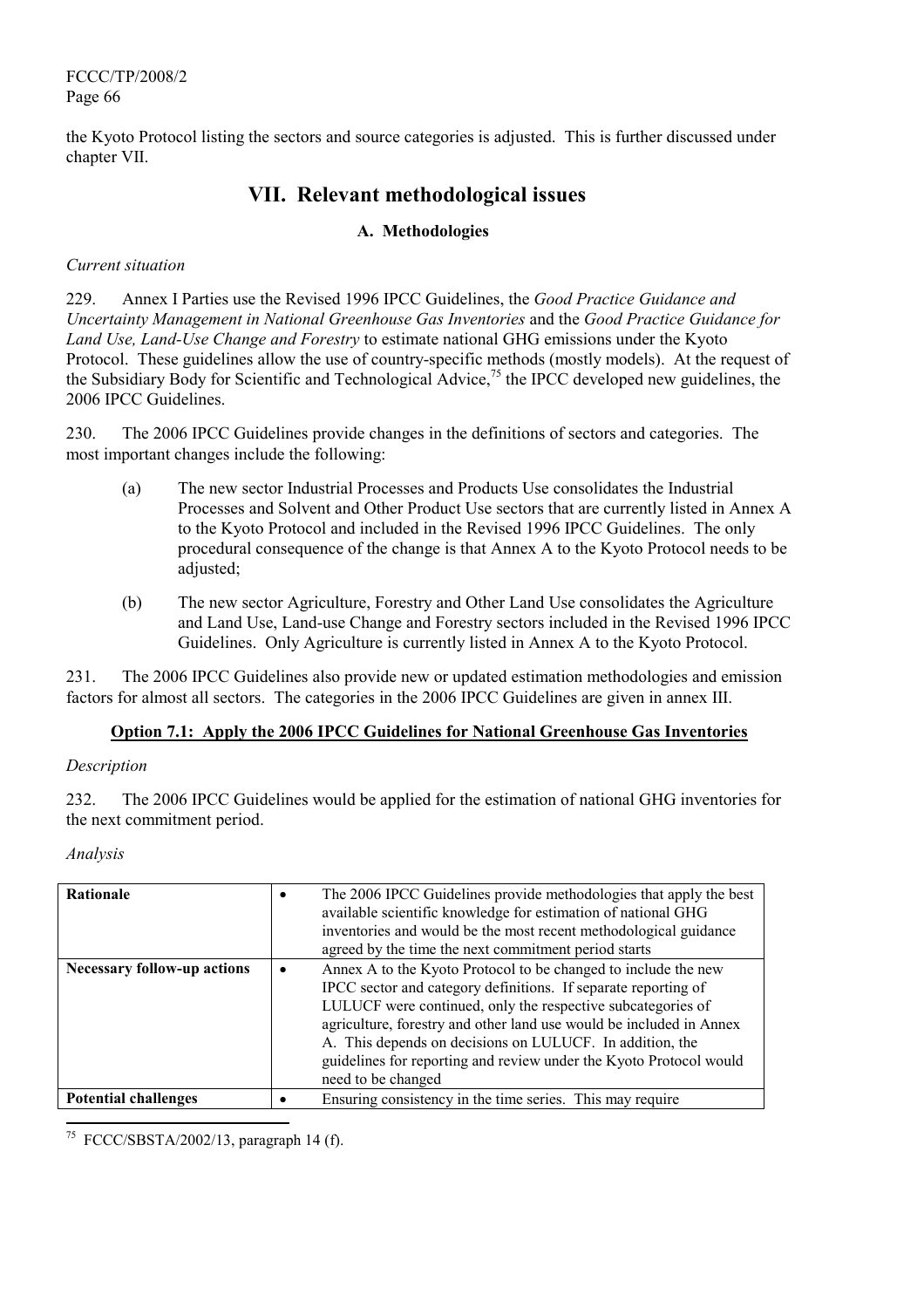the Kyoto Protocol listing the sectors and source categories is adjusted. This is further discussed under chapter VII.

# VII. Relevant methodological issues

## A. Methodologies

*Current situation*

229. Annex I Parties use the Revised 1996 IPCC Guidelines, the *Good Practice Guidance and Uncertainty Management in National Greenhouse Gas Inventories* and the *Good Practice Guidance for Land Use, Land-Use Change and Forestry* to estimate national GHG emissions under the Kyoto Protocol. These guidelines allow the use of country-specific methods (mostly models). At the request of the Subsidiary Body for Scientific and Technological Advice,[75] the IPCC developed new guidelines, the 2006 IPCC Guidelines.

230. The 2006 IPCC Guidelines provide changes in the definitions of sectors and categories. The most important changes include the following:

(a) The new sector Industrial Processes and Products Use consolidates the Industrial Processes and Solvent and Other Product Use sectors that are currently listed in Annex A to the Kyoto Protocol and included in the Revised 1996 IPCC Guidelines. The only procedural consequence of the change is that Annex A to the Kyoto Protocol needs to be adjusted;

(b) The new sector Agriculture, Forestry and Other Land Use consolidates the Agriculture and Land Use, Land-use Change and Forestry sectors included in the Revised 1996 IPCC Guidelines. Only Agriculture is currently listed in Annex A to the Kyoto Protocol.

231. The 2006 IPCC Guidelines also provide new or updated estimation methodologies and emission factors for almost all sectors. The categories in the 2006 IPCC Guidelines are given in annex III.

**<u>Option 7.1: Apply the 2006 IPCC Guidelines for National Greenhouse Gas Inventories</u>**

*Description*

232. The 2006 IPCC Guidelines would be applied for the estimation of national GHG inventories for the next commitment period.

*Analysis*

| | |
|---|---|
| **Rationale** | • The 2006 IPCC Guidelines provide methodologies that apply the best available scientific knowledge for estimation of national GHG inventories and would be the most recent methodological guidance agreed by the time the next commitment period starts |
| **Necessary follow-up actions** | • Annex A to the Kyoto Protocol to be changed to include the new IPCC sector and category definitions. If separate reporting of LULUCF were continued, only the respective subcategories of agriculture, forestry and other land use would be included in Annex A. This depends on decisions on LULUCF. In addition, the guidelines for reporting and review under the Kyoto Protocol would need to be changed |
| **Potential challenges** | • Ensuring consistency in the time series. This may require |

[75] FCCC/SBSTA/2002/13, paragraph 14 (f).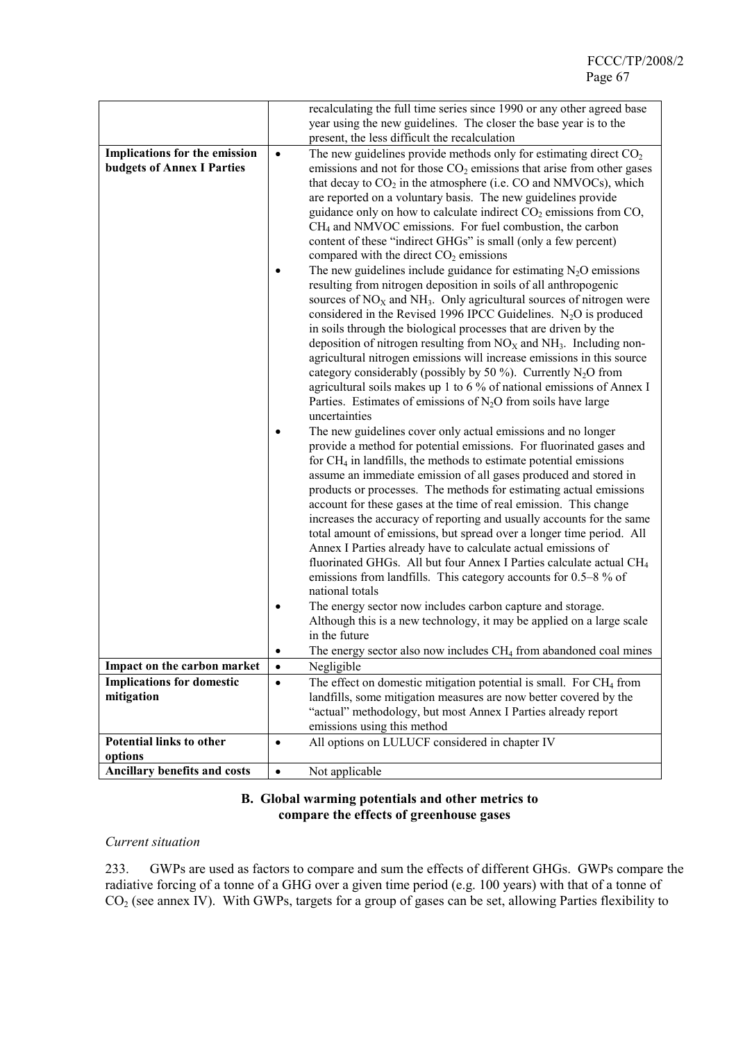| | |
|---|---|
| | recalculating the full time series since 1990 or any other agreed base year using the new guidelines. The closer the base year is to the present, the less difficult the recalculation |
| **Implications for the emission budgets of Annex I Parties** | • The new guidelines provide methods only for estimating direct $CO_2$ emissions and not for those $CO_2$ emissions that arise from other gases that decay to $CO_2$ in the atmosphere (i.e. CO and NMVOCs), which are reported on a voluntary basis. The new guidelines provide guidance only on how to calculate indirect $CO_2$ emissions from CO, $CH_4$ and NMVOC emissions. For fuel combustion, the carbon content of these "indirect GHGs" is small (only a few percent) compared with the direct $CO_2$ emissions<br>• The new guidelines include guidance for estimating $N_2O$ emissions resulting from nitrogen deposition in soils of all anthropogenic sources of $NO_X$ and $NH_3$. Only agricultural sources of nitrogen were considered in the Revised 1996 IPCC Guidelines. $N_2O$ is produced in soils through the biological processes that are driven by the deposition of nitrogen resulting from $NO_X$ and $NH_3$. Including non-agricultural nitrogen emissions will increase emissions in this source category considerably (possibly by 50 %). Currently $N_2O$ from agricultural soils makes up 1 to 6 % of national emissions of Annex I Parties. Estimates of emissions of $N_2O$ from soils have large uncertainties<br>• The new guidelines cover only actual emissions and no longer provide a method for potential emissions. For fluorinated gases and for $CH_4$ in landfills, the methods to estimate potential emissions assume an immediate emission of all gases produced and stored in products or processes. The methods for estimating actual emissions account for these gases at the time of real emission. This change increases the accuracy of reporting and usually accounts for the same total amount of emissions, but spread over a longer time period. All Annex I Parties already have to calculate actual emissions of fluorinated GHGs. All but four Annex I Parties calculate actual $CH_4$ emissions from landfills. This category accounts for 0.5–8 % of national totals<br>• The energy sector now includes carbon capture and storage. Although this is a new technology, it may be applied on a large scale in the future<br>• The energy sector also now includes $CH_4$ from abandoned coal mines |
| **Impact on the carbon market** | • Negligible |
| **Implications for domestic mitigation** | • The effect on domestic mitigation potential is small. For $CH_4$ from landfills, some mitigation measures are now better covered by the "actual" methodology, but most Annex I Parties already report emissions using this method |
| **Potential links to other options** | • All options on LULUCF considered in chapter IV |
| **Ancillary benefits and costs** | • Not applicable |

### B. Global warming potentials and other metrics to compare the effects of greenhouse gases

*Current situation*

233. GWPs are used as factors to compare and sum the effects of different GHGs. GWPs compare the radiative forcing of a tonne of a GHG over a given time period (e.g. 100 years) with that of a tonne of $CO_2$ (see annex IV). With GWPs, targets for a group of gases can be set, allowing Parties flexibility to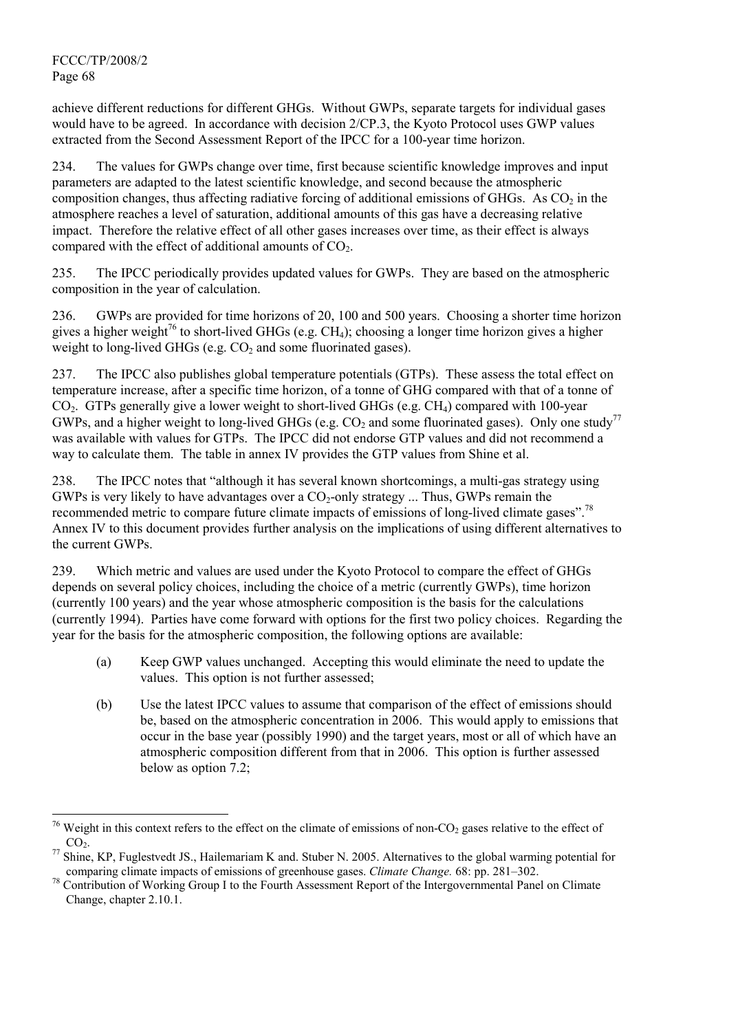achieve different reductions for different GHGs. Without GWPs, separate targets for individual gases would have to be agreed. In accordance with decision 2/CP.3, the Kyoto Protocol uses GWP values extracted from the Second Assessment Report of the IPCC for a 100-year time horizon.

234. The values for GWPs change over time, first because scientific knowledge improves and input parameters are adapted to the latest scientific knowledge, and second because the atmospheric composition changes, thus affecting radiative forcing of additional emissions of GHGs. As $CO_2$ in the atmosphere reaches a level of saturation, additional amounts of this gas have a decreasing relative impact. Therefore the relative effect of all other gases increases over time, as their effect is always compared with the effect of additional amounts of $CO_2$.

235. The IPCC periodically provides updated values for GWPs. They are based on the atmospheric composition in the year of calculation.

236. GWPs are provided for time horizons of 20, 100 and 500 years. Choosing a shorter time horizon gives a higher weight[76] to short-lived GHGs (e.g. $CH_4$); choosing a longer time horizon gives a higher weight to long-lived GHGs (e.g. $CO_2$ and some fluorinated gases).

237. The IPCC also publishes global temperature potentials (GTPs). These assess the total effect on temperature increase, after a specific time horizon, of a tonne of GHG compared with that of a tonne of $CO_2$. GTPs generally give a lower weight to short-lived GHGs (e.g. $CH_4$) compared with 100-year GWPs, and a higher weight to long-lived GHGs (e.g. $CO_2$ and some fluorinated gases). Only one study[77] was available with values for GTPs. The IPCC did not endorse GTP values and did not recommend a way to calculate them. The table in annex IV provides the GTP values from Shine et al.

238. The IPCC notes that "although it has several known shortcomings, a multi-gas strategy using GWPs is very likely to have advantages over a $CO_2$-only strategy ... Thus, GWPs remain the recommended metric to compare future climate impacts of emissions of long-lived climate gases".[78] Annex IV to this document provides further analysis on the implications of using different alternatives to the current GWPs.

239. Which metric and values are used under the Kyoto Protocol to compare the effect of GHGs depends on several policy choices, including the choice of a metric (currently GWPs), time horizon (currently 100 years) and the year whose atmospheric composition is the basis for the calculations (currently 1994). Parties have come forward with options for the first two policy choices. Regarding the year for the basis for the atmospheric composition, the following options are available:

(a) Keep GWP values unchanged. Accepting this would eliminate the need to update the values. This option is not further assessed;

(b) Use the latest IPCC values to assume that comparison of the effect of emissions should be, based on the atmospheric concentration in 2006. This would apply to emissions that occur in the base year (possibly 1990) and the target years, most or all of which have an atmospheric composition different from that in 2006. This option is further assessed below as option 7.2;

---

[76] Weight in this context refers to the effect on the climate of emissions of non-$CO_2$ gases relative to the effect of $CO_2$.

[77] Shine, KP, Fuglestvedt JS., Hailemariam K and. Stuber N. 2005. Alternatives to the global warming potential for comparing climate impacts of emissions of greenhouse gases. *Climate Change.* 68: pp. 281–302.

[78] Contribution of Working Group I to the Fourth Assessment Report of the Intergovernmental Panel on Climate Change, chapter 2.10.1.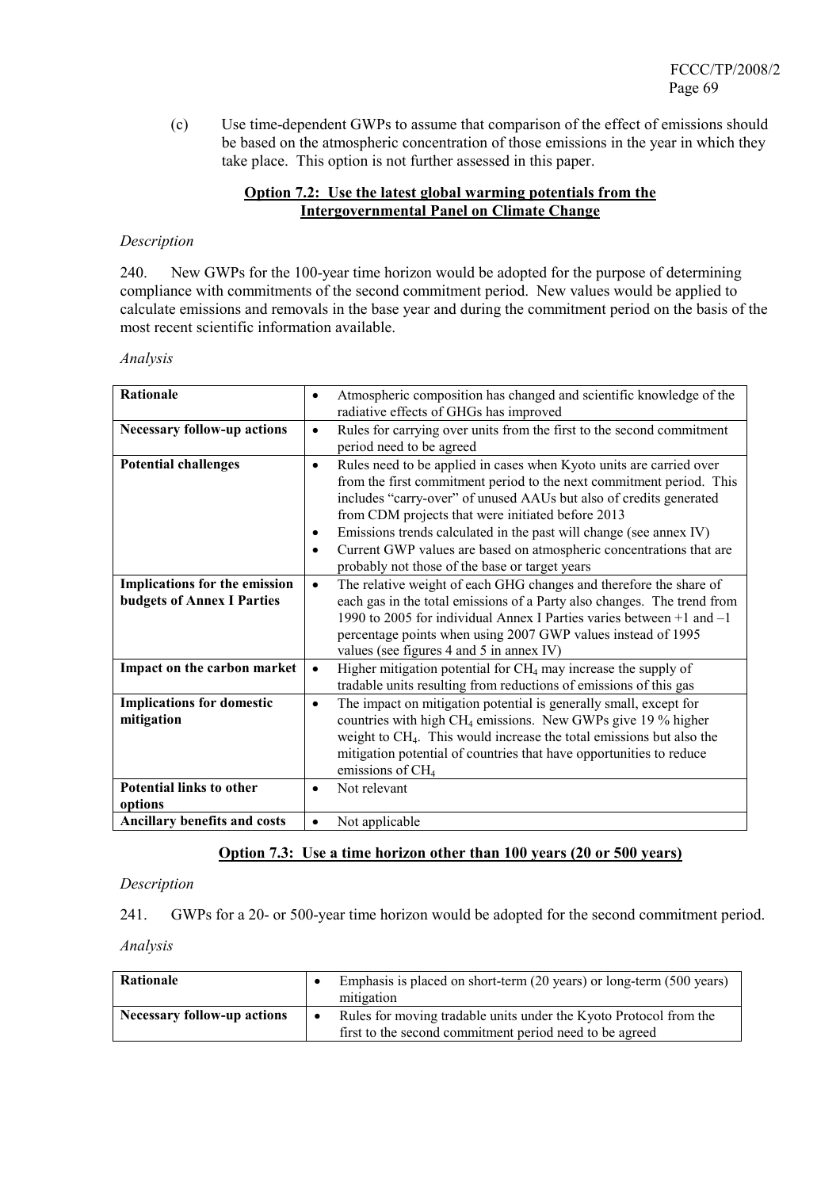(c) Use time-dependent GWPs to assume that comparison of the effect of emissions should be based on the atmospheric concentration of those emissions in the year in which they take place. This option is not further assessed in this paper.

### **Option 7.2: Use the latest global warming potentials from the Intergovernmental Panel on Climate Change**

*Description*

240. New GWPs for the 100-year time horizon would be adopted for the purpose of determining compliance with commitments of the second commitment period. New values would be applied to calculate emissions and removals in the base year and during the commitment period on the basis of the most recent scientific information available.

*Analysis*

| | |
|---|---|
| **Rationale** | • Atmospheric composition has changed and scientific knowledge of the radiative effects of GHGs has improved |
| **Necessary follow-up actions** | • Rules for carrying over units from the first to the second commitment period need to be agreed |
| **Potential challenges** | • Rules need to be applied in cases when Kyoto units are carried over from the first commitment period to the next commitment period. This includes "carry-over" of unused AAUs but also of credits generated from CDM projects that were initiated before 2013<br>• Emissions trends calculated in the past will change (see annex IV)<br>• Current GWP values are based on atmospheric concentrations that are probably not those of the base or target years |
| **Implications for the emission budgets of Annex I Parties** | • The relative weight of each GHG changes and therefore the share of each gas in the total emissions of a Party also changes. The trend from 1990 to 2005 for individual Annex I Parties varies between +1 and –1 percentage points when using 2007 GWP values instead of 1995 values (see figures 4 and 5 in annex IV) |
| **Impact on the carbon market** | • Higher mitigation potential for $CH_4$ may increase the supply of tradable units resulting from reductions of emissions of this gas |
| **Implications for domestic mitigation** | • The impact on mitigation potential is generally small, except for countries with high $CH_4$ emissions. New GWPs give 19 % higher weight to $CH_4$. This would increase the total emissions but also the mitigation potential of countries that have opportunities to reduce emissions of $CH_4$ |
| **Potential links to other options** | • Not relevant |
| **Ancillary benefits and costs** | • Not applicable |

### **Option 7.3: Use a time horizon other than 100 years (20 or 500 years)**

*Description*

241. GWPs for a 20- or 500-year time horizon would be adopted for the second commitment period.

*Analysis*

| | |
|---|---|
| **Rationale** | • Emphasis is placed on short-term (20 years) or long-term (500 years) mitigation |
| **Necessary follow-up actions** | • Rules for moving tradable units under the Kyoto Protocol from the first to the second commitment period need to be agreed |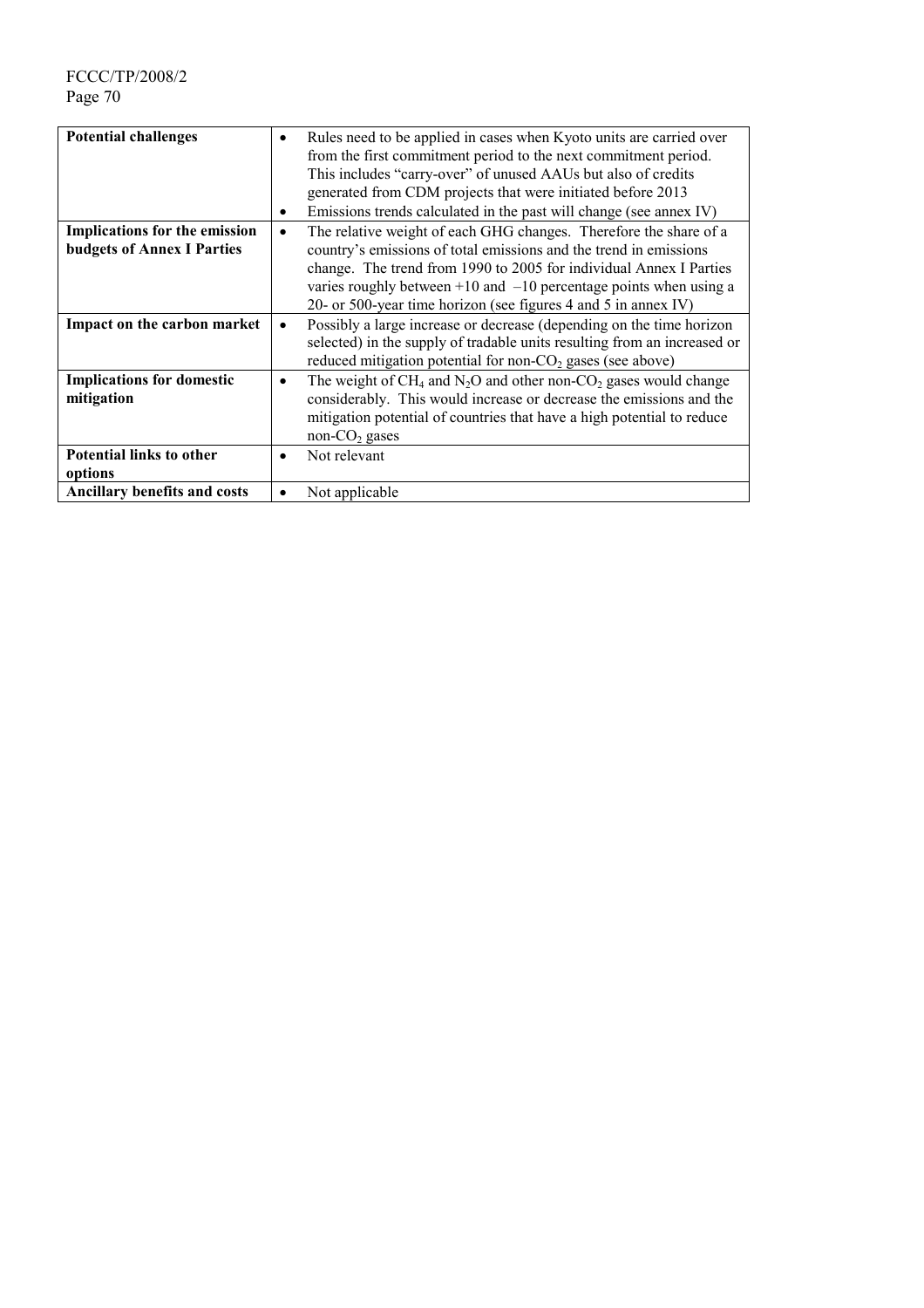| | |
|---|---|
| **Potential challenges** | • Rules need to be applied in cases when Kyoto units are carried over from the first commitment period to the next commitment period. This includes "carry-over" of unused AAUs but also of credits generated from CDM projects that were initiated before 2013<br>• Emissions trends calculated in the past will change (see annex IV) |
| **Implications for the emission budgets of Annex I Parties** | • The relative weight of each GHG changes. Therefore the share of a country's emissions of total emissions and the trend in emissions change. The trend from 1990 to 2005 for individual Annex I Parties varies roughly between +10 and –10 percentage points when using a 20- or 500-year time horizon (see figures 4 and 5 in annex IV) |
| **Impact on the carbon market** | • Possibly a large increase or decrease (depending on the time horizon selected) in the supply of tradable units resulting from an increased or reduced mitigation potential for non-$CO_2$ gases (see above) |
| **Implications for domestic mitigation** | • The weight of $CH_4$ and $N_2O$ and other non-$CO_2$ gases would change considerably. This would increase or decrease the emissions and the mitigation potential of countries that have a high potential to reduce non-$CO_2$ gases |
| **Potential links to other options** | • Not relevant |
| **Ancillary benefits and costs** | • Not applicable |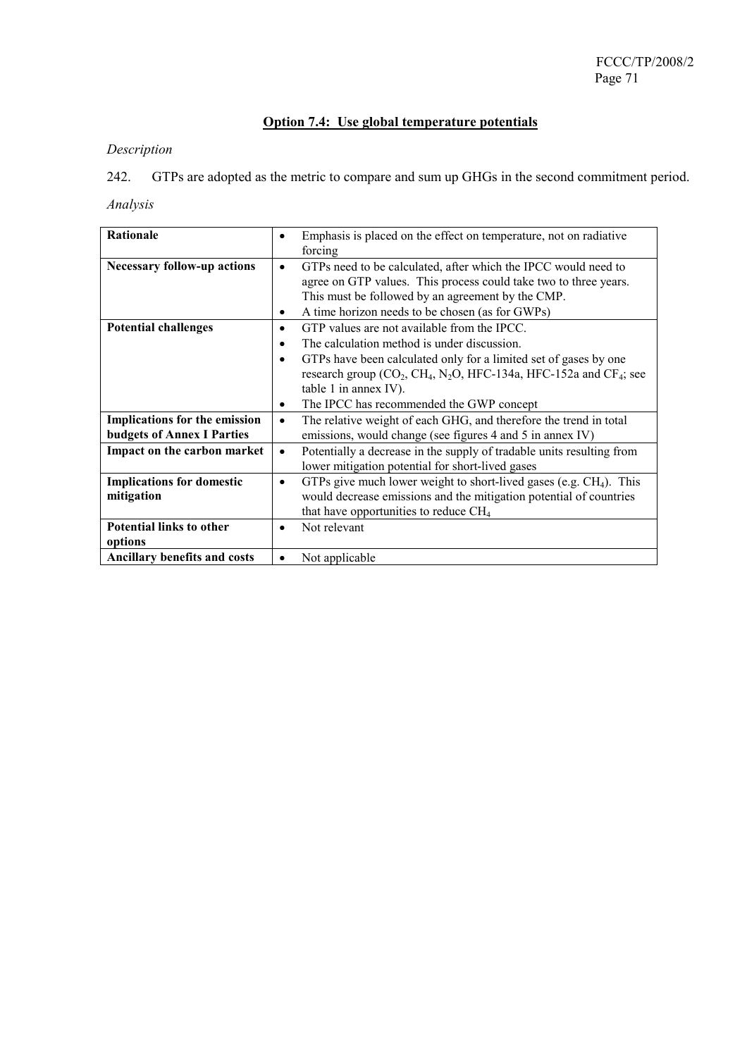## Option 7.4: Use global temperature potentials

*Description*

242. GTPs are adopted as the metric to compare and sum up GHGs in the second commitment period.

*Analysis*

| | |
|---|---|
| **Rationale** | • Emphasis is placed on the effect on temperature, not on radiative forcing |
| **Necessary follow-up actions** | • GTPs need to be calculated, after which the IPCC would need to agree on GTP values. This process could take two to three years. This must be followed by an agreement by the CMP.<br>• A time horizon needs to be chosen (as for GWPs) |
| **Potential challenges** | • GTP values are not available from the IPCC.<br>• The calculation method is under discussion.<br>• GTPs have been calculated only for a limited set of gases by one research group ($CO_2$, $CH_4$, $N_2O$, HFC-134a, HFC-152a and $CF_4$; see table 1 in annex IV).<br>• The IPCC has recommended the GWP concept |
| **Implications for the emission budgets of Annex I Parties** | • The relative weight of each GHG, and therefore the trend in total emissions, would change (see figures 4 and 5 in annex IV) |
| **Impact on the carbon market** | • Potentially a decrease in the supply of tradable units resulting from lower mitigation potential for short-lived gases |
| **Implications for domestic mitigation** | • GTPs give much lower weight to short-lived gases (e.g. $CH_4$). This would decrease emissions and the mitigation potential of countries that have opportunities to reduce $CH_4$ |
| **Potential links to other options** | • Not relevant |
| **Ancillary benefits and costs** | • Not applicable |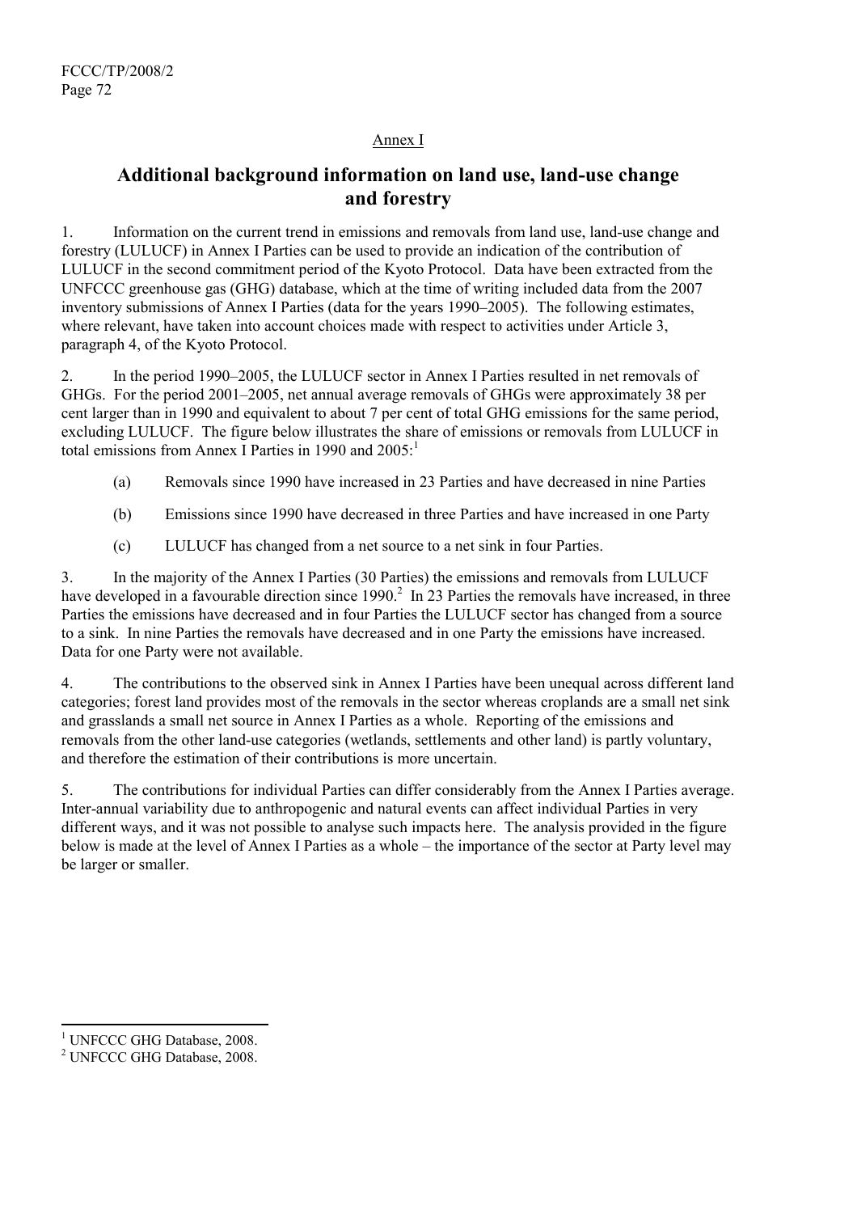Annex I

# Additional background information on land use, land-use change and forestry

1. Information on the current trend in emissions and removals from land use, land-use change and forestry (LULUCF) in Annex I Parties can be used to provide an indication of the contribution of LULUCF in the second commitment period of the Kyoto Protocol. Data have been extracted from the UNFCCC greenhouse gas (GHG) database, which at the time of writing included data from the 2007 inventory submissions of Annex I Parties (data for the years 1990–2005). The following estimates, where relevant, have taken into account choices made with respect to activities under Article 3, paragraph 4, of the Kyoto Protocol.

2. In the period 1990–2005, the LULUCF sector in Annex I Parties resulted in net removals of GHGs. For the period 2001–2005, net annual average removals of GHGs were approximately 38 per cent larger than in 1990 and equivalent to about 7 per cent of total GHG emissions for the same period, excluding LULUCF. The figure below illustrates the share of emissions or removals from LULUCF in total emissions from Annex I Parties in 1990 and 2005:[1]

   (a) Removals since 1990 have increased in 23 Parties and have decreased in nine Parties

   (b) Emissions since 1990 have decreased in three Parties and have increased in one Party

   (c) LULUCF has changed from a net source to a net sink in four Parties.

3. In the majority of the Annex I Parties (30 Parties) the emissions and removals from LULUCF have developed in a favourable direction since 1990.[2] In 23 Parties the removals have increased, in three Parties the emissions have decreased and in four Parties the LULUCF sector has changed from a source to a sink. In nine Parties the removals have decreased and in one Party the emissions have increased. Data for one Party were not available.

4. The contributions to the observed sink in Annex I Parties have been unequal across different land categories; forest land provides most of the removals in the sector whereas croplands are a small net sink and grasslands a small net source in Annex I Parties as a whole. Reporting of the emissions and removals from the other land-use categories (wetlands, settlements and other land) is partly voluntary, and therefore the estimation of their contributions is more uncertain.

5. The contributions for individual Parties can differ considerably from the Annex I Parties average. Inter-annual variability due to anthropogenic and natural events can affect individual Parties in very different ways, and it was not possible to analyse such impacts here. The analysis provided in the figure below is made at the level of Annex I Parties as a whole – the importance of the sector at Party level may be larger or smaller.

---

[1] UNFCCC GHG Database, 2008.

[2] UNFCCC GHG Database, 2008.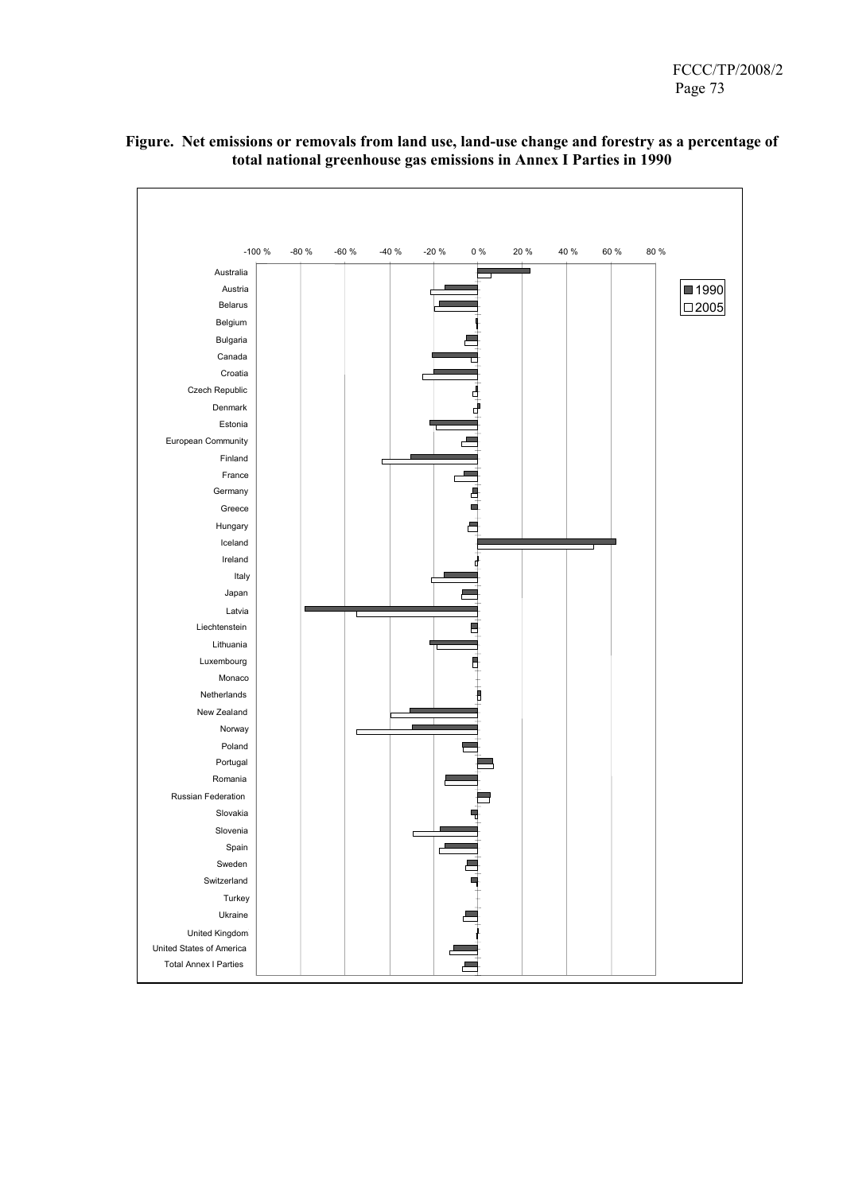**Figure. Net emissions or removals from land use, land-use change and forestry as a percentage of total national greenhouse gas emissions in Annex I Parties in 1990**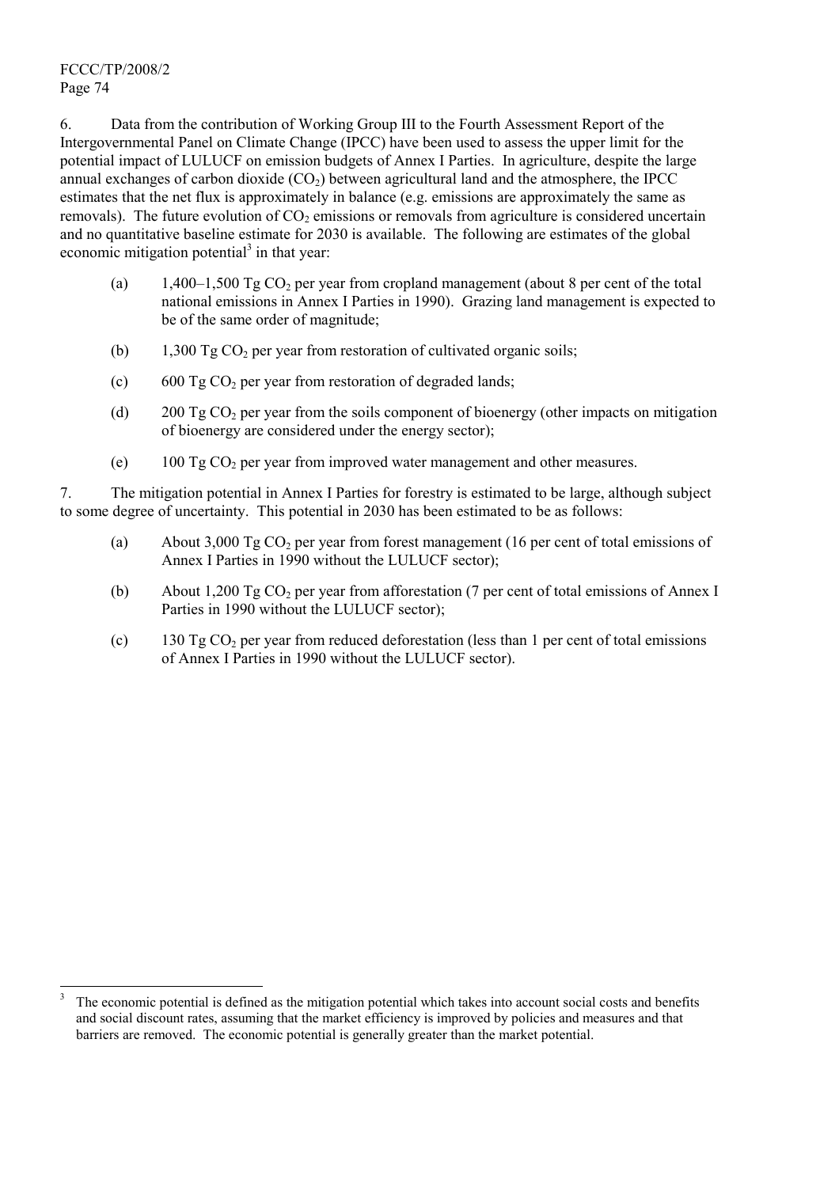6. Data from the contribution of Working Group III to the Fourth Assessment Report of the Intergovernmental Panel on Climate Change (IPCC) have been used to assess the upper limit for the potential impact of LULUCF on emission budgets of Annex I Parties. In agriculture, despite the large annual exchanges of carbon dioxide ($CO_2$) between agricultural land and the atmosphere, the IPCC estimates that the net flux is approximately in balance (e.g. emissions are approximately the same as removals). The future evolution of $CO_2$ emissions or removals from agriculture is considered uncertain and no quantitative baseline estimate for 2030 is available. The following are estimates of the global economic mitigation potential[3] in that year:

(a) 1,400–1,500 Tg $CO_2$ per year from cropland management (about 8 per cent of the total national emissions in Annex I Parties in 1990). Grazing land management is expected to be of the same order of magnitude;

(b) 1,300 Tg $CO_2$ per year from restoration of cultivated organic soils;

(c) 600 Tg $CO_2$ per year from restoration of degraded lands;

(d) 200 Tg $CO_2$ per year from the soils component of bioenergy (other impacts on mitigation of bioenergy are considered under the energy sector);

(e) 100 Tg $CO_2$ per year from improved water management and other measures.

7. The mitigation potential in Annex I Parties for forestry is estimated to be large, although subject to some degree of uncertainty. This potential in 2030 has been estimated to be as follows:

(a) About 3,000 Tg $CO_2$ per year from forest management (16 per cent of total emissions of Annex I Parties in 1990 without the LULUCF sector);

(b) About 1,200 Tg $CO_2$ per year from afforestation (7 per cent of total emissions of Annex I Parties in 1990 without the LULUCF sector);

(c) 130 Tg $CO_2$ per year from reduced deforestation (less than 1 per cent of total emissions of Annex I Parties in 1990 without the LULUCF sector).

---

[3] The economic potential is defined as the mitigation potential which takes into account social costs and benefits and social discount rates, assuming that the market efficiency is improved by policies and measures and that barriers are removed. The economic potential is generally greater than the market potential.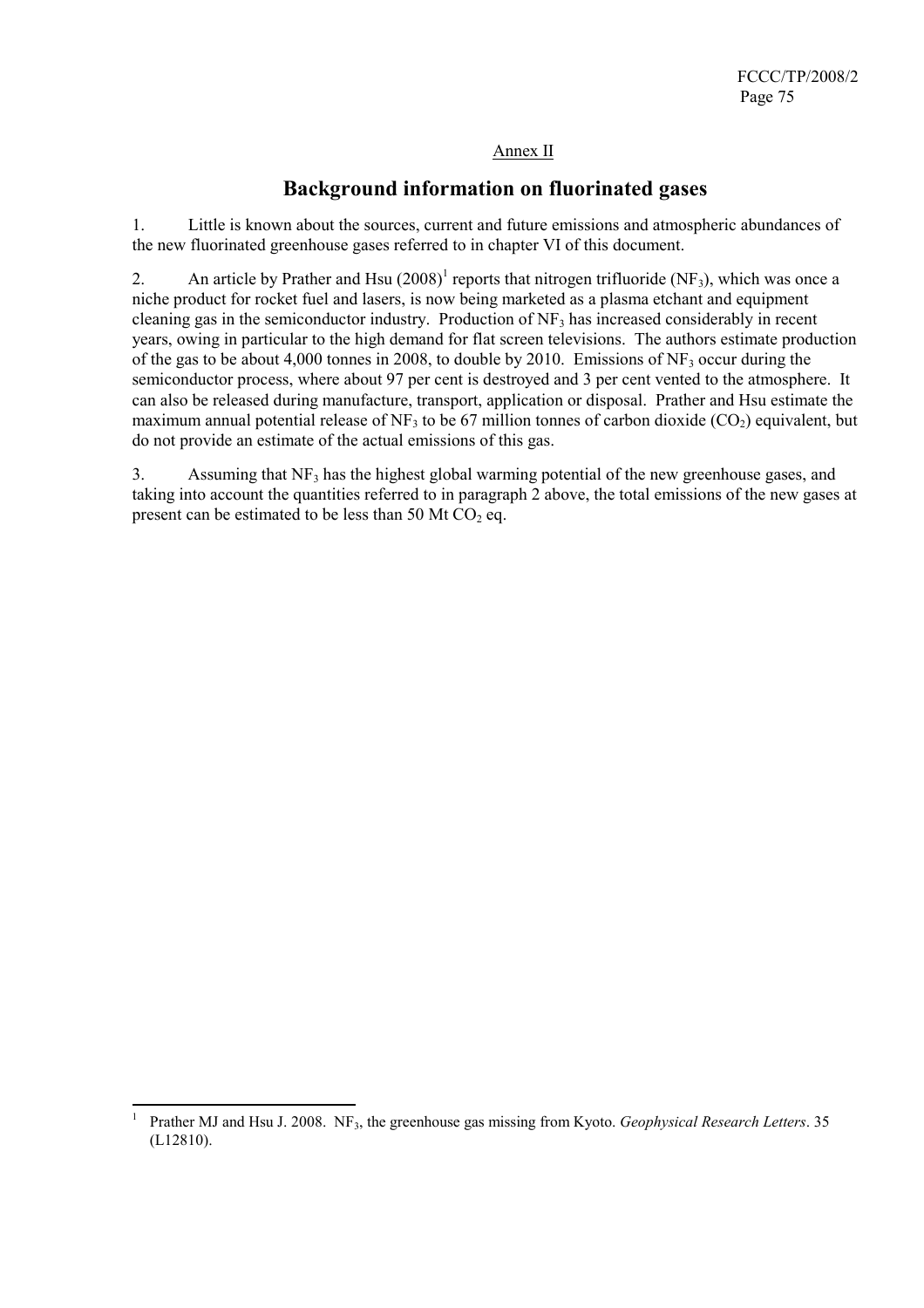Annex II

# Background information on fluorinated gases

1. Little is known about the sources, current and future emissions and atmospheric abundances of the new fluorinated greenhouse gases referred to in chapter VI of this document.

2. An article by Prather and Hsu (2008)[1] reports that nitrogen trifluoride ($NF_3$), which was once a niche product for rocket fuel and lasers, is now being marketed as a plasma etchant and equipment cleaning gas in the semiconductor industry. Production of $NF_3$ has increased considerably in recent years, owing in particular to the high demand for flat screen televisions. The authors estimate production of the gas to be about 4,000 tonnes in 2008, to double by 2010. Emissions of $NF_3$ occur during the semiconductor process, where about 97 per cent is destroyed and 3 per cent vented to the atmosphere. It can also be released during manufacture, transport, application or disposal. Prather and Hsu estimate the maximum annual potential release of $NF_3$ to be 67 million tonnes of carbon dioxide ($CO_2$) equivalent, but do not provide an estimate of the actual emissions of this gas.

3. Assuming that $NF_3$ has the highest global warming potential of the new greenhouse gases, and taking into account the quantities referred to in paragraph 2 above, the total emissions of the new gases at present can be estimated to be less than 50 Mt $CO_2$ eq.

---

[1] Prather MJ and Hsu J. 2008. $NF_3$, the greenhouse gas missing from Kyoto. *Geophysical Research Letters*. 35 (L12810).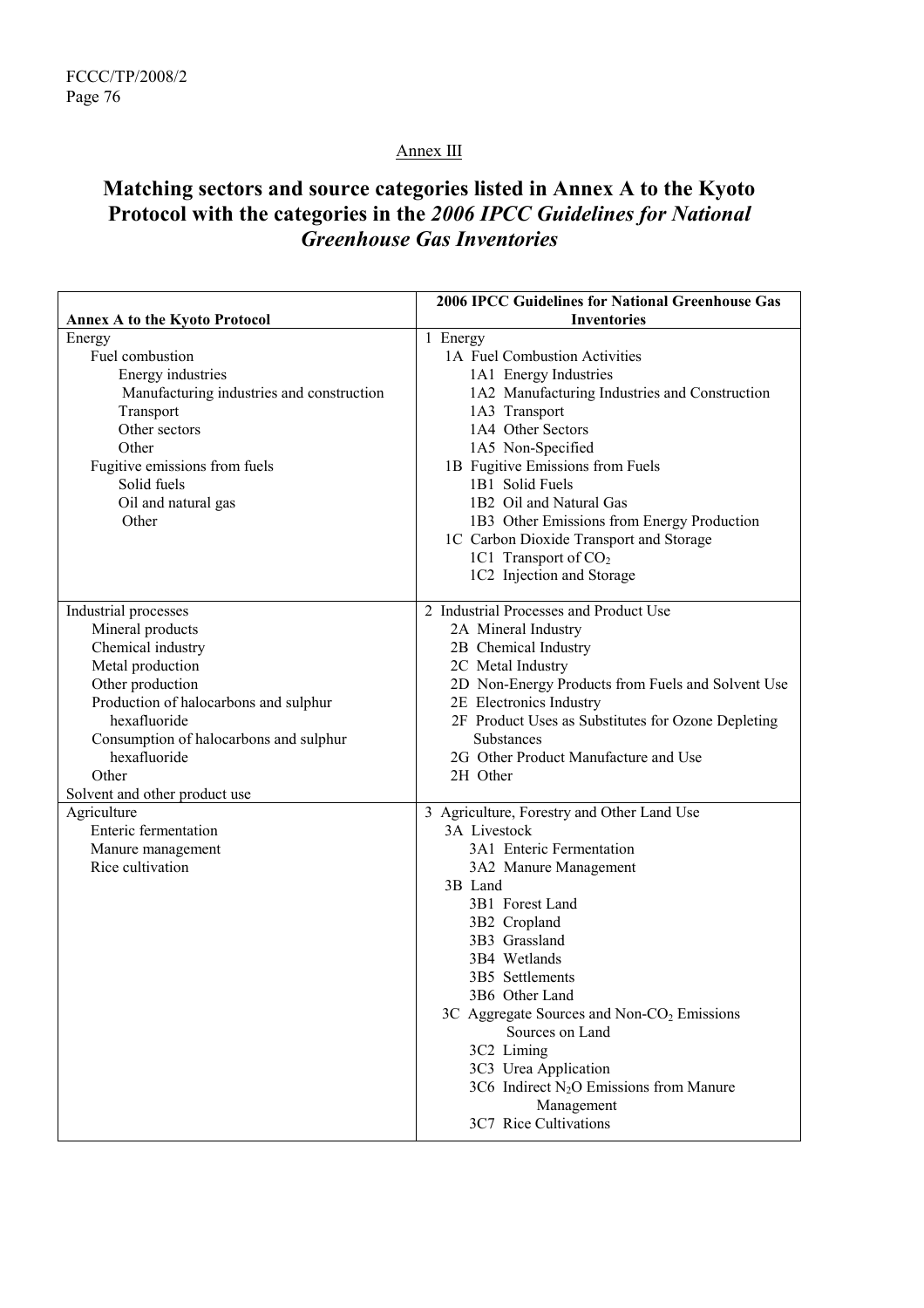Annex III

# Matching sectors and source categories listed in Annex A to the Kyoto Protocol with the categories in the *2006 IPCC Guidelines for National Greenhouse Gas Inventories*

| Annex A to the Kyoto Protocol | 2006 IPCC Guidelines for National Greenhouse Gas Inventories |
|---|---|
| Energy | 1 Energy |
| Fuel combustion | 1A Fuel Combustion Activities |
| Energy industries | 1A1 Energy Industries |
| Manufacturing industries and construction | 1A2 Manufacturing Industries and Construction |
| Transport | 1A3 Transport |
| Other sectors | 1A4 Other Sectors |
| Other | 1A5 Non-Specified |
| Fugitive emissions from fuels | 1B Fugitive Emissions from Fuels |
| Solid fuels | 1B1 Solid Fuels |
| Oil and natural gas | 1B2 Oil and Natural Gas |
| Other | 1B3 Other Emissions from Energy Production |
| | 1C Carbon Dioxide Transport and Storage |
| | 1C1 Transport of $CO_2$ |
| | 1C2 Injection and Storage |
| Industrial processes | 2 Industrial Processes and Product Use |
| Mineral products | 2A Mineral Industry |
| Chemical industry | 2B Chemical Industry |
| Metal production | 2C Metal Industry |
| Other production | 2D Non-Energy Products from Fuels and Solvent Use |
| Production of halocarbons and sulphur hexafluoride | 2E Electronics Industry |
| Consumption of halocarbons and sulphur hexafluoride | 2F Product Uses as Substitutes for Ozone Depleting Substances |
| | 2G Other Product Manufacture and Use |
| Other | 2H Other |
| Solvent and other product use | |
| Agriculture | 3 Agriculture, Forestry and Other Land Use |
| Enteric fermentation | 3A Livestock |
| Manure management | 3A1 Enteric Fermentation |
| Rice cultivation | 3A2 Manure Management |
| | 3B Land |
| | 3B1 Forest Land |
| | 3B2 Cropland |
| | 3B3 Grassland |
| | 3B4 Wetlands |
| | 3B5 Settlements |
| | 3B6 Other Land |
| | 3C Aggregate Sources and Non-$CO_2$ Emissions Sources on Land |
| | 3C2 Liming |
| | 3C3 Urea Application |
| | 3C6 Indirect $N_2O$ Emissions from Manure Management |
| | 3C7 Rice Cultivations |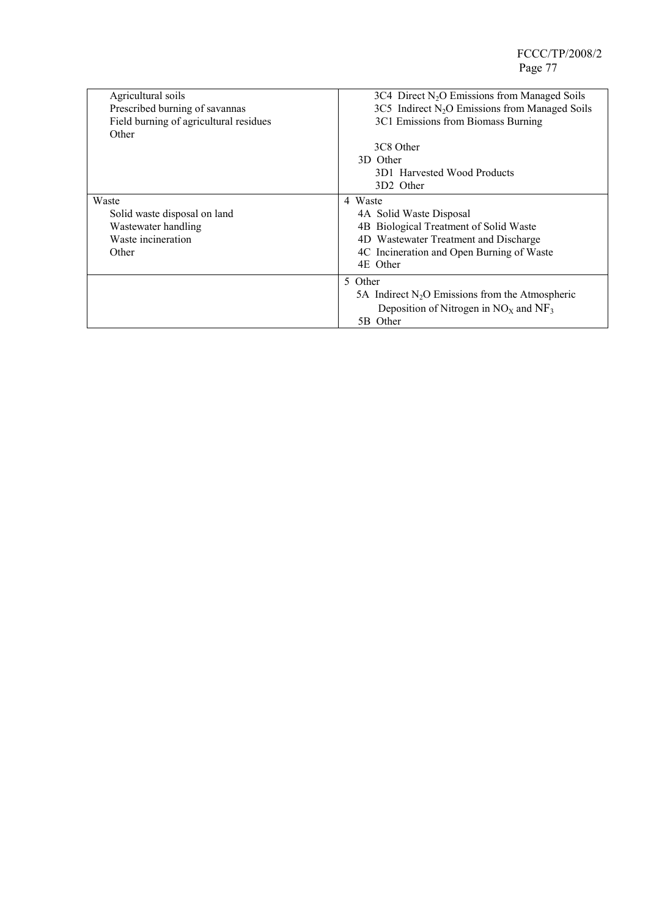| | |
|---|---|
| Agricultural soils<br>Prescribed burning of savannas<br>Field burning of agricultural residues<br>Other | 3C4 Direct $N_2O$ Emissions from Managed Soils<br>3C5 Indirect $N_2O$ Emissions from Managed Soils<br>3C1 Emissions from Biomass Burning<br><br>3C8 Other<br>3D Other<br>3D1 Harvested Wood Products<br>3D2 Other |
| Waste<br>Solid waste disposal on land<br>Wastewater handling<br>Waste incineration<br>Other | 4 Waste<br>4A Solid Waste Disposal<br>4B Biological Treatment of Solid Waste<br>4D Wastewater Treatment and Discharge<br>4C Incineration and Open Burning of Waste<br>4E Other |
| | 5 Other<br>5A Indirect $N_2O$ Emissions from the Atmospheric Deposition of Nitrogen in $NO_X$ and $NF_3$<br>5B Other |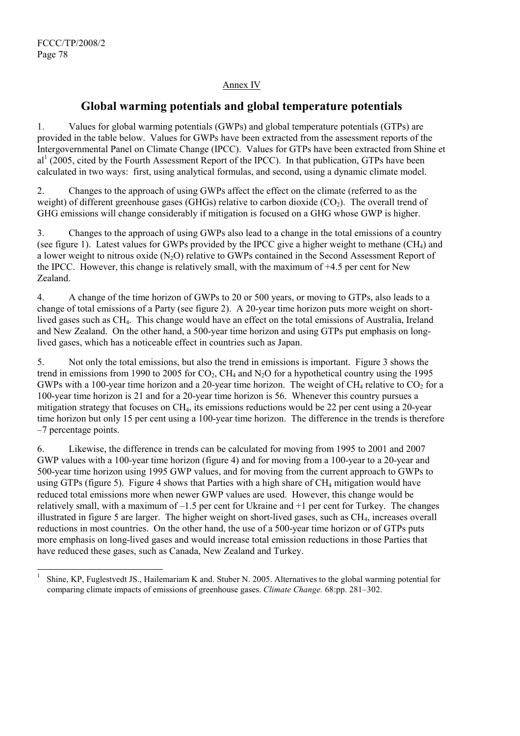Annex IV

# Global warming potentials and global temperature potentials

1. Values for global warming potentials (GWPs) and global temperature potentials (GTPs) are provided in the table below. Values for GWPs have been extracted from the assessment reports of the Intergovernmental Panel on Climate Change (IPCC). Values for GTPs have been extracted from Shine et al[1] (2005, cited by the Fourth Assessment Report of the IPCC). In that publication, GTPs have been calculated in two ways: first, using analytical formulas, and second, using a dynamic climate model.

2. Changes to the approach of using GWPs affect the effect on the climate (referred to as the weight) of different greenhouse gases (GHGs) relative to carbon dioxide ($CO_2$). The overall trend of GHG emissions will change considerably if mitigation is focused on a GHG whose GWP is higher.

3. Changes to the approach of using GWPs also lead to a change in the total emissions of a country (see figure 1). Latest values for GWPs provided by the IPCC give a higher weight to methane ($CH_4$) and a lower weight to nitrous oxide ($N_2O$) relative to GWPs contained in the Second Assessment Report of the IPCC. However, this change is relatively small, with the maximum of +4.5 per cent for New Zealand.

4. A change of the time horizon of GWPs to 20 or 500 years, or moving to GTPs, also leads to a change of total emissions of a Party (see figure 2). A 20-year time horizon puts more weight on short-lived gases such as $CH_4$. This change would have an effect on the total emissions of Australia, Ireland and New Zealand. On the other hand, a 500-year time horizon and using GTPs put emphasis on long-lived gases, which has a noticeable effect in countries such as Japan.

5. Not only the total emissions, but also the trend in emissions is important. Figure 3 shows the trend in emissions from 1990 to 2005 for $CO_2$, $CH_4$ and $N_2O$ for a hypothetical country using the 1995 GWPs with a 100-year time horizon and a 20-year time horizon. The weight of $CH_4$ relative to $CO_2$ for a 100-year time horizon is 21 and for a 20-year time horizon is 56. Whenever this country pursues a mitigation strategy that focuses on $CH_4$, its emissions reductions would be 22 per cent using a 20-year time horizon but only 15 per cent using a 100-year time horizon. The difference in the trends is therefore –7 percentage points.

6. Likewise, the difference in trends can be calculated for moving from 1995 to 2001 and 2007 GWP values with a 100-year time horizon (figure 4) and for moving from a 100-year to a 20-year and 500-year time horizon using 1995 GWP values, and for moving from the current approach to GWPs to using GTPs (figure 5). Figure 4 shows that Parties with a high share of $CH_4$ mitigation would have reduced total emissions more when newer GWP values are used. However, this change would be relatively small, with a maximum of –1.5 per cent for Ukraine and +1 per cent for Turkey. The changes illustrated in figure 5 are larger. The higher weight on short-lived gases, such as $CH_4$, increases overall reductions in most countries. On the other hand, the use of a 500-year time horizon or of GTPs puts more emphasis on long-lived gases and would increase total emission reductions in those Parties that have reduced these gases, such as Canada, New Zealand and Turkey.

[1] Shine, KP, Fuglestvedt JS., Hailemariam K and. Stuber N. 2005. Alternatives to the global warming potential for comparing climate impacts of emissions of greenhouse gases. *Climate Change.* 68:pp. 281–302.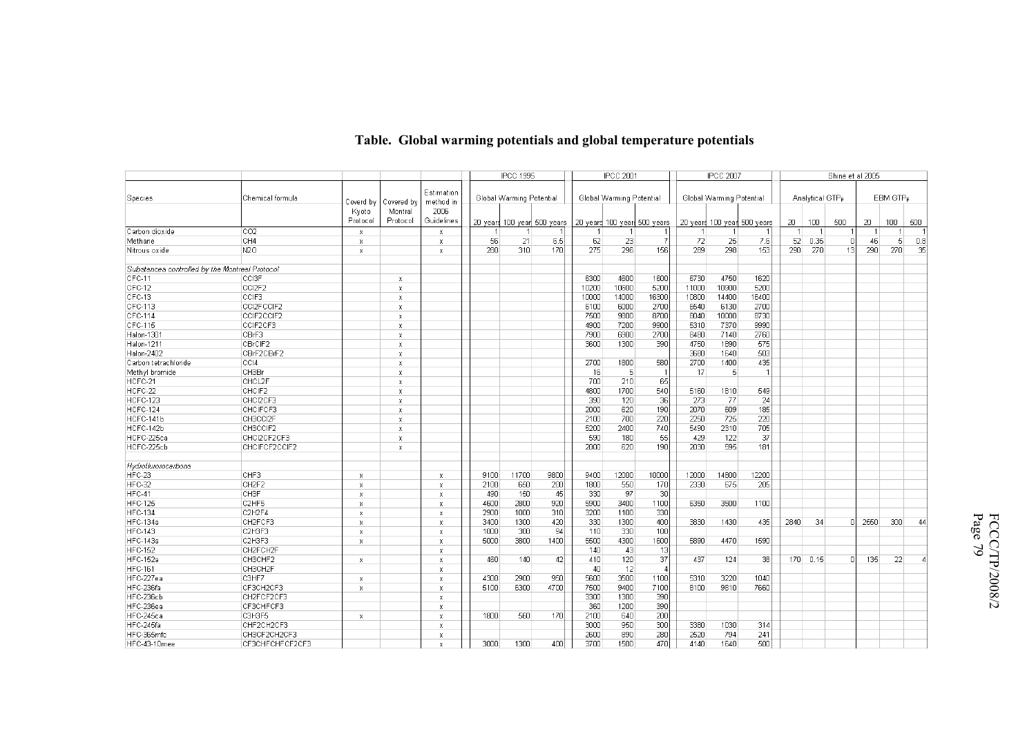**Table. Global warming potentials and global temperature potentials**

| Species | Chemical formula | Coverd by Kyoto Protocol | Covered by Montral Protocol | Estimation method in 2006 Guidelines | IPCC 1995 | | | IPCC 2001 | | | IPCC 2007 | | | Shine et al 2005 | | | | | |
|---|---|---|---|---|---|---|---|---|---|---|---|---|---|---|---|---|---|---|---|
| | | | | | Global Warming Potential | | | Global Warming Potential | | | Global Warming Potential | | | Analytical GTP$_P$ | | | EBM GTP$_P$ | | |
| | | | | | 20 years | 100 year | 500 years | 20 years | 100 year | 500 years | 20 years | 100 year | 500 years | 20 | 100 | 500 | 20 | 100 | 500 |
| Carbon dioxide | CO2 | x | | x | 1 | 1 | 1 | 1 | 1 | 1 | 1 | 1 | 1 | 1 | 1 | 1 | 1 | 1 | 1 |
| Methane | CH4 | x | | x | 56 | 21 | 6.5 | 62 | 23 | 7 | 72 | 25 | 7.6 | 52 | 0.35 | 0 | 46 | 5 | 0.8 |
| Nitrous oxide | N2O | x | | x | 280 | 310 | 170 | 275 | 296 | 156 | 289 | 298 | 153 | 290 | 270 | 13 | 290 | 270 | 35 |
| *Substances controlled by the Montreal Protocol* | | | | | | | | | | | | | | | | | | | |
| CFC-11 | CCl3F | | x | | | | | 6300 | 4600 | 1600 | 6730 | 4750 | 1620 | | | | | | |
| CFC-12 | CCl2F2 | | x | | | | | 10200 | 10600 | 5200 | 11000 | 10900 | 5200 | | | | | | |
| CFC-13 | CClF3 | | x | | | | | 10000 | 14000 | 16300 | 10800 | 14400 | 16400 | | | | | | |
| CFC-113 | CCl2FCClF2 | | x | | | | | 6100 | 6000 | 2700 | 6540 | 6130 | 2700 | | | | | | |
| CFC-114 | CClF2CClF2 | | x | | | | | 7500 | 9800 | 8700 | 8040 | 10000 | 8730 | | | | | | |
| CFC-115 | CClF2CF3 | | x | | | | | 4900 | 7200 | 9900 | 5310 | 7370 | 9990 | | | | | | |
| Halon-1301 | CBrF3 | | x | | | | | 7900 | 6900 | 2700 | 8480 | 7140 | 2760 | | | | | | |
| Halon-1211 | CBrClF2 | | x | | | | | 3600 | 1300 | 390 | 4750 | 1890 | 575 | | | | | | |
| Halon-2402 | CBrF2CBrF2 | | x | | | | | | | | 3680 | 1640 | 503 | | | | | | |
| Carbon tetrachloride | CCl4 | | x | | | | | 2700 | 1800 | 580 | 2700 | 1400 | 435 | | | | | | |
| Methyl bromide | CH3Br | | x | | | | | 16 | 5 | 1 | 17 | 5 | 1 | | | | | | |
| HCFC-21 | CHCL2F | | x | | | | | 700 | 210 | 65 | | | | | | | | | |
| HCFC-22 | CHClF2 | | x | | | | | 4800 | 1700 | 540 | 5160 | 1810 | 549 | | | | | | |
| HCFC-123 | CHCl2CF3 | | x | | | | | 390 | 120 | 36 | 273 | 77 | 24 | | | | | | |
| HCFC-124 | CHClFCF3 | | x | | | | | 2000 | 620 | 190 | 2070 | 609 | 185 | | | | | | |
| HCFC-141b | CH3CCl2F | | x | | | | | 2100 | 700 | 220 | 2250 | 725 | 220 | | | | | | |
| HCFC-142b | CH3CClF2 | | x | | | | | 5200 | 2400 | 740 | 5490 | 2310 | 705 | | | | | | |
| HCFC-225ca | CHCl2CF2CF3 | | x | | | | | 590 | 180 | 55 | 429 | 122 | 37 | | | | | | |
| HCFC-225cb | CHClFCF2CClF2 | | x | | | | | 2000 | 620 | 190 | 2030 | 595 | 181 | | | | | | |
| *Hydrofluorocarbons* | | | | | | | | | | | | | | | | | | | |
| HFC-23 | CHF3 | x | | x | 9100 | 11700 | 9800 | 9400 | 12000 | 10000 | 12000 | 14800 | 12200 | | | | | | |
| HFC-32 | CH2F2 | x | | x | 2100 | 650 | 200 | 1800 | 550 | 170 | 2330 | 675 | 205 | | | | | | |
| HFC-41 | CH3F | x | | x | 490 | 150 | 45 | 330 | 97 | 30 | | | | | | | | | |
| HFC-125 | C2HF5 | x | | x | 4600 | 2800 | 920 | 5900 | 3400 | 1100 | 6350 | 3500 | 1100 | | | | | | |
| HFC-134 | C2H2F4 | x | | x | 2900 | 1000 | 310 | 3200 | 1100 | 330 | | | | | | | | | |
| HFC-134a | CH2FCF3 | x | | x | 3400 | 1300 | 420 | 3300 | 1300 | 400 | 3830 | 1430 | 435 | 2840 | 34 | 0 | 2650 | 300 | 44 |
| HFC-143 | C2H3F3 | x | | x | 1000 | 300 | 94 | 1100 | 330 | 100 | | | | | | | | | |
| HFC-143a | C2H3F3 | x | | x | 5000 | 3800 | 1400 | 5500 | 4300 | 1600 | 5890 | 4470 | 1590 | | | | | | |
| HFC-152 | CH2FCH2F | | | x | | | | 140 | 43 | 13 | | | | | | | | | |
| HFC-152a | CH3CHF2 | x | | x | 460 | 140 | 42 | 410 | 120 | 37 | 437 | 124 | 38 | 170 | 0.15 | 0 | 135 | 22 | 4 |
| HFC-161 | CH3CH2F | | | x | | | | 40 | 12 | 4 | | | | | | | | | |
| HFC-227ea | C3HF7 | x | | x | 4300 | 2900 | 950 | 5600 | 3500 | 1100 | 5310 | 3220 | 1040 | | | | | | |
| HFC-236fa | CF3CH2CF3 | x | | x | 5100 | 6300 | 4700 | 7500 | 9400 | 7100 | 8100 | 9810 | 7660 | | | | | | |
| HFC-236cb | CH2FCF2CF3 | | | x | | | | 3300 | 1300 | 390 | | | | | | | | | |
| HFC-236ea | CF3CHFCF3 | | | x | | | | 360 | 1200 | 390 | | | | | | | | | |
| HFC-245ca | C3H3F5 | x | | x | 1800 | 560 | 170 | 2100 | 640 | 200 | | | | | | | | | |
| HFC-245fa | CHF2CH2CF3 | | | x | | | | 3000 | 950 | 300 | 3380 | 1030 | 314 | | | | | | |
| HFC-365mfc | CH3CF2CH2CF3 | | | x | | | | 2600 | 890 | 280 | 2520 | 794 | 241 | | | | | | |
| HFC-43-10mee | CF3CHFCHFCF2CF3 | | | x | 3000 | 1300 | 400 | 3700 | 1500 | 470 | 4140 | 1640 | 500 | | | | | | |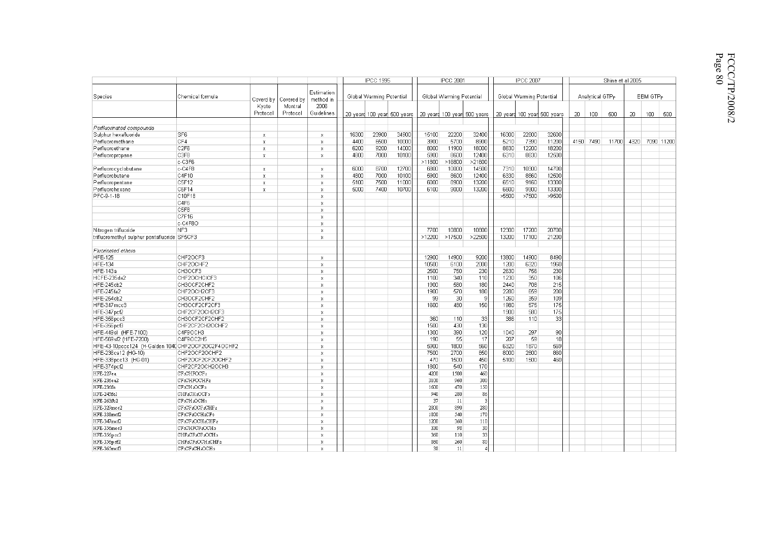| Species | Chemical formula | Coverd by Kyoto Protocol | Covered by Montral Protocol | Estimation method in 2006 Guidelines | IPCC 1995 Global Warming Potential 20 years | 100 year | 500 years | IPCC 2001 Global Warming Potential 20 years | 100 year | 500 years | IPCC 2007 Global Warming Potential 20 years | 100 year | 500 years | Shine et al 2005 Analytical $GTP_P$ 20 | 100 | 500 | EBM $GTP_P$ 20 | 100 | 500 |
|---|---|---|---|---|---|---|---|---|---|---|---|---|---|---|---|---|---|---|---|
| *Perfluorinated compounds* | | | | | | | | | | | | | | | | | | | |
| Sulphur hexafluoride | SF6 | x | | x | 16300 | 23900 | 34900 | 15100 | 22200 | 32400 | 16300 | 22800 | 32600 | | | | | | |
| Perfluoromethane | CF4 | x | | x | 4400 | 6500 | 10000 | 3900 | 5700 | 8900 | 5210 | 7390 | 11200 | 4150 | 7490 | 11700 | 4320 | 7090 | 11200 |
| Perfluoroethane | C2F6 | x | | x | 6200 | 9200 | 14000 | 8000 | 11900 | 18000 | 8630 | 12200 | 18200 | | | | | | |
| Perfluoropropane | C3F8 | x | | x | 4800 | 7000 | 10100 | 5900 | 8600 | 12400 | 6310 | 8830 | 12500 | | | | | | |
| | c-C3F6 | | | | | | | >11800 | >16800 | >21600 | | | | | | | | | |
| Perfluorocyclobutane | c-C4F8 | x | | x | 6000 | 8700 | 12700 | 6800 | 10000 | 14500 | 7310 | 10300 | 14700 | | | | | | |
| Perfluorobutane | C4F10 | x | | x | 4800 | 7000 | 10100 | 5900 | 8600 | 12400 | 6330 | 8860 | 12500 | | | | | | |
| Perfluoropentane | C5F12 | x | | x | 5100 | 7500 | 11000 | 6000 | 8900 | 13200 | 6510 | 9160 | 13300 | | | | | | |
| Perfluorohexane | C6F14 | x | | x | 5000 | 7400 | 10700 | 6100 | 9000 | 13200 | 6600 | 9300 | 13300 | | | | | | |
| PFC-9-1-18 | C10F18 | | | x | | | | | | | >5500 | >7500 | >9500 | | | | | | |
| | C4F6 | | | x | | | | | | | | | | | | | | | |
| | C5F8 | | | x | | | | | | | | | | | | | | | |
| | C7F16 | | | x | | | | | | | | | | | | | | | |
| | c-C4F8O | | | x | | | | | | | | | | | | | | | |
| Nitrogen trifluoride | NF3 | | | x | | | | 7700 | 10800 | 10800 | 12300 | 17200 | 20700 | | | | | | |
| trifluoromethyl sulphur pentafluoride | SF5CF3 | | | x | | | | >12200 | >17500 | >22500 | 13200 | 17100 | 21200 | | | | | | |
| *Fluorinated ethers* | | | | | | | | | | | | | | | | | | | |
| HFE-125 | CHF2OCF3 | | | x | | | | 12900 | 14900 | 9200 | 13800 | 14900 | 8490 | | | | | | |
| HFE-134 | CHF2OCHF2 | | | x | | | | 10500 | 6100 | 2000 | 1200 | 6320 | 1960 | | | | | | |
| HFE-143a | CH3OCF3 | | | x | | | | 2500 | 750 | 230 | 2630 | 756 | 230 | | | | | | |
| HCFE-235da2 | CHF2OCHClCF3 | | | x | | | | 1100 | 340 | 110 | 1230 | 350 | 106 | | | | | | |
| HFE-245cb2 | CH3OCF2CHF2 | | | x | | | | 1900 | 580 | 180 | 2440 | 708 | 215 | | | | | | |
| HFE-245fa2 | CHF2OCH2CF3 | | | x | | | | 1900 | 570 | 180 | 2280 | 659 | 200 | | | | | | |
| HFE-254cb2 | CH3OCF2CHF2 | | | x | | | | 99 | 30 | 9 | 1260 | 359 | 109 | | | | | | |
| HFE-347mcc3 | CH3OCF2CF2CF3 | | | x | | | | 1600 | 480 | 150 | 1980 | 575 | 175 | | | | | | |
| HFE-347pcf2 | CHF2CF2OCH2CF3 | | | x | | | | | | | 1900 | 580 | 175 | | | | | | |
| HFE-356pcc3 | CH3OCF2CF2CHF2 | | | x | | | | 360 | 110 | 33 | 386 | 110 | 33 | | | | | | |
| HFE-356pcf3 | CHF2CF2CH2OCHF2 | | | x | | | | 1500 | 430 | 130 | | | | | | | | | |
| HFE-449sl (HFE-7100) | C4F9OCH3 | | | x | | | | 1300 | 390 | 120 | 1040 | 297 | 90 | | | | | | |
| HFE-569sf2 (HFE-7200) | C4F9OC2H5 | | | x | | | | 190 | 55 | 17 | 207 | 59 | 18 | | | | | | |
| HFE-43-10pccc124 (H-Galden 1040 | CHF2OCF2OC2F4OCHF2 | | | x | | | | 6900 | 1800 | 560 | 6320 | 1870 | 569 | | | | | | |
| HFE-236ca12 (HG-10) | CHF2OCF2OCHF2 | | | x | | | | 7500 | 2700 | 850 | 8000 | 2800 | 860 | | | | | | |
| HFE-338pcc13 (HG-01) | CHF2OCF2CF2OCHF2 | | | x | | | | 470 | 1500 | 450 | 5100 | 1500 | 460 | | | | | | |
| HFE-374pcf2 | CHF2CF2OCH2OCH3 | | | x | | | | 1800 | 540 | 170 | | | | | | | | | |
| HFE-227ea | CF3CHFOCF3 | | | x | | | | 4200 | 1500 | 460 | | | | | | | | | |
| HFE-236ea2 | CF3CHFOCHF2 | | | x | | | | 3100 | 960 | 300 | | | | | | | | | |
| HFE-236fa | CF3CH2OCF3 | | | x | | | | 1600 | 470 | 150 | | | | | | | | | |
| HFE-245fa1 | CHF2CH2OCF3 | | | x | | | | 940 | 280 | 86 | | | | | | | | | |
| HFE-263fb2 | CF3CH2OCH3 | | | x | | | | 37 | 11 | 3 | | | | | | | | | |
| HFE-329mcc2 | CF3CF2OCF2CHF2 | | | x | | | | 2800 | 890 | 280 | | | | | | | | | |
| HFE-338mcf2 | CF3CF2OCH2CF3 | | | x | | | | 1800 | 540 | 170 | | | | | | | | | |
| HFE-347mcf2 | CF3CF2OCH2CHF2 | | | x | | | | 1200 | 360 | 110 | | | | | | | | | |
| HFE-356mec3 | CF3CHFCF2OCH3 | | | x | | | | 330 | 98 | 30 | | | | | | | | | |
| HFE-356pcc3 | CHF2CF2CF2OCH3 | | | x | | | | 360 | 110 | 33 | | | | | | | | | |
| HFE-356pcf2 | CHF2CF2OCH2CHF2 | | | x | | | | 860 | 260 | 80 | | | | | | | | | |
| HFE-365mcf3 | CF3CF2CH2OCH3 | | | x | | | | 38 | 11 | 4 | | | | | | | | | |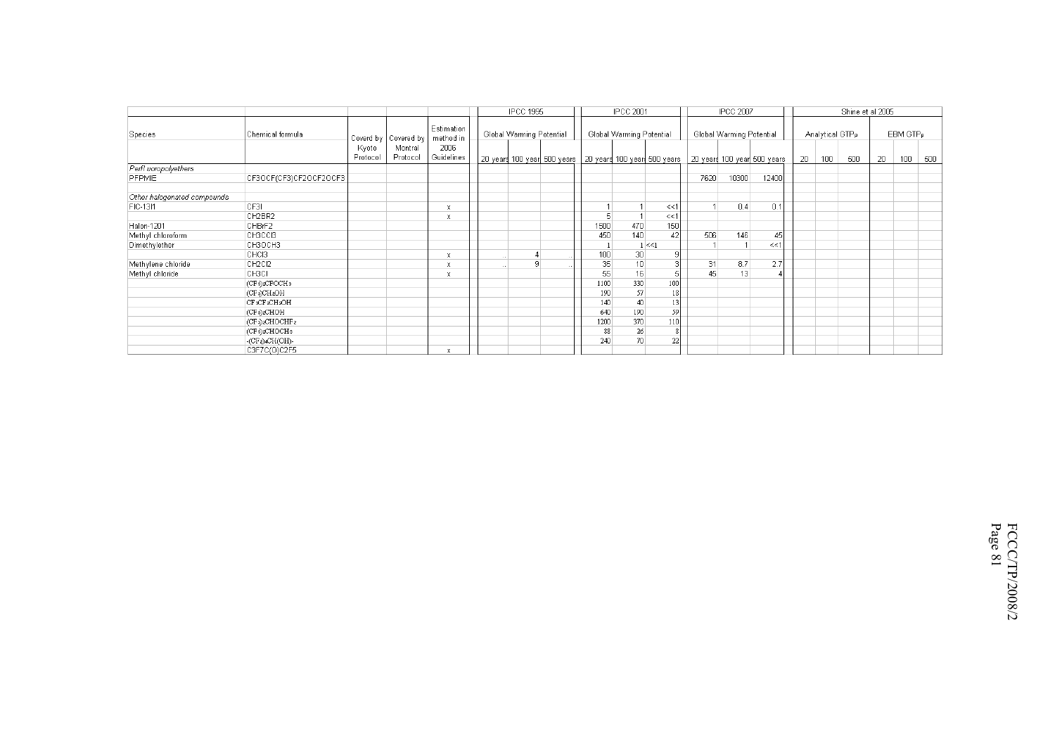| Species | Chemical formula | Coverd by Kyoto Protocol | Covered by Montral Protocol | Estimation method in 2006 Guidelines | IPCC 1995 Global Warming Potential | | | IPCC 2001 Global Warming Potential | | | IPCC 2007 Global Warming Potential | | | Shine et al 2005 Analytical GTP$_P$ | | | Shine et al 2005 EBM GTP$_P$ | | |
|---|---|---|---|---|---|---|---|---|---|---|---|---|---|---|---|---|---|---|---|
| | | | | | 20 years | 100 year | 500 years | 20 years | 100 year | 500 years | 20 years | 100 year | 500 years | 20 | 100 | 500 | 20 | 100 | 500 |
| *Perfluoropolyethers* | | | | | | | | | | | | | | | | | | | |
| PFPMIE | CF3OCF(CF3)CF2OCF2OCF3 | | | | | | | | | | 7620 | 10300 | 12400 | | | | | | |
| *Other halogenated compounds* | | | | | | | | | | | | | | | | | | | |
| FIC-13I1 | CF3I | | | x | | | | 1 | 1 | <<1 | 1 | 0.4 | 0.1 | | | | | | |
| | CH2BR2 | | | x | | | | 5 | 1 | <<1 | | | | | | | | | |
| Halon-1201 | CHBrF2 | | | | | | | 1500 | 470 | 150 | | | | | | | | | |
| Methyl chloroform | CH3CCl3 | | | | | | | 450 | 140 | 42 | 506 | 146 | 45 | | | | | | |
| Dimethylether | CH3OCH3 | | | | | | | 1 | 1 | <<1 | 1 | 1 | <<1 | | | | | | |
| | CHCl3 | | | x | .. | 4 | .. | 100 | 30 | 9 | | | | | | | | | |
| Methylene chloride | CH2Cl2 | | | x | .. | 9 | .. | 35 | 10 | 3 | 31 | 8.7 | 2.7 | | | | | | |
| Methyl chloride | CH3Cl | | | x | | | | 55 | 16 | 5 | 45 | 13 | 4 | | | | | | |
| | $(CF_3)_2CFOCH_3$ | | | | | | | 1100 | 330 | 100 | | | | | | | | | |
| | $(CF_3)CH_2OH$ | | | | | | | 190 | 57 | 18 | | | | | | | | | |
| | $CF_3CF_2CH_2OH$ | | | | | | | 140 | 40 | 13 | | | | | | | | | |
| | $(CF_3)_2CHOH$ | | | | | | | 640 | 190 | 59 | | | | | | | | | |
| | $(CF_3)_2CHOCHF_2$ | | | | | | | 1200 | 370 | 110 | | | | | | | | | |
| | $(CF_3)_2CHOCH_3$ | | | | | | | 88 | 26 | 8 | | | | | | | | | |
| | $-(CF_2)_4CH(OH)-$ | | | | | | | 240 | 70 | 22 | | | | | | | | | |
| | C3F7C(O)C2F5 | | | x | | | | | | | | | | | | | | | |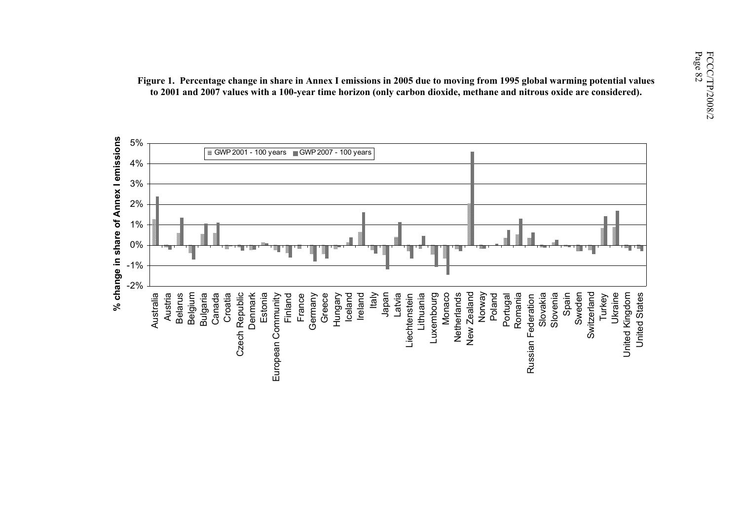**Figure 1. Percentage change in share in Annex I emissions in 2005 due to moving from 1995 global warming potential values to 2001 and 2007 values with a 100-year time horizon (only carbon dioxide, methane and nitrous oxide are considered).**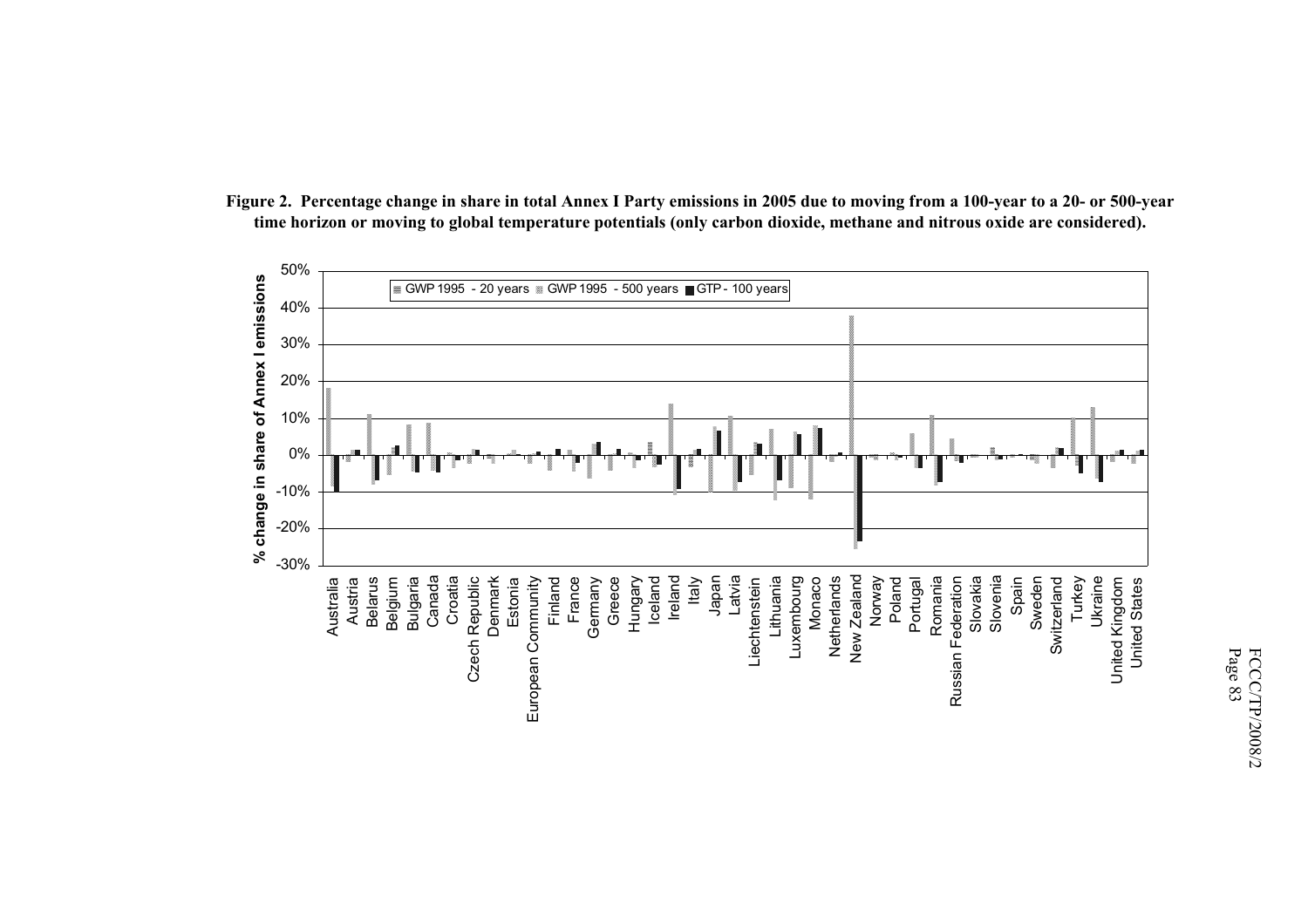**Figure 2. Percentage change in share in total Annex I Party emissions in 2005 due to moving from a 100-year to a 20- or 500-year time horizon or moving to global temperature potentials (only carbon dioxide, methane and nitrous oxide are considered).**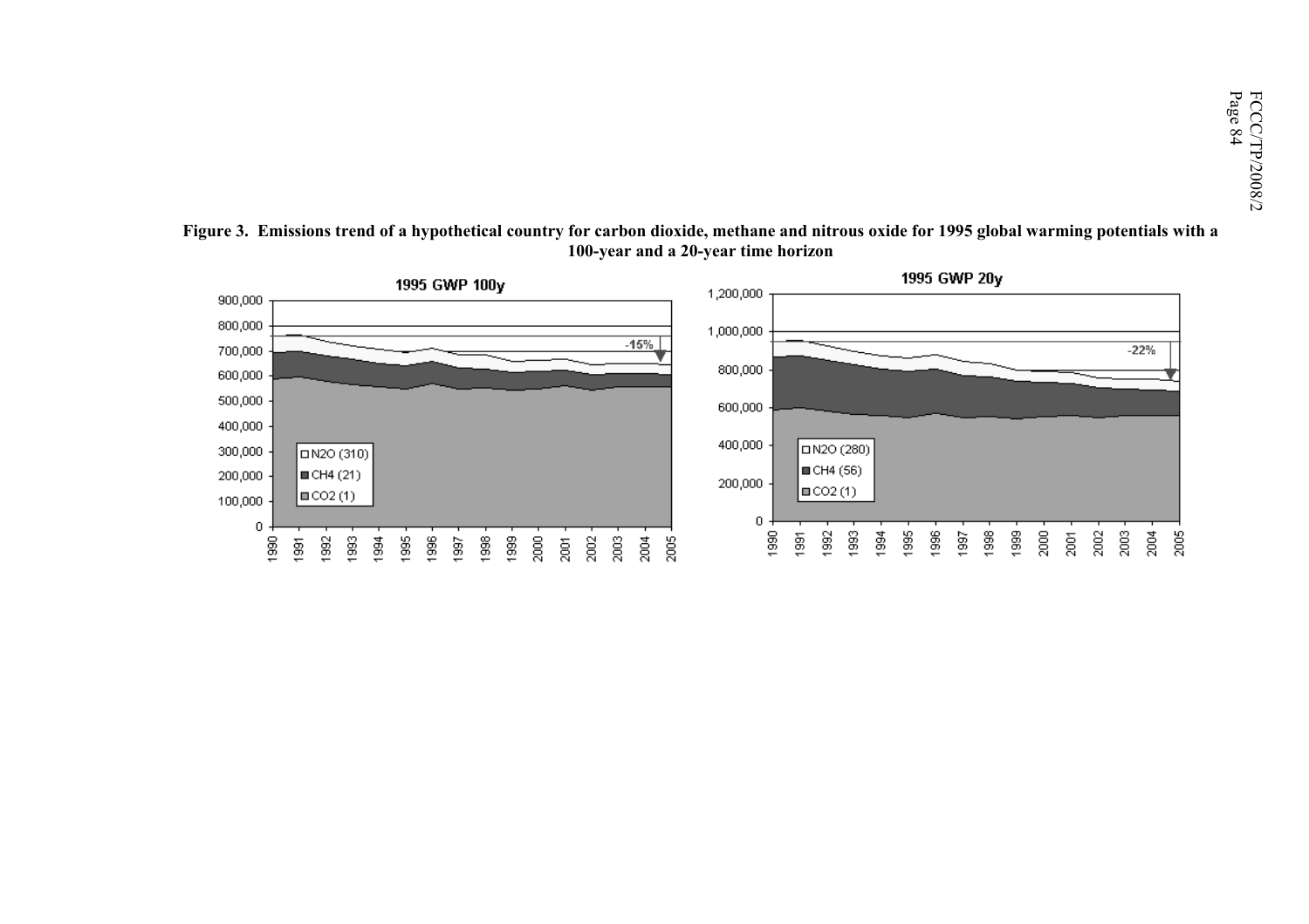**Figure 3. Emissions trend of a hypothetical country for carbon dioxide, methane and nitrous oxide for 1995 global warming potentials with a 100-year and a 20-year time horizon**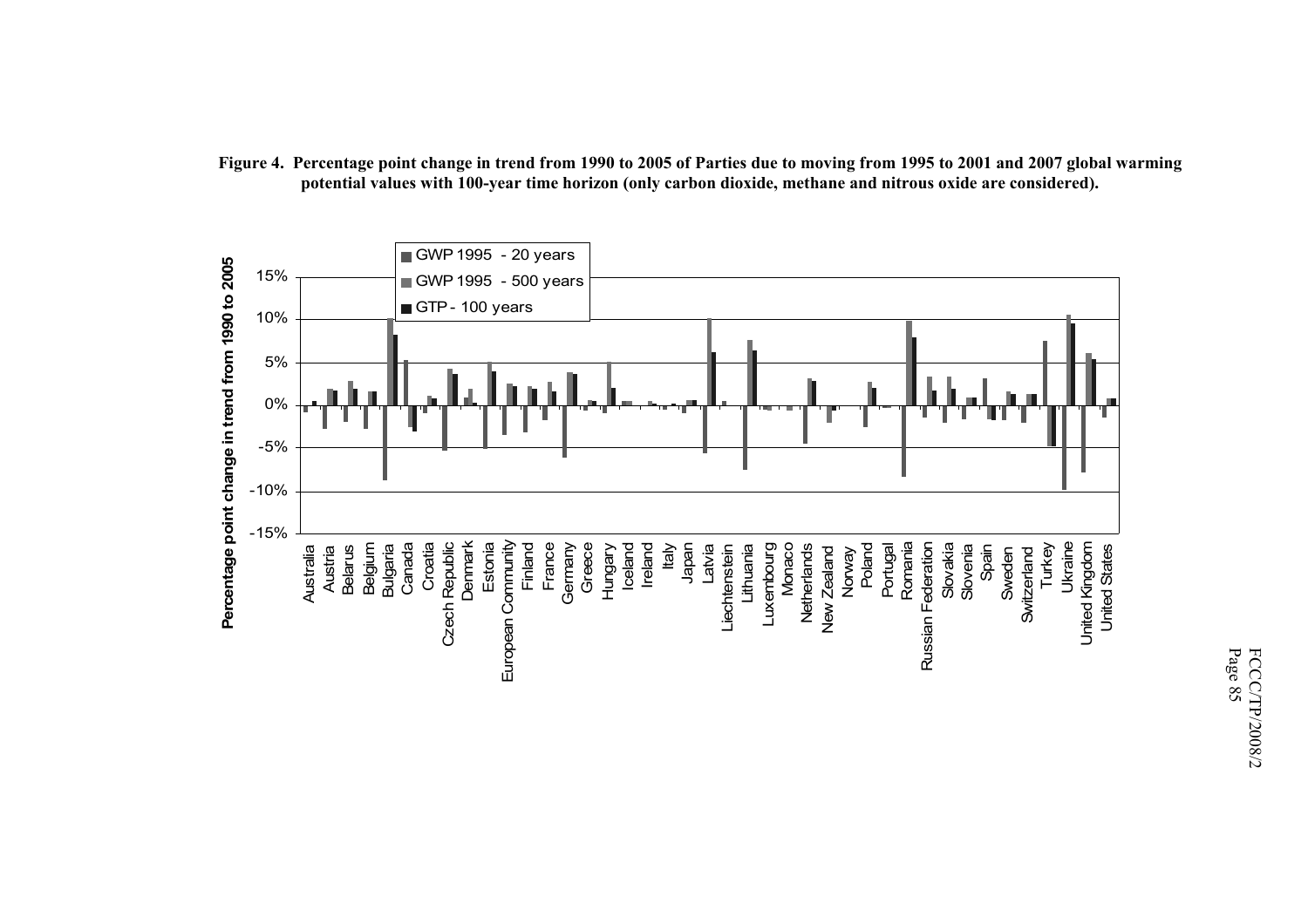**Figure 4. Percentage point change in trend from 1990 to 2005 of Parties due to moving from 1995 to 2001 and 2007 global warming potential values with 100-year time horizon (only carbon dioxide, methane and nitrous oxide are considered).**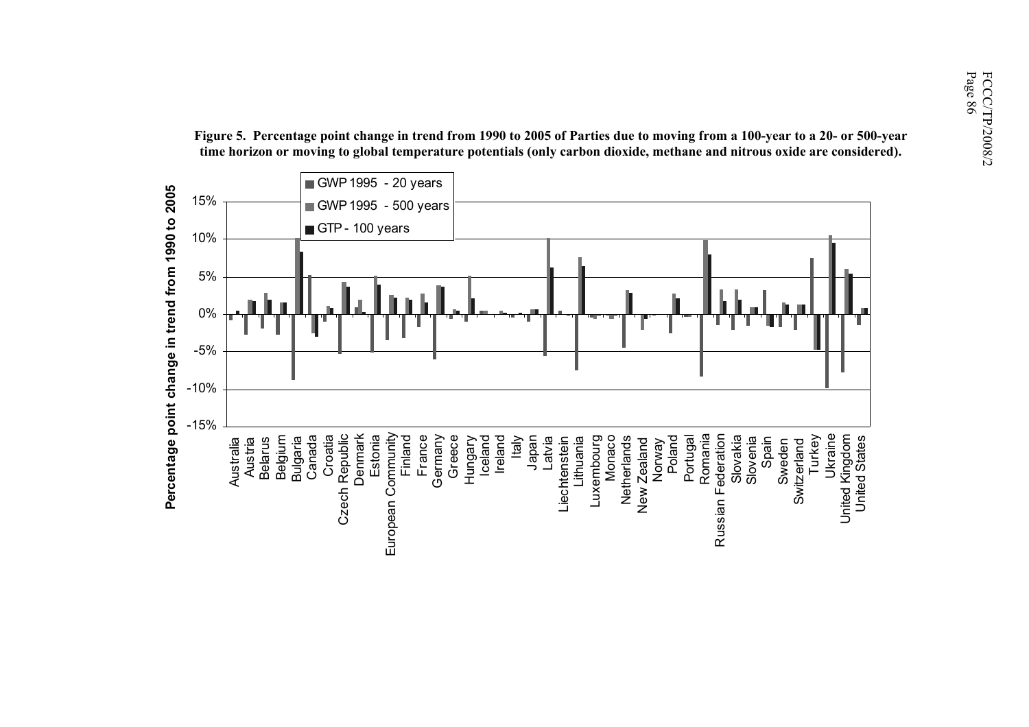**Figure 5. Percentage point change in trend from 1990 to 2005 of Parties due to moving from a 100-year to a 20- or 500-year time horizon or moving to global temperature potentials (only carbon dioxide, methane and nitrous oxide are considered).**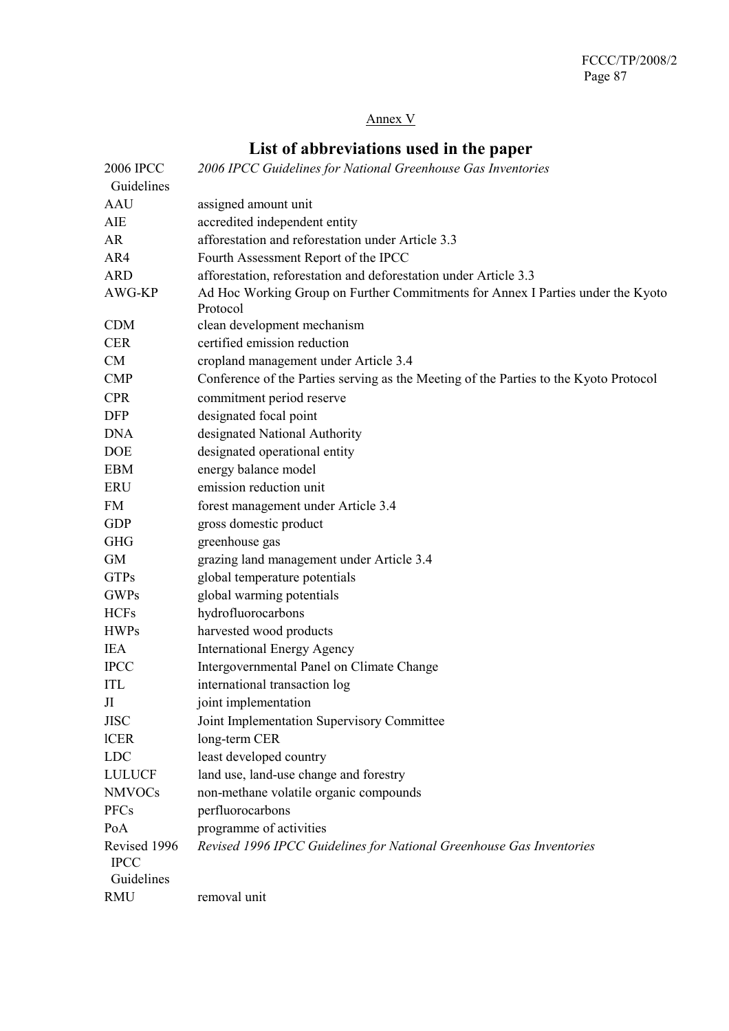Annex V

## List of abbreviations used in the paper

| | |
|---|---|
| 2006 IPCC Guidelines | *2006 IPCC Guidelines for National Greenhouse Gas Inventories* |
| AAU | assigned amount unit |
| AIE | accredited independent entity |
| AR | afforestation and reforestation under Article 3.3 |
| AR4 | Fourth Assessment Report of the IPCC |
| ARD | afforestation, reforestation and deforestation under Article 3.3 |
| AWG-KP | Ad Hoc Working Group on Further Commitments for Annex I Parties under the Kyoto Protocol |
| CDM | clean development mechanism |
| CER | certified emission reduction |
| CM | cropland management under Article 3.4 |
| CMP | Conference of the Parties serving as the Meeting of the Parties to the Kyoto Protocol |
| CPR | commitment period reserve |
| DFP | designated focal point |
| DNA | designated National Authority |
| DOE | designated operational entity |
| EBM | energy balance model |
| ERU | emission reduction unit |
| FM | forest management under Article 3.4 |
| GDP | gross domestic product |
| GHG | greenhouse gas |
| GM | grazing land management under Article 3.4 |
| GTPs | global temperature potentials |
| GWPs | global warming potentials |
| HCFs | hydrofluorocarbons |
| HWPs | harvested wood products |
| IEA | International Energy Agency |
| IPCC | Intergovernmental Panel on Climate Change |
| ITL | international transaction log |
| JI | joint implementation |
| JISC | Joint Implementation Supervisory Committee |
| lCER | long-term CER |
| LDC | least developed country |
| LULUCF | land use, land-use change and forestry |
| NMVOCs | non-methane volatile organic compounds |
| PFCs | perfluorocarbons |
| PoA | programme of activities |
| Revised 1996 IPCC Guidelines | *Revised 1996 IPCC Guidelines for National Greenhouse Gas Inventories* |
| RMU | removal unit |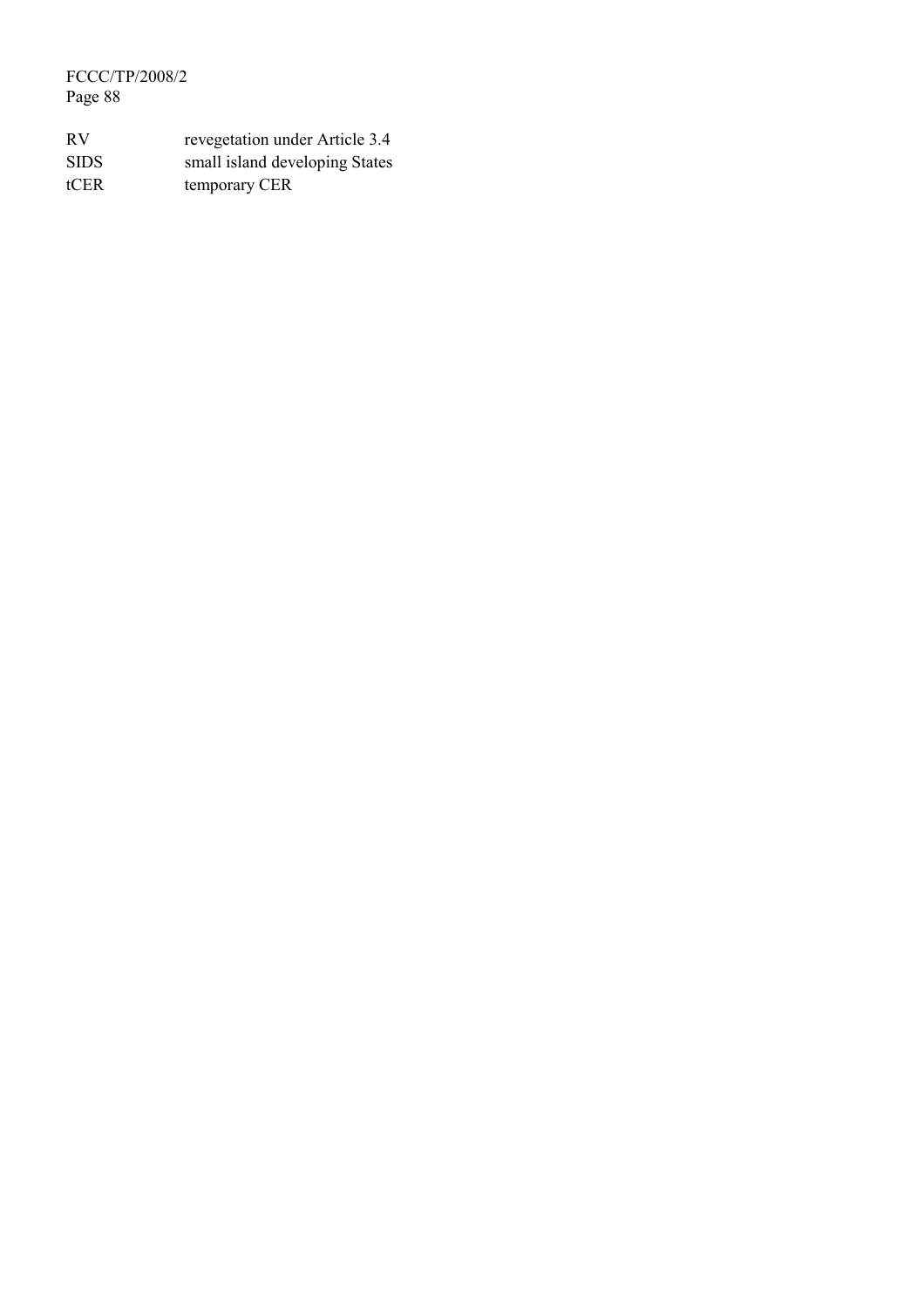| | |
|---|---|
| RV | revegetation under Article 3.4 |
| SIDS | small island developing States |
| tCER | temporary CER |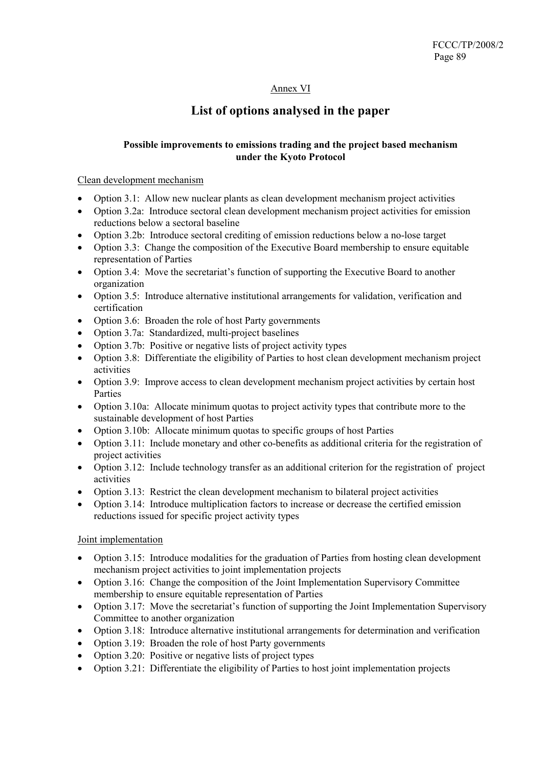Annex VI

# List of options analysed in the paper

### Possible improvements to emissions trading and the project based mechanism under the Kyoto Protocol

Clean development mechanism

- Option 3.1: Allow new nuclear plants as clean development mechanism project activities
- Option 3.2a: Introduce sectoral clean development mechanism project activities for emission reductions below a sectoral baseline
- Option 3.2b: Introduce sectoral crediting of emission reductions below a no-lose target
- Option 3.3: Change the composition of the Executive Board membership to ensure equitable representation of Parties
- Option 3.4: Move the secretariat's function of supporting the Executive Board to another organization
- Option 3.5: Introduce alternative institutional arrangements for validation, verification and certification
- Option 3.6: Broaden the role of host Party governments
- Option 3.7a: Standardized, multi-project baselines
- Option 3.7b: Positive or negative lists of project activity types
- Option 3.8: Differentiate the eligibility of Parties to host clean development mechanism project activities
- Option 3.9: Improve access to clean development mechanism project activities by certain host Parties
- Option 3.10a: Allocate minimum quotas to project activity types that contribute more to the sustainable development of host Parties
- Option 3.10b: Allocate minimum quotas to specific groups of host Parties
- Option 3.11: Include monetary and other co-benefits as additional criteria for the registration of project activities
- Option 3.12: Include technology transfer as an additional criterion for the registration of project activities
- Option 3.13: Restrict the clean development mechanism to bilateral project activities
- Option 3.14: Introduce multiplication factors to increase or decrease the certified emission reductions issued for specific project activity types

Joint implementation

- Option 3.15: Introduce modalities for the graduation of Parties from hosting clean development mechanism project activities to joint implementation projects
- Option 3.16: Change the composition of the Joint Implementation Supervisory Committee membership to ensure equitable representation of Parties
- Option 3.17: Move the secretariat's function of supporting the Joint Implementation Supervisory Committee to another organization
- Option 3.18: Introduce alternative institutional arrangements for determination and verification
- Option 3.19: Broaden the role of host Party governments
- Option 3.20: Positive or negative lists of project types
- Option 3.21: Differentiate the eligibility of Parties to host joint implementation projects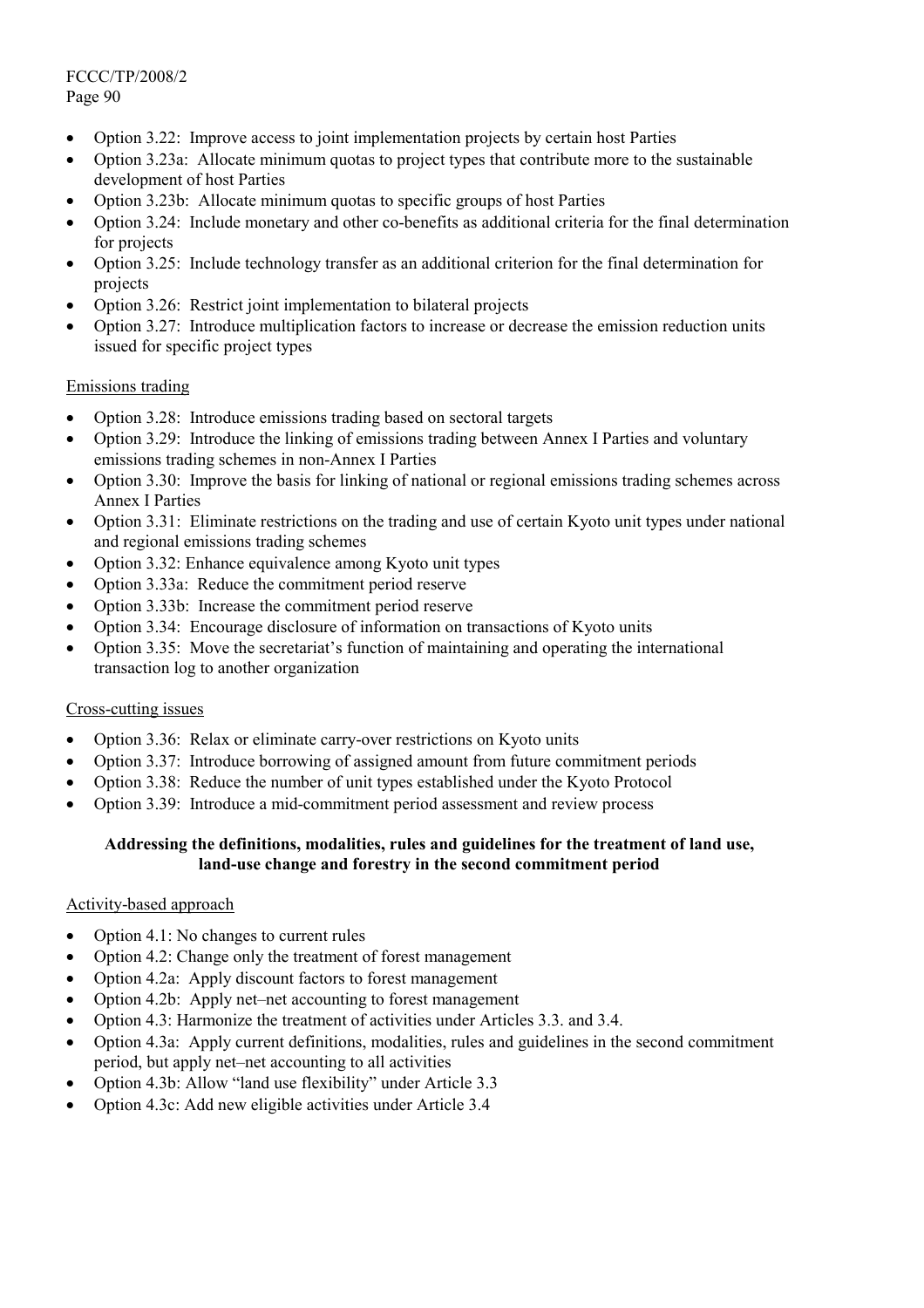- Option 3.22: Improve access to joint implementation projects by certain host Parties
- Option 3.23a: Allocate minimum quotas to project types that contribute more to the sustainable development of host Parties
- Option 3.23b: Allocate minimum quotas to specific groups of host Parties
- Option 3.24: Include monetary and other co-benefits as additional criteria for the final determination for projects
- Option 3.25: Include technology transfer as an additional criterion for the final determination for projects
- Option 3.26: Restrict joint implementation to bilateral projects
- Option 3.27: Introduce multiplication factors to increase or decrease the emission reduction units issued for specific project types

Emissions trading

- Option 3.28: Introduce emissions trading based on sectoral targets
- Option 3.29: Introduce the linking of emissions trading between Annex I Parties and voluntary emissions trading schemes in non-Annex I Parties
- Option 3.30: Improve the basis for linking of national or regional emissions trading schemes across Annex I Parties
- Option 3.31: Eliminate restrictions on the trading and use of certain Kyoto unit types under national and regional emissions trading schemes
- Option 3.32: Enhance equivalence among Kyoto unit types
- Option 3.33a: Reduce the commitment period reserve
- Option 3.33b: Increase the commitment period reserve
- Option 3.34: Encourage disclosure of information on transactions of Kyoto units
- Option 3.35: Move the secretariat's function of maintaining and operating the international transaction log to another organization

Cross-cutting issues

- Option 3.36: Relax or eliminate carry-over restrictions on Kyoto units
- Option 3.37: Introduce borrowing of assigned amount from future commitment periods
- Option 3.38: Reduce the number of unit types established under the Kyoto Protocol
- Option 3.39: Introduce a mid-commitment period assessment and review process

**Addressing the definitions, modalities, rules and guidelines for the treatment of land use, land-use change and forestry in the second commitment period**

Activity-based approach

- Option 4.1: No changes to current rules
- Option 4.2: Change only the treatment of forest management
- Option 4.2a: Apply discount factors to forest management
- Option 4.2b: Apply net–net accounting to forest management
- Option 4.3: Harmonize the treatment of activities under Articles 3.3. and 3.4.
- Option 4.3a: Apply current definitions, modalities, rules and guidelines in the second commitment period, but apply net–net accounting to all activities
- Option 4.3b: Allow "land use flexibility" under Article 3.3
- Option 4.3c: Add new eligible activities under Article 3.4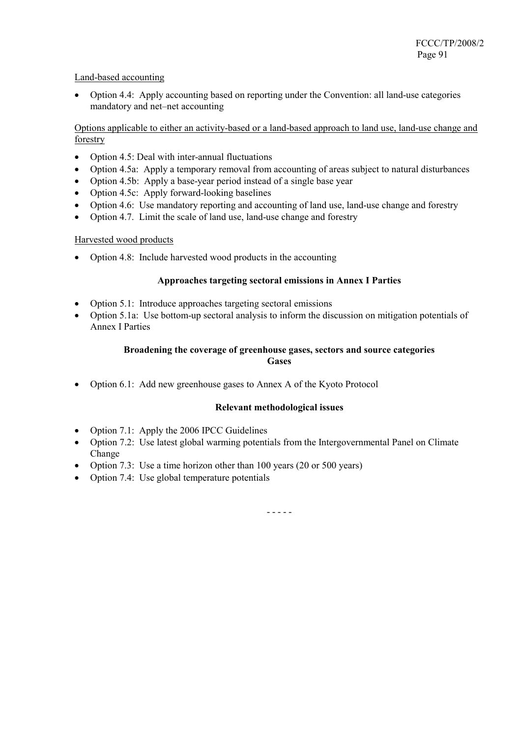Land-based accounting

- Option 4.4: Apply accounting based on reporting under the Convention: all land-use categories mandatory and net–net accounting

Options applicable to either an activity-based or a land-based approach to land use, land-use change and forestry

- Option 4.5: Deal with inter-annual fluctuations
- Option 4.5a: Apply a temporary removal from accounting of areas subject to natural disturbances
- Option 4.5b: Apply a base-year period instead of a single base year
- Option 4.5c: Apply forward-looking baselines
- Option 4.6: Use mandatory reporting and accounting of land use, land-use change and forestry
- Option 4.7. Limit the scale of land use, land-use change and forestry

Harvested wood products

- Option 4.8: Include harvested wood products in the accounting

**Approaches targeting sectoral emissions in Annex I Parties**

- Option 5.1: Introduce approaches targeting sectoral emissions
- Option 5.1a: Use bottom-up sectoral analysis to inform the discussion on mitigation potentials of Annex I Parties

**Broadening the coverage of greenhouse gases, sectors and source categories**
**Gases**

- Option 6.1: Add new greenhouse gases to Annex A of the Kyoto Protocol

**Relevant methodological issues**

- Option 7.1: Apply the 2006 IPCC Guidelines
- Option 7.2: Use latest global warming potentials from the Intergovernmental Panel on Climate Change
- Option 7.3: Use a time horizon other than 100 years (20 or 500 years)
- Option 7.4: Use global temperature potentials

- - - - -